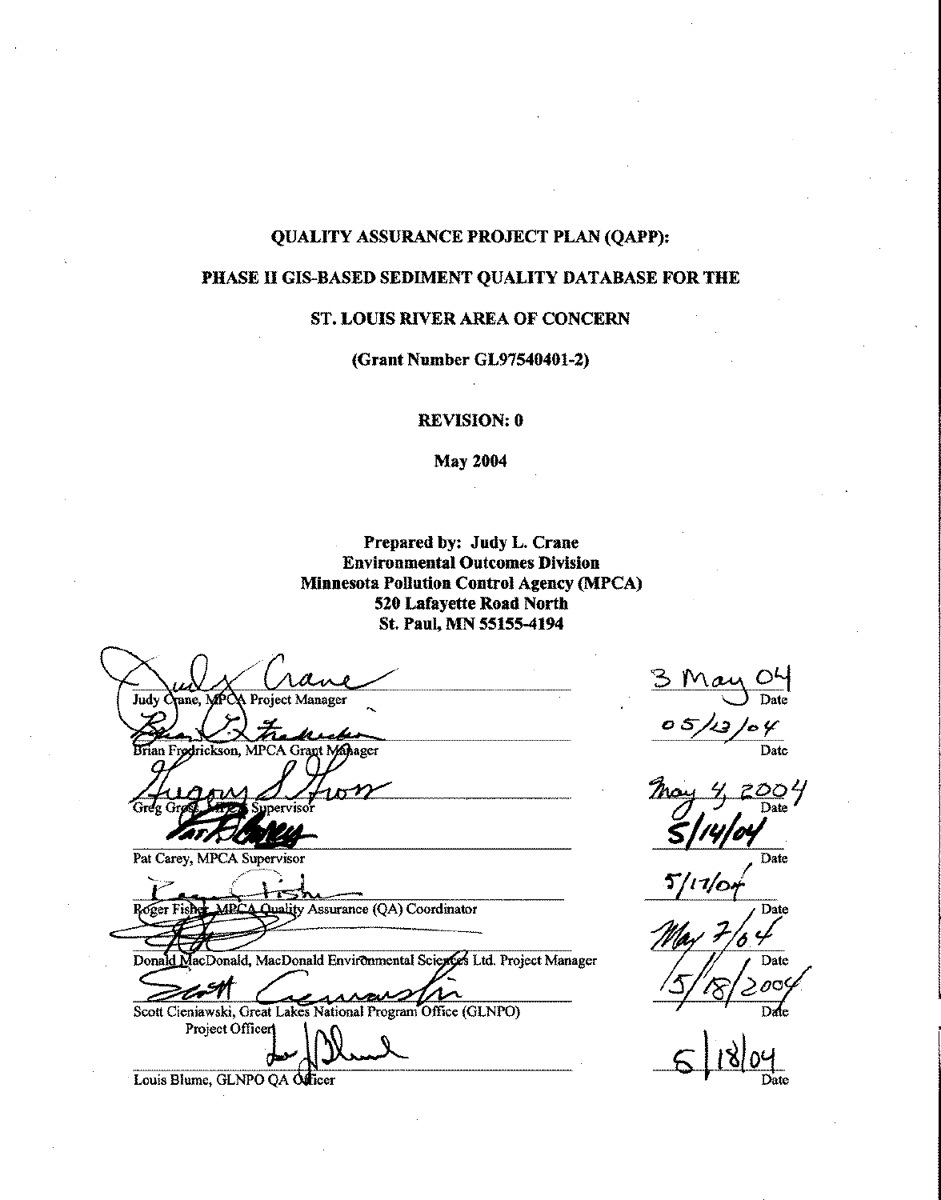# QUALITY ASSURANCE PROJECT PLAN (QAPP):

# PHASE II GIS-BASED SEDIMENT QUALITY DATABASE FOR THE ST. LOUIS RIVER AREA OF CONCERN

**(Grant Number GL97540401-2)**

**REVISION: 0**

**May 2004**

**Prepared by: Judy L. Crane**
**Environmental Outcomes Division**
**Minnesota Pollution Control Agency (MPCA)**
**520 Lafayette Road North**
**St. Paul, MN 55155-4194**

| Signature | Date |
|---|---|
| Judy Crane, MPCA Project Manager | 3 May 04 |
| Brian Fredrickson, MPCA Grant Manager | 05/13/04 |
| Greg Gross, MPCA Supervisor | May 4, 2004 |
| Pat Carey, MPCA Supervisor | 5/14/04 |
| Roger Fisher, MPCA Quality Assurance (QA) Coordinator | 5/17/04 |
| Donald MacDonald, MacDonald Environmental Sciences Ltd. Project Manager | May 7/04 |
| Scott Cieniawski, Great Lakes National Program Office (GLNPO) Project Officer | 5/18/2004 |
| Louis Blume, GLNPO QA Officer | 5/18/04 |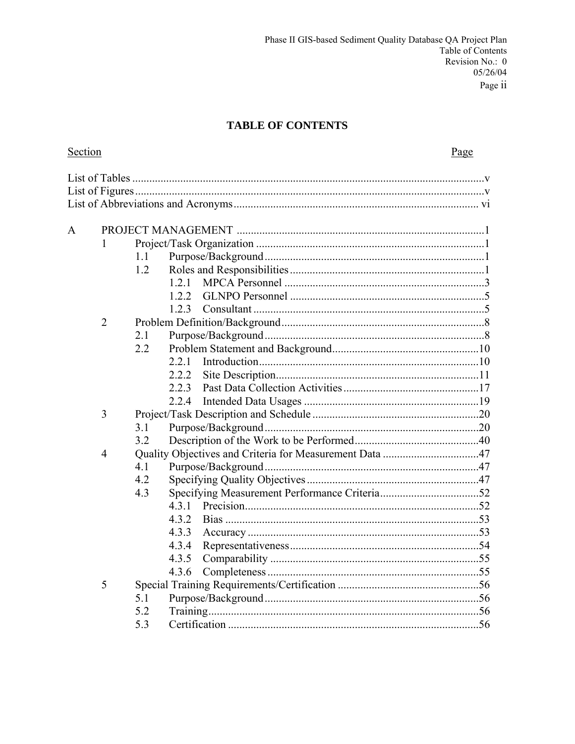# TABLE OF CONTENTS

| Section | | | | Page |
|---|---|---|---|---|
| List of Tables | | | | v |
| List of Figures | | | | v |
| List of Abbreviations and Acronyms | | | | vi |
| A | PROJECT MANAGEMENT | | | 1 |
| | 1 | Project/Task Organization | | 1 |
| | | 1.1 | Purpose/Background | 1 |
| | | 1.2 | Roles and Responsibilities | 1 |
| | | | 1.2.1 MPCA Personnel | 3 |
| | | | 1.2.2 GLNPO Personnel | 5 |
| | | | 1.2.3 Consultant | 5 |
| | 2 | Problem Definition/Background | | 8 |
| | | 2.1 | Purpose/Background | 8 |
| | | 2.2 | Problem Statement and Background | 10 |
| | | | 2.2.1 Introduction | 10 |
| | | | 2.2.2 Site Description | 11 |
| | | | 2.2.3 Past Data Collection Activities | 17 |
| | | | 2.2.4 Intended Data Usages | 19 |
| | 3 | Project/Task Description and Schedule | | 20 |
| | | 3.1 | Purpose/Background | 20 |
| | | 3.2 | Description of the Work to be Performed | 40 |
| | 4 | Quality Objectives and Criteria for Measurement Data | | 47 |
| | | 4.1 | Purpose/Background | 47 |
| | | 4.2 | Specifying Quality Objectives | 47 |
| | | 4.3 | Specifying Measurement Performance Criteria | 52 |
| | | | 4.3.1 Precision | 52 |
| | | | 4.3.2 Bias | 53 |
| | | | 4.3.3 Accuracy | 53 |
| | | | 4.3.4 Representativeness | 54 |
| | | | 4.3.5 Comparability | 55 |
| | | | 4.3.6 Completeness | 55 |
| | 5 | Special Training Requirements/Certification | | 56 |
| | | 5.1 | Purpose/Background | 56 |
| | | 5.2 | Training | 56 |
| | | 5.3 | Certification | 56 |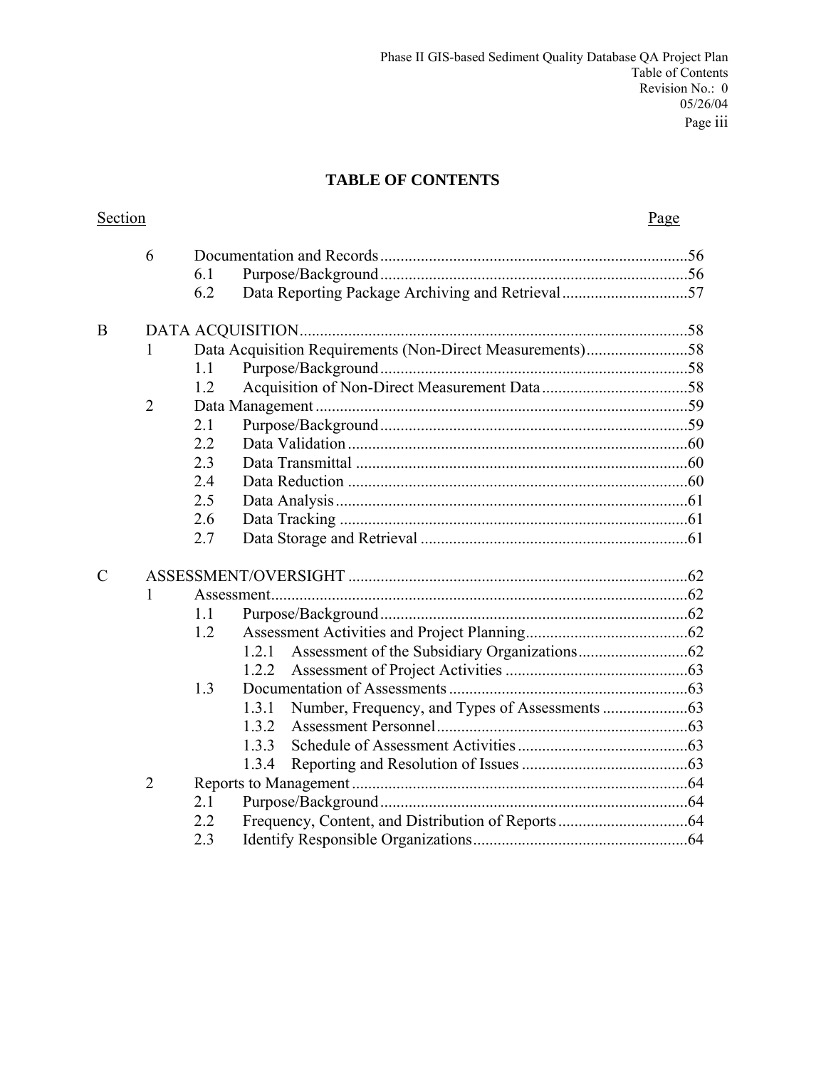**TABLE OF CONTENTS**

| Section | | | | Page |
|---|---|---|---|---|
| | 6 | Documentation and Records | | 56 |
| | | 6.1 | Purpose/Background | 56 |
| | | 6.2 | Data Reporting Package Archiving and Retrieval | 57 |
| B | DATA ACQUISITION | | | 58 |
| | 1 | Data Acquisition Requirements (Non-Direct Measurements) | | 58 |
| | | 1.1 | Purpose/Background | 58 |
| | | 1.2 | Acquisition of Non-Direct Measurement Data | 58 |
| | 2 | Data Management | | 59 |
| | | 2.1 | Purpose/Background | 59 |
| | | 2.2 | Data Validation | 60 |
| | | 2.3 | Data Transmittal | 60 |
| | | 2.4 | Data Reduction | 60 |
| | | 2.5 | Data Analysis | 61 |
| | | 2.6 | Data Tracking | 61 |
| | | 2.7 | Data Storage and Retrieval | 61 |
| C | ASSESSMENT/OVERSIGHT | | | 62 |
| | 1 | Assessment | | 62 |
| | | 1.1 | Purpose/Background | 62 |
| | | 1.2 | Assessment Activities and Project Planning | 62 |
| | | | 1.2.1 Assessment of the Subsidiary Organizations | 62 |
| | | | 1.2.2 Assessment of Project Activities | 63 |
| | | 1.3 | Documentation of Assessments | 63 |
| | | | 1.3.1 Number, Frequency, and Types of Assessments | 63 |
| | | | 1.3.2 Assessment Personnel | 63 |
| | | | 1.3.3 Schedule of Assessment Activities | 63 |
| | | | 1.3.4 Reporting and Resolution of Issues | 63 |
| | 2 | Reports to Management | | 64 |
| | | 2.1 | Purpose/Background | 64 |
| | | 2.2 | Frequency, Content, and Distribution of Reports | 64 |
| | | 2.3 | Identify Responsible Organizations | 64 |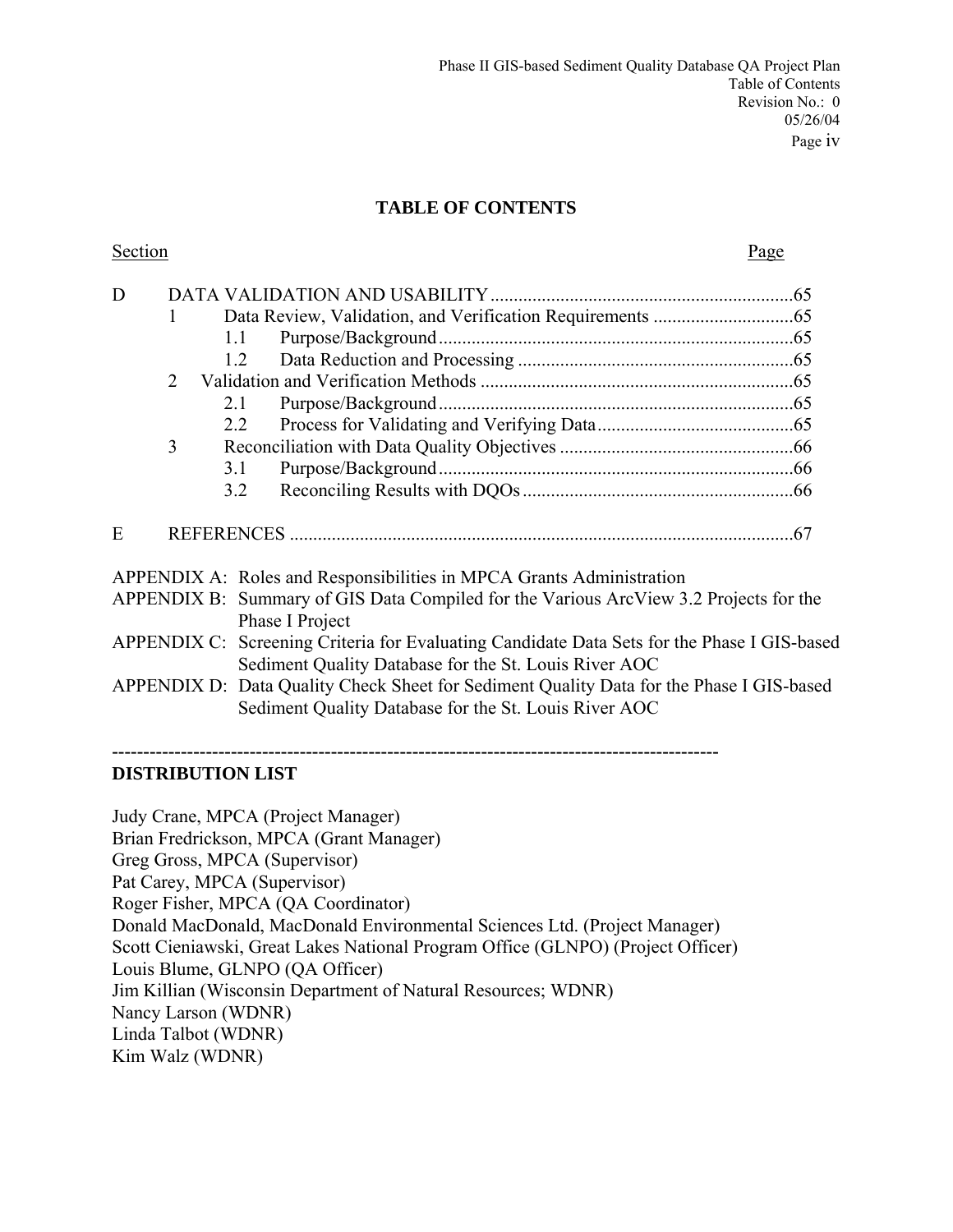## TABLE OF CONTENTS

| Section | | | | Page |
|---|---|---|---|---|
| D | DATA VALIDATION AND USABILITY | | | 65 |
| | 1 | Data Review, Validation, and Verification Requirements | | 65 |
| | | 1.1 | Purpose/Background | 65 |
| | | 1.2 | Data Reduction and Processing | 65 |
| | 2 | Validation and Verification Methods | | 65 |
| | | 2.1 | Purpose/Background | 65 |
| | | 2.2 | Process for Validating and Verifying Data | 65 |
| | 3 | Reconciliation with Data Quality Objectives | | 66 |
| | | 3.1 | Purpose/Background | 66 |
| | | 3.2 | Reconciling Results with DQOs | 66 |
| E | REFERENCES | | | 67 |

APPENDIX A: Roles and Responsibilities in MPCA Grants Administration

APPENDIX B: Summary of GIS Data Compiled for the Various ArcView 3.2 Projects for the Phase I Project

APPENDIX C: Screening Criteria for Evaluating Candidate Data Sets for the Phase I GIS-based Sediment Quality Database for the St. Louis River AOC

APPENDIX D: Data Quality Check Sheet for Sediment Quality Data for the Phase I GIS-based Sediment Quality Database for the St. Louis River AOC

---

**DISTRIBUTION LIST**

Judy Crane, MPCA (Project Manager)
Brian Fredrickson, MPCA (Grant Manager)
Greg Gross, MPCA (Supervisor)
Pat Carey, MPCA (Supervisor)
Roger Fisher, MPCA (QA Coordinator)
Donald MacDonald, MacDonald Environmental Sciences Ltd. (Project Manager)
Scott Cieniawski, Great Lakes National Program Office (GLNPO) (Project Officer)
Louis Blume, GLNPO (QA Officer)
Jim Killian (Wisconsin Department of Natural Resources; WDNR)
Nancy Larson (WDNR)
Linda Talbot (WDNR)
Kim Walz (WDNR)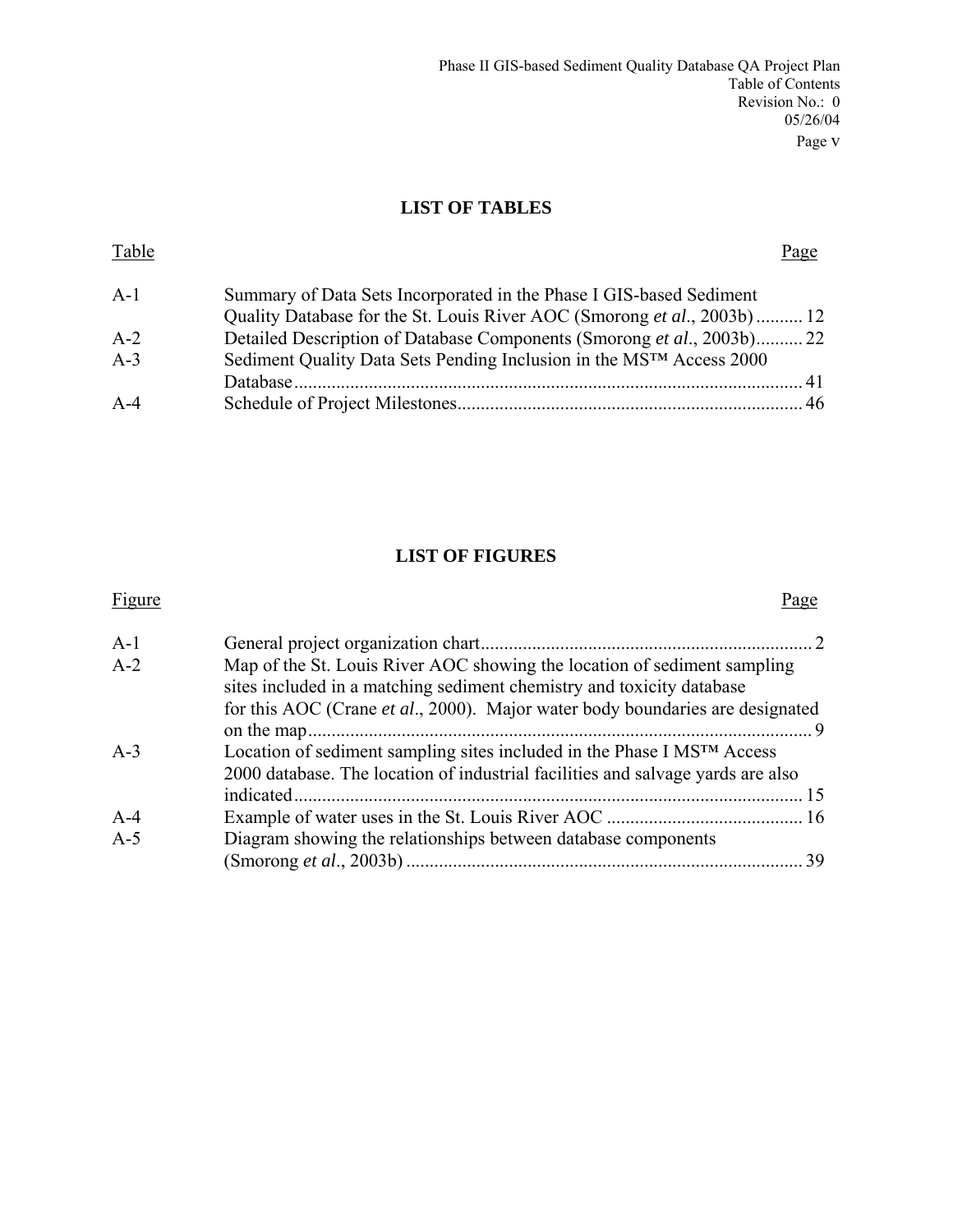## LIST OF TABLES

| Table | | Page |
|---|---|---|
| A-1 | Summary of Data Sets Incorporated in the Phase I GIS-based Sediment Quality Database for the St. Louis River AOC (Smorong *et al*., 2003b) | 12 |
| A-2 | Detailed Description of Database Components (Smorong *et al*., 2003b) | 22 |
| A-3 | Sediment Quality Data Sets Pending Inclusion in the MS™ Access 2000 Database | 41 |
| A-4 | Schedule of Project Milestones | 46 |

## LIST OF FIGURES

| Figure | | Page |
|---|---|---|
| A-1 | General project organization chart | 2 |
| A-2 | Map of the St. Louis River AOC showing the location of sediment sampling sites included in a matching sediment chemistry and toxicity database for this AOC (Crane *et al*., 2000). Major water body boundaries are designated on the map | 9 |
| A-3 | Location of sediment sampling sites included in the Phase I MS™ Access 2000 database. The location of industrial facilities and salvage yards are also indicated | 15 |
| A-4 | Example of water uses in the St. Louis River AOC | 16 |
| A-5 | Diagram showing the relationships between database components (Smorong *et al*., 2003b) | 39 |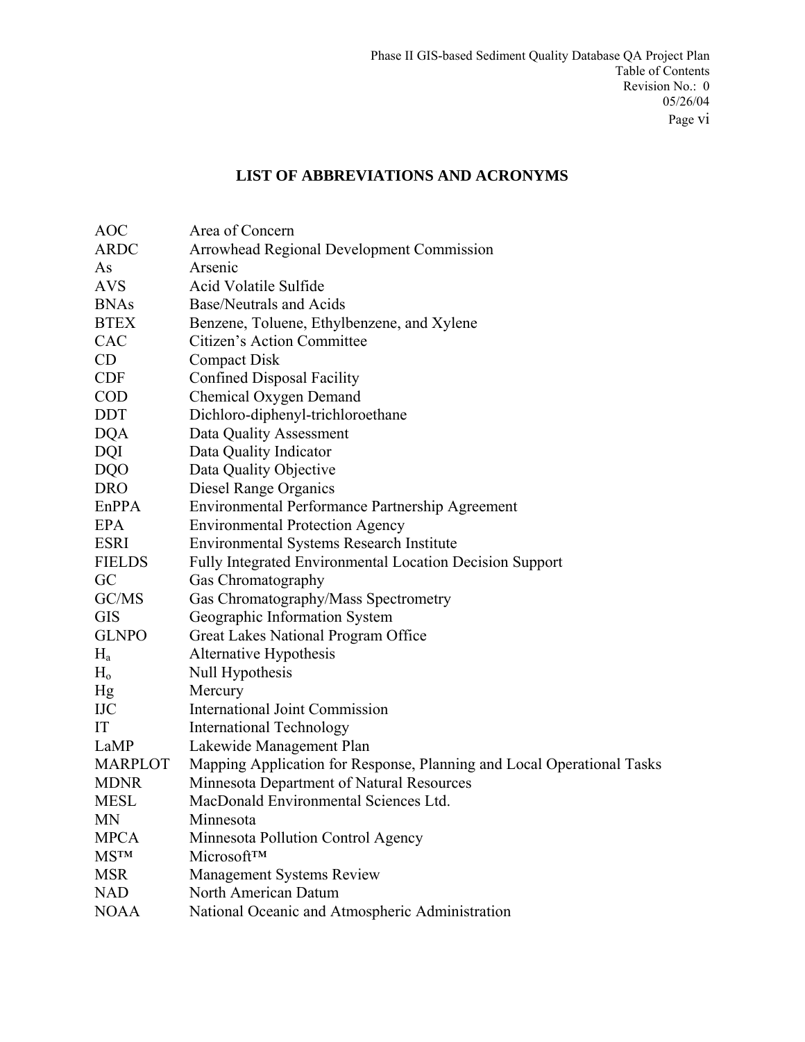# LIST OF ABBREVIATIONS AND ACRONYMS

| | |
|---|---|
| AOC | Area of Concern |
| ARDC | Arrowhead Regional Development Commission |
| As | Arsenic |
| AVS | Acid Volatile Sulfide |
| BNAs | Base/Neutrals and Acids |
| BTEX | Benzene, Toluene, Ethylbenzene, and Xylene |
| CAC | Citizen's Action Committee |
| CD | Compact Disk |
| CDF | Confined Disposal Facility |
| COD | Chemical Oxygen Demand |
| DDT | Dichloro-diphenyl-trichloroethane |
| DQA | Data Quality Assessment |
| DQI | Data Quality Indicator |
| DQO | Data Quality Objective |
| DRO | Diesel Range Organics |
| EnPPA | Environmental Performance Partnership Agreement |
| EPA | Environmental Protection Agency |
| ESRI | Environmental Systems Research Institute |
| FIELDS | Fully Integrated Environmental Location Decision Support |
| GC | Gas Chromatography |
| GC/MS | Gas Chromatography/Mass Spectrometry |
| GIS | Geographic Information System |
| GLNPO | Great Lakes National Program Office |
| $H_a$ | Alternative Hypothesis |
| $H_o$ | Null Hypothesis |
| Hg | Mercury |
| IJC | International Joint Commission |
| IT | International Technology |
| LaMP | Lakewide Management Plan |
| MARPLOT | Mapping Application for Response, Planning and Local Operational Tasks |
| MDNR | Minnesota Department of Natural Resources |
| MESL | MacDonald Environmental Sciences Ltd. |
| MN | Minnesota |
| MPCA | Minnesota Pollution Control Agency |
| MS™ | Microsoft™ |
| MSR | Management Systems Review |
| NAD | North American Datum |
| NOAA | National Oceanic and Atmospheric Administration |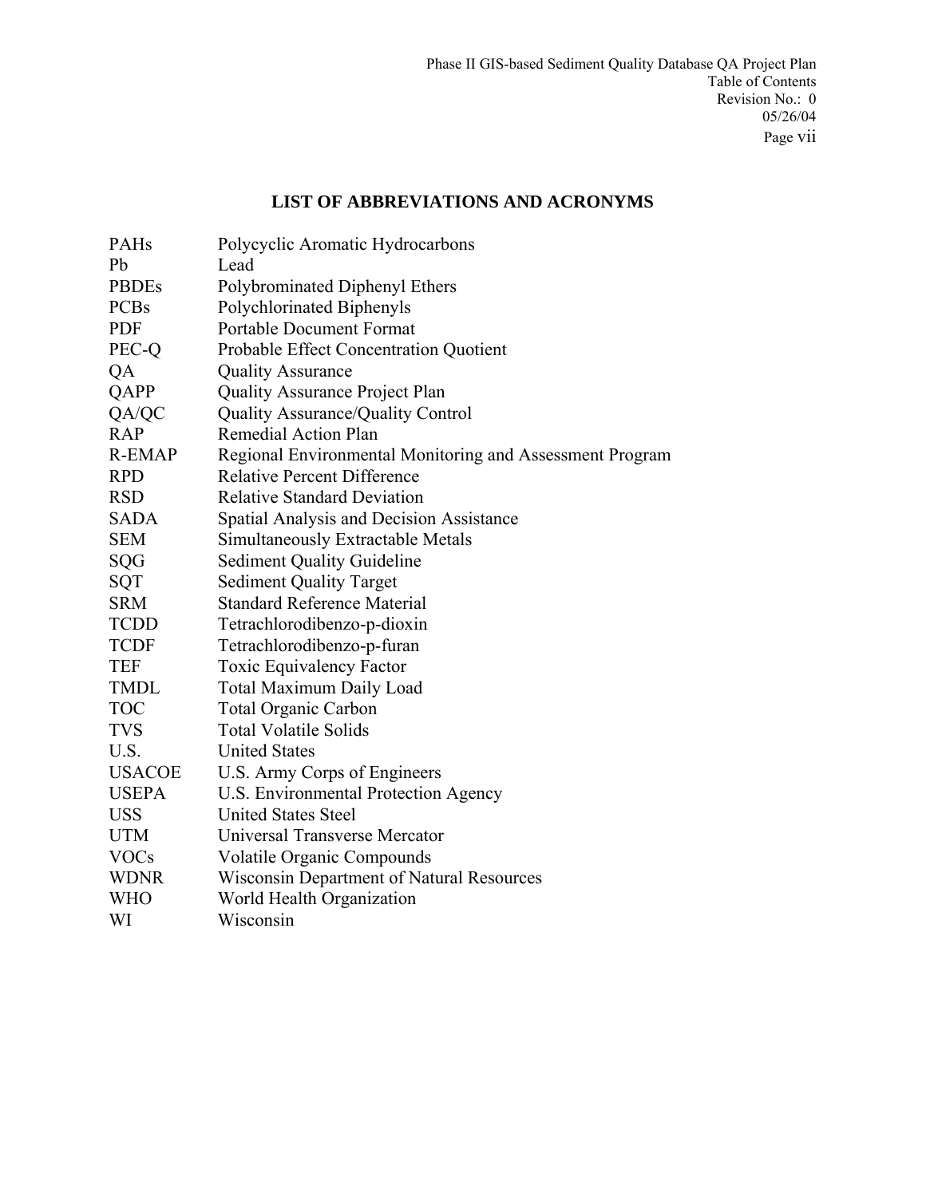## LIST OF ABBREVIATIONS AND ACRONYMS

| | |
|---|---|
| PAHs | Polycyclic Aromatic Hydrocarbons |
| Pb | Lead |
| PBDEs | Polybrominated Diphenyl Ethers |
| PCBs | Polychlorinated Biphenyls |
| PDF | Portable Document Format |
| PEC-Q | Probable Effect Concentration Quotient |
| QA | Quality Assurance |
| QAPP | Quality Assurance Project Plan |
| QA/QC | Quality Assurance/Quality Control |
| RAP | Remedial Action Plan |
| R-EMAP | Regional Environmental Monitoring and Assessment Program |
| RPD | Relative Percent Difference |
| RSD | Relative Standard Deviation |
| SADA | Spatial Analysis and Decision Assistance |
| SEM | Simultaneously Extractable Metals |
| SQG | Sediment Quality Guideline |
| SQT | Sediment Quality Target |
| SRM | Standard Reference Material |
| TCDD | Tetrachlorodibenzo-p-dioxin |
| TCDF | Tetrachlorodibenzo-p-furan |
| TEF | Toxic Equivalency Factor |
| TMDL | Total Maximum Daily Load |
| TOC | Total Organic Carbon |
| TVS | Total Volatile Solids |
| U.S. | United States |
| USACOE | U.S. Army Corps of Engineers |
| USEPA | U.S. Environmental Protection Agency |
| USS | United States Steel |
| UTM | Universal Transverse Mercator |
| VOCs | Volatile Organic Compounds |
| WDNR | Wisconsin Department of Natural Resources |
| WHO | World Health Organization |
| WI | Wisconsin |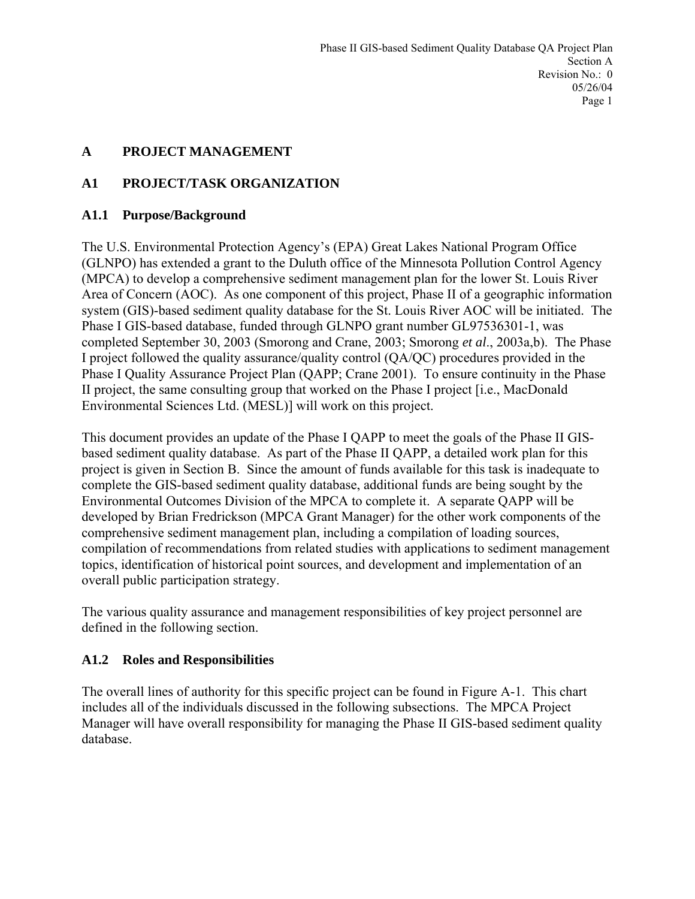# A PROJECT MANAGEMENT

## A1 PROJECT/TASK ORGANIZATION

### A1.1 Purpose/Background

The U.S. Environmental Protection Agency's (EPA) Great Lakes National Program Office (GLNPO) has extended a grant to the Duluth office of the Minnesota Pollution Control Agency (MPCA) to develop a comprehensive sediment management plan for the lower St. Louis River Area of Concern (AOC). As one component of this project, Phase II of a geographic information system (GIS)-based sediment quality database for the St. Louis River AOC will be initiated. The Phase I GIS-based database, funded through GLNPO grant number GL97536301-1, was completed September 30, 2003 (Smorong and Crane, 2003; Smorong *et al*., 2003a,b). The Phase I project followed the quality assurance/quality control (QA/QC) procedures provided in the Phase I Quality Assurance Project Plan (QAPP; Crane 2001). To ensure continuity in the Phase II project, the same consulting group that worked on the Phase I project [i.e., MacDonald Environmental Sciences Ltd. (MESL)] will work on this project.

This document provides an update of the Phase I QAPP to meet the goals of the Phase II GIS-based sediment quality database. As part of the Phase II QAPP, a detailed work plan for this project is given in Section B. Since the amount of funds available for this task is inadequate to complete the GIS-based sediment quality database, additional funds are being sought by the Environmental Outcomes Division of the MPCA to complete it. A separate QAPP will be developed by Brian Fredrickson (MPCA Grant Manager) for the other work components of the comprehensive sediment management plan, including a compilation of loading sources, compilation of recommendations from related studies with applications to sediment management topics, identification of historical point sources, and development and implementation of an overall public participation strategy.

The various quality assurance and management responsibilities of key project personnel are defined in the following section.

### A1.2 Roles and Responsibilities

The overall lines of authority for this specific project can be found in Figure A-1. This chart includes all of the individuals discussed in the following subsections. The MPCA Project Manager will have overall responsibility for managing the Phase II GIS-based sediment quality database.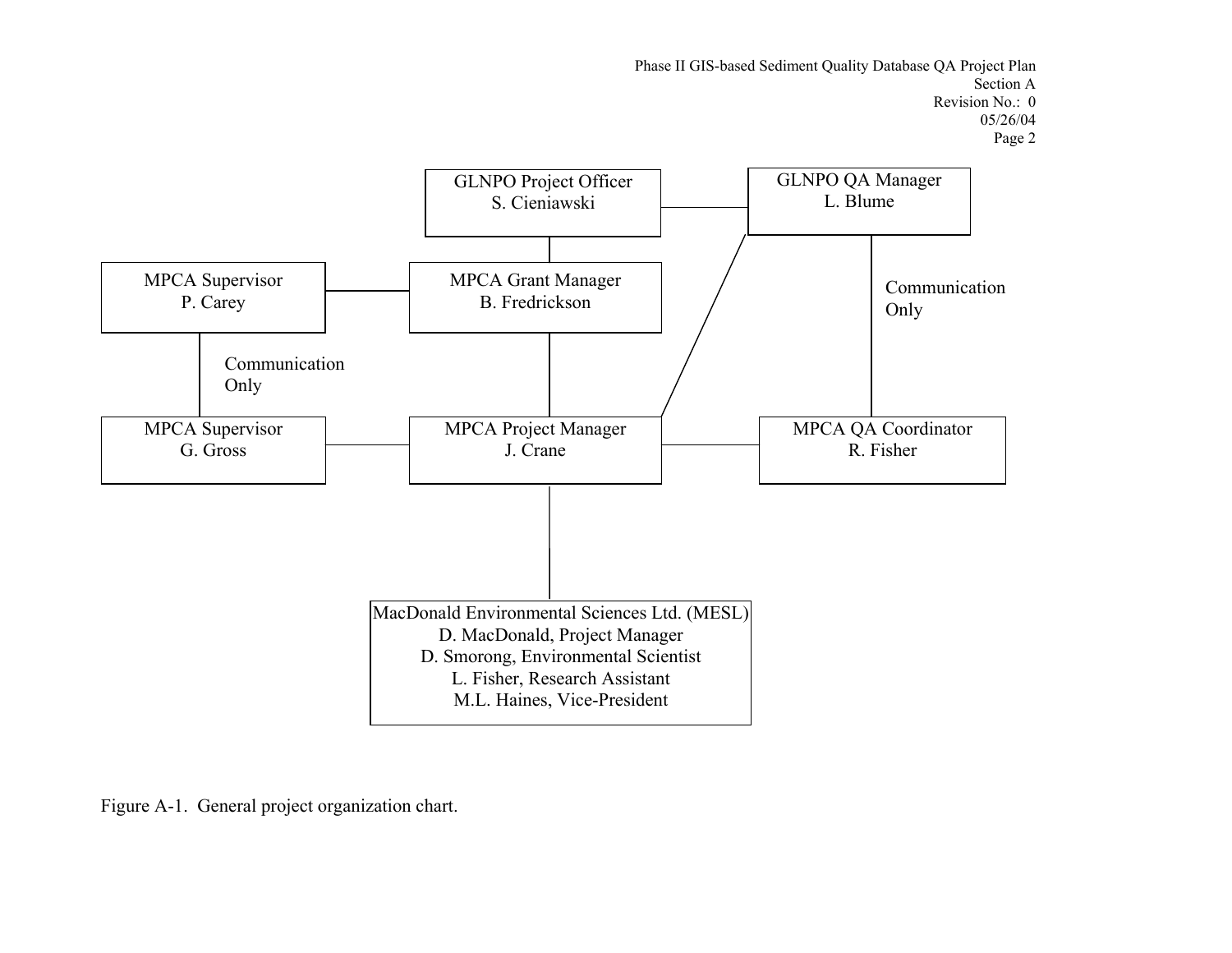GLNPO Project Officer
S. Cieniawski

GLNPO QA Manager
L. Blume

MPCA Supervisor
P. Carey

MPCA Grant Manager
B. Fredrickson

Communication Only

Communication Only

MPCA Supervisor
G. Gross

MPCA Project Manager
J. Crane

MPCA QA Coordinator
R. Fisher

MacDonald Environmental Sciences Ltd. (MESL)
D. MacDonald, Project Manager
D. Smorong, Environmental Scientist
L. Fisher, Research Assistant
M.L. Haines, Vice-President

Figure A-1. General project organization chart.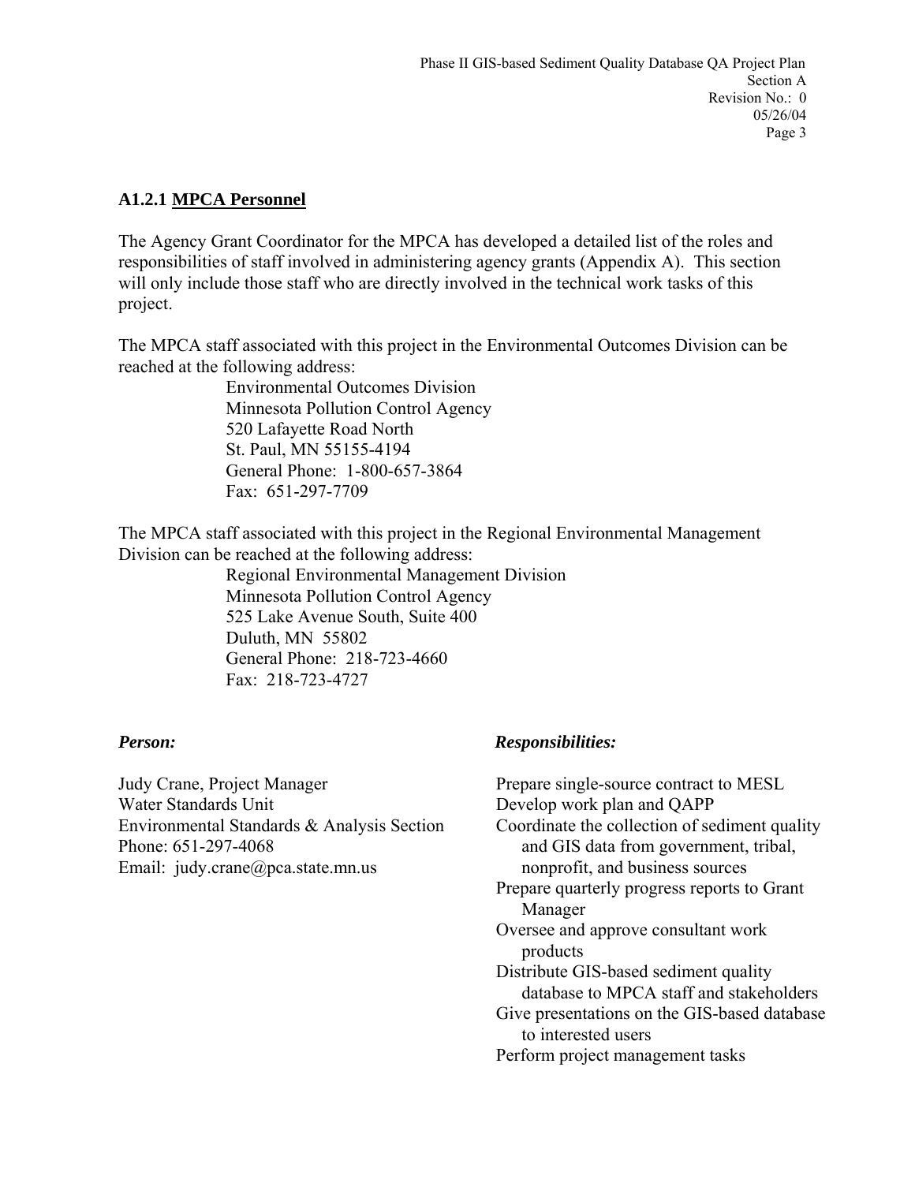### A1.2.1 MPCA Personnel

The Agency Grant Coordinator for the MPCA has developed a detailed list of the roles and responsibilities of staff involved in administering agency grants (Appendix A). This section will only include those staff who are directly involved in the technical work tasks of this project.

The MPCA staff associated with this project in the Environmental Outcomes Division can be reached at the following address:

Environmental Outcomes Division
Minnesota Pollution Control Agency
520 Lafayette Road North
St. Paul, MN 55155-4194
General Phone: 1-800-657-3864
Fax: 651-297-7709

The MPCA staff associated with this project in the Regional Environmental Management Division can be reached at the following address:

Regional Environmental Management Division
Minnesota Pollution Control Agency
525 Lake Avenue South, Suite 400
Duluth, MN 55802
General Phone: 218-723-4660
Fax: 218-723-4727

| *Person:* | *Responsibilities:* |
| --- | --- |
| Judy Crane, Project Manager<br>Water Standards Unit<br>Environmental Standards & Analysis Section<br>Phone: 651-297-4068<br>Email: judy.crane@pca.state.mn.us | Prepare single-source contract to MESL<br>Develop work plan and QAPP<br>Coordinate the collection of sediment quality and GIS data from government, tribal, nonprofit, and business sources<br>Prepare quarterly progress reports to Grant Manager<br>Oversee and approve consultant work products<br>Distribute GIS-based sediment quality database to MPCA staff and stakeholders<br>Give presentations on the GIS-based database to interested users<br>Perform project management tasks |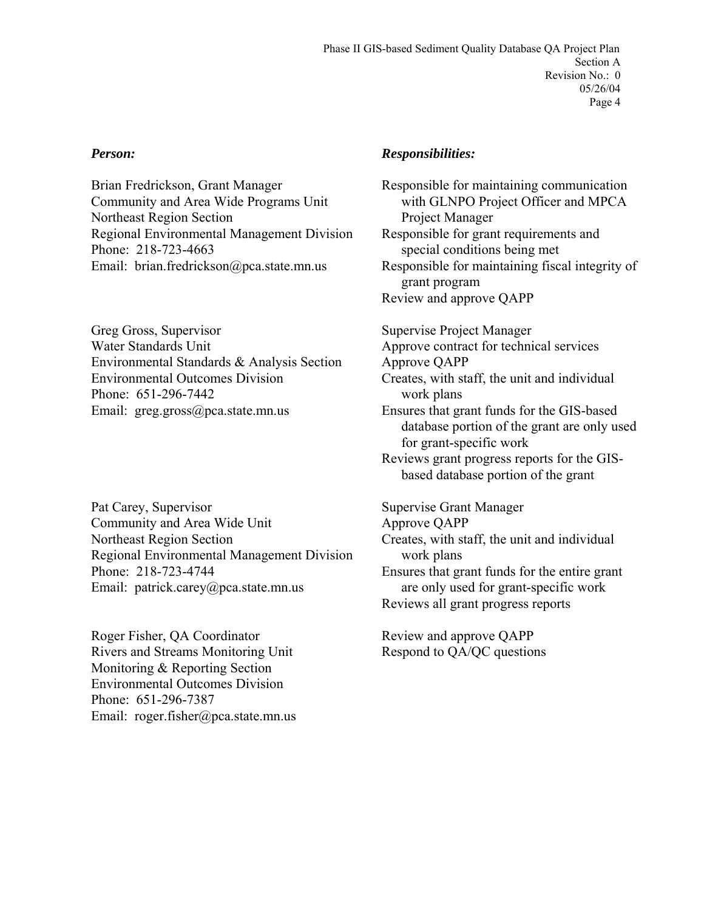| *Person:* | *Responsibilities:* |
|---|---|
| Brian Fredrickson, Grant Manager<br>Community and Area Wide Programs Unit<br>Northeast Region Section<br>Regional Environmental Management Division<br>Phone: 218-723-4663<br>Email: brian.fredrickson@pca.state.mn.us | Responsible for maintaining communication with GLNPO Project Officer and MPCA Project Manager<br>Responsible for grant requirements and special conditions being met<br>Responsible for maintaining fiscal integrity of grant program<br>Review and approve QAPP |
| Greg Gross, Supervisor<br>Water Standards Unit<br>Environmental Standards & Analysis Section<br>Environmental Outcomes Division<br>Phone: 651-296-7442<br>Email: greg.gross@pca.state.mn.us | Supervise Project Manager<br>Approve contract for technical services<br>Approve QAPP<br>Creates, with staff, the unit and individual work plans<br>Ensures that grant funds for the GIS-based database portion of the grant are only used for grant-specific work<br>Reviews grant progress reports for the GIS-based database portion of the grant |
| Pat Carey, Supervisor<br>Community and Area Wide Unit<br>Northeast Region Section<br>Regional Environmental Management Division<br>Phone: 218-723-4744<br>Email: patrick.carey@pca.state.mn.us | Supervise Grant Manager<br>Approve QAPP<br>Creates, with staff, the unit and individual work plans<br>Ensures that grant funds for the entire grant are only used for grant-specific work<br>Reviews all grant progress reports |
| Roger Fisher, QA Coordinator<br>Rivers and Streams Monitoring Unit<br>Monitoring & Reporting Section<br>Environmental Outcomes Division<br>Phone: 651-296-7387<br>Email: roger.fisher@pca.state.mn.us | Review and approve QAPP<br>Respond to QA/QC questions |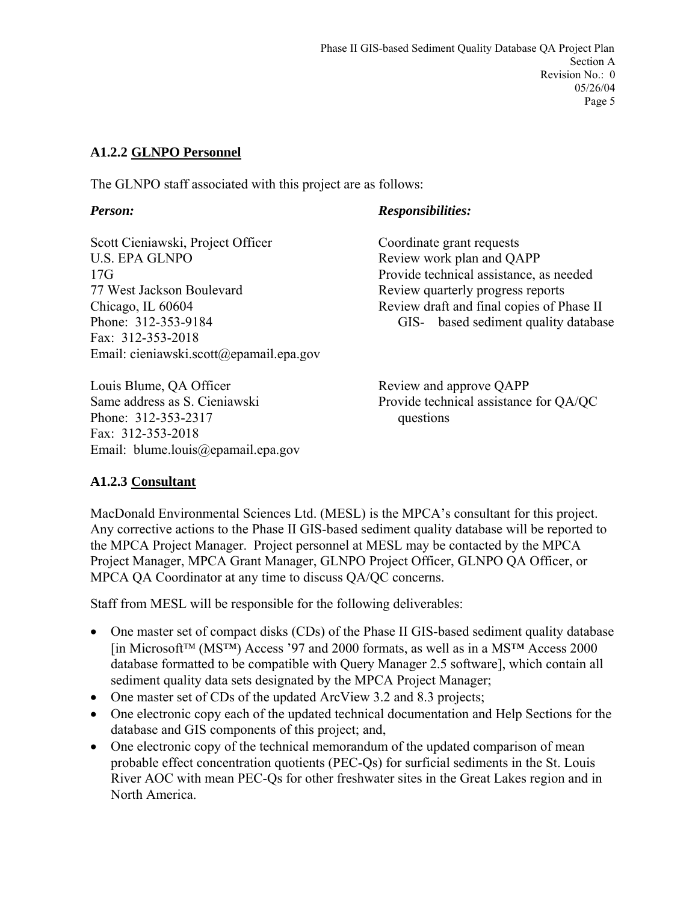#### A1.2.2 GLNPO Personnel

The GLNPO staff associated with this project are as follows:

| *Person:* | *Responsibilities:* |
|---|---|
| Scott Cieniawski, Project Officer<br>U.S. EPA GLNPO<br>17G<br>77 West Jackson Boulevard<br>Chicago, IL 60604<br>Phone: 312-353-9184<br>Fax: 312-353-2018<br>Email: cieniawski.scott@epamail.epa.gov | Coordinate grant requests<br>Review work plan and QAPP<br>Provide technical assistance, as needed<br>Review quarterly progress reports<br>Review draft and final copies of Phase II GIS- based sediment quality database |
| Louis Blume, QA Officer<br>Same address as S. Cieniawski<br>Phone: 312-353-2317<br>Fax: 312-353-2018<br>Email: blume.louis@epamail.epa.gov | Review and approve QAPP<br>Provide technical assistance for QA/QC questions |

#### A1.2.3 Consultant

MacDonald Environmental Sciences Ltd. (MESL) is the MPCA's consultant for this project. Any corrective actions to the Phase II GIS-based sediment quality database will be reported to the MPCA Project Manager. Project personnel at MESL may be contacted by the MPCA Project Manager, MPCA Grant Manager, GLNPO Project Officer, GLNPO QA Officer, or MPCA QA Coordinator at any time to discuss QA/QC concerns.

Staff from MESL will be responsible for the following deliverables:

- One master set of compact disks (CDs) of the Phase II GIS-based sediment quality database [in Microsoft™ (MS™) Access '97 and 2000 formats, as well as in a MS™ Access 2000 database formatted to be compatible with Query Manager 2.5 software], which contain all sediment quality data sets designated by the MPCA Project Manager;
- One master set of CDs of the updated ArcView 3.2 and 8.3 projects;
- One electronic copy each of the updated technical documentation and Help Sections for the database and GIS components of this project; and,
- One electronic copy of the technical memorandum of the updated comparison of mean probable effect concentration quotients (PEC-Qs) for surficial sediments in the St. Louis River AOC with mean PEC-Qs for other freshwater sites in the Great Lakes region and in North America.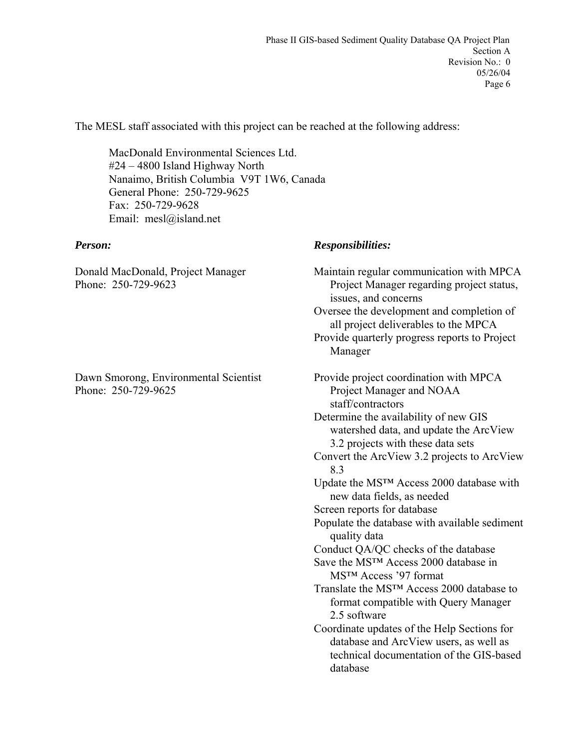The MESL staff associated with this project can be reached at the following address:

MacDonald Environmental Sciences Ltd.
#24 – 4800 Island Highway North
Nanaimo, British Columbia V9T 1W6, Canada
General Phone: 250-729-9625
Fax: 250-729-9628
Email: mesl@island.net

| ***Person:*** | ***Responsibilities:*** |
| --- | --- |
| Donald MacDonald, Project Manager<br>Phone: 250-729-9623 | Maintain regular communication with MPCA Project Manager regarding project status, issues, and concerns<br>Oversee the development and completion of all project deliverables to the MPCA<br>Provide quarterly progress reports to Project Manager |
| Dawn Smorong, Environmental Scientist<br>Phone: 250-729-9625 | Provide project coordination with MPCA Project Manager and NOAA staff/contractors<br>Determine the availability of new GIS watershed data, and update the ArcView 3.2 projects with these data sets<br>Convert the ArcView 3.2 projects to ArcView 8.3<br>Update the MS™ Access 2000 database with new data fields, as needed<br>Screen reports for database<br>Populate the database with available sediment quality data<br>Conduct QA/QC checks of the database<br>Save the MS™ Access 2000 database in MS™ Access '97 format<br>Translate the MS™ Access 2000 database to format compatible with Query Manager 2.5 software<br>Coordinate updates of the Help Sections for database and ArcView users, as well as technical documentation of the GIS-based database |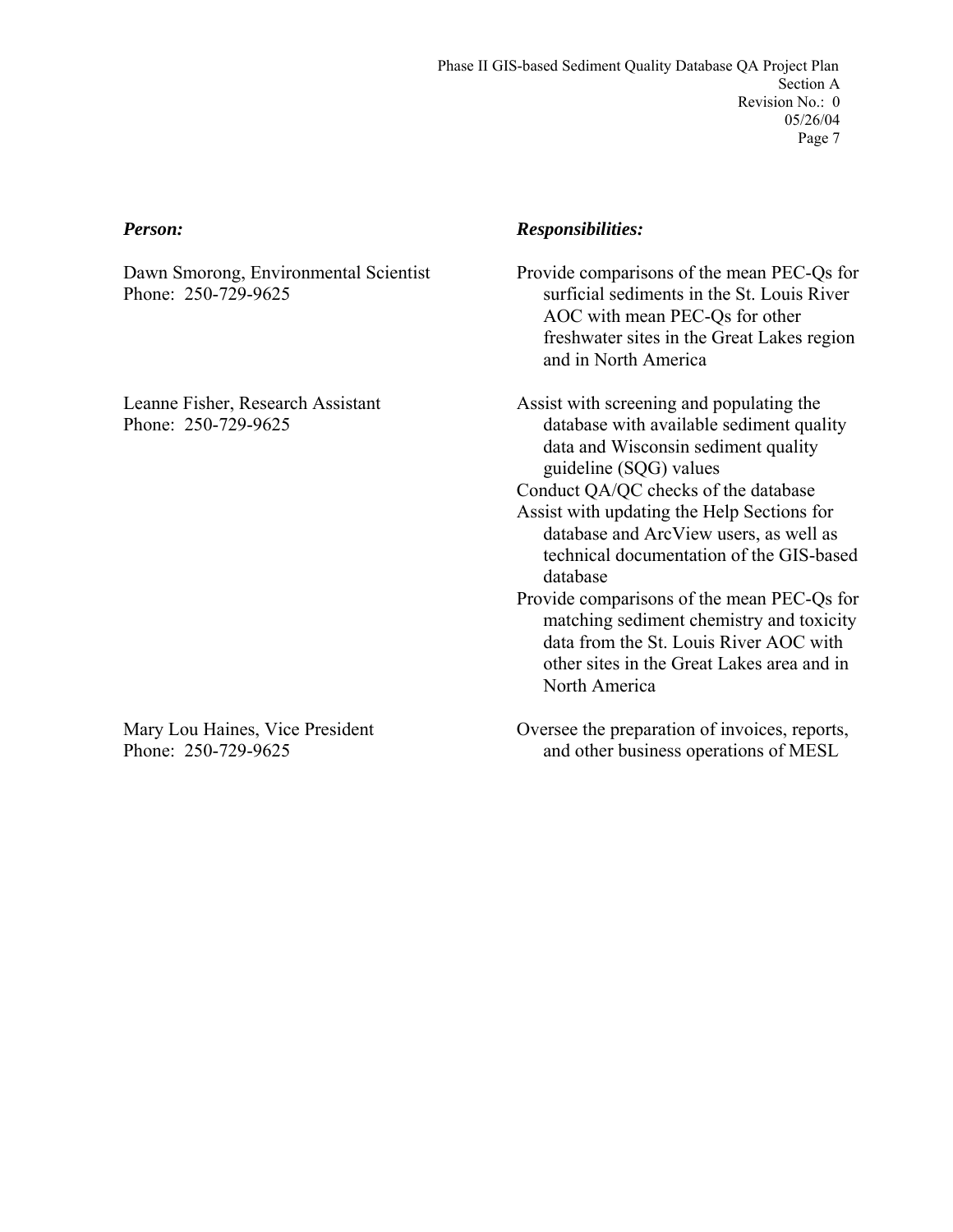| ***Person:*** | ***Responsibilities:*** |
|---|---|
| Dawn Smorong, Environmental Scientist<br>Phone: 250-729-9625 | Provide comparisons of the mean PEC-Qs for surficial sediments in the St. Louis River AOC with mean PEC-Qs for other freshwater sites in the Great Lakes region and in North America |
| Leanne Fisher, Research Assistant<br>Phone: 250-729-9625 | Assist with screening and populating the database with available sediment quality data and Wisconsin sediment quality guideline (SQG) values<br>Conduct QA/QC checks of the database<br>Assist with updating the Help Sections for database and ArcView users, as well as technical documentation of the GIS-based database<br>Provide comparisons of the mean PEC-Qs for matching sediment chemistry and toxicity data from the St. Louis River AOC with other sites in the Great Lakes area and in North America |
| Mary Lou Haines, Vice President<br>Phone: 250-729-9625 | Oversee the preparation of invoices, reports, and other business operations of MESL |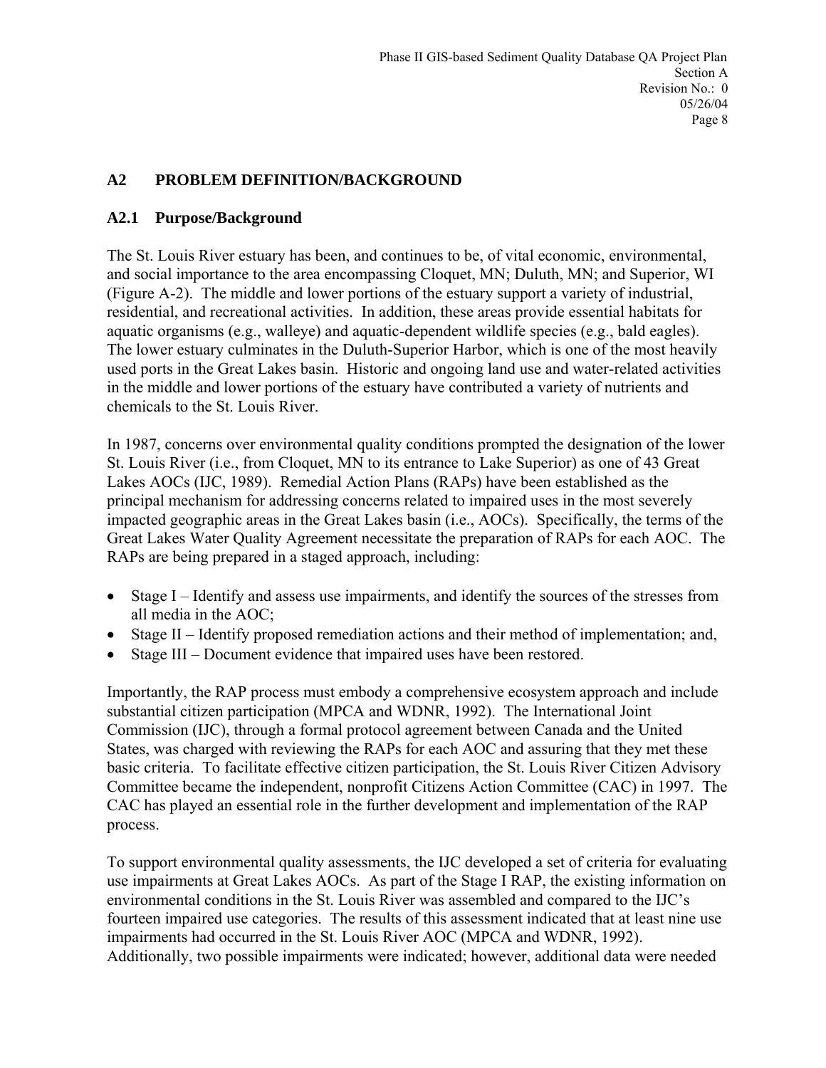## A2 PROBLEM DEFINITION/BACKGROUND

### A2.1 Purpose/Background

The St. Louis River estuary has been, and continues to be, of vital economic, environmental, and social importance to the area encompassing Cloquet, MN; Duluth, MN; and Superior, WI (Figure A-2). The middle and lower portions of the estuary support a variety of industrial, residential, and recreational activities. In addition, these areas provide essential habitats for aquatic organisms (e.g., walleye) and aquatic-dependent wildlife species (e.g., bald eagles). The lower estuary culminates in the Duluth-Superior Harbor, which is one of the most heavily used ports in the Great Lakes basin. Historic and ongoing land use and water-related activities in the middle and lower portions of the estuary have contributed a variety of nutrients and chemicals to the St. Louis River.

In 1987, concerns over environmental quality conditions prompted the designation of the lower St. Louis River (i.e., from Cloquet, MN to its entrance to Lake Superior) as one of 43 Great Lakes AOCs (IJC, 1989). Remedial Action Plans (RAPs) have been established as the principal mechanism for addressing concerns related to impaired uses in the most severely impacted geographic areas in the Great Lakes basin (i.e., AOCs). Specifically, the terms of the Great Lakes Water Quality Agreement necessitate the preparation of RAPs for each AOC. The RAPs are being prepared in a staged approach, including:

- Stage I – Identify and assess use impairments, and identify the sources of the stresses from all media in the AOC;
- Stage II – Identify proposed remediation actions and their method of implementation; and,
- Stage III – Document evidence that impaired uses have been restored.

Importantly, the RAP process must embody a comprehensive ecosystem approach and include substantial citizen participation (MPCA and WDNR, 1992). The International Joint Commission (IJC), through a formal protocol agreement between Canada and the United States, was charged with reviewing the RAPs for each AOC and assuring that they met these basic criteria. To facilitate effective citizen participation, the St. Louis River Citizen Advisory Committee became the independent, nonprofit Citizens Action Committee (CAC) in 1997. The CAC has played an essential role in the further development and implementation of the RAP process.

To support environmental quality assessments, the IJC developed a set of criteria for evaluating use impairments at Great Lakes AOCs. As part of the Stage I RAP, the existing information on environmental conditions in the St. Louis River was assembled and compared to the IJC's fourteen impaired use categories. The results of this assessment indicated that at least nine use impairments had occurred in the St. Louis River AOC (MPCA and WDNR, 1992). Additionally, two possible impairments were indicated; however, additional data were needed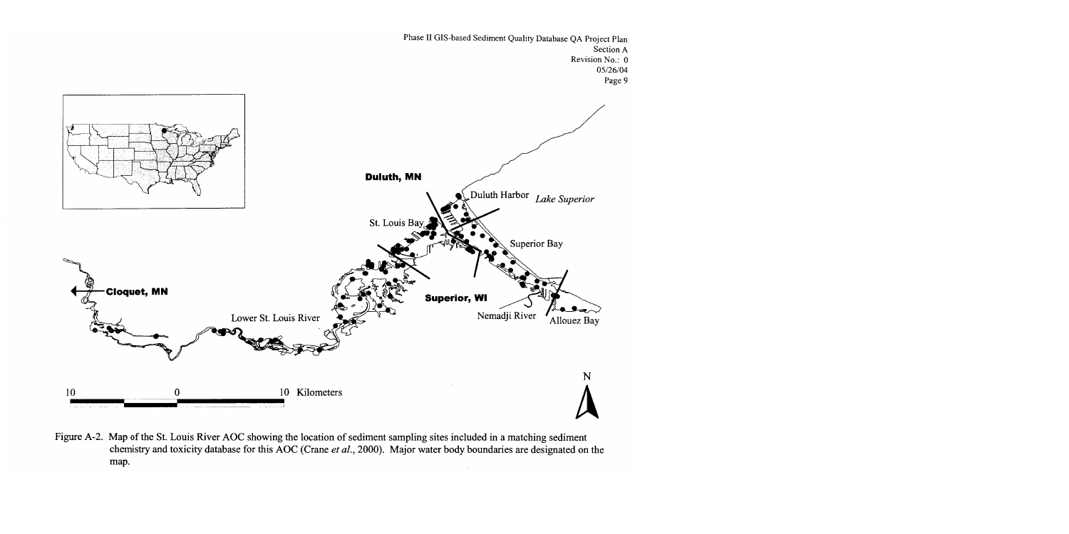Figure A-2. Map of the St. Louis River AOC showing the location of sediment sampling sites included in a matching sediment chemistry and toxicity database for this AOC (Crane *et al.*, 2000). Major water body boundaries are designated on the map.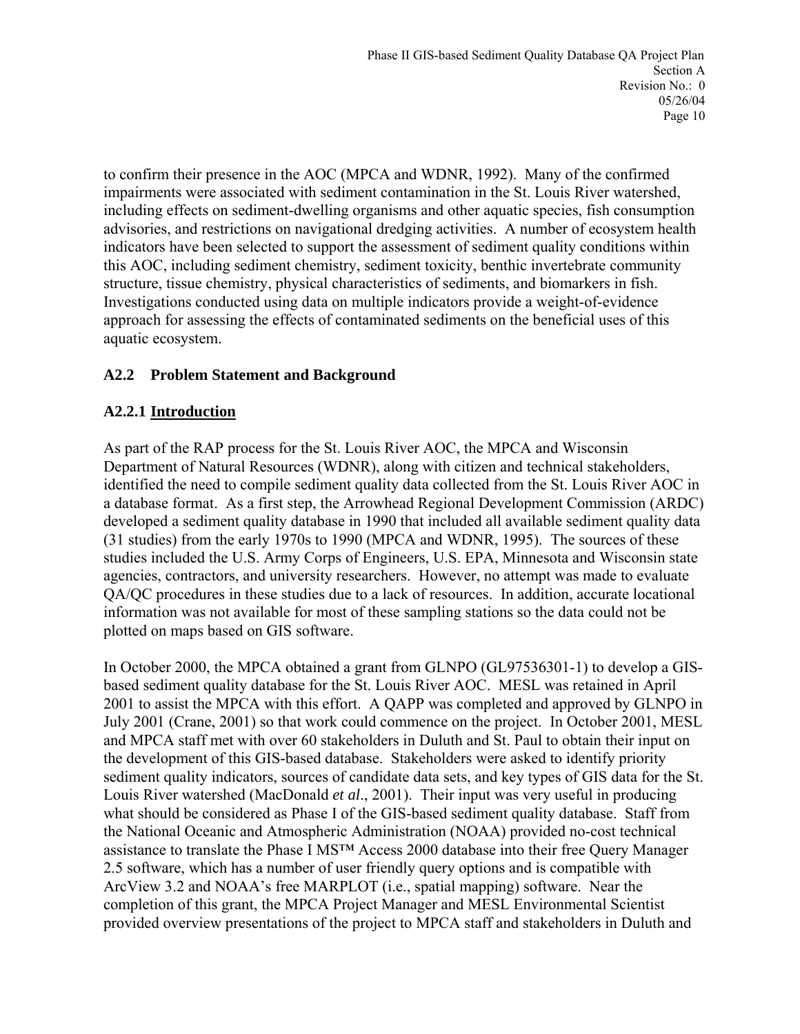to confirm their presence in the AOC (MPCA and WDNR, 1992). Many of the confirmed impairments were associated with sediment contamination in the St. Louis River watershed, including effects on sediment-dwelling organisms and other aquatic species, fish consumption advisories, and restrictions on navigational dredging activities. A number of ecosystem health indicators have been selected to support the assessment of sediment quality conditions within this AOC, including sediment chemistry, sediment toxicity, benthic invertebrate community structure, tissue chemistry, physical characteristics of sediments, and biomarkers in fish. Investigations conducted using data on multiple indicators provide a weight-of-evidence approach for assessing the effects of contaminated sediments on the beneficial uses of this aquatic ecosystem.

### A2.2 Problem Statement and Background

#### A2.2.1 <u>Introduction</u>

As part of the RAP process for the St. Louis River AOC, the MPCA and Wisconsin Department of Natural Resources (WDNR), along with citizen and technical stakeholders, identified the need to compile sediment quality data collected from the St. Louis River AOC in a database format. As a first step, the Arrowhead Regional Development Commission (ARDC) developed a sediment quality database in 1990 that included all available sediment quality data (31 studies) from the early 1970s to 1990 (MPCA and WDNR, 1995). The sources of these studies included the U.S. Army Corps of Engineers, U.S. EPA, Minnesota and Wisconsin state agencies, contractors, and university researchers. However, no attempt was made to evaluate QA/QC procedures in these studies due to a lack of resources. In addition, accurate locational information was not available for most of these sampling stations so the data could not be plotted on maps based on GIS software.

In October 2000, the MPCA obtained a grant from GLNPO (GL97536301-1) to develop a GIS-based sediment quality database for the St. Louis River AOC. MESL was retained in April 2001 to assist the MPCA with this effort. A QAPP was completed and approved by GLNPO in July 2001 (Crane, 2001) so that work could commence on the project. In October 2001, MESL and MPCA staff met with over 60 stakeholders in Duluth and St. Paul to obtain their input on the development of this GIS-based database. Stakeholders were asked to identify priority sediment quality indicators, sources of candidate data sets, and key types of GIS data for the St. Louis River watershed (MacDonald *et al*., 2001). Their input was very useful in producing what should be considered as Phase I of the GIS-based sediment quality database. Staff from the National Oceanic and Atmospheric Administration (NOAA) provided no-cost technical assistance to translate the Phase I MS™ Access 2000 database into their free Query Manager 2.5 software, which has a number of user friendly query options and is compatible with ArcView 3.2 and NOAA's free MARPLOT (i.e., spatial mapping) software. Near the completion of this grant, the MPCA Project Manager and MESL Environmental Scientist provided overview presentations of the project to MPCA staff and stakeholders in Duluth and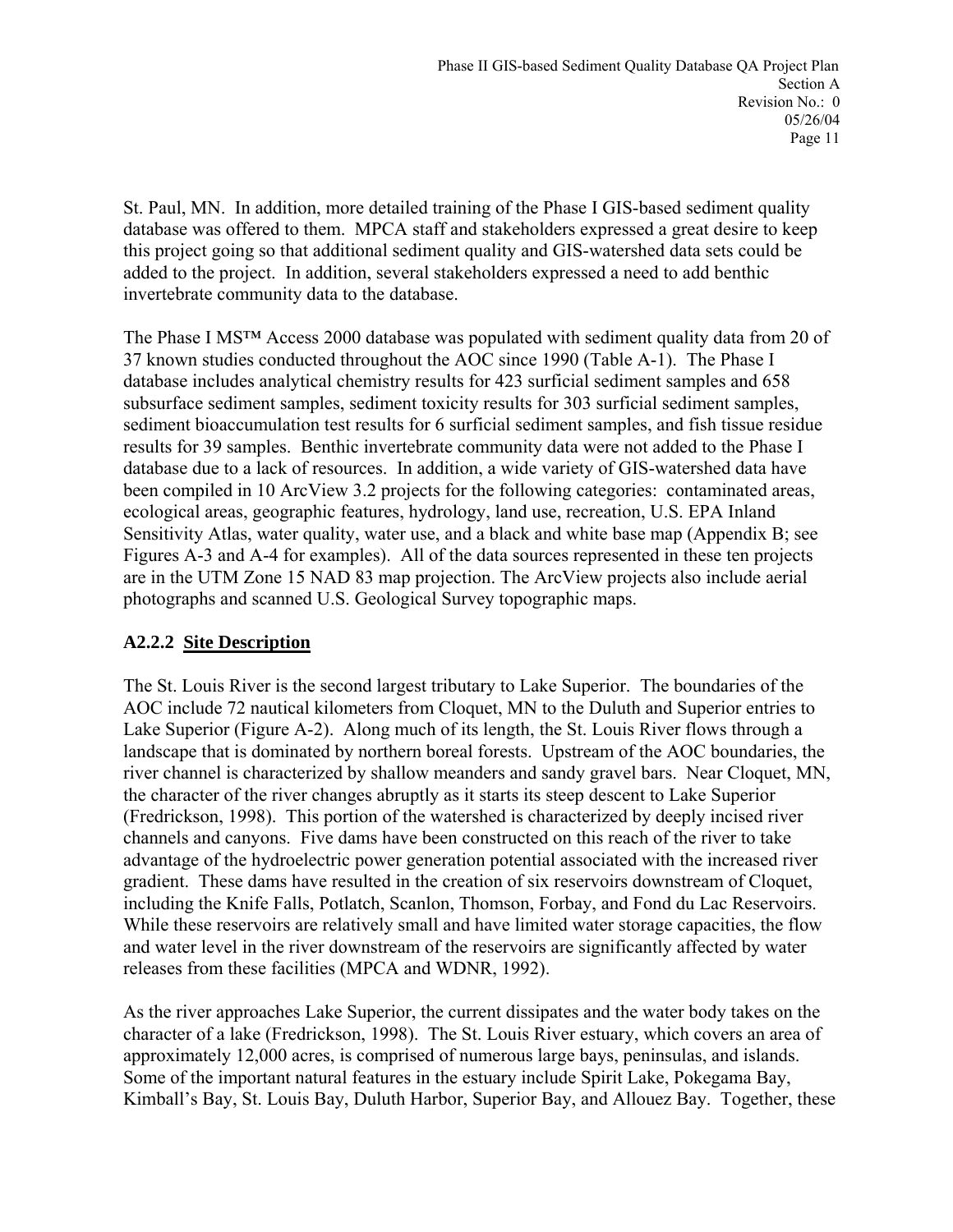St. Paul, MN. In addition, more detailed training of the Phase I GIS-based sediment quality database was offered to them. MPCA staff and stakeholders expressed a great desire to keep this project going so that additional sediment quality and GIS-watershed data sets could be added to the project. In addition, several stakeholders expressed a need to add benthic invertebrate community data to the database.

The Phase I MS™ Access 2000 database was populated with sediment quality data from 20 of 37 known studies conducted throughout the AOC since 1990 (Table A-1). The Phase I database includes analytical chemistry results for 423 surficial sediment samples and 658 subsurface sediment samples, sediment toxicity results for 303 surficial sediment samples, sediment bioaccumulation test results for 6 surficial sediment samples, and fish tissue residue results for 39 samples. Benthic invertebrate community data were not added to the Phase I database due to a lack of resources. In addition, a wide variety of GIS-watershed data have been compiled in 10 ArcView 3.2 projects for the following categories: contaminated areas, ecological areas, geographic features, hydrology, land use, recreation, U.S. EPA Inland Sensitivity Atlas, water quality, water use, and a black and white base map (Appendix B; see Figures A-3 and A-4 for examples). All of the data sources represented in these ten projects are in the UTM Zone 15 NAD 83 map projection. The ArcView projects also include aerial photographs and scanned U.S. Geological Survey topographic maps.

### A2.2.2 Site Description

The St. Louis River is the second largest tributary to Lake Superior. The boundaries of the AOC include 72 nautical kilometers from Cloquet, MN to the Duluth and Superior entries to Lake Superior (Figure A-2). Along much of its length, the St. Louis River flows through a landscape that is dominated by northern boreal forests. Upstream of the AOC boundaries, the river channel is characterized by shallow meanders and sandy gravel bars. Near Cloquet, MN, the character of the river changes abruptly as it starts its steep descent to Lake Superior (Fredrickson, 1998). This portion of the watershed is characterized by deeply incised river channels and canyons. Five dams have been constructed on this reach of the river to take advantage of the hydroelectric power generation potential associated with the increased river gradient. These dams have resulted in the creation of six reservoirs downstream of Cloquet, including the Knife Falls, Potlatch, Scanlon, Thomson, Forbay, and Fond du Lac Reservoirs. While these reservoirs are relatively small and have limited water storage capacities, the flow and water level in the river downstream of the reservoirs are significantly affected by water releases from these facilities (MPCA and WDNR, 1992).

As the river approaches Lake Superior, the current dissipates and the water body takes on the character of a lake (Fredrickson, 1998). The St. Louis River estuary, which covers an area of approximately 12,000 acres, is comprised of numerous large bays, peninsulas, and islands. Some of the important natural features in the estuary include Spirit Lake, Pokegama Bay, Kimball's Bay, St. Louis Bay, Duluth Harbor, Superior Bay, and Allouez Bay. Together, these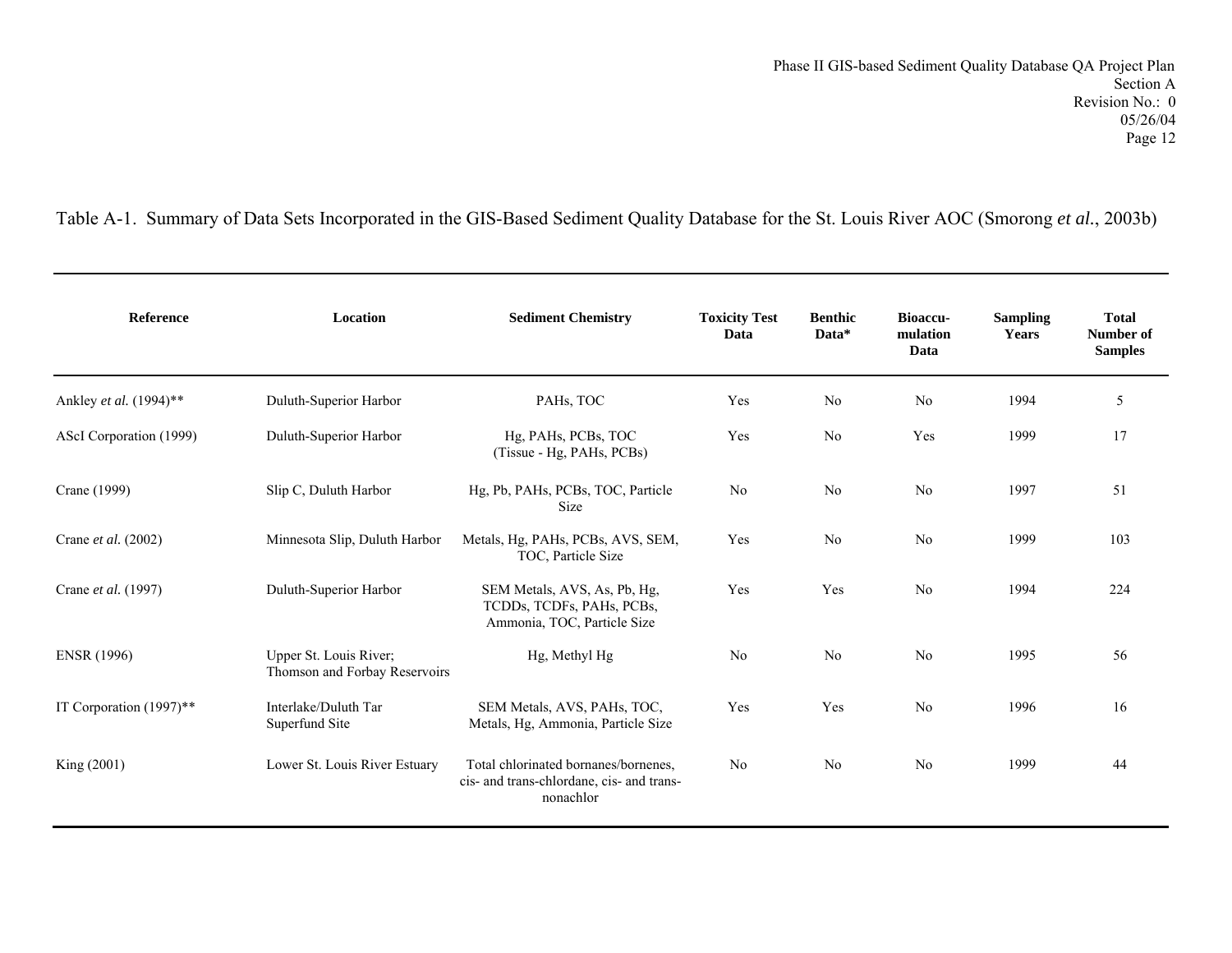Table A-1. Summary of Data Sets Incorporated in the GIS-Based Sediment Quality Database for the St. Louis River AOC (Smorong *et al.*, 2003b)

| Reference | Location | Sediment Chemistry | Toxicity Test Data | Benthic Data* | Bioaccu-mulation Data | Sampling Years | Total Number of Samples |
|---|---|---|---|---|---|---|---|
| Ankley *et al.* (1994)** | Duluth-Superior Harbor | PAHs, TOC | Yes | No | No | 1994 | 5 |
| AScI Corporation (1999) | Duluth-Superior Harbor | Hg, PAHs, PCBs, TOC (Tissue - Hg, PAHs, PCBs) | Yes | No | Yes | 1999 | 17 |
| Crane (1999) | Slip C, Duluth Harbor | Hg, Pb, PAHs, PCBs, TOC, Particle Size | No | No | No | 1997 | 51 |
| Crane *et al.* (2002) | Minnesota Slip, Duluth Harbor | Metals, Hg, PAHs, PCBs, AVS, SEM, TOC, Particle Size | Yes | No | No | 1999 | 103 |
| Crane *et al.* (1997) | Duluth-Superior Harbor | SEM Metals, AVS, As, Pb, Hg, TCDDs, TCDFs, PAHs, PCBs, Ammonia, TOC, Particle Size | Yes | Yes | No | 1994 | 224 |
| ENSR (1996) | Upper St. Louis River; Thomson and Forbay Reservoirs | Hg, Methyl Hg | No | No | No | 1995 | 56 |
| IT Corporation (1997)** | Interlake/Duluth Tar Superfund Site | SEM Metals, AVS, PAHs, TOC, Metals, Hg, Ammonia, Particle Size | Yes | Yes | No | 1996 | 16 |
| King (2001) | Lower St. Louis River Estuary | Total chlorinated bornanes/bornenes, cis- and trans-chlordane, cis- and trans-nonachlor | No | No | No | 1999 | 44 |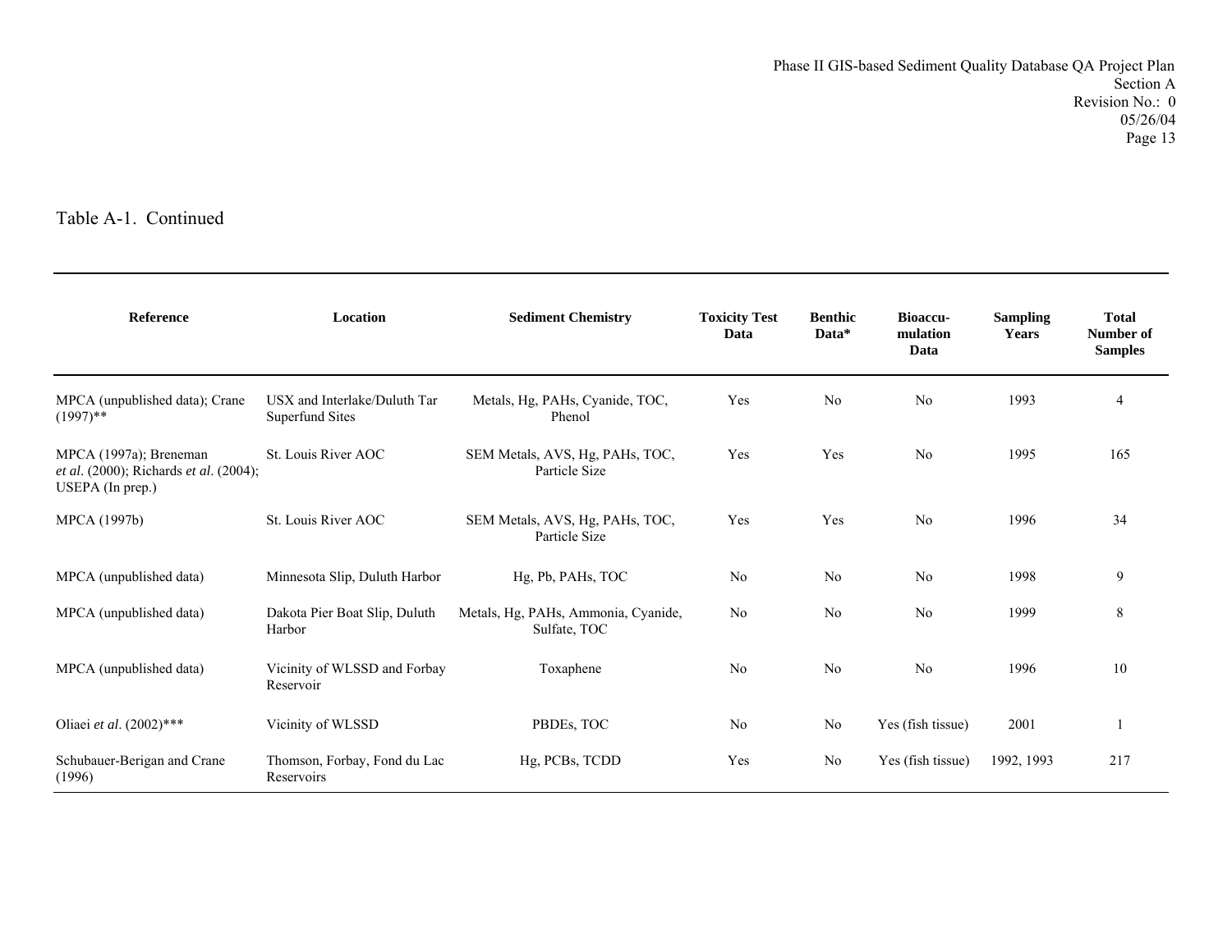Table A-1. Continued

| Reference | Location | Sediment Chemistry | Toxicity Test Data | Benthic Data* | Bioaccu-mulation Data | Sampling Years | Total Number of Samples |
|---|---|---|---|---|---|---|---|
| MPCA (unpublished data); Crane (1997)** | USX and Interlake/Duluth Tar Superfund Sites | Metals, Hg, PAHs, Cyanide, TOC, Phenol | Yes | No | No | 1993 | 4 |
| MPCA (1997a); Breneman *et al*. (2000); Richards *et al*. (2004); USEPA (In prep.) | St. Louis River AOC | SEM Metals, AVS, Hg, PAHs, TOC, Particle Size | Yes | Yes | No | 1995 | 165 |
| MPCA (1997b) | St. Louis River AOC | SEM Metals, AVS, Hg, PAHs, TOC, Particle Size | Yes | Yes | No | 1996 | 34 |
| MPCA (unpublished data) | Minnesota Slip, Duluth Harbor | Hg, Pb, PAHs, TOC | No | No | No | 1998 | 9 |
| MPCA (unpublished data) | Dakota Pier Boat Slip, Duluth Harbor | Metals, Hg, PAHs, Ammonia, Cyanide, Sulfate, TOC | No | No | No | 1999 | 8 |
| MPCA (unpublished data) | Vicinity of WLSSD and Forbay Reservoir | Toxaphene | No | No | No | 1996 | 10 |
| Oliaei *et al*. (2002)*** | Vicinity of WLSSD | PBDEs, TOC | No | No | Yes (fish tissue) | 2001 | 1 |
| Schubauer-Berigan and Crane (1996) | Thomson, Forbay, Fond du Lac Reservoirs | Hg, PCBs, TCDD | Yes | No | Yes (fish tissue) | 1992, 1993 | 217 |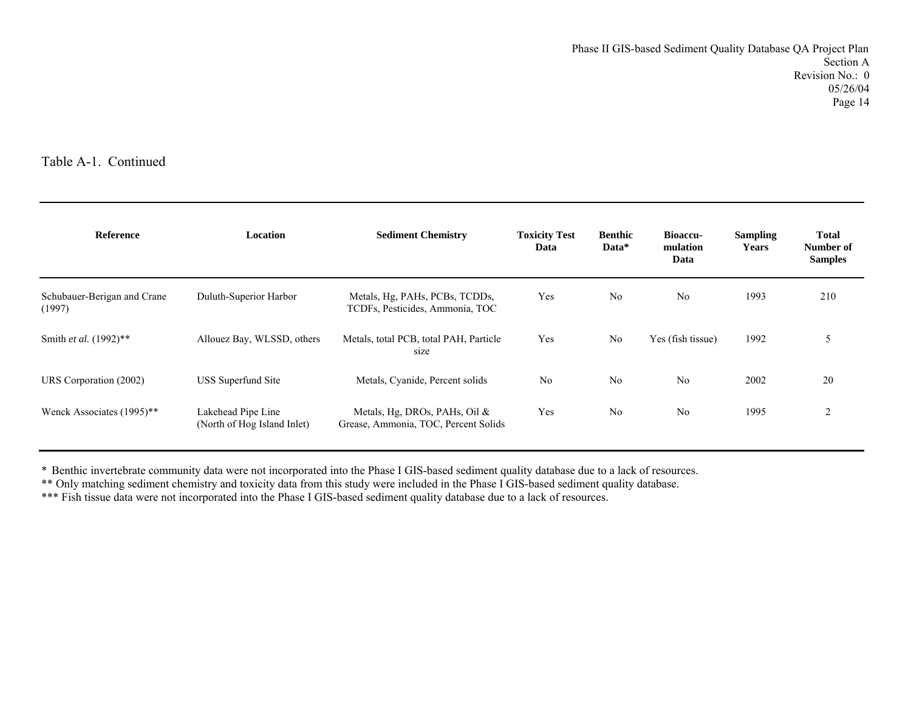Table A-1. Continued

| Reference | Location | Sediment Chemistry | Toxicity Test Data | Benthic Data* | Bioaccu-mulation Data | Sampling Years | Total Number of Samples |
|---|---|---|---|---|---|---|---|
| Schubauer-Berigan and Crane (1997) | Duluth-Superior Harbor | Metals, Hg, PAHs, PCBs, TCDDs, TCDFs, Pesticides, Ammonia, TOC | Yes | No | No | 1993 | 210 |
| Smith *et al.* (1992)** | Allouez Bay, WLSSD, others | Metals, total PCB, total PAH, Particle size | Yes | No | Yes (fish tissue) | 1992 | 5 |
| URS Corporation (2002) | USS Superfund Site | Metals, Cyanide, Percent solids | No | No | No | 2002 | 20 |
| Wenck Associates (1995)** | Lakehead Pipe Line (North of Hog Island Inlet) | Metals, Hg, DROs, PAHs, Oil & Grease, Ammonia, TOC, Percent Solids | Yes | No | No | 1995 | 2 |

* Benthic invertebrate community data were not incorporated into the Phase I GIS-based sediment quality database due to a lack of resources.
** Only matching sediment chemistry and toxicity data from this study were included in the Phase I GIS-based sediment quality database.
*** Fish tissue data were not incorporated into the Phase I GIS-based sediment quality database due to a lack of resources.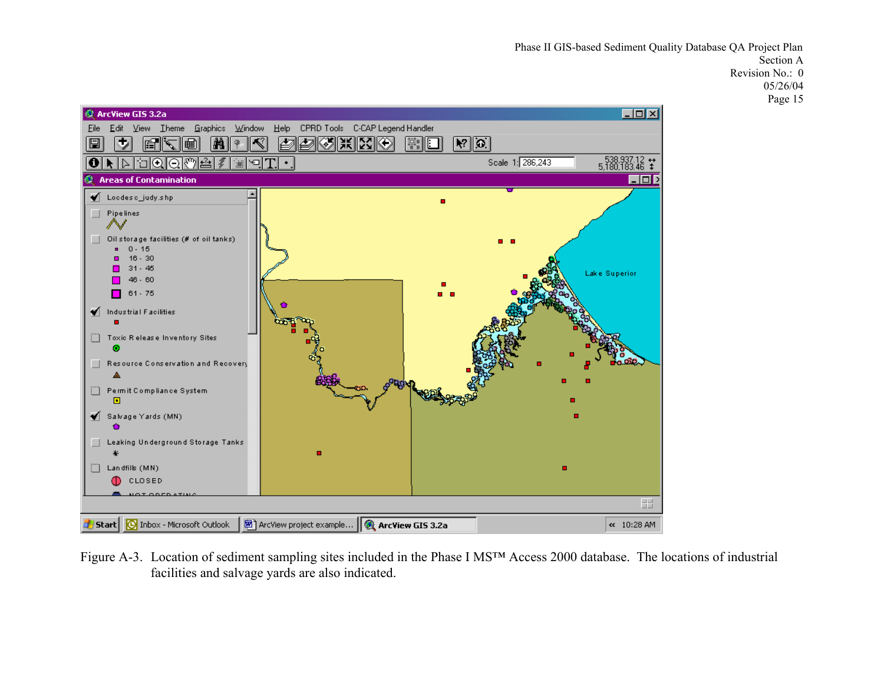Figure A-3. Location of sediment sampling sites included in the Phase I MS™ Access 2000 database. The locations of industrial facilities and salvage yards are also indicated.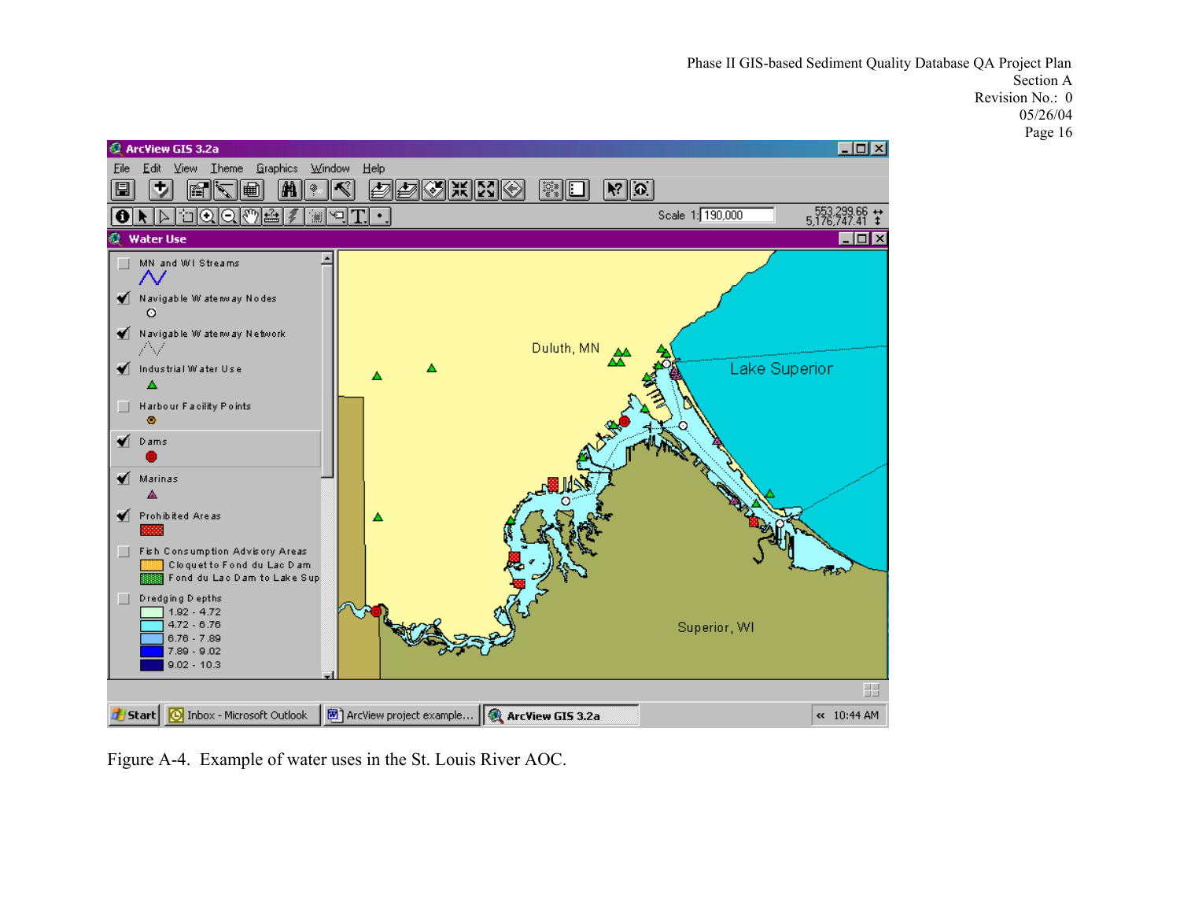Figure A-4. Example of water uses in the St. Louis River AOC.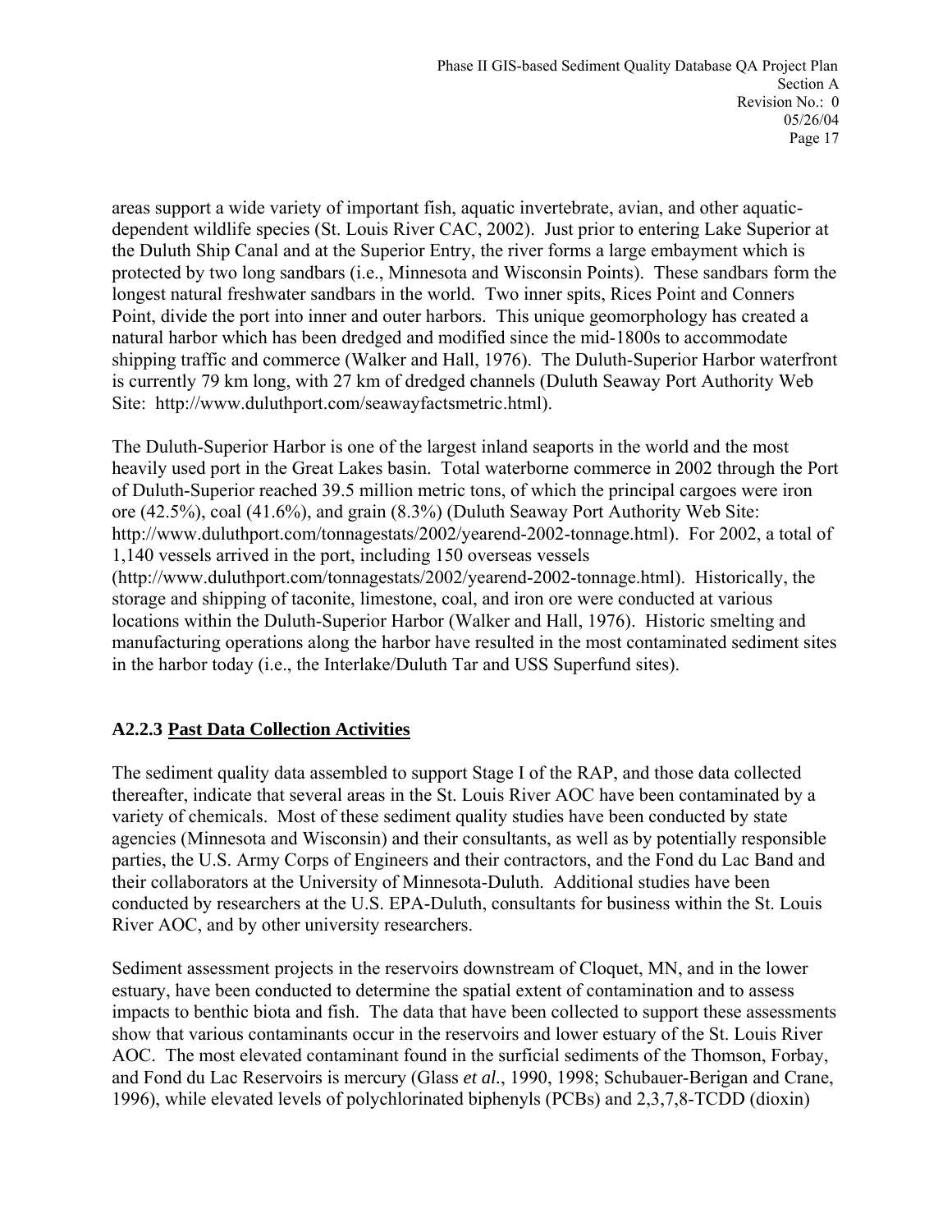areas support a wide variety of important fish, aquatic invertebrate, avian, and other aquatic-dependent wildlife species (St. Louis River CAC, 2002). Just prior to entering Lake Superior at the Duluth Ship Canal and at the Superior Entry, the river forms a large embayment which is protected by two long sandbars (i.e., Minnesota and Wisconsin Points). These sandbars form the longest natural freshwater sandbars in the world. Two inner spits, Rices Point and Conners Point, divide the port into inner and outer harbors. This unique geomorphology has created a natural harbor which has been dredged and modified since the mid-1800s to accommodate shipping traffic and commerce (Walker and Hall, 1976). The Duluth-Superior Harbor waterfront is currently 79 km long, with 27 km of dredged channels (Duluth Seaway Port Authority Web Site: http://www.duluthport.com/seawayfactsmetric.html).

The Duluth-Superior Harbor is one of the largest inland seaports in the world and the most heavily used port in the Great Lakes basin. Total waterborne commerce in 2002 through the Port of Duluth-Superior reached 39.5 million metric tons, of which the principal cargoes were iron ore (42.5%), coal (41.6%), and grain (8.3%) (Duluth Seaway Port Authority Web Site: http://www.duluthport.com/tonnagestats/2002/yearend-2002-tonnage.html). For 2002, a total of 1,140 vessels arrived in the port, including 150 overseas vessels (http://www.duluthport.com/tonnagestats/2002/yearend-2002-tonnage.html). Historically, the storage and shipping of taconite, limestone, coal, and iron ore were conducted at various locations within the Duluth-Superior Harbor (Walker and Hall, 1976). Historic smelting and manufacturing operations along the harbor have resulted in the most contaminated sediment sites in the harbor today (i.e., the Interlake/Duluth Tar and USS Superfund sites).

### A2.2.3 Past Data Collection Activities

The sediment quality data assembled to support Stage I of the RAP, and those data collected thereafter, indicate that several areas in the St. Louis River AOC have been contaminated by a variety of chemicals. Most of these sediment quality studies have been conducted by state agencies (Minnesota and Wisconsin) and their consultants, as well as by potentially responsible parties, the U.S. Army Corps of Engineers and their contractors, and the Fond du Lac Band and their collaborators at the University of Minnesota-Duluth. Additional studies have been conducted by researchers at the U.S. EPA-Duluth, consultants for business within the St. Louis River AOC, and by other university researchers.

Sediment assessment projects in the reservoirs downstream of Cloquet, MN, and in the lower estuary, have been conducted to determine the spatial extent of contamination and to assess impacts to benthic biota and fish. The data that have been collected to support these assessments show that various contaminants occur in the reservoirs and lower estuary of the St. Louis River AOC. The most elevated contaminant found in the surficial sediments of the Thomson, Forbay, and Fond du Lac Reservoirs is mercury (Glass *et al.*, 1990, 1998; Schubauer-Berigan and Crane, 1996), while elevated levels of polychlorinated biphenyls (PCBs) and 2,3,7,8-TCDD (dioxin)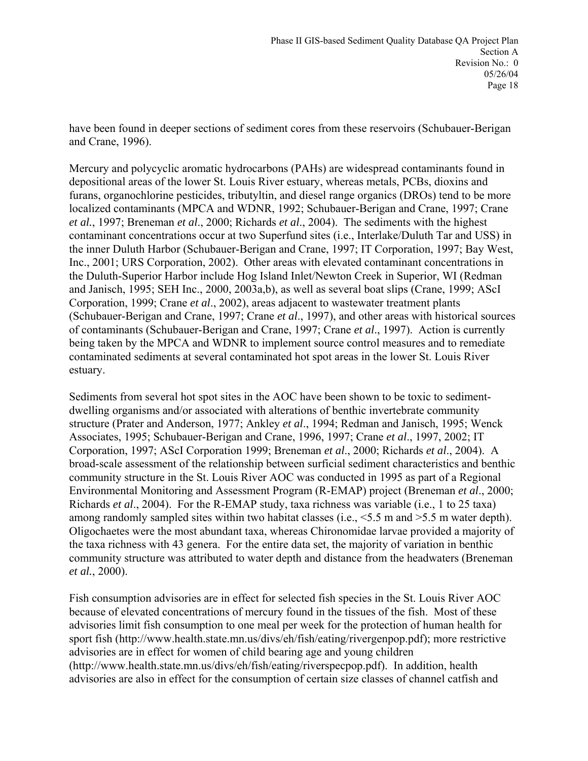have been found in deeper sections of sediment cores from these reservoirs (Schubauer-Berigan and Crane, 1996).

Mercury and polycyclic aromatic hydrocarbons (PAHs) are widespread contaminants found in depositional areas of the lower St. Louis River estuary, whereas metals, PCBs, dioxins and furans, organochlorine pesticides, tributyltin, and diesel range organics (DROs) tend to be more localized contaminants (MPCA and WDNR, 1992; Schubauer-Berigan and Crane, 1997; Crane *et al.*, 1997; Breneman *et al*., 2000; Richards *et al*., 2004). The sediments with the highest contaminant concentrations occur at two Superfund sites (i.e., Interlake/Duluth Tar and USS) in the inner Duluth Harbor (Schubauer-Berigan and Crane, 1997; IT Corporation, 1997; Bay West, Inc., 2001; URS Corporation, 2002). Other areas with elevated contaminant concentrations in the Duluth-Superior Harbor include Hog Island Inlet/Newton Creek in Superior, WI (Redman and Janisch, 1995; SEH Inc., 2000, 2003a,b), as well as several boat slips (Crane, 1999; AScI Corporation, 1999; Crane *et al*., 2002), areas adjacent to wastewater treatment plants (Schubauer-Berigan and Crane, 1997; Crane *et al*., 1997), and other areas with historical sources of contaminants (Schubauer-Berigan and Crane, 1997; Crane *et al*., 1997). Action is currently being taken by the MPCA and WDNR to implement source control measures and to remediate contaminated sediments at several contaminated hot spot areas in the lower St. Louis River estuary.

Sediments from several hot spot sites in the AOC have been shown to be toxic to sediment-dwelling organisms and/or associated with alterations of benthic invertebrate community structure (Prater and Anderson, 1977; Ankley *et al*., 1994; Redman and Janisch, 1995; Wenck Associates, 1995; Schubauer-Berigan and Crane, 1996, 1997; Crane *et al*., 1997, 2002; IT Corporation, 1997; AScI Corporation 1999; Breneman *et al*., 2000; Richards *et al*., 2004). A broad-scale assessment of the relationship between surficial sediment characteristics and benthic community structure in the St. Louis River AOC was conducted in 1995 as part of a Regional Environmental Monitoring and Assessment Program (R-EMAP) project (Breneman *et al*., 2000; Richards *et al*., 2004). For the R-EMAP study, taxa richness was variable (i.e., 1 to 25 taxa) among randomly sampled sites within two habitat classes (i.e., <5.5 m and >5.5 m water depth). Oligochaetes were the most abundant taxa, whereas Chironomidae larvae provided a majority of the taxa richness with 43 genera. For the entire data set, the majority of variation in benthic community structure was attributed to water depth and distance from the headwaters (Breneman *et al.*, 2000).

Fish consumption advisories are in effect for selected fish species in the St. Louis River AOC because of elevated concentrations of mercury found in the tissues of the fish. Most of these advisories limit fish consumption to one meal per week for the protection of human health for sport fish (http://www.health.state.mn.us/divs/eh/fish/eating/rivergenpop.pdf); more restrictive advisories are in effect for women of child bearing age and young children (http://www.health.state.mn.us/divs/eh/fish/eating/riverspecpop.pdf). In addition, health advisories are also in effect for the consumption of certain size classes of channel catfish and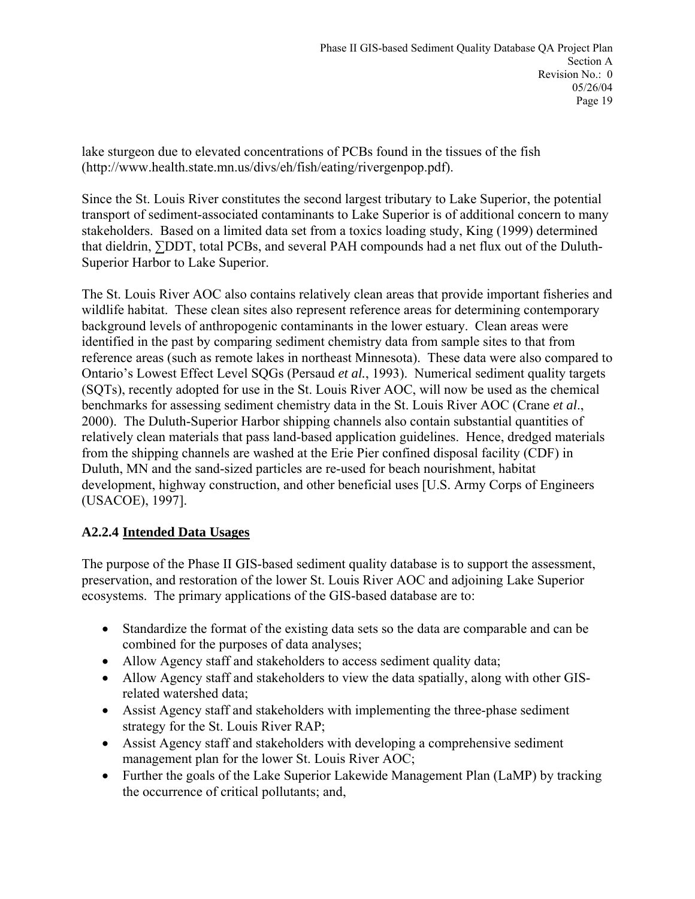lake sturgeon due to elevated concentrations of PCBs found in the tissues of the fish (http://www.health.state.mn.us/divs/eh/fish/eating/rivergenpop.pdf).

Since the St. Louis River constitutes the second largest tributary to Lake Superior, the potential transport of sediment-associated contaminants to Lake Superior is of additional concern to many stakeholders. Based on a limited data set from a toxics loading study, King (1999) determined that dieldrin, ∑DDT, total PCBs, and several PAH compounds had a net flux out of the Duluth-Superior Harbor to Lake Superior.

The St. Louis River AOC also contains relatively clean areas that provide important fisheries and wildlife habitat. These clean sites also represent reference areas for determining contemporary background levels of anthropogenic contaminants in the lower estuary. Clean areas were identified in the past by comparing sediment chemistry data from sample sites to that from reference areas (such as remote lakes in northeast Minnesota). These data were also compared to Ontario's Lowest Effect Level SQGs (Persaud *et al.*, 1993). Numerical sediment quality targets (SQTs), recently adopted for use in the St. Louis River AOC, will now be used as the chemical benchmarks for assessing sediment chemistry data in the St. Louis River AOC (Crane *et al*., 2000). The Duluth-Superior Harbor shipping channels also contain substantial quantities of relatively clean materials that pass land-based application guidelines. Hence, dredged materials from the shipping channels are washed at the Erie Pier confined disposal facility (CDF) in Duluth, MN and the sand-sized particles are re-used for beach nourishment, habitat development, highway construction, and other beneficial uses [U.S. Army Corps of Engineers (USACOE), 1997].

### A2.2.4 Intended Data Usages

The purpose of the Phase II GIS-based sediment quality database is to support the assessment, preservation, and restoration of the lower St. Louis River AOC and adjoining Lake Superior ecosystems. The primary applications of the GIS-based database are to:

- Standardize the format of the existing data sets so the data are comparable and can be combined for the purposes of data analyses;
- Allow Agency staff and stakeholders to access sediment quality data;
- Allow Agency staff and stakeholders to view the data spatially, along with other GIS-related watershed data;
- Assist Agency staff and stakeholders with implementing the three-phase sediment strategy for the St. Louis River RAP;
- Assist Agency staff and stakeholders with developing a comprehensive sediment management plan for the lower St. Louis River AOC;
- Further the goals of the Lake Superior Lakewide Management Plan (LaMP) by tracking the occurrence of critical pollutants; and,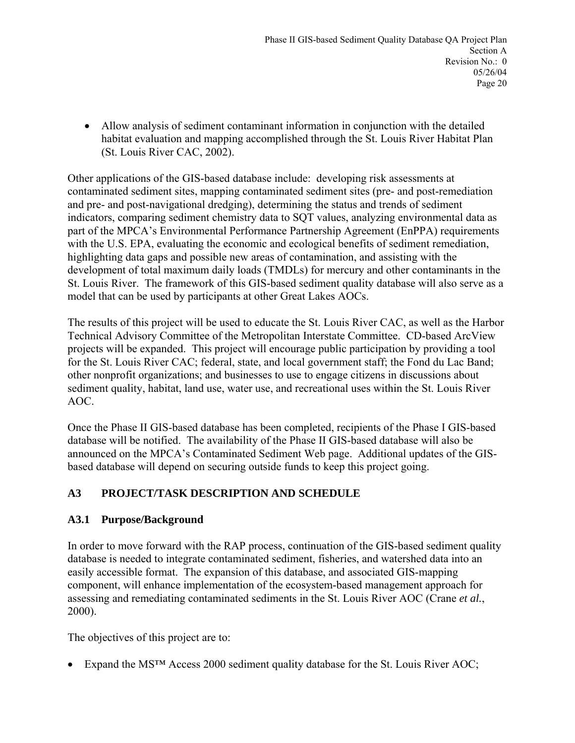- Allow analysis of sediment contaminant information in conjunction with the detailed habitat evaluation and mapping accomplished through the St. Louis River Habitat Plan (St. Louis River CAC, 2002).

Other applications of the GIS-based database include: developing risk assessments at contaminated sediment sites, mapping contaminated sediment sites (pre- and post-remediation and pre- and post-navigational dredging), determining the status and trends of sediment indicators, comparing sediment chemistry data to SQT values, analyzing environmental data as part of the MPCA's Environmental Performance Partnership Agreement (EnPPA) requirements with the U.S. EPA, evaluating the economic and ecological benefits of sediment remediation, highlighting data gaps and possible new areas of contamination, and assisting with the development of total maximum daily loads (TMDLs) for mercury and other contaminants in the St. Louis River. The framework of this GIS-based sediment quality database will also serve as a model that can be used by participants at other Great Lakes AOCs.

The results of this project will be used to educate the St. Louis River CAC, as well as the Harbor Technical Advisory Committee of the Metropolitan Interstate Committee. CD-based ArcView projects will be expanded. This project will encourage public participation by providing a tool for the St. Louis River CAC; federal, state, and local government staff; the Fond du Lac Band; other nonprofit organizations; and businesses to use to engage citizens in discussions about sediment quality, habitat, land use, water use, and recreational uses within the St. Louis River AOC.

Once the Phase II GIS-based database has been completed, recipients of the Phase I GIS-based database will be notified. The availability of the Phase II GIS-based database will also be announced on the MPCA's Contaminated Sediment Web page. Additional updates of the GIS-based database will depend on securing outside funds to keep this project going.

## A3 PROJECT/TASK DESCRIPTION AND SCHEDULE

### A3.1 Purpose/Background

In order to move forward with the RAP process, continuation of the GIS-based sediment quality database is needed to integrate contaminated sediment, fisheries, and watershed data into an easily accessible format. The expansion of this database, and associated GIS-mapping component, will enhance implementation of the ecosystem-based management approach for assessing and remediating contaminated sediments in the St. Louis River AOC (Crane *et al.*, 2000).

The objectives of this project are to:

- Expand the MS™ Access 2000 sediment quality database for the St. Louis River AOC;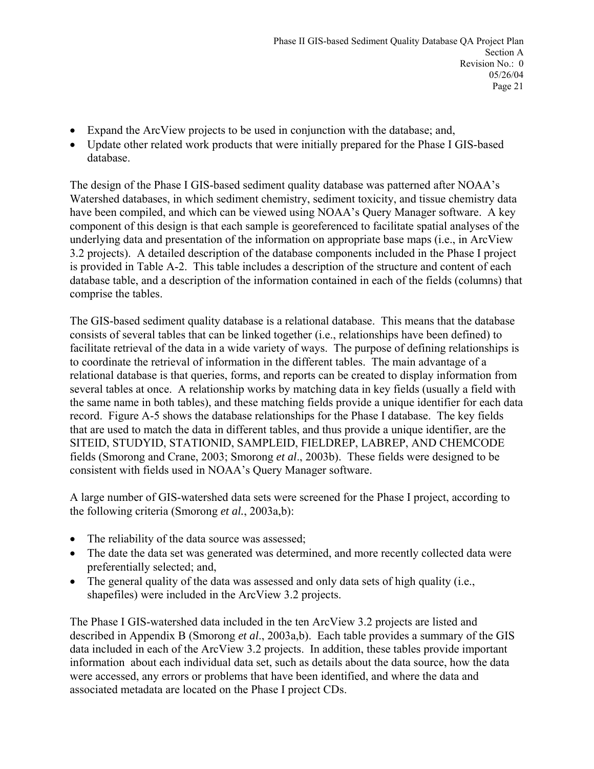- Expand the ArcView projects to be used in conjunction with the database; and,
- Update other related work products that were initially prepared for the Phase I GIS-based database.

The design of the Phase I GIS-based sediment quality database was patterned after NOAA's Watershed databases, in which sediment chemistry, sediment toxicity, and tissue chemistry data have been compiled, and which can be viewed using NOAA's Query Manager software. A key component of this design is that each sample is georeferenced to facilitate spatial analyses of the underlying data and presentation of the information on appropriate base maps (i.e., in ArcView 3.2 projects). A detailed description of the database components included in the Phase I project is provided in Table A-2. This table includes a description of the structure and content of each database table, and a description of the information contained in each of the fields (columns) that comprise the tables.

The GIS-based sediment quality database is a relational database. This means that the database consists of several tables that can be linked together (i.e., relationships have been defined) to facilitate retrieval of the data in a wide variety of ways. The purpose of defining relationships is to coordinate the retrieval of information in the different tables. The main advantage of a relational database is that queries, forms, and reports can be created to display information from several tables at once. A relationship works by matching data in key fields (usually a field with the same name in both tables), and these matching fields provide a unique identifier for each data record. Figure A-5 shows the database relationships for the Phase I database. The key fields that are used to match the data in different tables, and thus provide a unique identifier, are the SITEID, STUDYID, STATIONID, SAMPLEID, FIELDREP, LABREP, AND CHEMCODE fields (Smorong and Crane, 2003; Smorong *et al*., 2003b). These fields were designed to be consistent with fields used in NOAA's Query Manager software.

A large number of GIS-watershed data sets were screened for the Phase I project, according to the following criteria (Smorong *et al.*, 2003a,b):

- The reliability of the data source was assessed;
- The date the data set was generated was determined, and more recently collected data were preferentially selected; and,
- The general quality of the data was assessed and only data sets of high quality (i.e., shapefiles) were included in the ArcView 3.2 projects.

The Phase I GIS-watershed data included in the ten ArcView 3.2 projects are listed and described in Appendix B (Smorong *et al*., 2003a,b). Each table provides a summary of the GIS data included in each of the ArcView 3.2 projects. In addition, these tables provide important information about each individual data set, such as details about the data source, how the data were accessed, any errors or problems that have been identified, and where the data and associated metadata are located on the Phase I project CDs.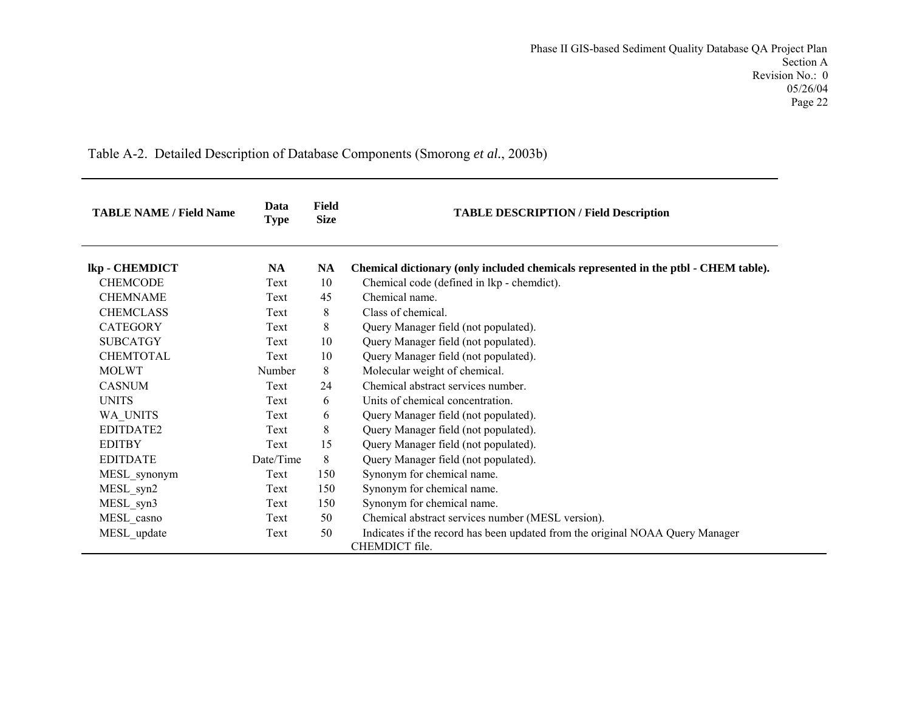Table A-2. Detailed Description of Database Components (Smorong *et al.*, 2003b)

| TABLE NAME / Field Name | Data Type | Field Size | TABLE DESCRIPTION / Field Description |
|---|---|---|---|
| **lkp - CHEMDICT** | **NA** | **NA** | **Chemical dictionary (only included chemicals represented in the ptbl - CHEM table).** |
| CHEMCODE | Text | 10 | Chemical code (defined in lkp - chemdict). |
| CHEMNAME | Text | 45 | Chemical name. |
| CHEMCLASS | Text | 8 | Class of chemical. |
| CATEGORY | Text | 8 | Query Manager field (not populated). |
| SUBCATGY | Text | 10 | Query Manager field (not populated). |
| CHEMTOTAL | Text | 10 | Query Manager field (not populated). |
| MOLWT | Number | 8 | Molecular weight of chemical. |
| CASNUM | Text | 24 | Chemical abstract services number. |
| UNITS | Text | 6 | Units of chemical concentration. |
| WA_UNITS | Text | 6 | Query Manager field (not populated). |
| EDITDATE2 | Text | 8 | Query Manager field (not populated). |
| EDITBY | Text | 15 | Query Manager field (not populated). |
| EDITDATE | Date/Time | 8 | Query Manager field (not populated). |
| MESL_synonym | Text | 150 | Synonym for chemical name. |
| MESL_syn2 | Text | 150 | Synonym for chemical name. |
| MESL_syn3 | Text | 150 | Synonym for chemical name. |
| MESL_casno | Text | 50 | Chemical abstract services number (MESL version). |
| MESL_update | Text | 50 | Indicates if the record has been updated from the original NOAA Query Manager CHEMDICT file. |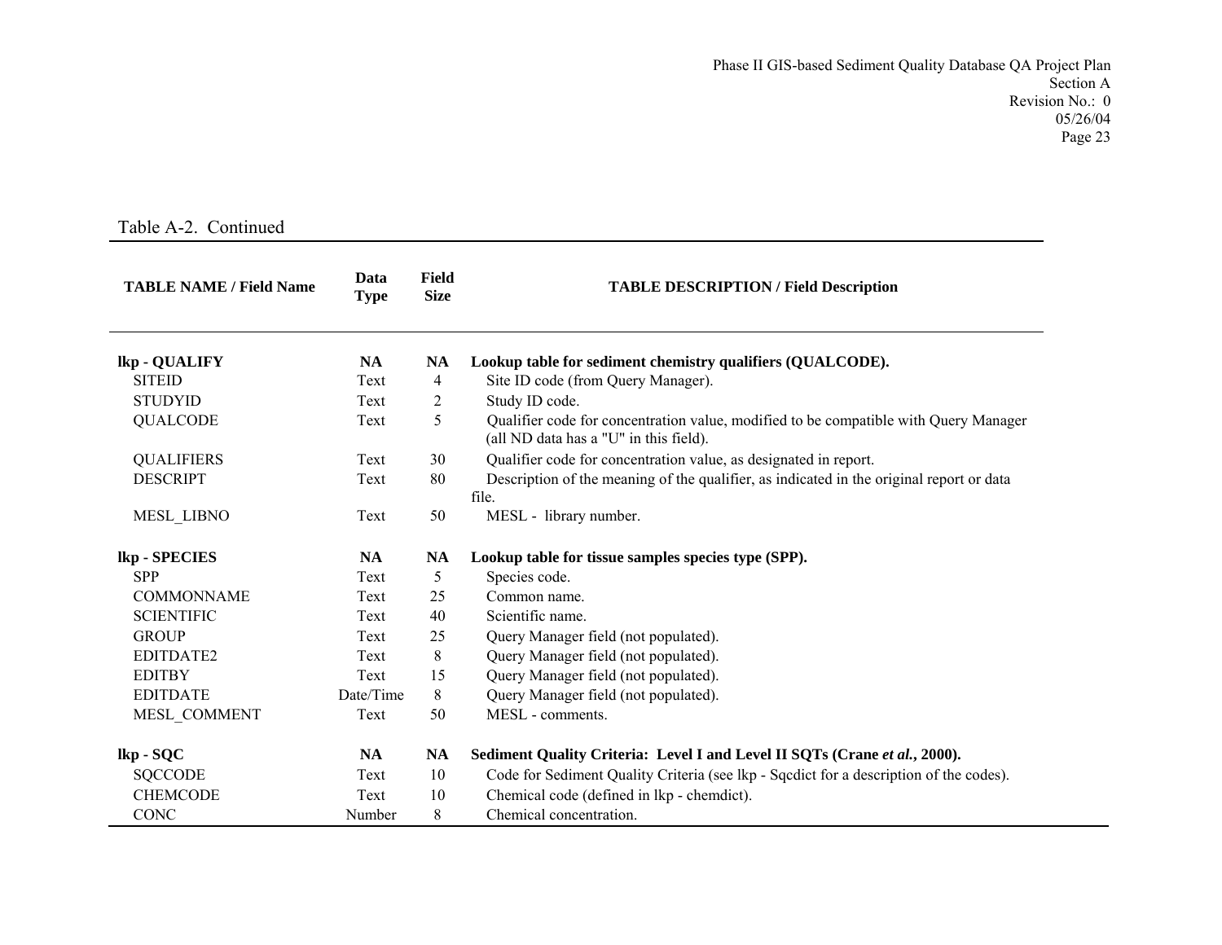Table A-2. Continued

| TABLE NAME / Field Name | Data Type | Field Size | TABLE DESCRIPTION / Field Description |
|---|---|---|---|
| **lkp - QUALIFY** | **NA** | **NA** | **Lookup table for sediment chemistry qualifiers (QUALCODE).** |
| SITEID | Text | 4 | Site ID code (from Query Manager). |
| STUDYID | Text | 2 | Study ID code. |
| QUALCODE | Text | 5 | Qualifier code for concentration value, modified to be compatible with Query Manager (all ND data has a "U" in this field). |
| QUALIFIERS | Text | 30 | Qualifier code for concentration value, as designated in report. |
| DESCRIPT | Text | 80 | Description of the meaning of the qualifier, as indicated in the original report or data file. |
| MESL_LIBNO | Text | 50 | MESL - library number. |
| **lkp - SPECIES** | **NA** | **NA** | **Lookup table for tissue samples species type (SPP).** |
| SPP | Text | 5 | Species code. |
| COMMONNAME | Text | 25 | Common name. |
| SCIENTIFIC | Text | 40 | Scientific name. |
| GROUP | Text | 25 | Query Manager field (not populated). |
| EDITDATE2 | Text | 8 | Query Manager field (not populated). |
| EDITBY | Text | 15 | Query Manager field (not populated). |
| EDITDATE | Date/Time | 8 | Query Manager field (not populated). |
| MESL_COMMENT | Text | 50 | MESL - comments. |
| **lkp - SQC** | **NA** | **NA** | **Sediment Quality Criteria: Level I and Level II SQTs (Crane *et al.*, 2000).** |
| SQCCODE | Text | 10 | Code for Sediment Quality Criteria (see lkp - Sqcdict for a description of the codes). |
| CHEMCODE | Text | 10 | Chemical code (defined in lkp - chemdict). |
| CONC | Number | 8 | Chemical concentration. |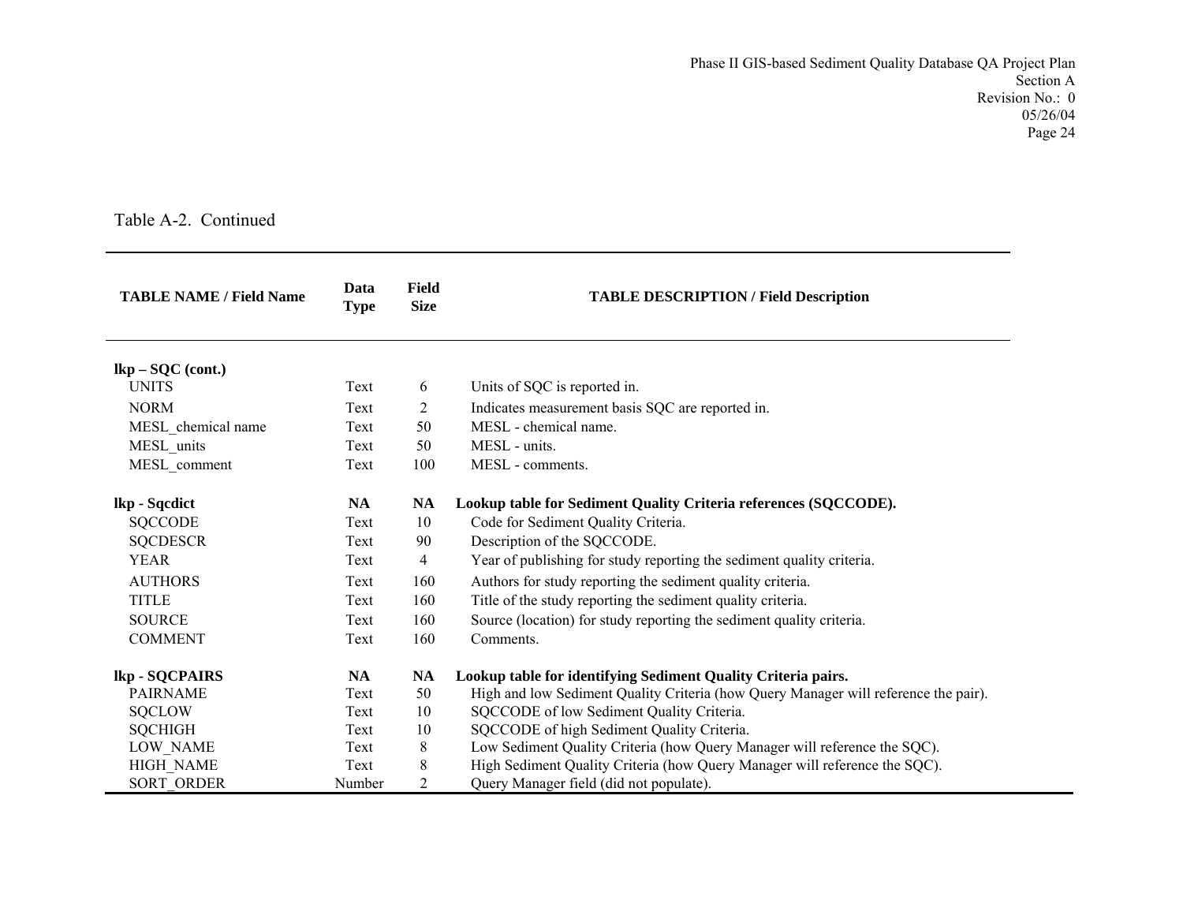Table A-2. Continued

| TABLE NAME / Field Name | Data Type | Field Size | TABLE DESCRIPTION / Field Description |
|---|---|---|---|
| **lkp – SQC (cont.)** | | | |
| UNITS | Text | 6 | Units of SQC is reported in. |
| NORM | Text | 2 | Indicates measurement basis SQC are reported in. |
| MESL_chemical name | Text | 50 | MESL - chemical name. |
| MESL_units | Text | 50 | MESL - units. |
| MESL_comment | Text | 100 | MESL - comments. |
| **lkp - Sqcdict** | **NA** | **NA** | **Lookup table for Sediment Quality Criteria references (SQCCODE).** |
| SQCCODE | Text | 10 | Code for Sediment Quality Criteria. |
| SQCDESCR | Text | 90 | Description of the SQCCODE. |
| YEAR | Text | 4 | Year of publishing for study reporting the sediment quality criteria. |
| AUTHORS | Text | 160 | Authors for study reporting the sediment quality criteria. |
| TITLE | Text | 160 | Title of the study reporting the sediment quality criteria. |
| SOURCE | Text | 160 | Source (location) for study reporting the sediment quality criteria. |
| COMMENT | Text | 160 | Comments. |
| **lkp - SQCPAIRS** | **NA** | **NA** | **Lookup table for identifying Sediment Quality Criteria pairs.** |
| PAIRNAME | Text | 50 | High and low Sediment Quality Criteria (how Query Manager will reference the pair). |
| SQCLOW | Text | 10 | SQCCODE of low Sediment Quality Criteria. |
| SQCHIGH | Text | 10 | SQCCODE of high Sediment Quality Criteria. |
| LOW_NAME | Text | 8 | Low Sediment Quality Criteria (how Query Manager will reference the SQC). |
| HIGH_NAME | Text | 8 | High Sediment Quality Criteria (how Query Manager will reference the SQC). |
| SORT_ORDER | Number | 2 | Query Manager field (did not populate). |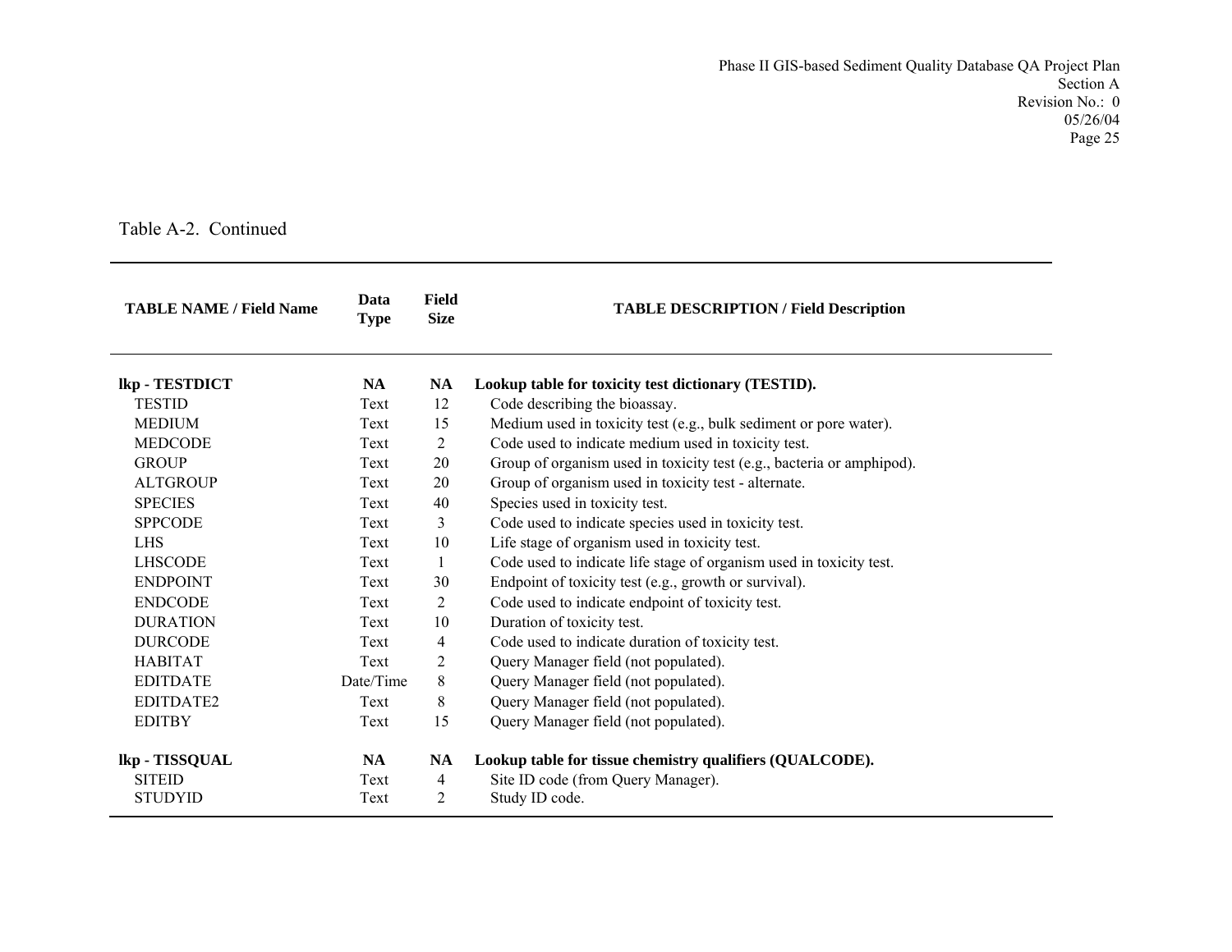Table A-2. Continued

| TABLE NAME / Field Name | Data Type | Field Size | TABLE DESCRIPTION / Field Description |
|---|---|---|---|
| **lkp - TESTDICT** | **NA** | **NA** | **Lookup table for toxicity test dictionary (TESTID).** |
| TESTID | Text | 12 | Code describing the bioassay. |
| MEDIUM | Text | 15 | Medium used in toxicity test (e.g., bulk sediment or pore water). |
| MEDCODE | Text | 2 | Code used to indicate medium used in toxicity test. |
| GROUP | Text | 20 | Group of organism used in toxicity test (e.g., bacteria or amphipod). |
| ALTGROUP | Text | 20 | Group of organism used in toxicity test - alternate. |
| SPECIES | Text | 40 | Species used in toxicity test. |
| SPPCODE | Text | 3 | Code used to indicate species used in toxicity test. |
| LHS | Text | 10 | Life stage of organism used in toxicity test. |
| LHSCODE | Text | 1 | Code used to indicate life stage of organism used in toxicity test. |
| ENDPOINT | Text | 30 | Endpoint of toxicity test (e.g., growth or survival). |
| ENDCODE | Text | 2 | Code used to indicate endpoint of toxicity test. |
| DURATION | Text | 10 | Duration of toxicity test. |
| DURCODE | Text | 4 | Code used to indicate duration of toxicity test. |
| HABITAT | Text | 2 | Query Manager field (not populated). |
| EDITDATE | Date/Time | 8 | Query Manager field (not populated). |
| EDITDATE2 | Text | 8 | Query Manager field (not populated). |
| EDITBY | Text | 15 | Query Manager field (not populated). |
| **lkp - TISSQUAL** | **NA** | **NA** | **Lookup table for tissue chemistry qualifiers (QUALCODE).** |
| SITEID | Text | 4 | Site ID code (from Query Manager). |
| STUDYID | Text | 2 | Study ID code. |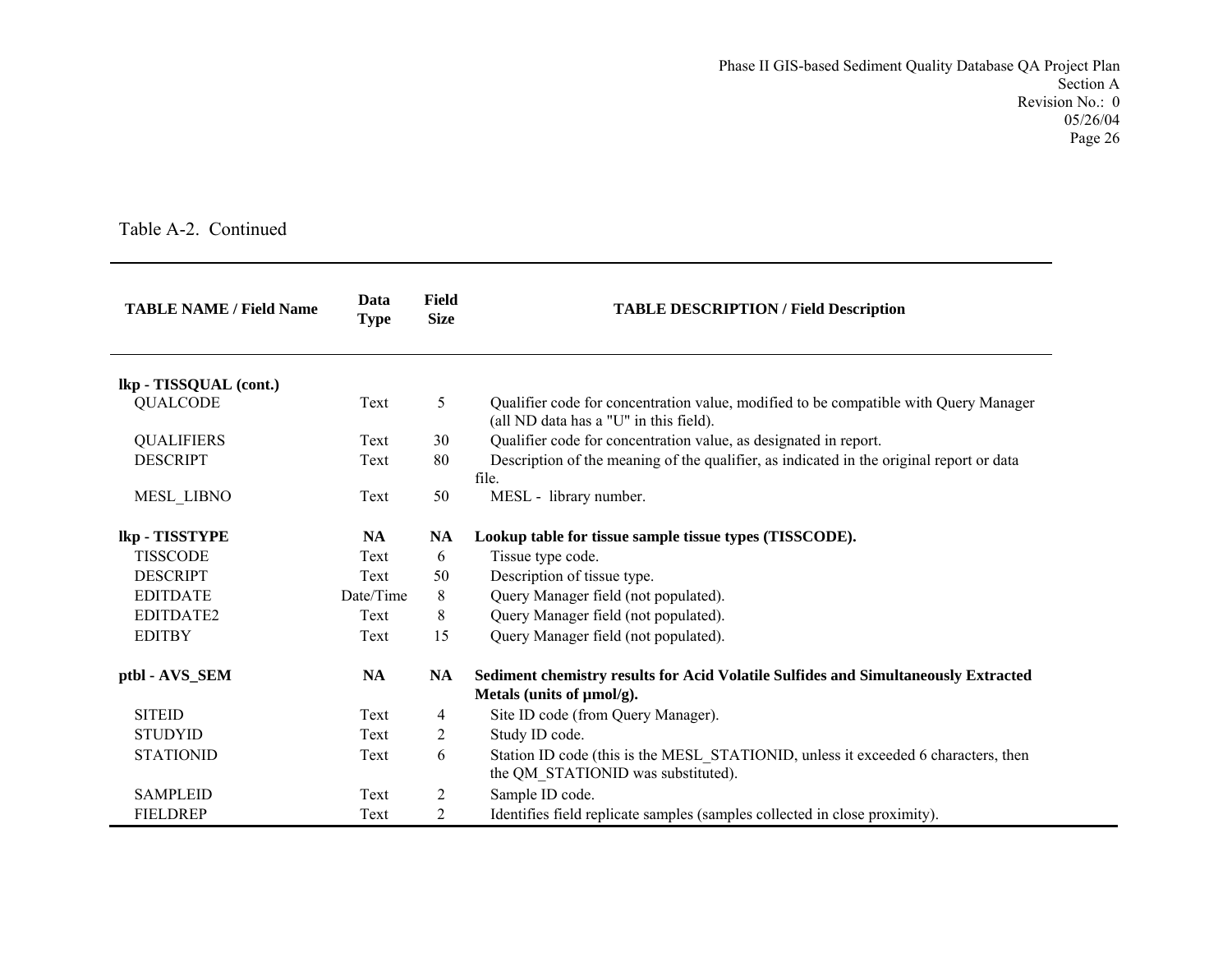Table A-2. Continued

| TABLE NAME / Field Name | Data Type | Field Size | TABLE DESCRIPTION / Field Description |
|---|---|---|---|
| **lkp - TISSQUAL (cont.)** | | | |
| QUALCODE | Text | 5 | Qualifier code for concentration value, modified to be compatible with Query Manager (all ND data has a "U" in this field). |
| QUALIFIERS | Text | 30 | Qualifier code for concentration value, as designated in report. |
| DESCRIPT | Text | 80 | Description of the meaning of the qualifier, as indicated in the original report or data file. |
| MESL_LIBNO | Text | 50 | MESL - library number. |
| **lkp - TISSTYPE** | **NA** | **NA** | **Lookup table for tissue sample tissue types (TISSCODE).** |
| TISSCODE | Text | 6 | Tissue type code. |
| DESCRIPT | Text | 50 | Description of tissue type. |
| EDITDATE | Date/Time | 8 | Query Manager field (not populated). |
| EDITDATE2 | Text | 8 | Query Manager field (not populated). |
| EDITBY | Text | 15 | Query Manager field (not populated). |
| **ptbl - AVS_SEM** | **NA** | **NA** | **Sediment chemistry results for Acid Volatile Sulfides and Simultaneously Extracted Metals (units of µmol/g).** |
| SITEID | Text | 4 | Site ID code (from Query Manager). |
| STUDYID | Text | 2 | Study ID code. |
| STATIONID | Text | 6 | Station ID code (this is the MESL_STATIONID, unless it exceeded 6 characters, then the QM_STATIONID was substituted). |
| SAMPLEID | Text | 2 | Sample ID code. |
| FIELDREP | Text | 2 | Identifies field replicate samples (samples collected in close proximity). |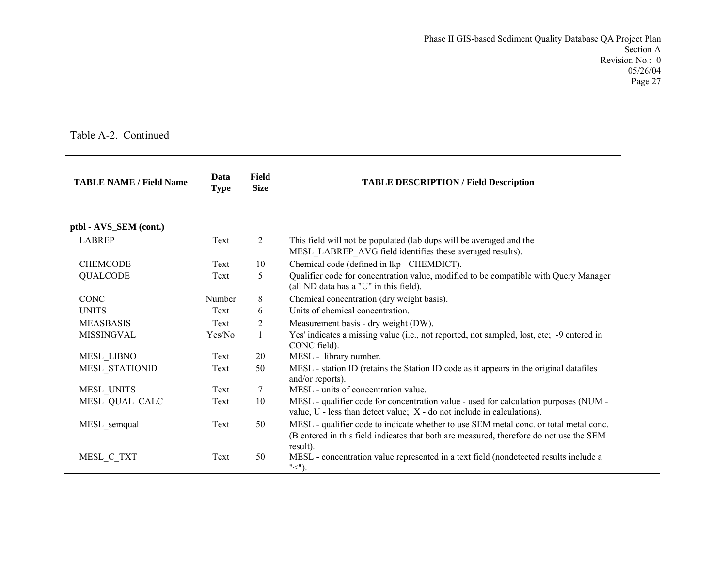Table A-2. Continued

| TABLE NAME / Field Name | Data Type | Field Size | TABLE DESCRIPTION / Field Description |
|---|---|---|---|
| **ptbl - AVS_SEM (cont.)** | | | |
| LABREP | Text | 2 | This field will not be populated (lab dups will be averaged and the MESL_LABREP_AVG field identifies these averaged results). |
| CHEMCODE | Text | 10 | Chemical code (defined in lkp - CHEMDICT). |
| QUALCODE | Text | 5 | Qualifier code for concentration value, modified to be compatible with Query Manager (all ND data has a "U" in this field). |
| CONC | Number | 8 | Chemical concentration (dry weight basis). |
| UNITS | Text | 6 | Units of chemical concentration. |
| MEASBASIS | Text | 2 | Measurement basis - dry weight (DW). |
| MISSINGVAL | Yes/No | 1 | Yes' indicates a missing value (i.e., not reported, not sampled, lost, etc; -9 entered in CONC field). |
| MESL_LIBNO | Text | 20 | MESL - library number. |
| MESL_STATIONID | Text | 50 | MESL - station ID (retains the Station ID code as it appears in the original datafiles and/or reports). |
| MESL_UNITS | Text | 7 | MESL - units of concentration value. |
| MESL_QUAL_CALC | Text | 10 | MESL - qualifier code for concentration value - used for calculation purposes (NUM - value, U - less than detect value; X - do not include in calculations). |
| MESL_semqual | Text | 50 | MESL - qualifier code to indicate whether to use SEM metal conc. or total metal conc. (B entered in this field indicates that both are measured, therefore do not use the SEM result). |
| MESL_C_TXT | Text | 50 | MESL - concentration value represented in a text field (nondetected results include a "<"). |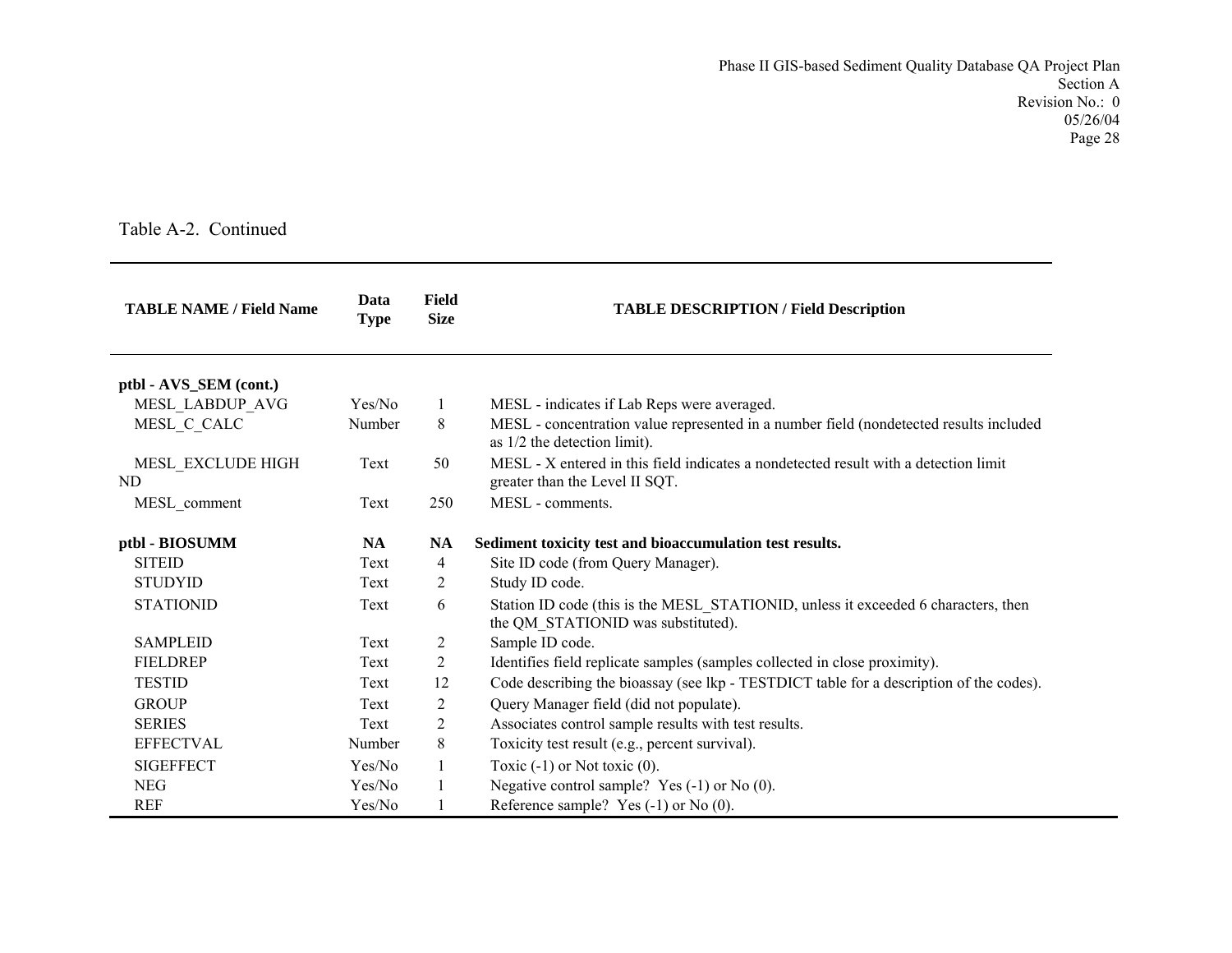Table A-2. Continued

| TABLE NAME / Field Name | Data Type | Field Size | TABLE DESCRIPTION / Field Description |
|---|---|---|---|
| **ptbl - AVS_SEM (cont.)** | | | |
| MESL_LABDUP_AVG | Yes/No | 1 | MESL - indicates if Lab Reps were averaged. |
| MESL_C_CALC | Number | 8 | MESL - concentration value represented in a number field (nondetected results included as 1/2 the detection limit). |
| MESL_EXCLUDE HIGH ND | Text | 50 | MESL - X entered in this field indicates a nondetected result with a detection limit greater than the Level II SQT. |
| MESL_comment | Text | 250 | MESL - comments. |
| **ptbl - BIOSUMM** | **NA** | **NA** | **Sediment toxicity test and bioaccumulation test results.** |
| SITEID | Text | 4 | Site ID code (from Query Manager). |
| STUDYID | Text | 2 | Study ID code. |
| STATIONID | Text | 6 | Station ID code (this is the MESL_STATIONID, unless it exceeded 6 characters, then the QM_STATIONID was substituted). |
| SAMPLEID | Text | 2 | Sample ID code. |
| FIELDREP | Text | 2 | Identifies field replicate samples (samples collected in close proximity). |
| TESTID | Text | 12 | Code describing the bioassay (see lkp - TESTDICT table for a description of the codes). |
| GROUP | Text | 2 | Query Manager field (did not populate). |
| SERIES | Text | 2 | Associates control sample results with test results. |
| EFFECTVAL | Number | 8 | Toxicity test result (e.g., percent survival). |
| SIGEFFECT | Yes/No | 1 | Toxic (-1) or Not toxic (0). |
| NEG | Yes/No | 1 | Negative control sample? Yes (-1) or No (0). |
| REF | Yes/No | 1 | Reference sample? Yes (-1) or No (0). |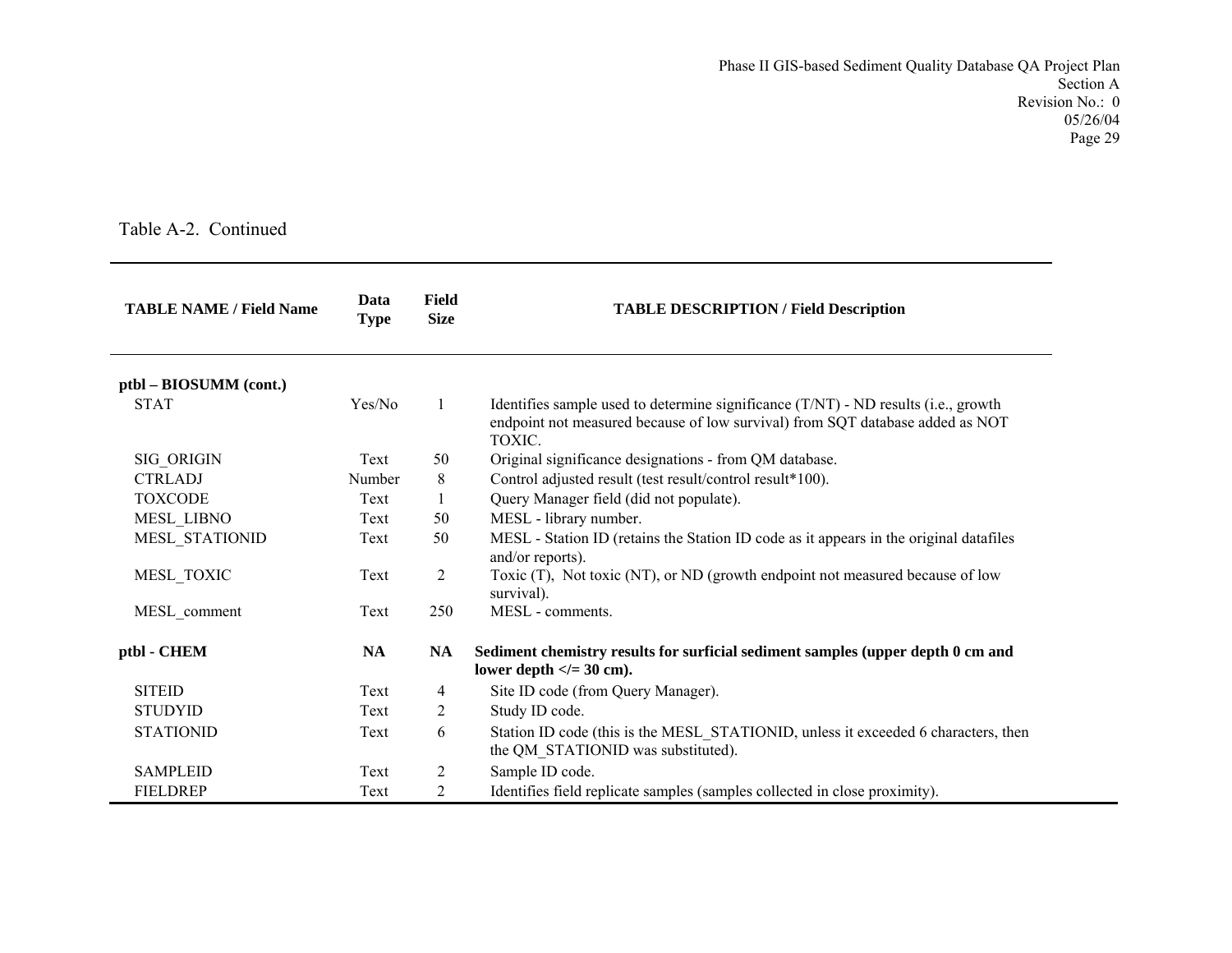Table A-2. Continued

| TABLE NAME / Field Name | Data Type | Field Size | TABLE DESCRIPTION / Field Description |
|---|---|---|---|
| **ptbl – BIOSUMM (cont.)** | | | |
| STAT | Yes/No | 1 | Identifies sample used to determine significance (T/NT) - ND results (i.e., growth endpoint not measured because of low survival) from SQT database added as NOT TOXIC. |
| SIG_ORIGIN | Text | 50 | Original significance designations - from QM database. |
| CTRLADJ | Number | 8 | Control adjusted result (test result/control result*100). |
| TOXCODE | Text | 1 | Query Manager field (did not populate). |
| MESL_LIBNO | Text | 50 | MESL - library number. |
| MESL_STATIONID | Text | 50 | MESL - Station ID (retains the Station ID code as it appears in the original datafiles and/or reports). |
| MESL_TOXIC | Text | 2 | Toxic (T), Not toxic (NT), or ND (growth endpoint not measured because of low survival). |
| MESL_comment | Text | 250 | MESL - comments. |
| **ptbl - CHEM** | **NA** | **NA** | **Sediment chemistry results for surficial sediment samples (upper depth 0 cm and lower depth </= 30 cm).** |
| SITEID | Text | 4 | Site ID code (from Query Manager). |
| STUDYID | Text | 2 | Study ID code. |
| STATIONID | Text | 6 | Station ID code (this is the MESL_STATIONID, unless it exceeded 6 characters, then the QM_STATIONID was substituted). |
| SAMPLEID | Text | 2 | Sample ID code. |
| FIELDREP | Text | 2 | Identifies field replicate samples (samples collected in close proximity). |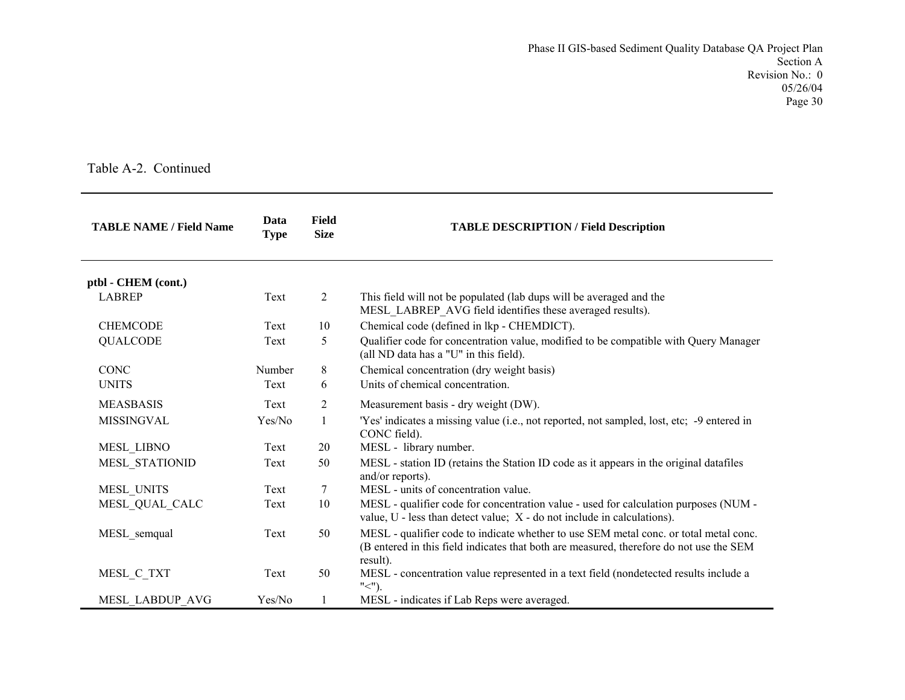Table A-2. Continued

| TABLE NAME / Field Name | Data Type | Field Size | TABLE DESCRIPTION / Field Description |
|---|---|---|---|
| **ptbl - CHEM (cont.)** | | | |
| LABREP | Text | 2 | This field will not be populated (lab dups will be averaged and the MESL_LABREP_AVG field identifies these averaged results). |
| CHEMCODE | Text | 10 | Chemical code (defined in lkp - CHEMDICT). |
| QUALCODE | Text | 5 | Qualifier code for concentration value, modified to be compatible with Query Manager (all ND data has a "U" in this field). |
| CONC | Number | 8 | Chemical concentration (dry weight basis) |
| UNITS | Text | 6 | Units of chemical concentration. |
| MEASBASIS | Text | 2 | Measurement basis - dry weight (DW). |
| MISSINGVAL | Yes/No | 1 | 'Yes' indicates a missing value (i.e., not reported, not sampled, lost, etc; -9 entered in CONC field). |
| MESL_LIBNO | Text | 20 | MESL - library number. |
| MESL_STATIONID | Text | 50 | MESL - station ID (retains the Station ID code as it appears in the original datafiles and/or reports). |
| MESL_UNITS | Text | 7 | MESL - units of concentration value. |
| MESL_QUAL_CALC | Text | 10 | MESL - qualifier code for concentration value - used for calculation purposes (NUM - value, U - less than detect value; X - do not include in calculations). |
| MESL_semqual | Text | 50 | MESL - qualifier code to indicate whether to use SEM metal conc. or total metal conc. (B entered in this field indicates that both are measured, therefore do not use the SEM result). |
| MESL_C_TXT | Text | 50 | MESL - concentration value represented in a text field (nondetected results include a "<"). |
| MESL_LABDUP_AVG | Yes/No | 1 | MESL - indicates if Lab Reps were averaged. |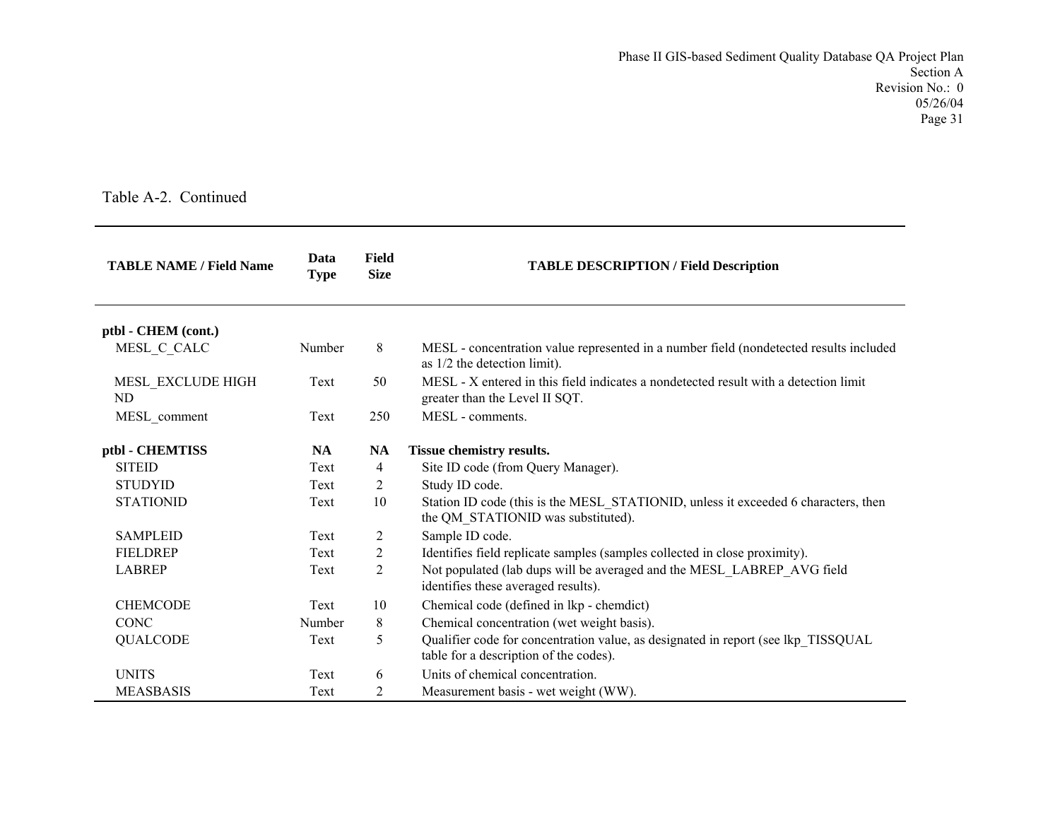Table A-2. Continued

| TABLE NAME / Field Name | Data Type | Field Size | TABLE DESCRIPTION / Field Description |
|---|---|---|---|
| **ptbl - CHEM (cont.)** | | | |
| MESL_C_CALC | Number | 8 | MESL - concentration value represented in a number field (nondetected results included as 1/2 the detection limit). |
| MESL_EXCLUDE HIGH ND | Text | 50 | MESL - X entered in this field indicates a nondetected result with a detection limit greater than the Level II SQT. |
| MESL_comment | Text | 250 | MESL - comments. |
| **ptbl - CHEMTISS** | **NA** | **NA** | **Tissue chemistry results.** |
| SITEID | Text | 4 | Site ID code (from Query Manager). |
| STUDYID | Text | 2 | Study ID code. |
| STATIONID | Text | 10 | Station ID code (this is the MESL_STATIONID, unless it exceeded 6 characters, then the QM_STATIONID was substituted). |
| SAMPLEID | Text | 2 | Sample ID code. |
| FIELDREP | Text | 2 | Identifies field replicate samples (samples collected in close proximity). |
| LABREP | Text | 2 | Not populated (lab dups will be averaged and the MESL_LABREP_AVG field identifies these averaged results). |
| CHEMCODE | Text | 10 | Chemical code (defined in lkp - chemdict) |
| CONC | Number | 8 | Chemical concentration (wet weight basis). |
| QUALCODE | Text | 5 | Qualifier code for concentration value, as designated in report (see lkp_TISSQUAL table for a description of the codes). |
| UNITS | Text | 6 | Units of chemical concentration. |
| MEASBASIS | Text | 2 | Measurement basis - wet weight (WW). |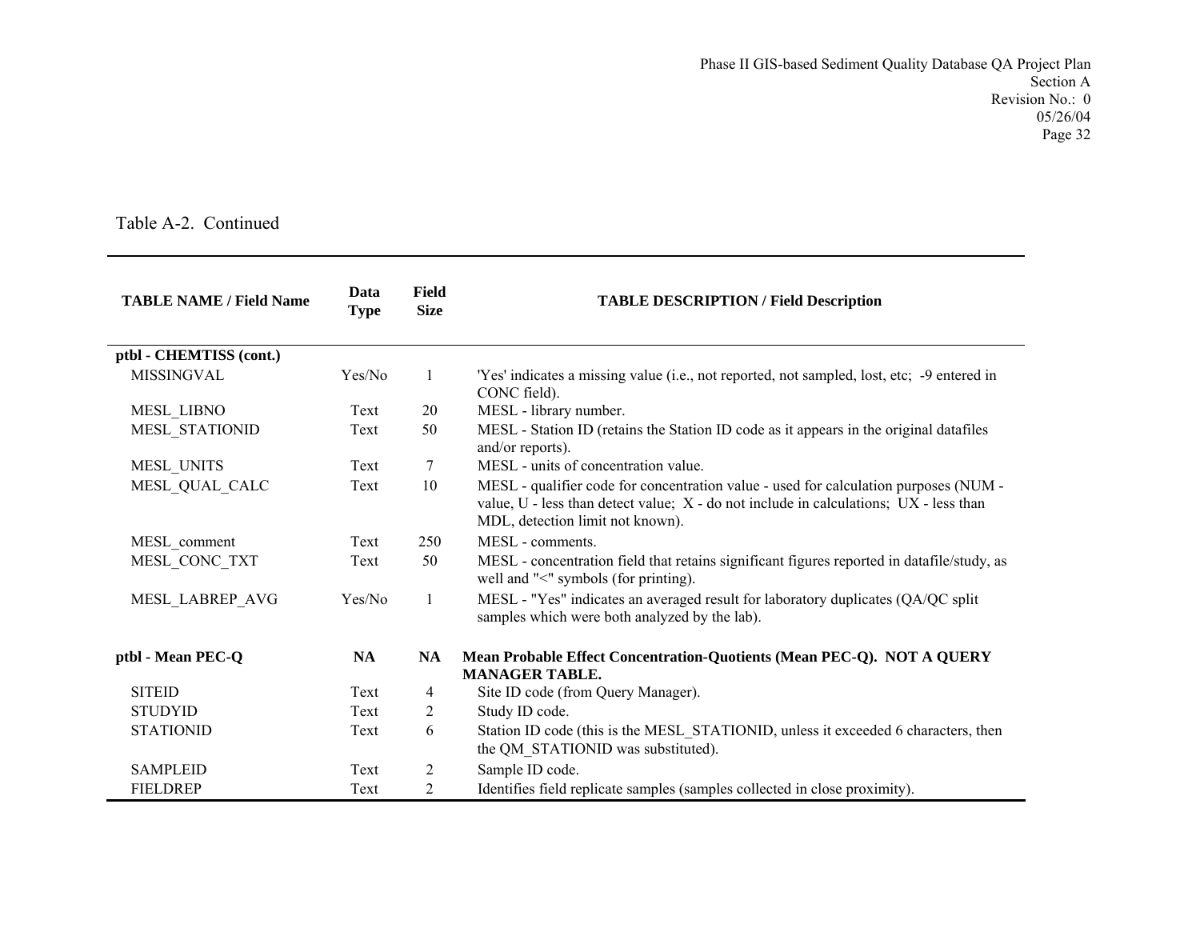Table A-2. Continued

| TABLE NAME / Field Name | Data Type | Field Size | TABLE DESCRIPTION / Field Description |
|---|---|---|---|
| **ptbl - CHEMTISS (cont.)** | | | |
| MISSINGVAL | Yes/No | 1 | 'Yes' indicates a missing value (i.e., not reported, not sampled, lost, etc; -9 entered in CONC field). |
| MESL_LIBNO | Text | 20 | MESL - library number. |
| MESL_STATIONID | Text | 50 | MESL - Station ID (retains the Station ID code as it appears in the original datafiles and/or reports). |
| MESL_UNITS | Text | 7 | MESL - units of concentration value. |
| MESL_QUAL_CALC | Text | 10 | MESL - qualifier code for concentration value - used for calculation purposes (NUM - value, U - less than detect value; X - do not include in calculations; UX - less than MDL, detection limit not known). |
| MESL_comment | Text | 250 | MESL - comments. |
| MESL_CONC_TXT | Text | 50 | MESL - concentration field that retains significant figures reported in datafile/study, as well and "<" symbols (for printing). |
| MESL_LABREP_AVG | Yes/No | 1 | MESL - "Yes" indicates an averaged result for laboratory duplicates (QA/QC split samples which were both analyzed by the lab). |
| **ptbl - Mean PEC-Q** | **NA** | **NA** | **Mean Probable Effect Concentration-Quotients (Mean PEC-Q). NOT A QUERY MANAGER TABLE.** |
| SITEID | Text | 4 | Site ID code (from Query Manager). |
| STUDYID | Text | 2 | Study ID code. |
| STATIONID | Text | 6 | Station ID code (this is the MESL_STATIONID, unless it exceeded 6 characters, then the QM_STATIONID was substituted). |
| SAMPLEID | Text | 2 | Sample ID code. |
| FIELDREP | Text | 2 | Identifies field replicate samples (samples collected in close proximity). |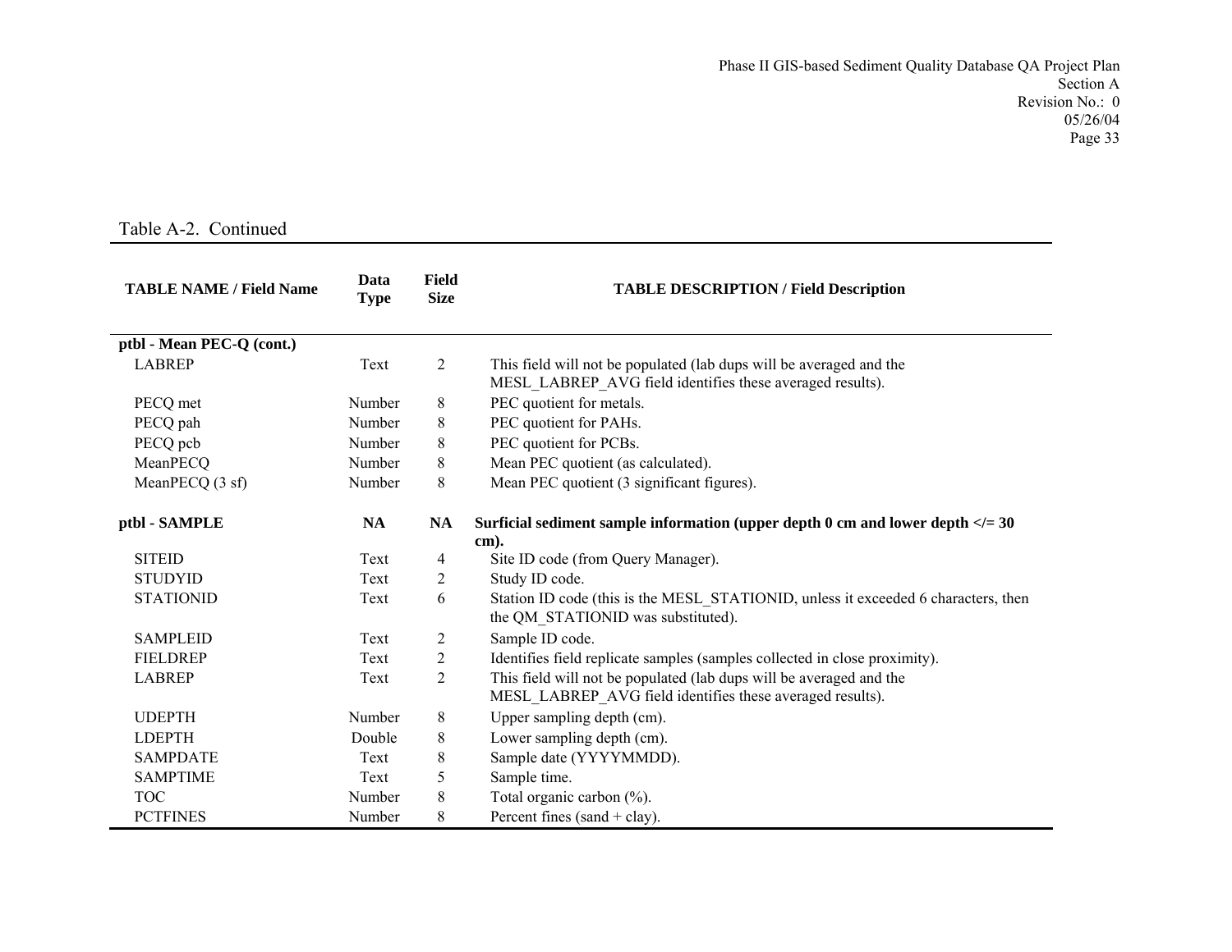Table A-2. Continued

| TABLE NAME / Field Name | Data Type | Field Size | TABLE DESCRIPTION / Field Description |
|---|---|---|---|
| **ptbl - Mean PEC-Q (cont.)** | | | |
| LABREP | Text | 2 | This field will not be populated (lab dups will be averaged and the MESL_LABREP_AVG field identifies these averaged results). |
| PECQ met | Number | 8 | PEC quotient for metals. |
| PECQ pah | Number | 8 | PEC quotient for PAHs. |
| PECQ pcb | Number | 8 | PEC quotient for PCBs. |
| MeanPECQ | Number | 8 | Mean PEC quotient (as calculated). |
| MeanPECQ (3 sf) | Number | 8 | Mean PEC quotient (3 significant figures). |
| **ptbl - SAMPLE** | **NA** | **NA** | **Surficial sediment sample information (upper depth 0 cm and lower depth </= 30 cm).** |
| SITEID | Text | 4 | Site ID code (from Query Manager). |
| STUDYID | Text | 2 | Study ID code. |
| STATIONID | Text | 6 | Station ID code (this is the MESL_STATIONID, unless it exceeded 6 characters, then the QM_STATIONID was substituted). |
| SAMPLEID | Text | 2 | Sample ID code. |
| FIELDREP | Text | 2 | Identifies field replicate samples (samples collected in close proximity). |
| LABREP | Text | 2 | This field will not be populated (lab dups will be averaged and the MESL_LABREP_AVG field identifies these averaged results). |
| UDEPTH | Number | 8 | Upper sampling depth (cm). |
| LDEPTH | Double | 8 | Lower sampling depth (cm). |
| SAMPDATE | Text | 8 | Sample date (YYYYMMDD). |
| SAMPTIME | Text | 5 | Sample time. |
| TOC | Number | 8 | Total organic carbon (%). |
| PCTFINES | Number | 8 | Percent fines (sand + clay). |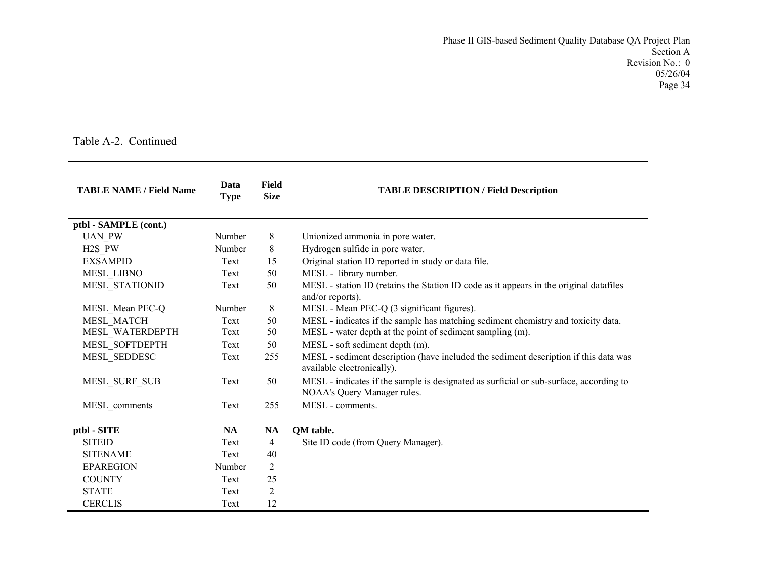Table A-2. Continued

| TABLE NAME / Field Name | Data Type | Field Size | TABLE DESCRIPTION / Field Description |
|---|---|---|---|
| **ptbl - SAMPLE (cont.)** | | | |
| UAN_PW | Number | 8 | Unionized ammonia in pore water. |
| H2S_PW | Number | 8 | Hydrogen sulfide in pore water. |
| EXSAMPID | Text | 15 | Original station ID reported in study or data file. |
| MESL_LIBNO | Text | 50 | MESL - library number. |
| MESL_STATIONID | Text | 50 | MESL - station ID (retains the Station ID code as it appears in the original datafiles and/or reports). |
| MESL_Mean PEC-Q | Number | 8 | MESL - Mean PEC-Q (3 significant figures). |
| MESL_MATCH | Text | 50 | MESL - indicates if the sample has matching sediment chemistry and toxicity data. |
| MESL_WATERDEPTH | Text | 50 | MESL - water depth at the point of sediment sampling (m). |
| MESL_SOFTDEPTH | Text | 50 | MESL - soft sediment depth (m). |
| MESL_SEDDESC | Text | 255 | MESL - sediment description (have included the sediment description if this data was available electronically). |
| MESL_SURF_SUB | Text | 50 | MESL - indicates if the sample is designated as surficial or sub-surface, according to NOAA's Query Manager rules. |
| MESL_comments | Text | 255 | MESL - comments. |
| **ptbl - SITE** | **NA** | **NA** | **QM table.** |
| SITEID | Text | 4 | Site ID code (from Query Manager). |
| SITENAME | Text | 40 | |
| EPAREGION | Number | 2 | |
| COUNTY | Text | 25 | |
| STATE | Text | 2 | |
| CERCLIS | Text | 12 | |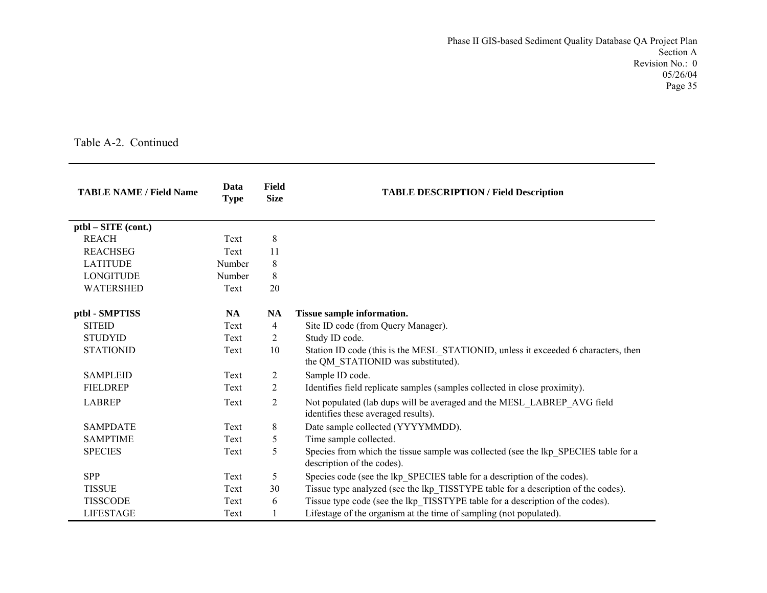Table A-2. Continued

| TABLE NAME / Field Name | Data Type | Field Size | TABLE DESCRIPTION / Field Description |
|---|---|---|---|
| **ptbl – SITE (cont.)** | | | |
| REACH | Text | 8 | |
| REACHSEG | Text | 11 | |
| LATITUDE | Number | 8 | |
| LONGITUDE | Number | 8 | |
| WATERSHED | Text | 20 | |
| **ptbl - SMPTISS** | **NA** | **NA** | **Tissue sample information.** |
| SITEID | Text | 4 | Site ID code (from Query Manager). |
| STUDYID | Text | 2 | Study ID code. |
| STATIONID | Text | 10 | Station ID code (this is the MESL_STATIONID, unless it exceeded 6 characters, then the QM_STATIONID was substituted). |
| SAMPLEID | Text | 2 | Sample ID code. |
| FIELDREP | Text | 2 | Identifies field replicate samples (samples collected in close proximity). |
| LABREP | Text | 2 | Not populated (lab dups will be averaged and the MESL_LABREP_AVG field identifies these averaged results). |
| SAMPDATE | Text | 8 | Date sample collected (YYYYMMDD). |
| SAMPTIME | Text | 5 | Time sample collected. |
| SPECIES | Text | 5 | Species from which the tissue sample was collected (see the lkp_SPECIES table for a description of the codes). |
| SPP | Text | 5 | Species code (see the lkp_SPECIES table for a description of the codes). |
| TISSUE | Text | 30 | Tissue type analyzed (see the lkp_TISSTYPE table for a description of the codes). |
| TISSCODE | Text | 6 | Tissue type code (see the lkp_TISSTYPE table for a description of the codes). |
| LIFESTAGE | Text | 1 | Lifestage of the organism at the time of sampling (not populated). |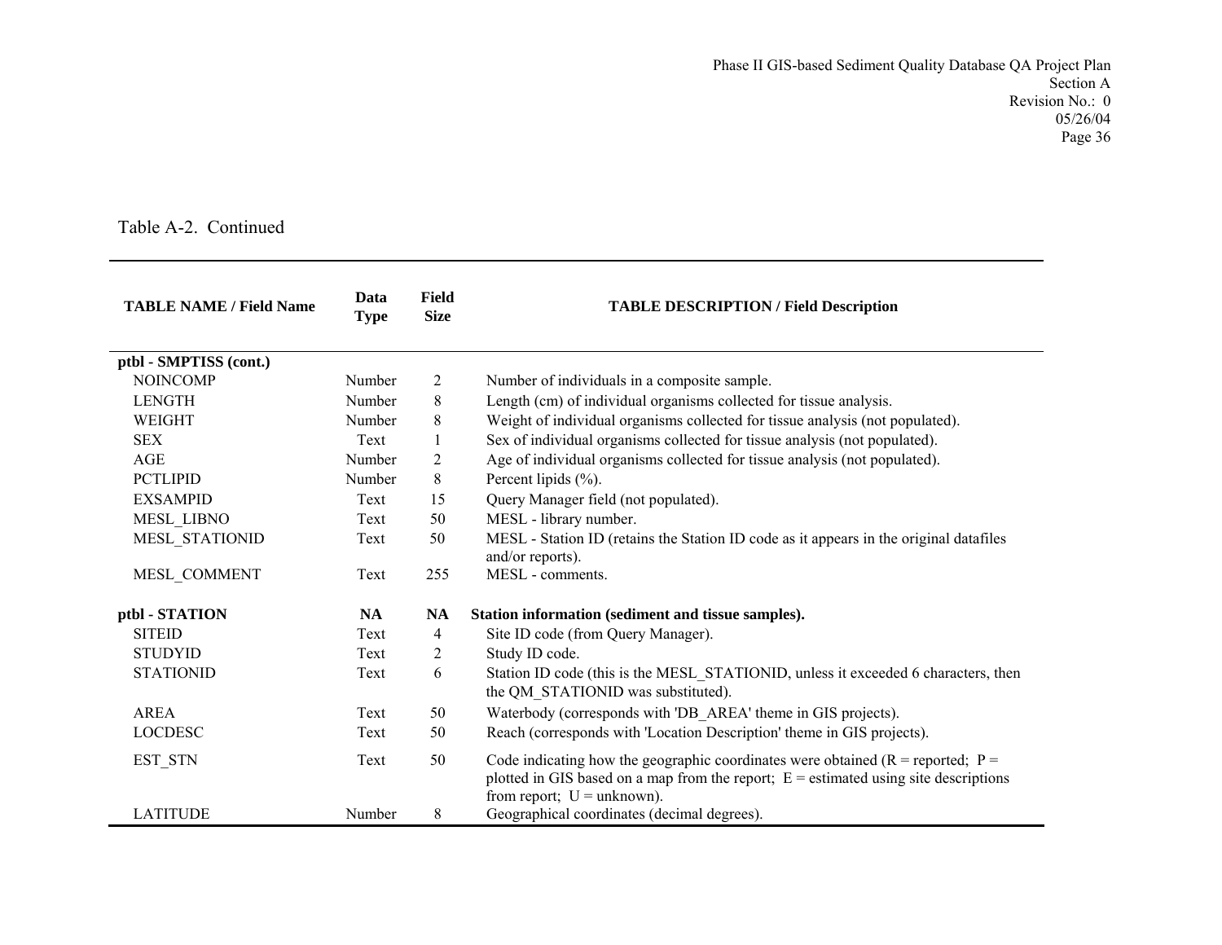Table A-2. Continued

| TABLE NAME / Field Name | Data Type | Field Size | TABLE DESCRIPTION / Field Description |
|---|---|---|---|
| **ptbl - SMPTISS (cont.)** | | | |
| NOINCOMP | Number | 2 | Number of individuals in a composite sample. |
| LENGTH | Number | 8 | Length (cm) of individual organisms collected for tissue analysis. |
| WEIGHT | Number | 8 | Weight of individual organisms collected for tissue analysis (not populated). |
| SEX | Text | 1 | Sex of individual organisms collected for tissue analysis (not populated). |
| AGE | Number | 2 | Age of individual organisms collected for tissue analysis (not populated). |
| PCTLIPID | Number | 8 | Percent lipids (%). |
| EXSAMPID | Text | 15 | Query Manager field (not populated). |
| MESL_LIBNO | Text | 50 | MESL - library number. |
| MESL_STATIONID | Text | 50 | MESL - Station ID (retains the Station ID code as it appears in the original datafiles and/or reports). |
| MESL_COMMENT | Text | 255 | MESL - comments. |
| **ptbl - STATION** | **NA** | **NA** | **Station information (sediment and tissue samples).** |
| SITEID | Text | 4 | Site ID code (from Query Manager). |
| STUDYID | Text | 2 | Study ID code. |
| STATIONID | Text | 6 | Station ID code (this is the MESL_STATIONID, unless it exceeded 6 characters, then the QM_STATIONID was substituted). |
| AREA | Text | 50 | Waterbody (corresponds with 'DB_AREA' theme in GIS projects). |
| LOCDESC | Text | 50 | Reach (corresponds with 'Location Description' theme in GIS projects). |
| EST_STN | Text | 50 | Code indicating how the geographic coordinates were obtained (R = reported; P = plotted in GIS based on a map from the report; E = estimated using site descriptions from report; U = unknown). |
| LATITUDE | Number | 8 | Geographical coordinates (decimal degrees). |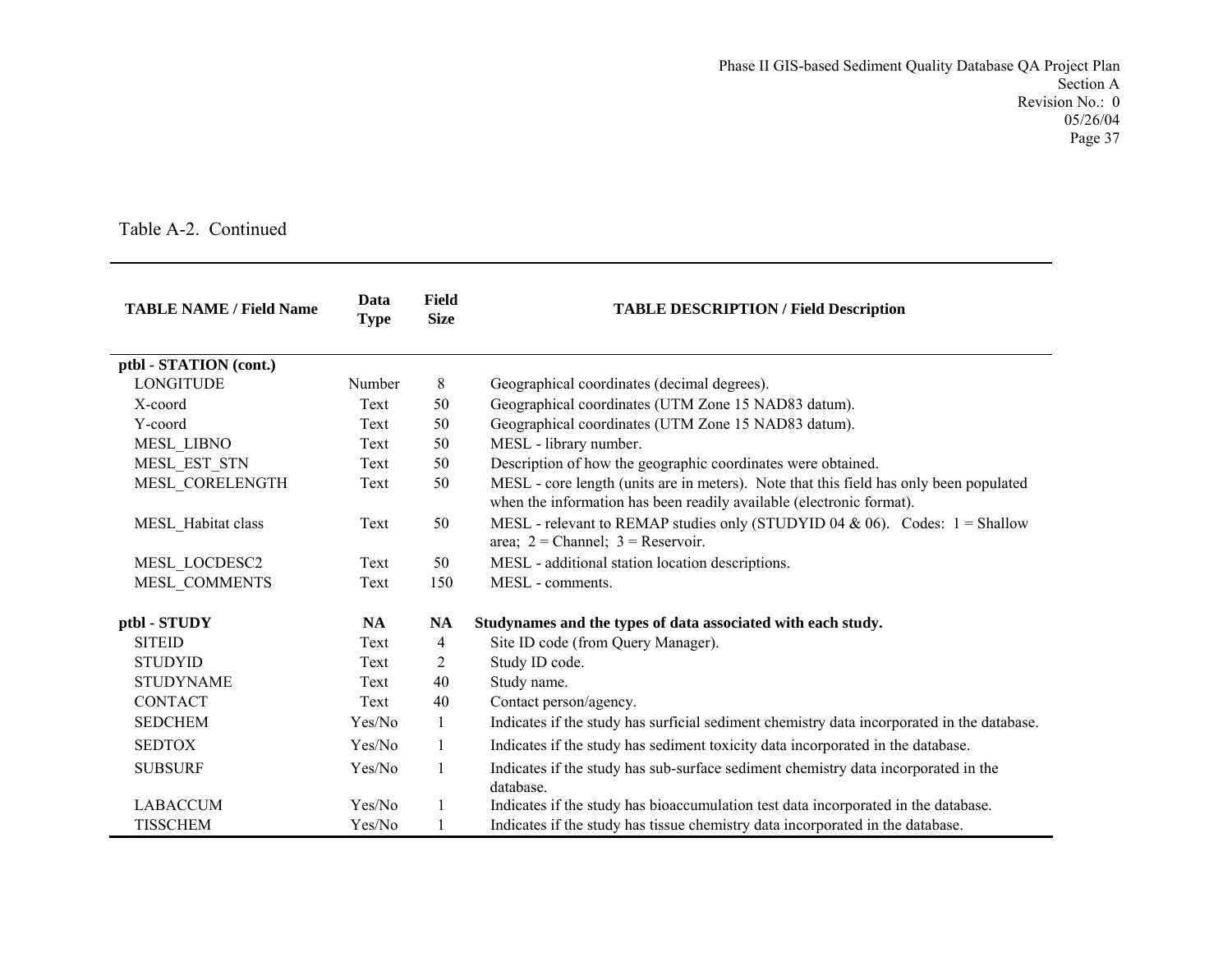Table A-2. Continued

| TABLE NAME / Field Name | Data Type | Field Size | TABLE DESCRIPTION / Field Description |
|---|---|---|---|
| **ptbl - STATION (cont.)** | | | |
| LONGITUDE | Number | 8 | Geographical coordinates (decimal degrees). |
| X-coord | Text | 50 | Geographical coordinates (UTM Zone 15 NAD83 datum). |
| Y-coord | Text | 50 | Geographical coordinates (UTM Zone 15 NAD83 datum). |
| MESL_LIBNO | Text | 50 | MESL - library number. |
| MESL_EST_STN | Text | 50 | Description of how the geographic coordinates were obtained. |
| MESL_CORELENGTH | Text | 50 | MESL - core length (units are in meters). Note that this field has only been populated when the information has been readily available (electronic format). |
| MESL_Habitat class | Text | 50 | MESL - relevant to REMAP studies only (STUDYID 04 & 06). Codes: 1 = Shallow area; 2 = Channel; 3 = Reservoir. |
| MESL_LOCDESC2 | Text | 50 | MESL - additional station location descriptions. |
| MESL_COMMENTS | Text | 150 | MESL - comments. |
| **ptbl - STUDY** | **NA** | **NA** | **Studynames and the types of data associated with each study.** |
| SITEID | Text | 4 | Site ID code (from Query Manager). |
| STUDYID | Text | 2 | Study ID code. |
| STUDYNAME | Text | 40 | Study name. |
| CONTACT | Text | 40 | Contact person/agency. |
| SEDCHEM | Yes/No | 1 | Indicates if the study has surficial sediment chemistry data incorporated in the database. |
| SEDTOX | Yes/No | 1 | Indicates if the study has sediment toxicity data incorporated in the database. |
| SUBSURF | Yes/No | 1 | Indicates if the study has sub-surface sediment chemistry data incorporated in the database. |
| LABACCUM | Yes/No | 1 | Indicates if the study has bioaccumulation test data incorporated in the database. |
| TISSCHEM | Yes/No | 1 | Indicates if the study has tissue chemistry data incorporated in the database. |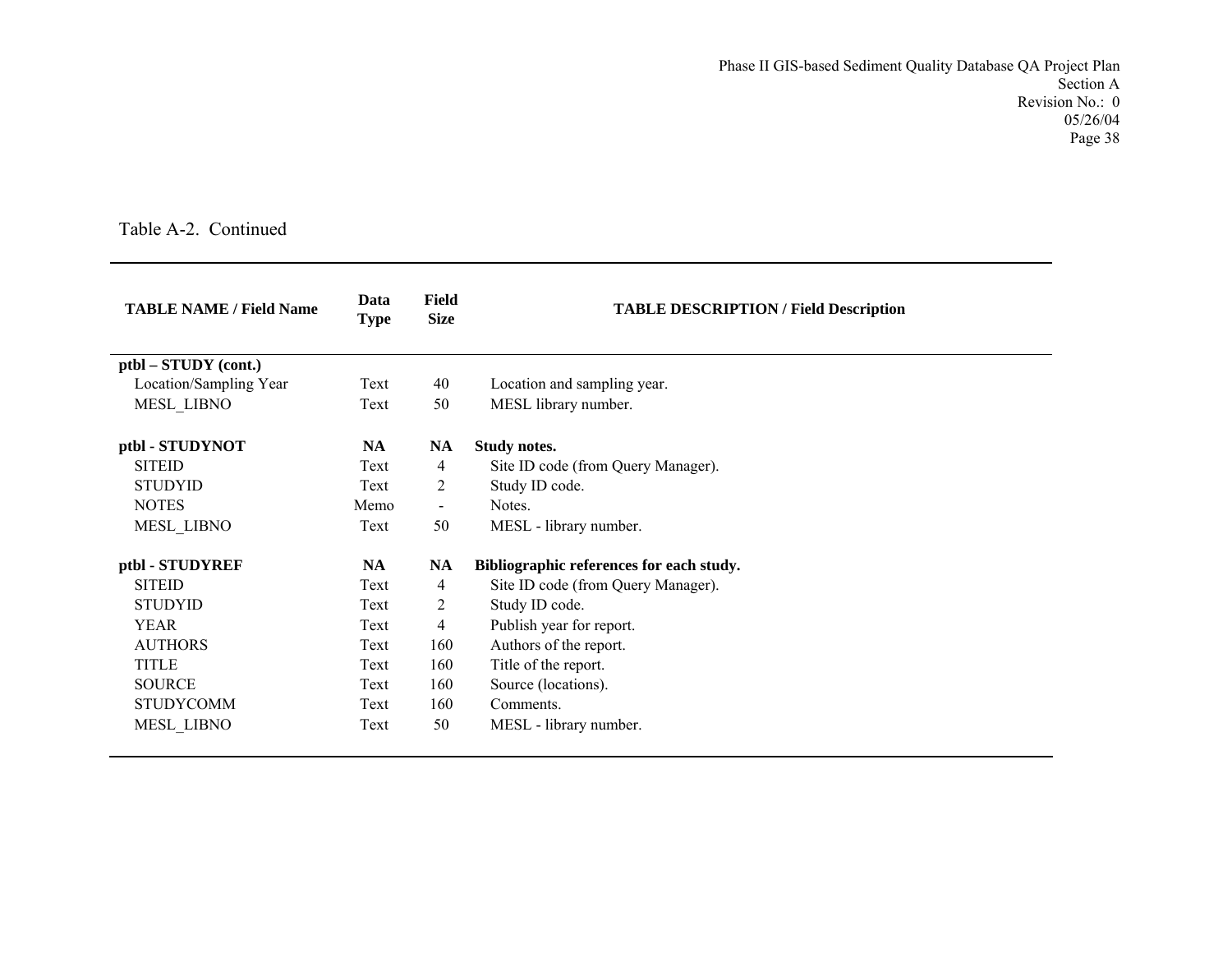Table A-2. Continued

| TABLE NAME / Field Name | Data Type | Field Size | TABLE DESCRIPTION / Field Description |
|---|---|---|---|
| **ptbl – STUDY (cont.)** | | | |
| Location/Sampling Year | Text | 40 | Location and sampling year. |
| MESL_LIBNO | Text | 50 | MESL library number. |
| **ptbl - STUDYNOT** | **NA** | **NA** | **Study notes.** |
| SITEID | Text | 4 | Site ID code (from Query Manager). |
| STUDYID | Text | 2 | Study ID code. |
| NOTES | Memo | - | Notes. |
| MESL_LIBNO | Text | 50 | MESL - library number. |
| **ptbl - STUDYREF** | **NA** | **NA** | **Bibliographic references for each study.** |
| SITEID | Text | 4 | Site ID code (from Query Manager). |
| STUDYID | Text | 2 | Study ID code. |
| YEAR | Text | 4 | Publish year for report. |
| AUTHORS | Text | 160 | Authors of the report. |
| TITLE | Text | 160 | Title of the report. |
| SOURCE | Text | 160 | Source (locations). |
| STUDYCOMM | Text | 160 | Comments. |
| MESL_LIBNO | Text | 50 | MESL - library number. |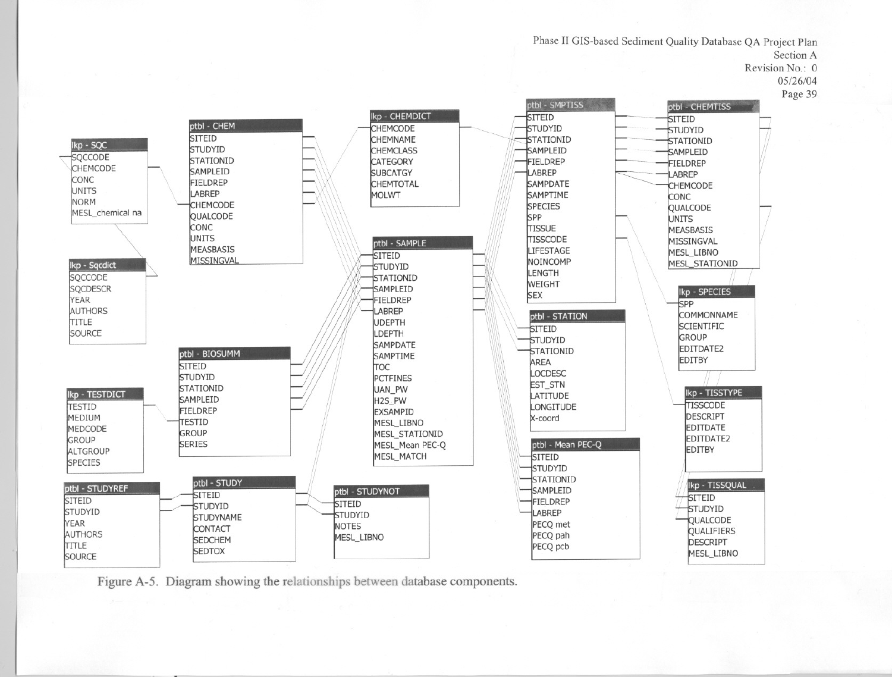| lkp - SQC |
| --- |
| SQCCODE |
| CHEMCODE |
| CONC |
| UNITS |
| NORM |
| MESL_chemical na |

| lkp - Sqcdict |
| --- |
| SQCCODE |
| SQCDESCR |
| YEAR |
| AUTHORS |
| TITLE |
| SOURCE |

| lkp - TESTDICT |
| --- |
| TESTID |
| MEDIUM |
| MEDCODE |
| GROUP |
| ALTGROUP |
| SPECIES |

| ptbl - STUDYREF |
| --- |
| SITEID |
| STUDYID |
| YEAR |
| AUTHORS |
| TITLE |
| SOURCE |

| ptbl - CHEM |
| --- |
| SITEID |
| STUDYID |
| STATIONID |
| SAMPLEID |
| FIELDREP |
| LABREP |
| CHEMCODE |
| QUALCODE |
| CONC |
| UNITS |
| MEASBASIS |
| MISSINGVAL |

| ptbl - BIOSUMM |
| --- |
| SITEID |
| STUDYID |
| STATIONID |
| SAMPLEID |
| FIELDREP |
| TESTID |
| GROUP |
| SERIES |

| ptbl - STUDY |
| --- |
| SITEID |
| STUDYID |
| STUDYNAME |
| CONTACT |
| SEDCHEM |
| SEDTOX |

| lkp - CHEMDICT |
| --- |
| CHEMCODE |
| CHEMNAME |
| CHEMCLASS |
| CATEGORY |
| SUBCATGY |
| CHEMTOTAL |
| MOLWT |

| ptbl - SAMPLE |
| --- |
| SITEID |
| STUDYID |
| STATIONID |
| SAMPLEID |
| FIELDREP |
| LABREP |
| UDEPTH |
| LDEPTH |
| SAMPDATE |
| SAMPTIME |
| TOC |
| PCTFINES |
| UAN_PW |
| H2S_PW |
| EXSAMPID |
| MESL_LIBNO |
| MESL_STATIONID |
| MESL_Mean PEC-Q |
| MESL_MATCH |

| ptbl - STUDYNOT |
| --- |
| SITEID |
| STUDYID |
| NOTES |
| MESL_LIBNO |

| ptbl - SMPTISS |
| --- |
| SITEID |
| STUDYID |
| STATIONID |
| SAMPLEID |
| FIELDREP |
| LABREP |
| SAMPDATE |
| SAMPTIME |
| SPECIES |
| SPP |
| TISSUE |
| TISSCODE |
| LIFESTAGE |
| NOINCOMP |
| LENGTH |
| WEIGHT |
| SEX |

| ptbl - STATION |
| --- |
| SITEID |
| STUDYID |
| STATIONID |
| AREA |
| LOCDESC |
| EST_STN |
| LATITUDE |
| LONGITUDE |
| X-coord |

| ptbl - Mean PEC-Q |
| --- |
| SITEID |
| STUDYID |
| STATIONID |
| SAMPLEID |
| FIELDREP |
| LABREP |
| PECQ met |
| PECQ pah |
| PECQ pcb |

| ptbl - CHEMTISS |
| --- |
| SITEID |
| STUDYID |
| STATIONID |
| SAMPLEID |
| FIELDREP |
| LABREP |
| CHEMCODE |
| CONC |
| QUALCODE |
| UNITS |
| MEASBASIS |
| MISSINGVAL |
| MESL_LIBNO |
| MESL_STATIONID |

| lkp - SPECIES |
| --- |
| SPP |
| COMMONNAME |
| SCIENTIFIC |
| GROUP |
| EDITDATE2 |
| EDITBY |

| lkp - TISSTYPE |
| --- |
| TISSCODE |
| DESCRIPT |
| EDITDATE |
| EDITDATE2 |
| EDITBY |

| lkp - TISSQUAL |
| --- |
| SITEID |
| STUDYID |
| QUALCODE |
| QUALIFIERS |
| DESCRIPT |
| MESL_LIBNO |

Figure A-5. Diagram showing the relationships between database components.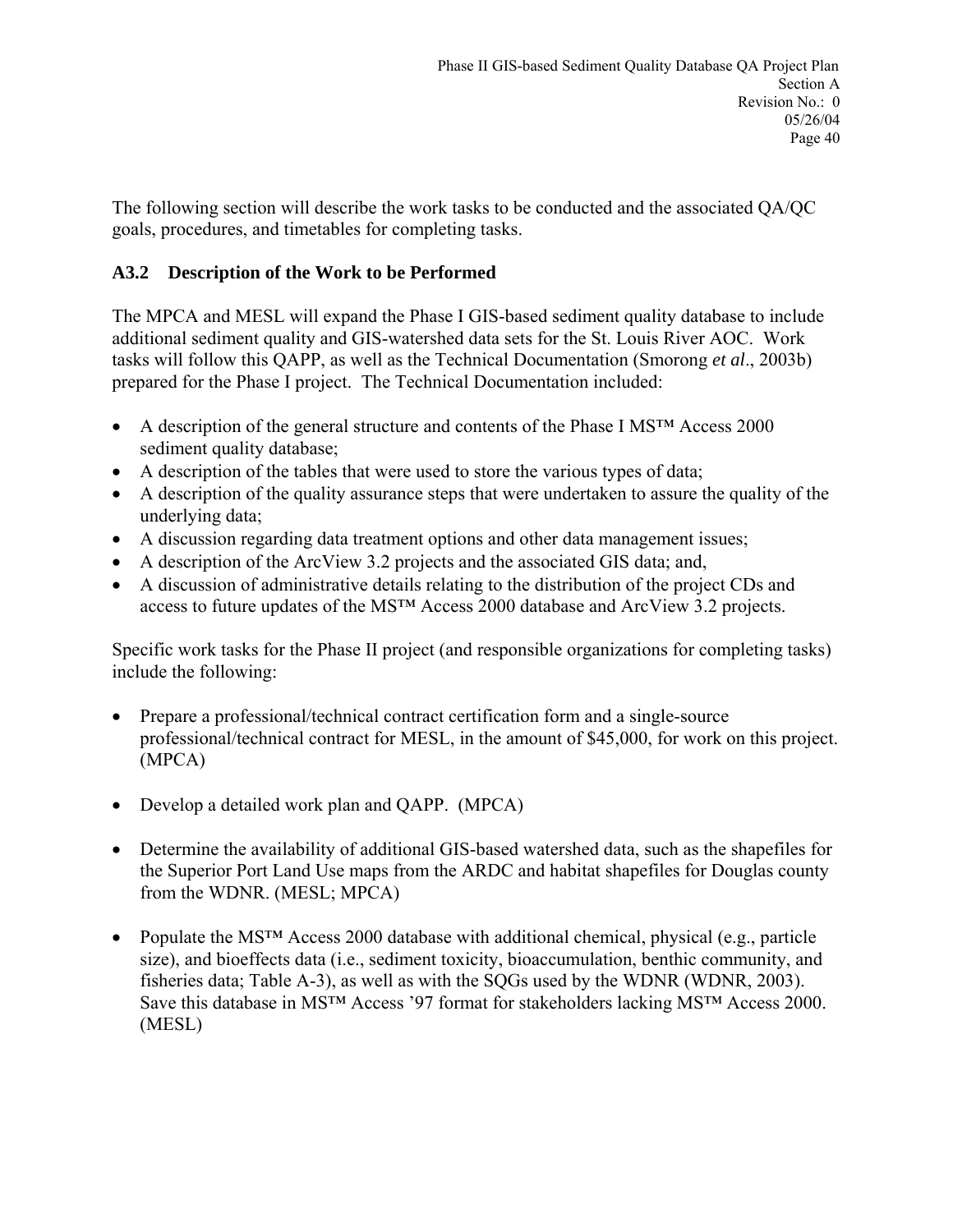The following section will describe the work tasks to be conducted and the associated QA/QC goals, procedures, and timetables for completing tasks.

### A3.2 Description of the Work to be Performed

The MPCA and MESL will expand the Phase I GIS-based sediment quality database to include additional sediment quality and GIS-watershed data sets for the St. Louis River AOC. Work tasks will follow this QAPP, as well as the Technical Documentation (Smorong *et al*., 2003b) prepared for the Phase I project. The Technical Documentation included:

- A description of the general structure and contents of the Phase I MS™ Access 2000 sediment quality database;
- A description of the tables that were used to store the various types of data;
- A description of the quality assurance steps that were undertaken to assure the quality of the underlying data;
- A discussion regarding data treatment options and other data management issues;
- A description of the ArcView 3.2 projects and the associated GIS data; and,
- A discussion of administrative details relating to the distribution of the project CDs and access to future updates of the MS™ Access 2000 database and ArcView 3.2 projects.

Specific work tasks for the Phase II project (and responsible organizations for completing tasks) include the following:

- Prepare a professional/technical contract certification form and a single-source professional/technical contract for MESL, in the amount of $45,000, for work on this project. (MPCA)

- Develop a detailed work plan and QAPP. (MPCA)

- Determine the availability of additional GIS-based watershed data, such as the shapefiles for the Superior Port Land Use maps from the ARDC and habitat shapefiles for Douglas county from the WDNR. (MESL; MPCA)

- Populate the MS™ Access 2000 database with additional chemical, physical (e.g., particle size), and bioeffects data (i.e., sediment toxicity, bioaccumulation, benthic community, and fisheries data; Table A-3), as well as with the SQGs used by the WDNR (WDNR, 2003). Save this database in MS™ Access '97 format for stakeholders lacking MS™ Access 2000. (MESL)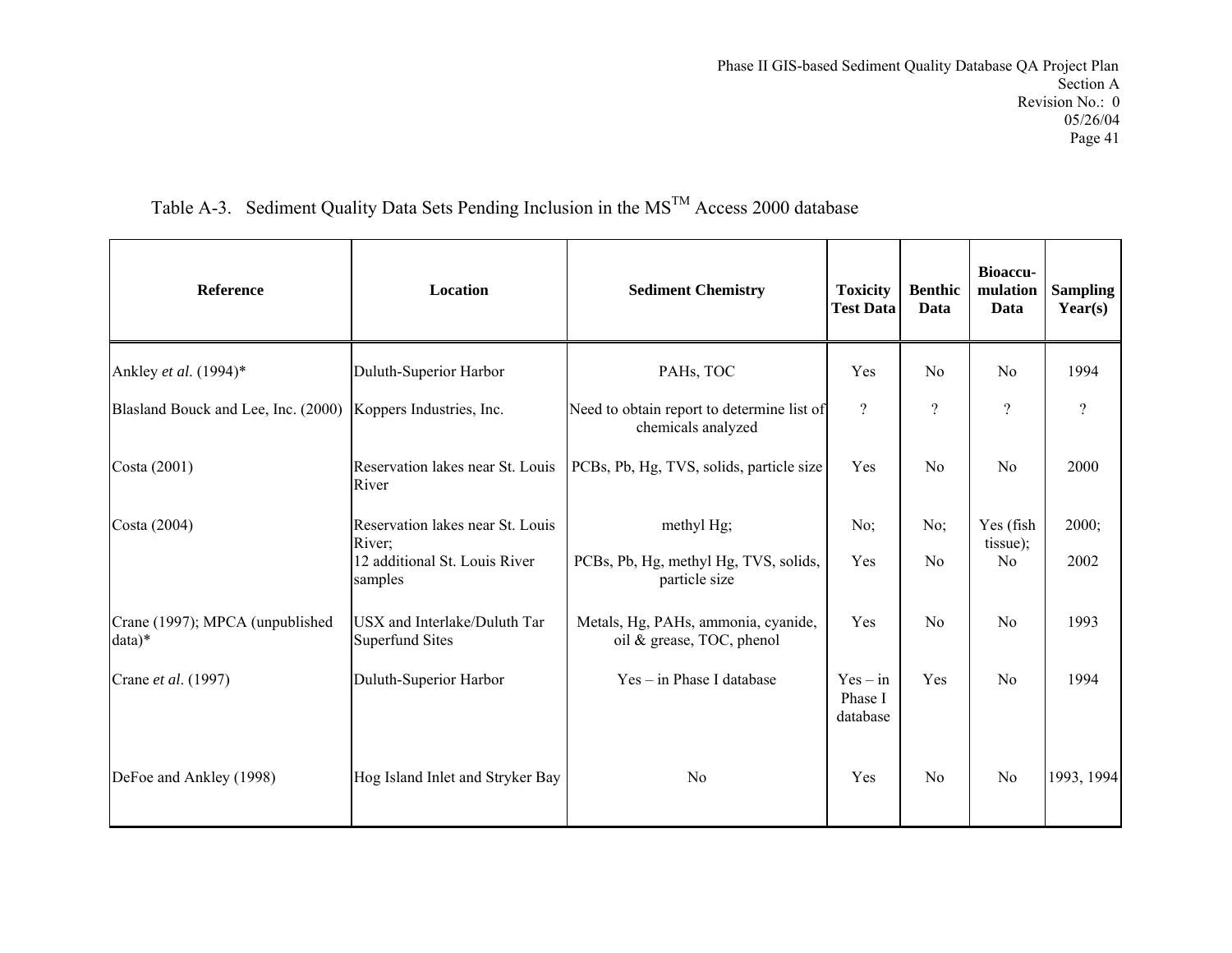Table A-3. Sediment Quality Data Sets Pending Inclusion in the MS[TM] Access 2000 database

| Reference | Location | Sediment Chemistry | Toxicity Test Data | Benthic Data | Bioaccu-mulation Data | Sampling Year(s) |
|---|---|---|---|---|---|---|
| Ankley *et al*. (1994)* | Duluth-Superior Harbor | PAHs, TOC | Yes | No | No | 1994 |
| Blasland Bouck and Lee, Inc. (2000) | Koppers Industries, Inc. | Need to obtain report to determine list of chemicals analyzed | ? | ? | ? | ? |
| Costa (2001) | Reservation lakes near St. Louis River | PCBs, Pb, Hg, TVS, solids, particle size | Yes | No | No | 2000 |
| Costa (2004) | Reservation lakes near St. Louis River; 12 additional St. Louis River samples | methyl Hg; PCBs, Pb, Hg, methyl Hg, TVS, solids, particle size | No; Yes | No; No | Yes (fish tissue); No | 2000; 2002 |
| Crane (1997); MPCA (unpublished data)* | USX and Interlake/Duluth Tar Superfund Sites | Metals, Hg, PAHs, ammonia, cyanide, oil & grease, TOC, phenol | Yes | No | No | 1993 |
| Crane *et al*. (1997) | Duluth-Superior Harbor | Yes – in Phase I database | Yes – in Phase I database | Yes | No | 1994 |
| DeFoe and Ankley (1998) | Hog Island Inlet and Stryker Bay | No | Yes | No | No | 1993, 1994 |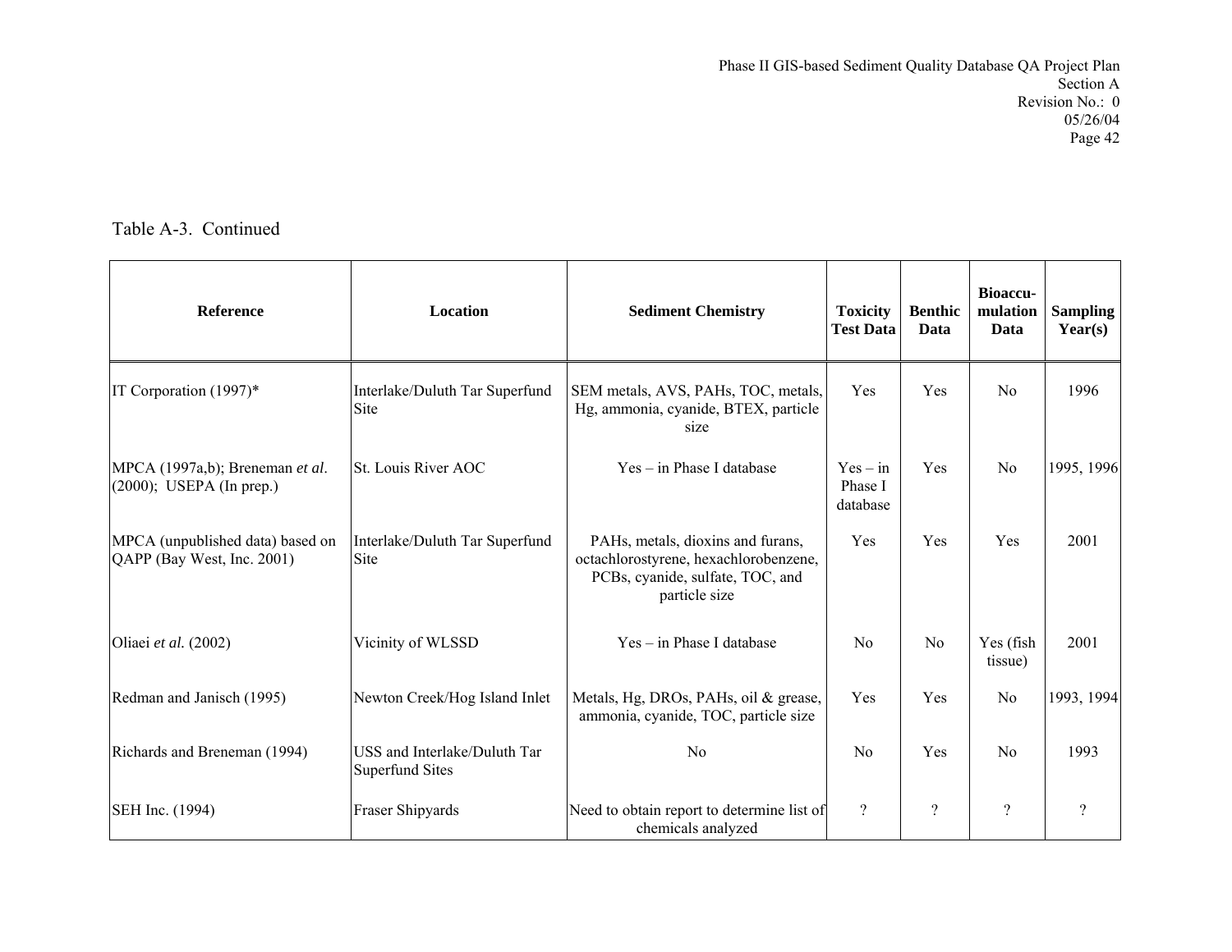Table A-3. Continued

| Reference | Location | Sediment Chemistry | Toxicity Test Data | Benthic Data | Bioaccu-mulation Data | Sampling Year(s) |
|---|---|---|---|---|---|---|
| IT Corporation (1997)* | Interlake/Duluth Tar Superfund Site | SEM metals, AVS, PAHs, TOC, metals, Hg, ammonia, cyanide, BTEX, particle size | Yes | Yes | No | 1996 |
| MPCA (1997a,b); Breneman *et al.* (2000); USEPA (In prep.) | St. Louis River AOC | Yes – in Phase I database | Yes – in Phase I database | Yes | No | 1995, 1996 |
| MPCA (unpublished data) based on QAPP (Bay West, Inc. 2001) | Interlake/Duluth Tar Superfund Site | PAHs, metals, dioxins and furans, octachlorostyrene, hexachlorobenzene, PCBs, cyanide, sulfate, TOC, and particle size | Yes | Yes | Yes | 2001 |
| Oliaei *et al.* (2002) | Vicinity of WLSSD | Yes – in Phase I database | No | No | Yes (fish tissue) | 2001 |
| Redman and Janisch (1995) | Newton Creek/Hog Island Inlet | Metals, Hg, DROs, PAHs, oil & grease, ammonia, cyanide, TOC, particle size | Yes | Yes | No | 1993, 1994 |
| Richards and Breneman (1994) | USS and Interlake/Duluth Tar Superfund Sites | No | No | Yes | No | 1993 |
| SEH Inc. (1994) | Fraser Shipyards | Need to obtain report to determine list of chemicals analyzed | ? | ? | ? | ? |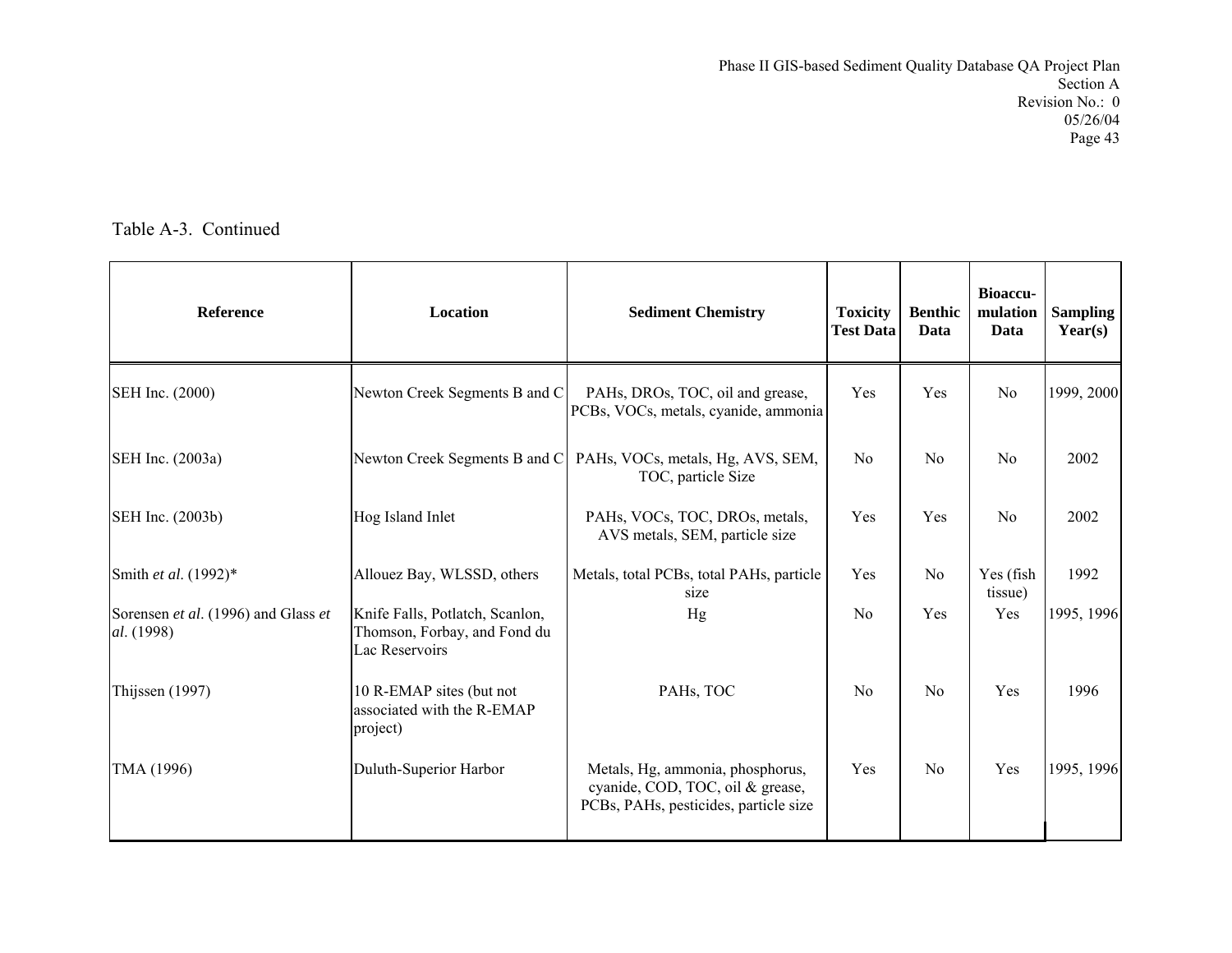Table A-3. Continued

| Reference | Location | Sediment Chemistry | Toxicity Test Data | Benthic Data | Bioaccu-mulation Data | Sampling Year(s) |
|---|---|---|---|---|---|---|
| SEH Inc. (2000) | Newton Creek Segments B and C | PAHs, DROs, TOC, oil and grease, PCBs, VOCs, metals, cyanide, ammonia | Yes | Yes | No | 1999, 2000 |
| SEH Inc. (2003a) | Newton Creek Segments B and C | PAHs, VOCs, metals, Hg, AVS, SEM, TOC, particle Size | No | No | No | 2002 |
| SEH Inc. (2003b) | Hog Island Inlet | PAHs, VOCs, TOC, DROs, metals, AVS metals, SEM, particle size | Yes | Yes | No | 2002 |
| Smith *et al*. (1992)* | Allouez Bay, WLSSD, others | Metals, total PCBs, total PAHs, particle size | Yes | No | Yes (fish tissue) | 1992 |
| Sorensen *et al*. (1996) and Glass *et al*. (1998) | Knife Falls, Potlatch, Scanlon, Thomson, Forbay, and Fond du Lac Reservoirs | Hg | No | Yes | Yes | 1995, 1996 |
| Thijssen (1997) | 10 R-EMAP sites (but not associated with the R-EMAP project) | PAHs, TOC | No | No | Yes | 1996 |
| TMA (1996) | Duluth-Superior Harbor | Metals, Hg, ammonia, phosphorus, cyanide, COD, TOC, oil & grease, PCBs, PAHs, pesticides, particle size | Yes | No | Yes | 1995, 1996 |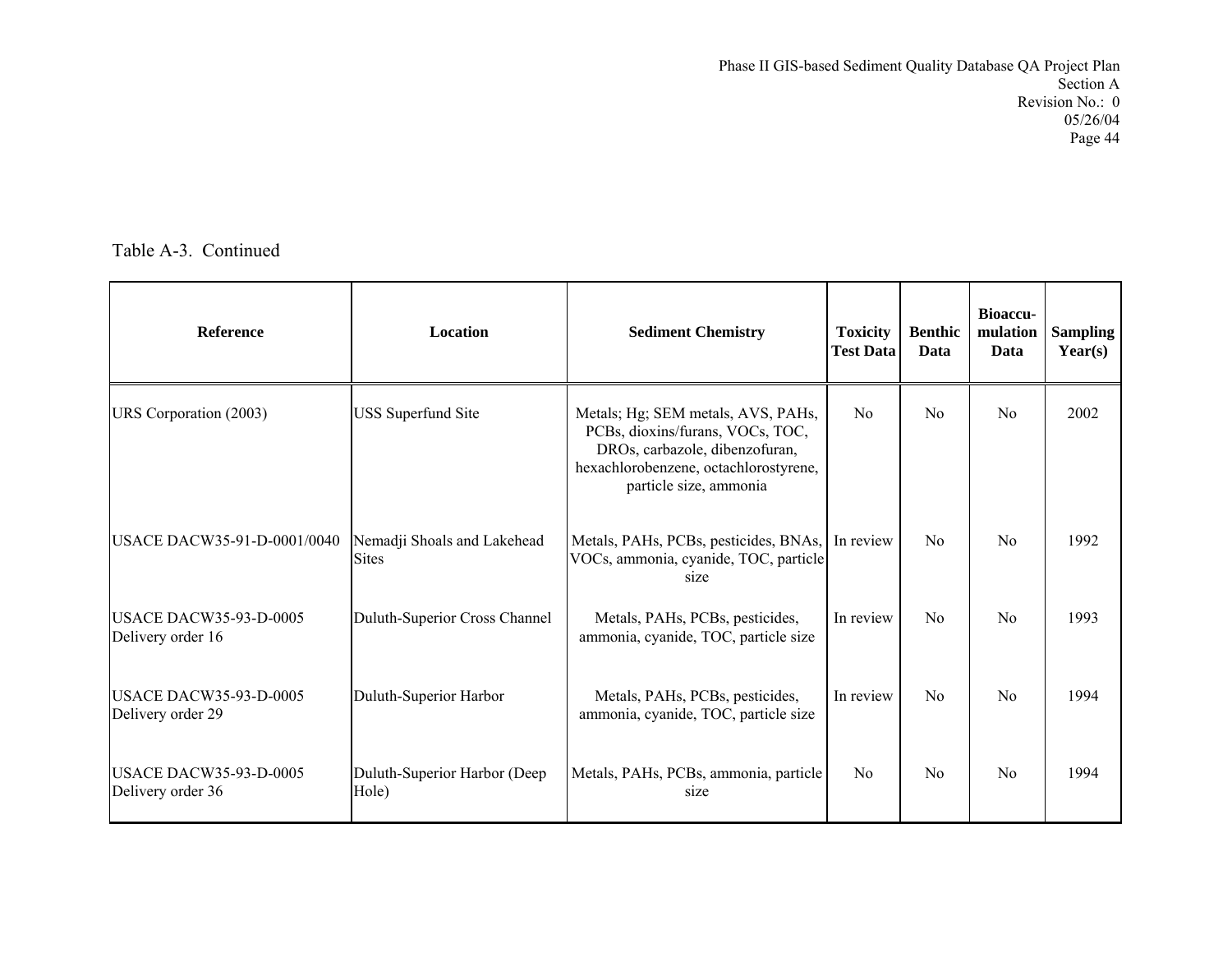Table A-3. Continued

| Reference | Location | Sediment Chemistry | Toxicity Test Data | Benthic Data | Bioaccu-mulation Data | Sampling Year(s) |
|---|---|---|---|---|---|---|
| URS Corporation (2003) | USS Superfund Site | Metals; Hg; SEM metals, AVS, PAHs, PCBs, dioxins/furans, VOCs, TOC, DROs, carbazole, dibenzofuran, hexachlorobenzene, octachlorostyrene, particle size, ammonia | No | No | No | 2002 |
| USACE DACW35-91-D-0001/0040 | Nemadji Shoals and Lakehead Sites | Metals, PAHs, PCBs, pesticides, BNAs, VOCs, ammonia, cyanide, TOC, particle size | In review | No | No | 1992 |
| USACE DACW35-93-D-0005 Delivery order 16 | Duluth-Superior Cross Channel | Metals, PAHs, PCBs, pesticides, ammonia, cyanide, TOC, particle size | In review | No | No | 1993 |
| USACE DACW35-93-D-0005 Delivery order 29 | Duluth-Superior Harbor | Metals, PAHs, PCBs, pesticides, ammonia, cyanide, TOC, particle size | In review | No | No | 1994 |
| USACE DACW35-93-D-0005 Delivery order 36 | Duluth-Superior Harbor (Deep Hole) | Metals, PAHs, PCBs, ammonia, particle size | No | No | No | 1994 |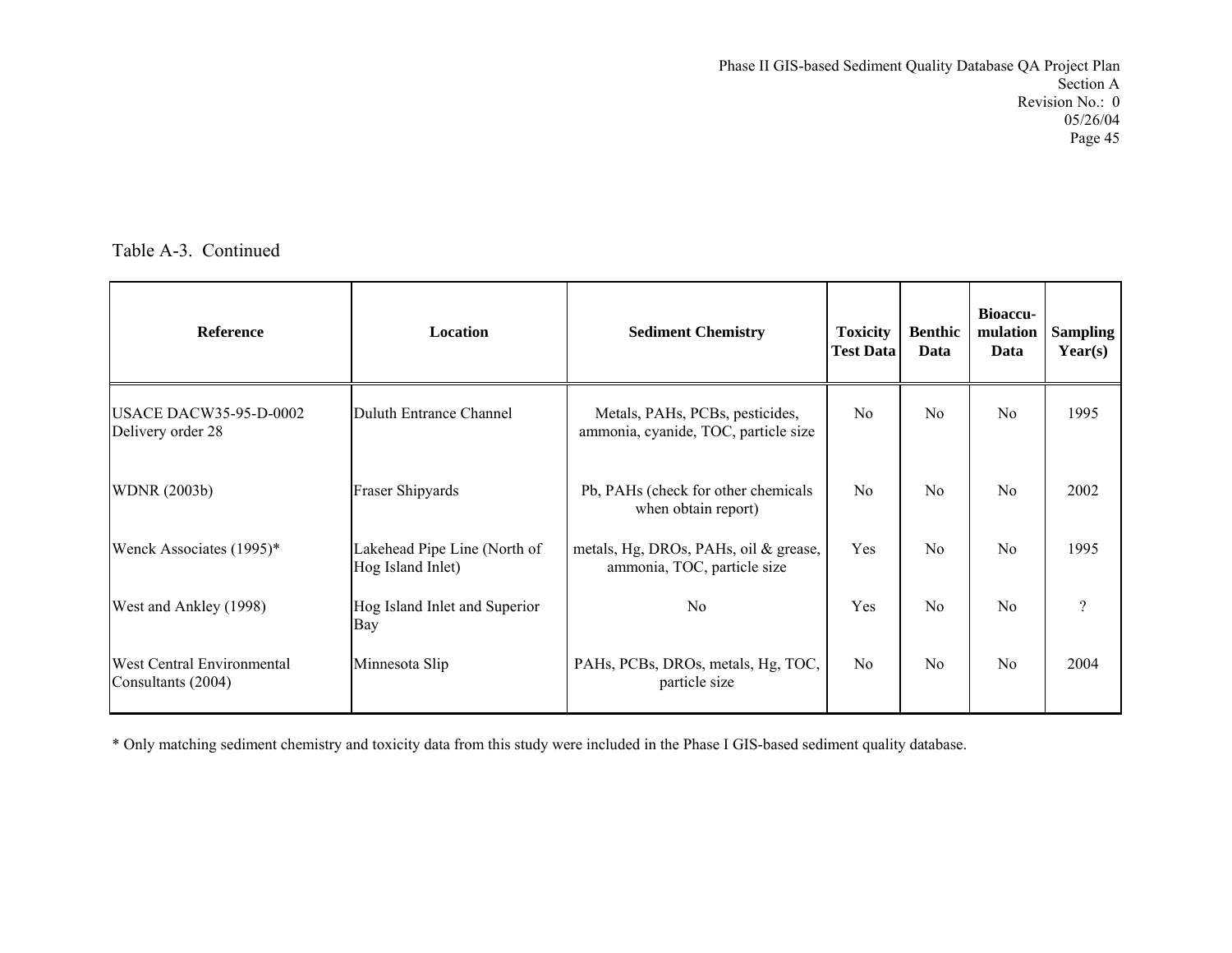Table A-3. Continued

| Reference | Location | Sediment Chemistry | Toxicity Test Data | Benthic Data | Bioaccu-mulation Data | Sampling Year(s) |
|---|---|---|---|---|---|---|
| USACE DACW35-95-D-0002 Delivery order 28 | Duluth Entrance Channel | Metals, PAHs, PCBs, pesticides, ammonia, cyanide, TOC, particle size | No | No | No | 1995 |
| WDNR (2003b) | Fraser Shipyards | Pb, PAHs (check for other chemicals when obtain report) | No | No | No | 2002 |
| Wenck Associates (1995)* | Lakehead Pipe Line (North of Hog Island Inlet) | metals, Hg, DROs, PAHs, oil & grease, ammonia, TOC, particle size | Yes | No | No | 1995 |
| West and Ankley (1998) | Hog Island Inlet and Superior Bay | No | Yes | No | No | ? |
| West Central Environmental Consultants (2004) | Minnesota Slip | PAHs, PCBs, DROs, metals, Hg, TOC, particle size | No | No | No | 2004 |

* Only matching sediment chemistry and toxicity data from this study were included in the Phase I GIS-based sediment quality database.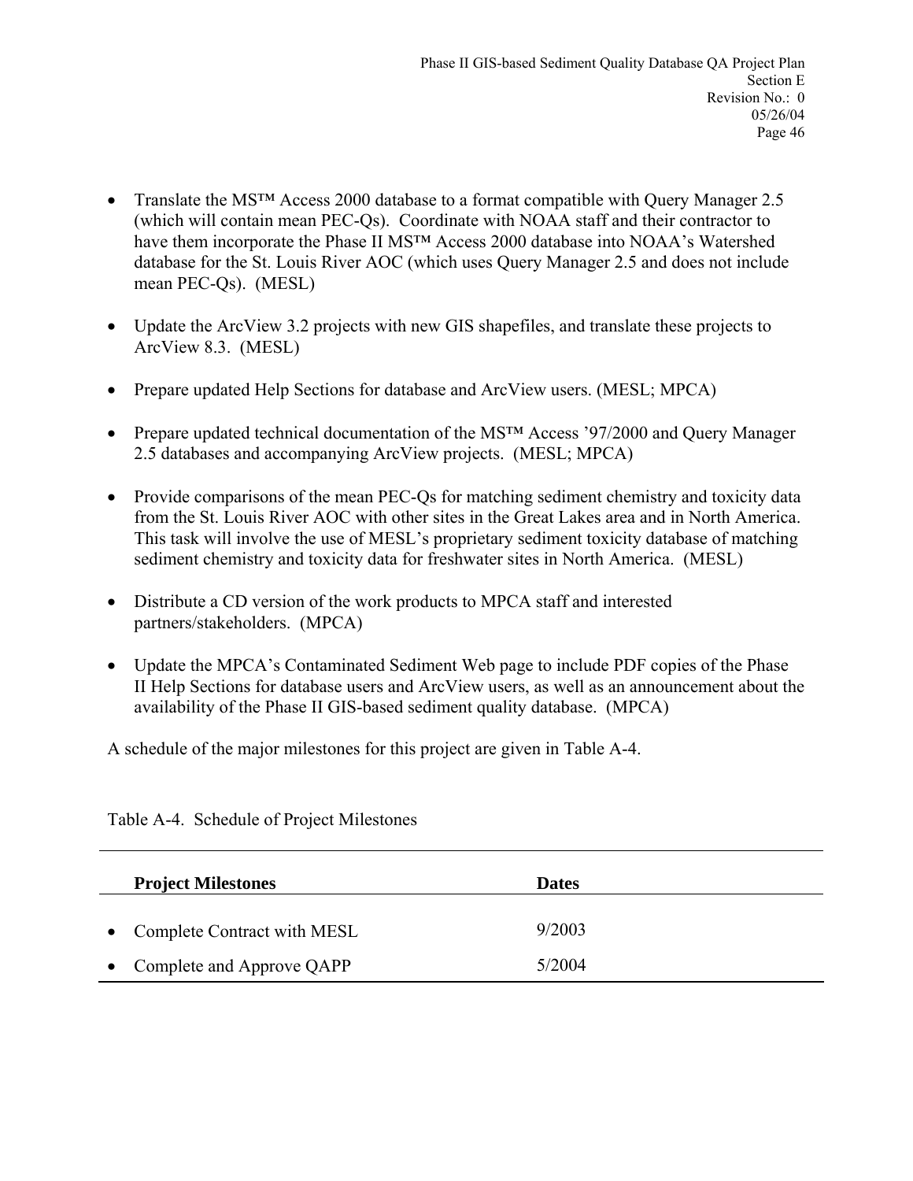- Translate the MS™ Access 2000 database to a format compatible with Query Manager 2.5 (which will contain mean PEC-Qs). Coordinate with NOAA staff and their contractor to have them incorporate the Phase II MS™ Access 2000 database into NOAA's Watershed database for the St. Louis River AOC (which uses Query Manager 2.5 and does not include mean PEC-Qs). (MESL)

- Update the ArcView 3.2 projects with new GIS shapefiles, and translate these projects to ArcView 8.3. (MESL)

- Prepare updated Help Sections for database and ArcView users. (MESL; MPCA)

- Prepare updated technical documentation of the MS™ Access '97/2000 and Query Manager 2.5 databases and accompanying ArcView projects. (MESL; MPCA)

- Provide comparisons of the mean PEC-Qs for matching sediment chemistry and toxicity data from the St. Louis River AOC with other sites in the Great Lakes area and in North America. This task will involve the use of MESL's proprietary sediment toxicity database of matching sediment chemistry and toxicity data for freshwater sites in North America. (MESL)

- Distribute a CD version of the work products to MPCA staff and interested partners/stakeholders. (MPCA)

- Update the MPCA's Contaminated Sediment Web page to include PDF copies of the Phase II Help Sections for database users and ArcView users, as well as an announcement about the availability of the Phase II GIS-based sediment quality database. (MPCA)

A schedule of the major milestones for this project are given in Table A-4.

Table A-4. Schedule of Project Milestones

| Project Milestones | Dates |
|---|---|
| • Complete Contract with MESL | 9/2003 |
| • Complete and Approve QAPP | 5/2004 |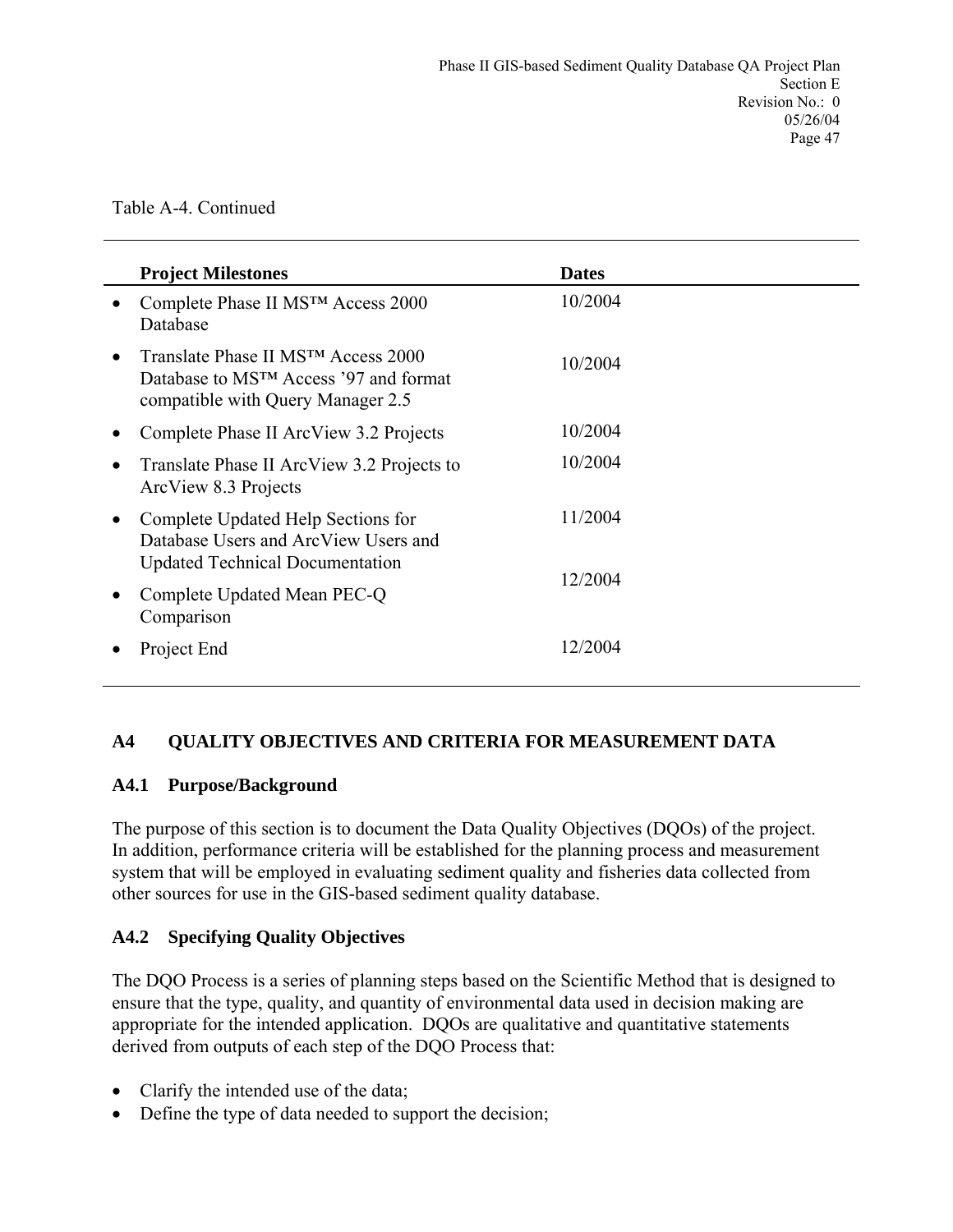Table A-4. Continued

| Project Milestones | Dates |
| --- | --- |
| • Complete Phase II MS™ Access 2000 Database | 10/2004 |
| • Translate Phase II MS™ Access 2000 Database to MS™ Access '97 and format compatible with Query Manager 2.5 | 10/2004 |
| • Complete Phase II ArcView 3.2 Projects | 10/2004 |
| • Translate Phase II ArcView 3.2 Projects to ArcView 8.3 Projects | 10/2004 |
| • Complete Updated Help Sections for Database Users and ArcView Users and Updated Technical Documentation | 11/2004 |
| • Complete Updated Mean PEC-Q Comparison | 12/2004 |
| • Project End | 12/2004 |

## A4 QUALITY OBJECTIVES AND CRITERIA FOR MEASUREMENT DATA

### A4.1 Purpose/Background

The purpose of this section is to document the Data Quality Objectives (DQOs) of the project. In addition, performance criteria will be established for the planning process and measurement system that will be employed in evaluating sediment quality and fisheries data collected from other sources for use in the GIS-based sediment quality database.

### A4.2 Specifying Quality Objectives

The DQO Process is a series of planning steps based on the Scientific Method that is designed to ensure that the type, quality, and quantity of environmental data used in decision making are appropriate for the intended application. DQOs are qualitative and quantitative statements derived from outputs of each step of the DQO Process that:

- Clarify the intended use of the data;
- Define the type of data needed to support the decision;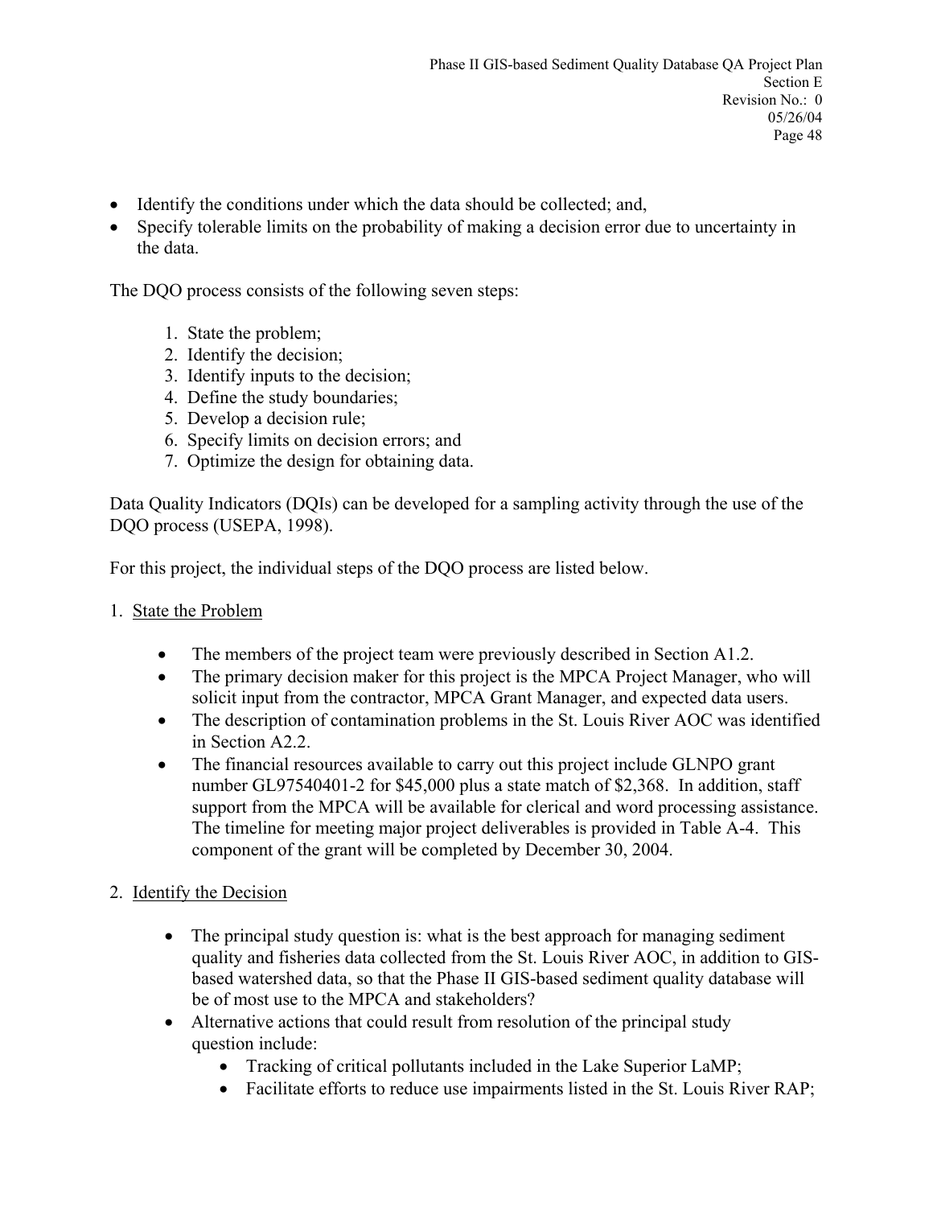- Identify the conditions under which the data should be collected; and,
- Specify tolerable limits on the probability of making a decision error due to uncertainty in the data.

The DQO process consists of the following seven steps:

1. State the problem;
2. Identify the decision;
3. Identify inputs to the decision;
4. Define the study boundaries;
5. Develop a decision rule;
6. Specify limits on decision errors; and
7. Optimize the design for obtaining data.

Data Quality Indicators (DQIs) can be developed for a sampling activity through the use of the DQO process (USEPA, 1998).

For this project, the individual steps of the DQO process are listed below.

1. State the Problem

   - The members of the project team were previously described in Section A1.2.
   - The primary decision maker for this project is the MPCA Project Manager, who will solicit input from the contractor, MPCA Grant Manager, and expected data users.
   - The description of contamination problems in the St. Louis River AOC was identified in Section A2.2.
   - The financial resources available to carry out this project include GLNPO grant number GL97540401-2 for $45,000 plus a state match of $2,368. In addition, staff support from the MPCA will be available for clerical and word processing assistance. The timeline for meeting major project deliverables is provided in Table A-4. This component of the grant will be completed by December 30, 2004.

2. Identify the Decision

   - The principal study question is: what is the best approach for managing sediment quality and fisheries data collected from the St. Louis River AOC, in addition to GIS-based watershed data, so that the Phase II GIS-based sediment quality database will be of most use to the MPCA and stakeholders?
   - Alternative actions that could result from resolution of the principal study question include:
     - Tracking of critical pollutants included in the Lake Superior LaMP;
     - Facilitate efforts to reduce use impairments listed in the St. Louis River RAP;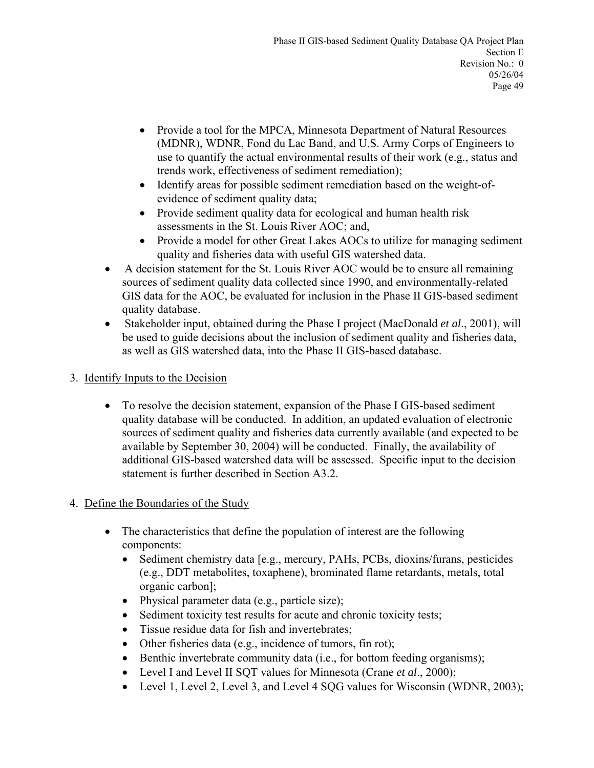- Provide a tool for the MPCA, Minnesota Department of Natural Resources (MDNR), WDNR, Fond du Lac Band, and U.S. Army Corps of Engineers to use to quantify the actual environmental results of their work (e.g., status and trends work, effectiveness of sediment remediation);
    - Identify areas for possible sediment remediation based on the weight-of-evidence of sediment quality data;
    - Provide sediment quality data for ecological and human health risk assessments in the St. Louis River AOC; and,
    - Provide a model for other Great Lakes AOCs to utilize for managing sediment quality and fisheries data with useful GIS watershed data.
- A decision statement for the St. Louis River AOC would be to ensure all remaining sources of sediment quality data collected since 1990, and environmentally-related GIS data for the AOC, be evaluated for inclusion in the Phase II GIS-based sediment quality database.
- Stakeholder input, obtained during the Phase I project (MacDonald *et al*., 2001), will be used to guide decisions about the inclusion of sediment quality and fisheries data, as well as GIS watershed data, into the Phase II GIS-based database.

3. Identify Inputs to the Decision

- To resolve the decision statement, expansion of the Phase I GIS-based sediment quality database will be conducted. In addition, an updated evaluation of electronic sources of sediment quality and fisheries data currently available (and expected to be available by September 30, 2004) will be conducted. Finally, the availability of additional GIS-based watershed data will be assessed. Specific input to the decision statement is further described in Section A3.2.

4. Define the Boundaries of the Study

- The characteristics that define the population of interest are the following components:
    - Sediment chemistry data [e.g., mercury, PAHs, PCBs, dioxins/furans, pesticides (e.g., DDT metabolites, toxaphene), brominated flame retardants, metals, total organic carbon];
    - Physical parameter data (e.g., particle size);
    - Sediment toxicity test results for acute and chronic toxicity tests;
    - Tissue residue data for fish and invertebrates;
    - Other fisheries data (e.g., incidence of tumors, fin rot);
    - Benthic invertebrate community data (i.e., for bottom feeding organisms);
    - Level I and Level II SQT values for Minnesota (Crane *et al*., 2000);
    - Level 1, Level 2, Level 3, and Level 4 SQG values for Wisconsin (WDNR, 2003);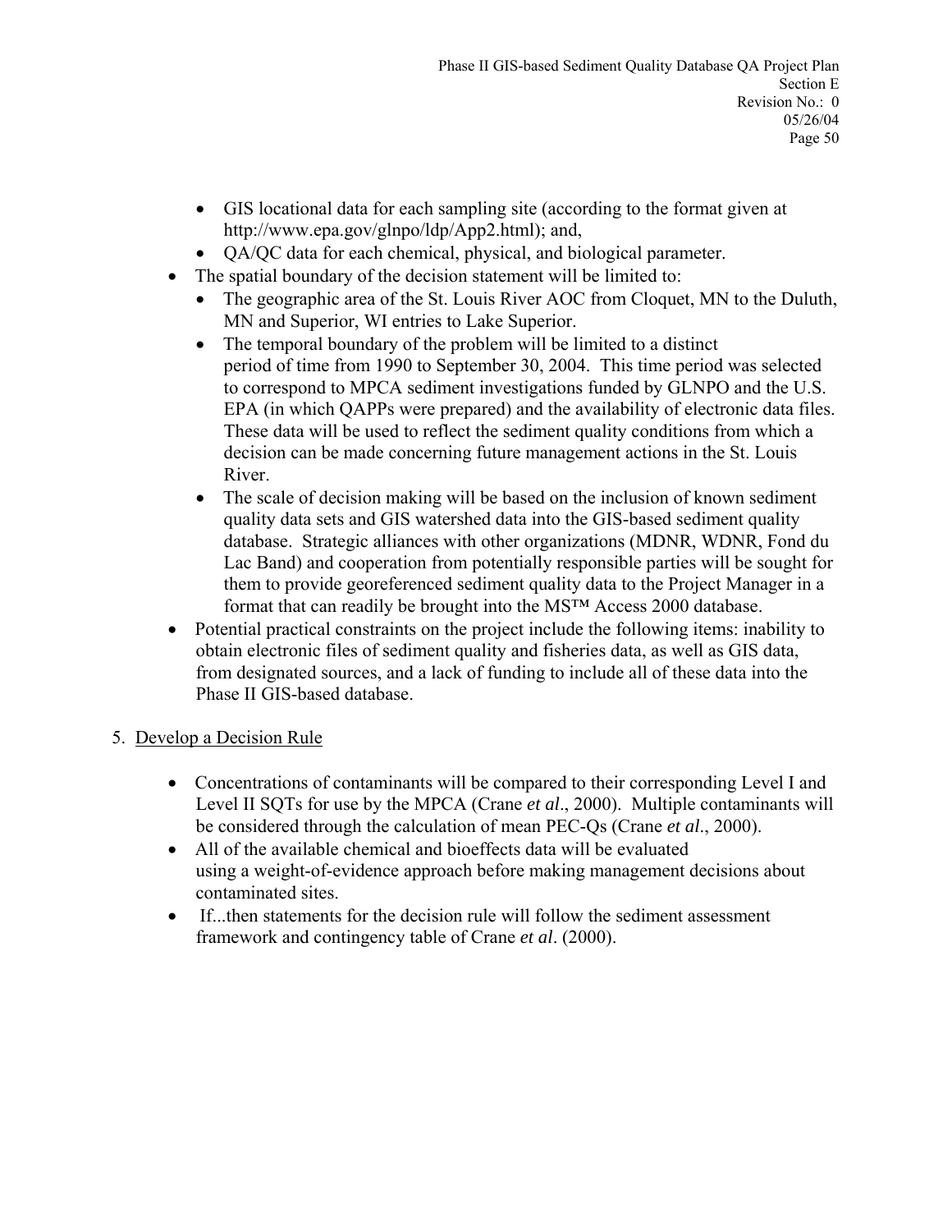- GIS locational data for each sampling site (according to the format given at http://www.epa.gov/glnpo/ldp/App2.html); and,
- QA/QC data for each chemical, physical, and biological parameter.
- The spatial boundary of the decision statement will be limited to:
  - The geographic area of the St. Louis River AOC from Cloquet, MN to the Duluth, MN and Superior, WI entries to Lake Superior.
  - The temporal boundary of the problem will be limited to a distinct period of time from 1990 to September 30, 2004. This time period was selected to correspond to MPCA sediment investigations funded by GLNPO and the U.S. EPA (in which QAPPs were prepared) and the availability of electronic data files. These data will be used to reflect the sediment quality conditions from which a decision can be made concerning future management actions in the St. Louis River.
  - The scale of decision making will be based on the inclusion of known sediment quality data sets and GIS watershed data into the GIS-based sediment quality database. Strategic alliances with other organizations (MDNR, WDNR, Fond du Lac Band) and cooperation from potentially responsible parties will be sought for them to provide georeferenced sediment quality data to the Project Manager in a format that can readily be brought into the MS™ Access 2000 database.
- Potential practical constraints on the project include the following items: inability to obtain electronic files of sediment quality and fisheries data, as well as GIS data, from designated sources, and a lack of funding to include all of these data into the Phase II GIS-based database.

5. Develop a Decision Rule

- Concentrations of contaminants will be compared to their corresponding Level I and Level II SQTs for use by the MPCA (Crane *et al*., 2000). Multiple contaminants will be considered through the calculation of mean PEC-Qs (Crane *et al*., 2000).
- All of the available chemical and bioeffects data will be evaluated using a weight-of-evidence approach before making management decisions about contaminated sites.
- If...then statements for the decision rule will follow the sediment assessment framework and contingency table of Crane *et al*. (2000).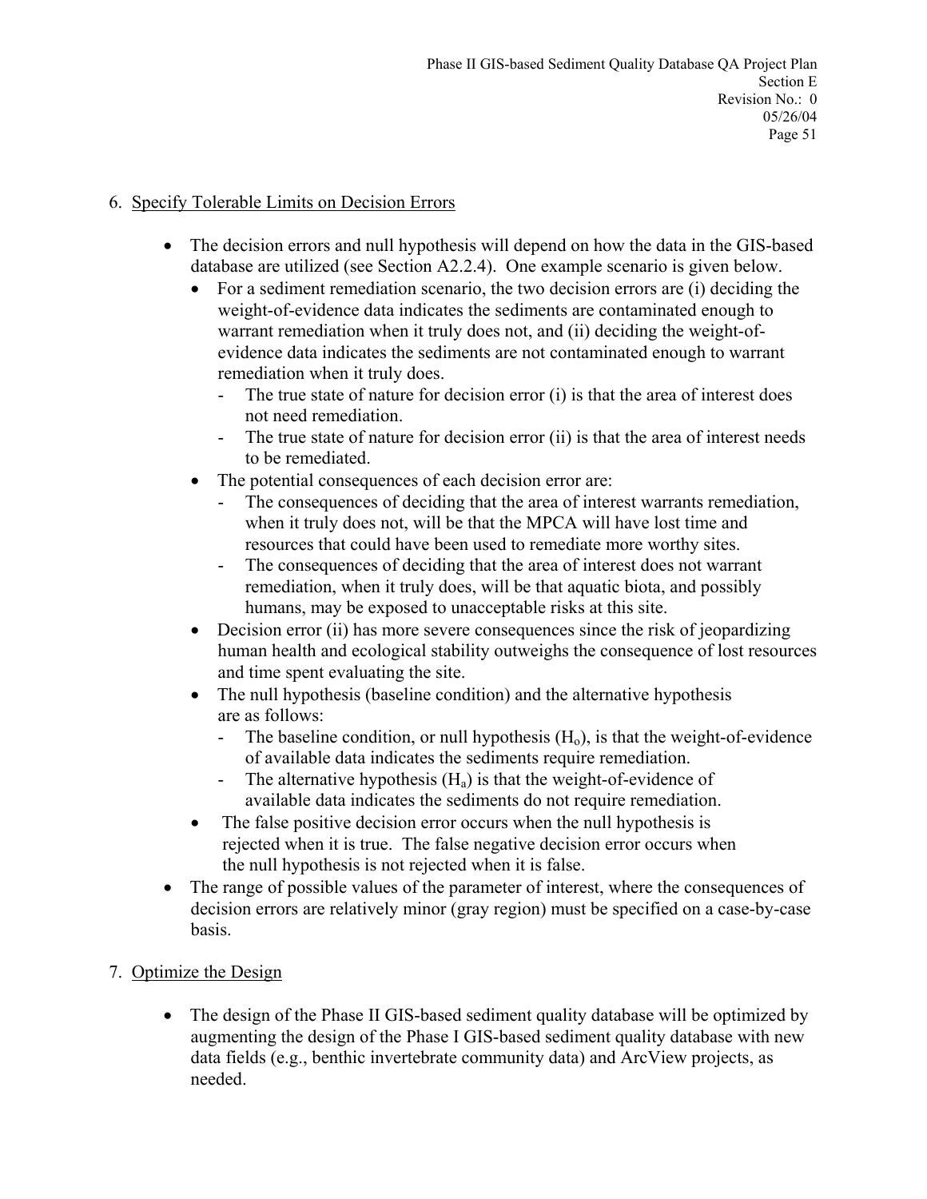6. Specify Tolerable Limits on Decision Errors

- The decision errors and null hypothesis will depend on how the data in the GIS-based database are utilized (see Section A2.2.4). One example scenario is given below.
  - For a sediment remediation scenario, the two decision errors are (i) deciding the weight-of-evidence data indicates the sediments are contaminated enough to warrant remediation when it truly does not, and (ii) deciding the weight-of-evidence data indicates the sediments are not contaminated enough to warrant remediation when it truly does.
    - The true state of nature for decision error (i) is that the area of interest does not need remediation.
    - The true state of nature for decision error (ii) is that the area of interest needs to be remediated.
  - The potential consequences of each decision error are:
    - The consequences of deciding that the area of interest warrants remediation, when it truly does not, will be that the MPCA will have lost time and resources that could have been used to remediate more worthy sites.
    - The consequences of deciding that the area of interest does not warrant remediation, when it truly does, will be that aquatic biota, and possibly humans, may be exposed to unacceptable risks at this site.
  - Decision error (ii) has more severe consequences since the risk of jeopardizing human health and ecological stability outweighs the consequence of lost resources and time spent evaluating the site.
  - The null hypothesis (baseline condition) and the alternative hypothesis are as follows:
    - The baseline condition, or null hypothesis ($H_o$), is that the weight-of-evidence of available data indicates the sediments require remediation.
    - The alternative hypothesis ($H_a$) is that the weight-of-evidence of available data indicates the sediments do not require remediation.
  - The false positive decision error occurs when the null hypothesis is rejected when it is true. The false negative decision error occurs when the null hypothesis is not rejected when it is false.
- The range of possible values of the parameter of interest, where the consequences of decision errors are relatively minor (gray region) must be specified on a case-by-case basis.

7. Optimize the Design

- The design of the Phase II GIS-based sediment quality database will be optimized by augmenting the design of the Phase I GIS-based sediment quality database with new data fields (e.g., benthic invertebrate community data) and ArcView projects, as needed.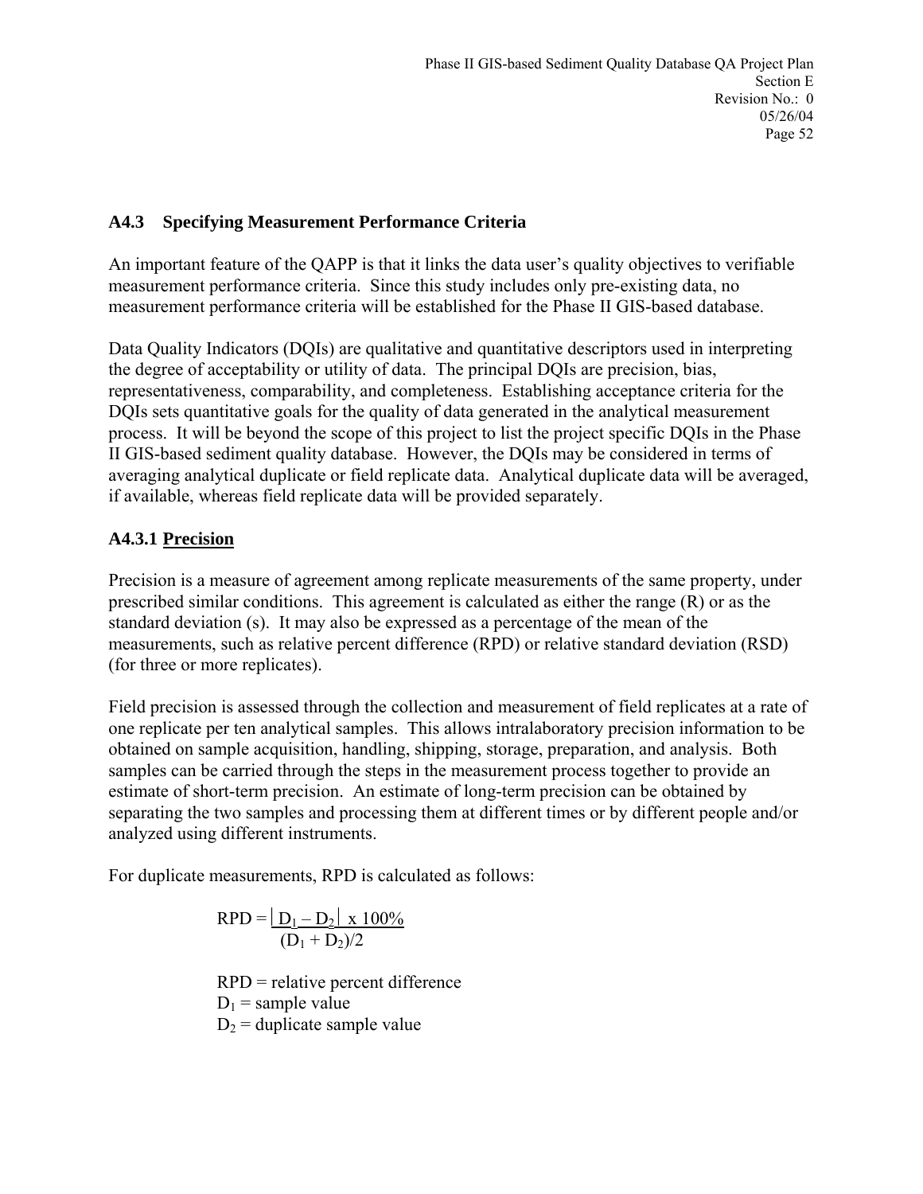## A4.3 Specifying Measurement Performance Criteria

An important feature of the QAPP is that it links the data user's quality objectives to verifiable measurement performance criteria. Since this study includes only pre-existing data, no measurement performance criteria will be established for the Phase II GIS-based database.

Data Quality Indicators (DQIs) are qualitative and quantitative descriptors used in interpreting the degree of acceptability or utility of data. The principal DQIs are precision, bias, representativeness, comparability, and completeness. Establishing acceptance criteria for the DQIs sets quantitative goals for the quality of data generated in the analytical measurement process. It will be beyond the scope of this project to list the project specific DQIs in the Phase II GIS-based sediment quality database. However, the DQIs may be considered in terms of averaging analytical duplicate or field replicate data. Analytical duplicate data will be averaged, if available, whereas field replicate data will be provided separately.

### A4.3.1 Precision

Precision is a measure of agreement among replicate measurements of the same property, under prescribed similar conditions. This agreement is calculated as either the range (R) or as the standard deviation (s). It may also be expressed as a percentage of the mean of the measurements, such as relative percent difference (RPD) or relative standard deviation (RSD) (for three or more replicates).

Field precision is assessed through the collection and measurement of field replicates at a rate of one replicate per ten analytical samples. This allows intralaboratory precision information to be obtained on sample acquisition, handling, shipping, storage, preparation, and analysis. Both samples can be carried through the steps in the measurement process together to provide an estimate of short-term precision. An estimate of long-term precision can be obtained by separating the two samples and processing them at different times or by different people and/or analyzed using different instruments.

For duplicate measurements, RPD is calculated as follows:

$$RPD = \frac{|D_1 - D_2| \times 100\%}{(D_1 + D_2)/2}$$

RPD = relative percent difference
$D_1$ = sample value
$D_2$ = duplicate sample value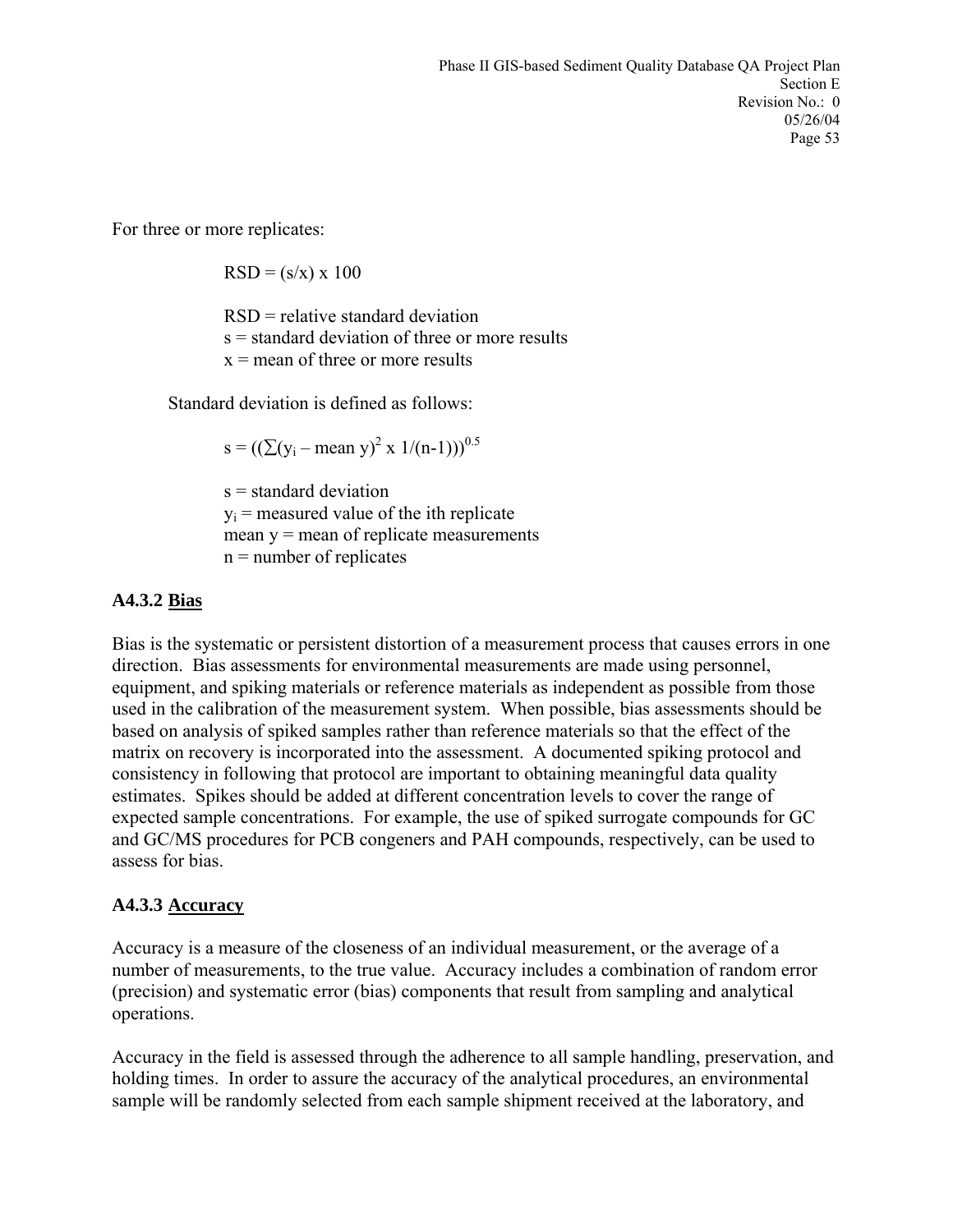For three or more replicates:

$$RSD = (s/x) \times 100$$

RSD = relative standard deviation
s = standard deviation of three or more results
x = mean of three or more results

Standard deviation is defined as follows:

$$s = ((\sum(y_i - \text{mean } y)^2 \times 1/(n-1)))^{0.5}$$

s = standard deviation
$y_i$ = measured value of the ith replicate
mean y = mean of replicate measurements
n = number of replicates

### A4.3.2 <u>Bias</u>

Bias is the systematic or persistent distortion of a measurement process that causes errors in one direction. Bias assessments for environmental measurements are made using personnel, equipment, and spiking materials or reference materials as independent as possible from those used in the calibration of the measurement system. When possible, bias assessments should be based on analysis of spiked samples rather than reference materials so that the effect of the matrix on recovery is incorporated into the assessment. A documented spiking protocol and consistency in following that protocol are important to obtaining meaningful data quality estimates. Spikes should be added at different concentration levels to cover the range of expected sample concentrations. For example, the use of spiked surrogate compounds for GC and GC/MS procedures for PCB congeners and PAH compounds, respectively, can be used to assess for bias.

### A4.3.3 <u>Accuracy</u>

Accuracy is a measure of the closeness of an individual measurement, or the average of a number of measurements, to the true value. Accuracy includes a combination of random error (precision) and systematic error (bias) components that result from sampling and analytical operations.

Accuracy in the field is assessed through the adherence to all sample handling, preservation, and holding times. In order to assure the accuracy of the analytical procedures, an environmental sample will be randomly selected from each sample shipment received at the laboratory, and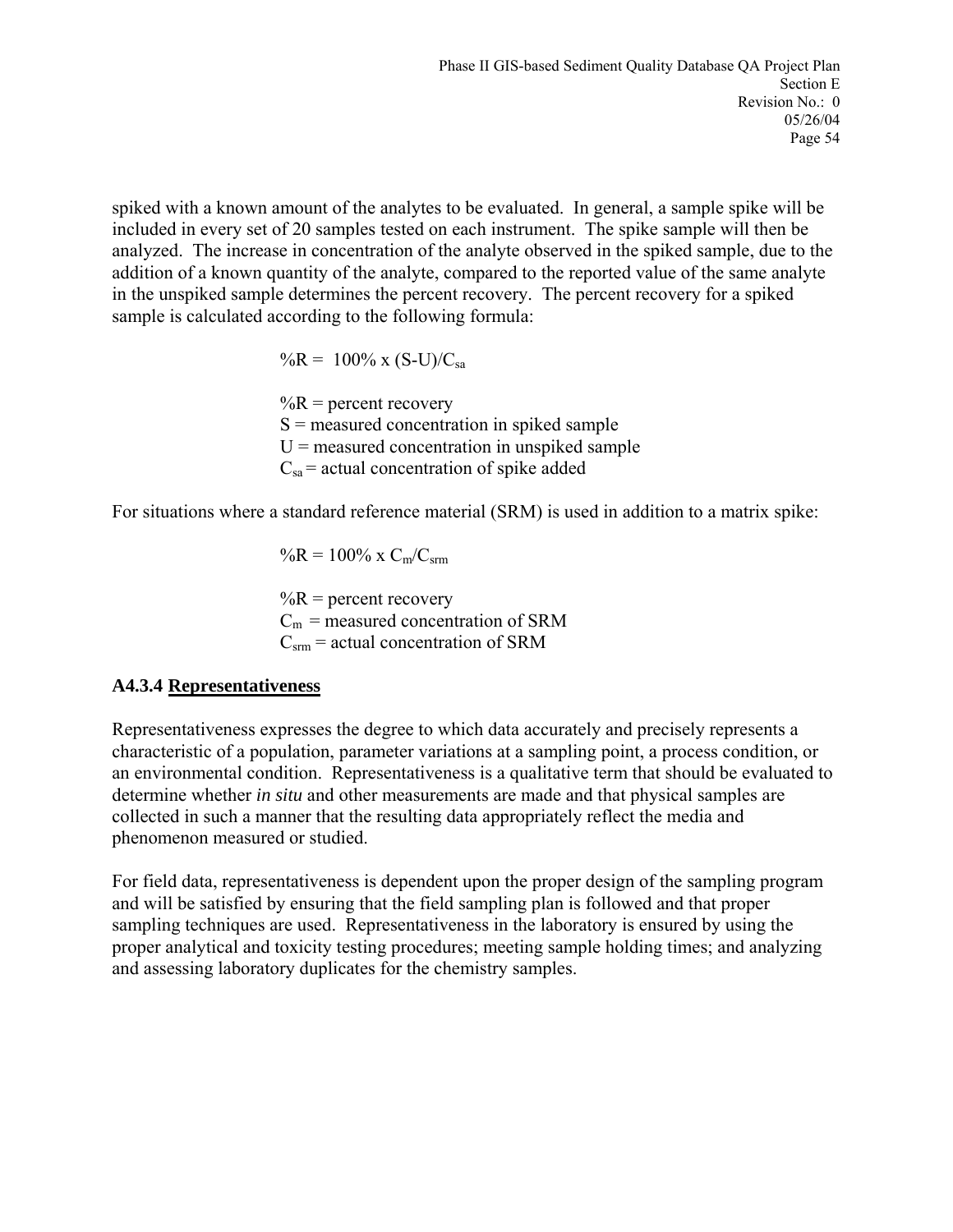spiked with a known amount of the analytes to be evaluated. In general, a sample spike will be included in every set of 20 samples tested on each instrument. The spike sample will then be analyzed. The increase in concentration of the analyte observed in the spiked sample, due to the addition of a known quantity of the analyte, compared to the reported value of the same analyte in the unspiked sample determines the percent recovery. The percent recovery for a spiked sample is calculated according to the following formula:

$$\%R = 100\% \times (S-U)/C_{sa}$$

%R = percent recovery
S = measured concentration in spiked sample
U = measured concentration in unspiked sample
$C_{sa}$ = actual concentration of spike added

For situations where a standard reference material (SRM) is used in addition to a matrix spike:

$$\%R = 100\% \times C_m/C_{srm}$$

%R = percent recovery
$C_m$ = measured concentration of SRM
$C_{srm}$ = actual concentration of SRM

### A4.3.4 Representativeness

Representativeness expresses the degree to which data accurately and precisely represents a characteristic of a population, parameter variations at a sampling point, a process condition, or an environmental condition. Representativeness is a qualitative term that should be evaluated to determine whether *in situ* and other measurements are made and that physical samples are collected in such a manner that the resulting data appropriately reflect the media and phenomenon measured or studied.

For field data, representativeness is dependent upon the proper design of the sampling program and will be satisfied by ensuring that the field sampling plan is followed and that proper sampling techniques are used. Representativeness in the laboratory is ensured by using the proper analytical and toxicity testing procedures; meeting sample holding times; and analyzing and assessing laboratory duplicates for the chemistry samples.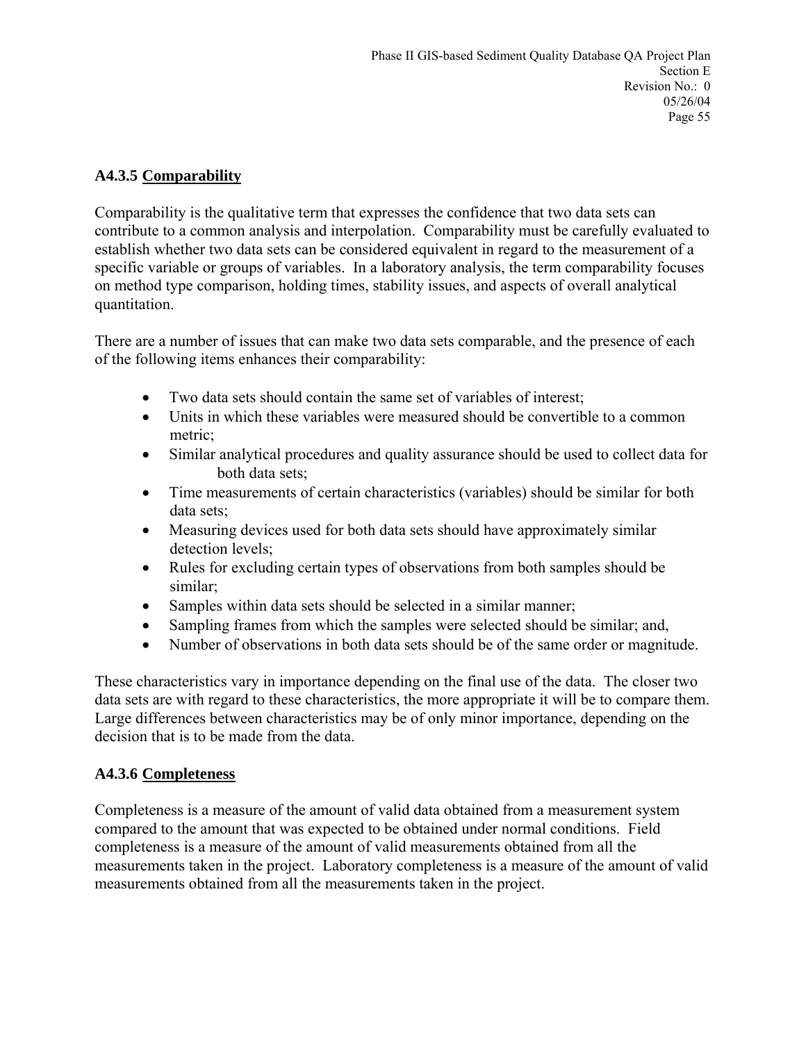### A4.3.5 Comparability

Comparability is the qualitative term that expresses the confidence that two data sets can contribute to a common analysis and interpolation. Comparability must be carefully evaluated to establish whether two data sets can be considered equivalent in regard to the measurement of a specific variable or groups of variables. In a laboratory analysis, the term comparability focuses on method type comparison, holding times, stability issues, and aspects of overall analytical quantitation.

There are a number of issues that can make two data sets comparable, and the presence of each of the following items enhances their comparability:

- Two data sets should contain the same set of variables of interest;
- Units in which these variables were measured should be convertible to a common metric;
- Similar analytical procedures and quality assurance should be used to collect data for both data sets;
- Time measurements of certain characteristics (variables) should be similar for both data sets;
- Measuring devices used for both data sets should have approximately similar detection levels;
- Rules for excluding certain types of observations from both samples should be similar;
- Samples within data sets should be selected in a similar manner;
- Sampling frames from which the samples were selected should be similar; and,
- Number of observations in both data sets should be of the same order or magnitude.

These characteristics vary in importance depending on the final use of the data. The closer two data sets are with regard to these characteristics, the more appropriate it will be to compare them. Large differences between characteristics may be of only minor importance, depending on the decision that is to be made from the data.

### A4.3.6 Completeness

Completeness is a measure of the amount of valid data obtained from a measurement system compared to the amount that was expected to be obtained under normal conditions. Field completeness is a measure of the amount of valid measurements obtained from all the measurements taken in the project. Laboratory completeness is a measure of the amount of valid measurements obtained from all the measurements taken in the project.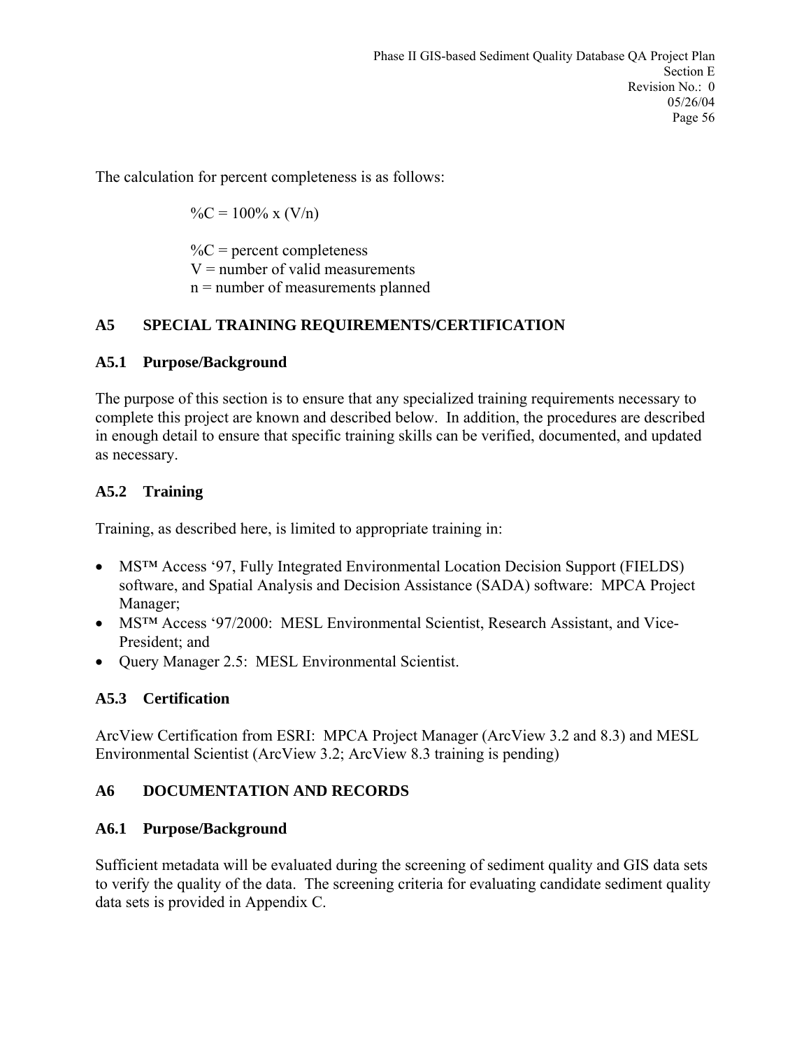The calculation for percent completeness is as follows:

$$\%C = 100\% \times (V/n)$$

%C = percent completeness
V = number of valid measurements
n = number of measurements planned

## A5 SPECIAL TRAINING REQUIREMENTS/CERTIFICATION

### A5.1 Purpose/Background

The purpose of this section is to ensure that any specialized training requirements necessary to complete this project are known and described below. In addition, the procedures are described in enough detail to ensure that specific training skills can be verified, documented, and updated as necessary.

### A5.2 Training

Training, as described here, is limited to appropriate training in:

- MS™ Access '97, Fully Integrated Environmental Location Decision Support (FIELDS) software, and Spatial Analysis and Decision Assistance (SADA) software: MPCA Project Manager;
- MS™ Access '97/2000: MESL Environmental Scientist, Research Assistant, and Vice-President; and
- Query Manager 2.5: MESL Environmental Scientist.

### A5.3 Certification

ArcView Certification from ESRI: MPCA Project Manager (ArcView 3.2 and 8.3) and MESL Environmental Scientist (ArcView 3.2; ArcView 8.3 training is pending)

## A6 DOCUMENTATION AND RECORDS

### A6.1 Purpose/Background

Sufficient metadata will be evaluated during the screening of sediment quality and GIS data sets to verify the quality of the data. The screening criteria for evaluating candidate sediment quality data sets is provided in Appendix C.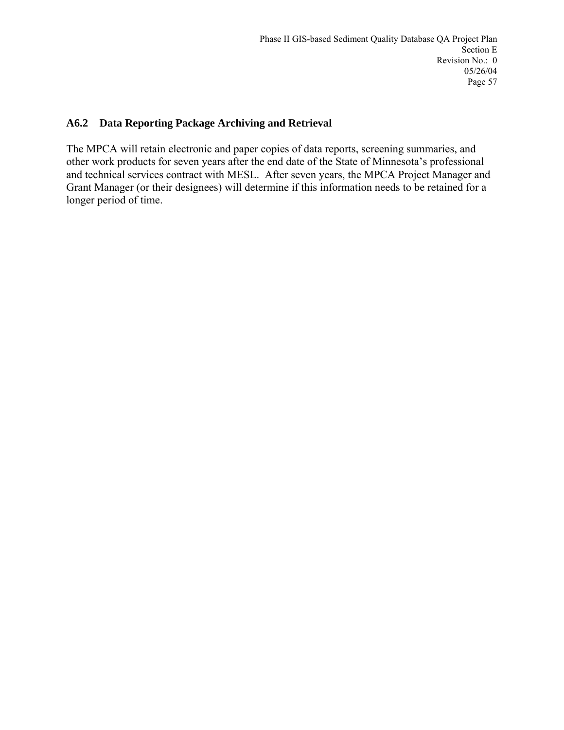## A6.2 Data Reporting Package Archiving and Retrieval

The MPCA will retain electronic and paper copies of data reports, screening summaries, and other work products for seven years after the end date of the State of Minnesota's professional and technical services contract with MESL. After seven years, the MPCA Project Manager and Grant Manager (or their designees) will determine if this information needs to be retained for a longer period of time.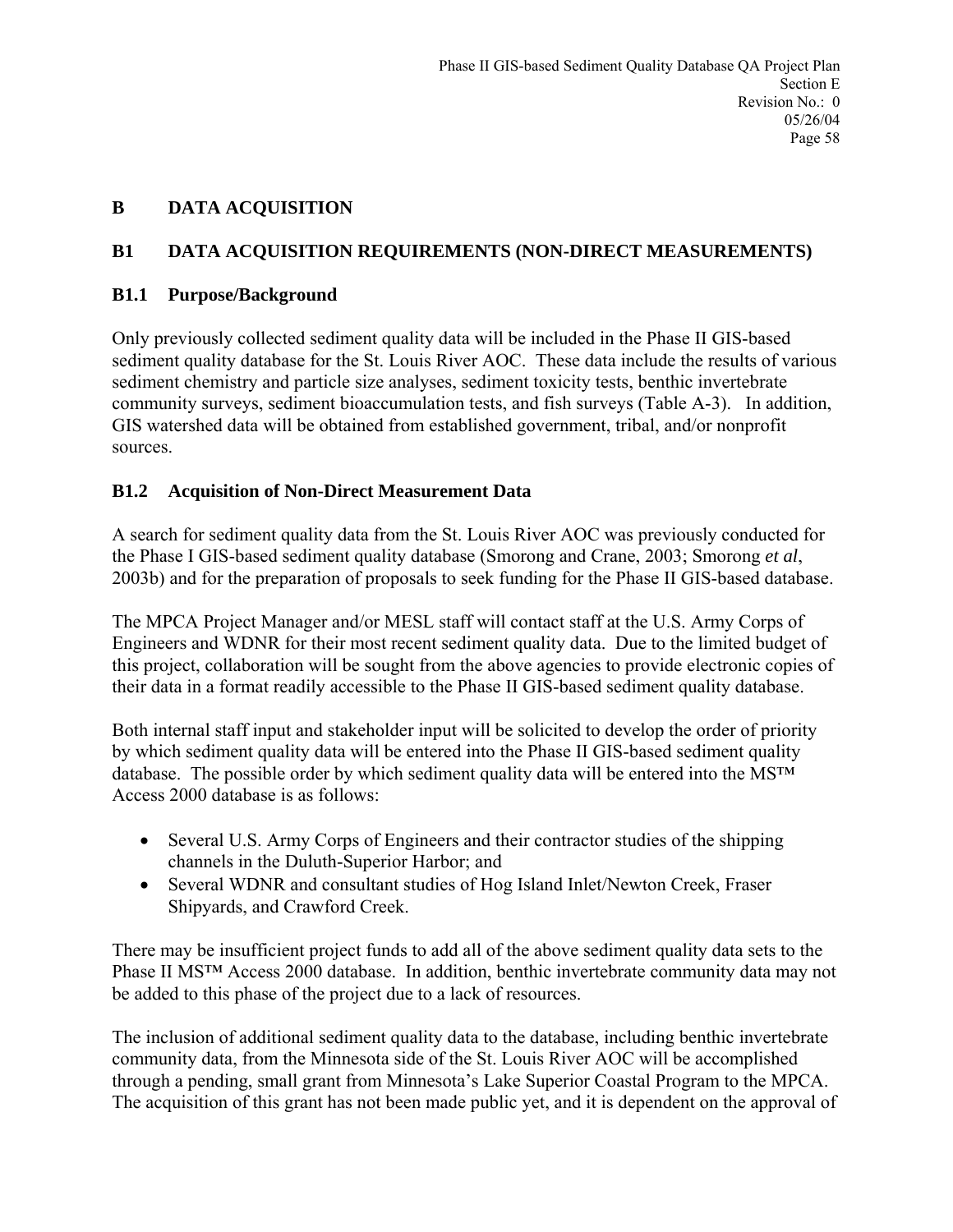# B DATA ACQUISITION

## B1 DATA ACQUISITION REQUIREMENTS (NON-DIRECT MEASUREMENTS)

### B1.1 Purpose/Background

Only previously collected sediment quality data will be included in the Phase II GIS-based sediment quality database for the St. Louis River AOC. These data include the results of various sediment chemistry and particle size analyses, sediment toxicity tests, benthic invertebrate community surveys, sediment bioaccumulation tests, and fish surveys (Table A-3). In addition, GIS watershed data will be obtained from established government, tribal, and/or nonprofit sources.

### B1.2 Acquisition of Non-Direct Measurement Data

A search for sediment quality data from the St. Louis River AOC was previously conducted for the Phase I GIS-based sediment quality database (Smorong and Crane, 2003; Smorong *et al*, 2003b) and for the preparation of proposals to seek funding for the Phase II GIS-based database.

The MPCA Project Manager and/or MESL staff will contact staff at the U.S. Army Corps of Engineers and WDNR for their most recent sediment quality data. Due to the limited budget of this project, collaboration will be sought from the above agencies to provide electronic copies of their data in a format readily accessible to the Phase II GIS-based sediment quality database.

Both internal staff input and stakeholder input will be solicited to develop the order of priority by which sediment quality data will be entered into the Phase II GIS-based sediment quality database. The possible order by which sediment quality data will be entered into the MS™ Access 2000 database is as follows:

- Several U.S. Army Corps of Engineers and their contractor studies of the shipping channels in the Duluth-Superior Harbor; and
- Several WDNR and consultant studies of Hog Island Inlet/Newton Creek, Fraser Shipyards, and Crawford Creek.

There may be insufficient project funds to add all of the above sediment quality data sets to the Phase II MS™ Access 2000 database. In addition, benthic invertebrate community data may not be added to this phase of the project due to a lack of resources.

The inclusion of additional sediment quality data to the database, including benthic invertebrate community data, from the Minnesota side of the St. Louis River AOC will be accomplished through a pending, small grant from Minnesota's Lake Superior Coastal Program to the MPCA. The acquisition of this grant has not been made public yet, and it is dependent on the approval of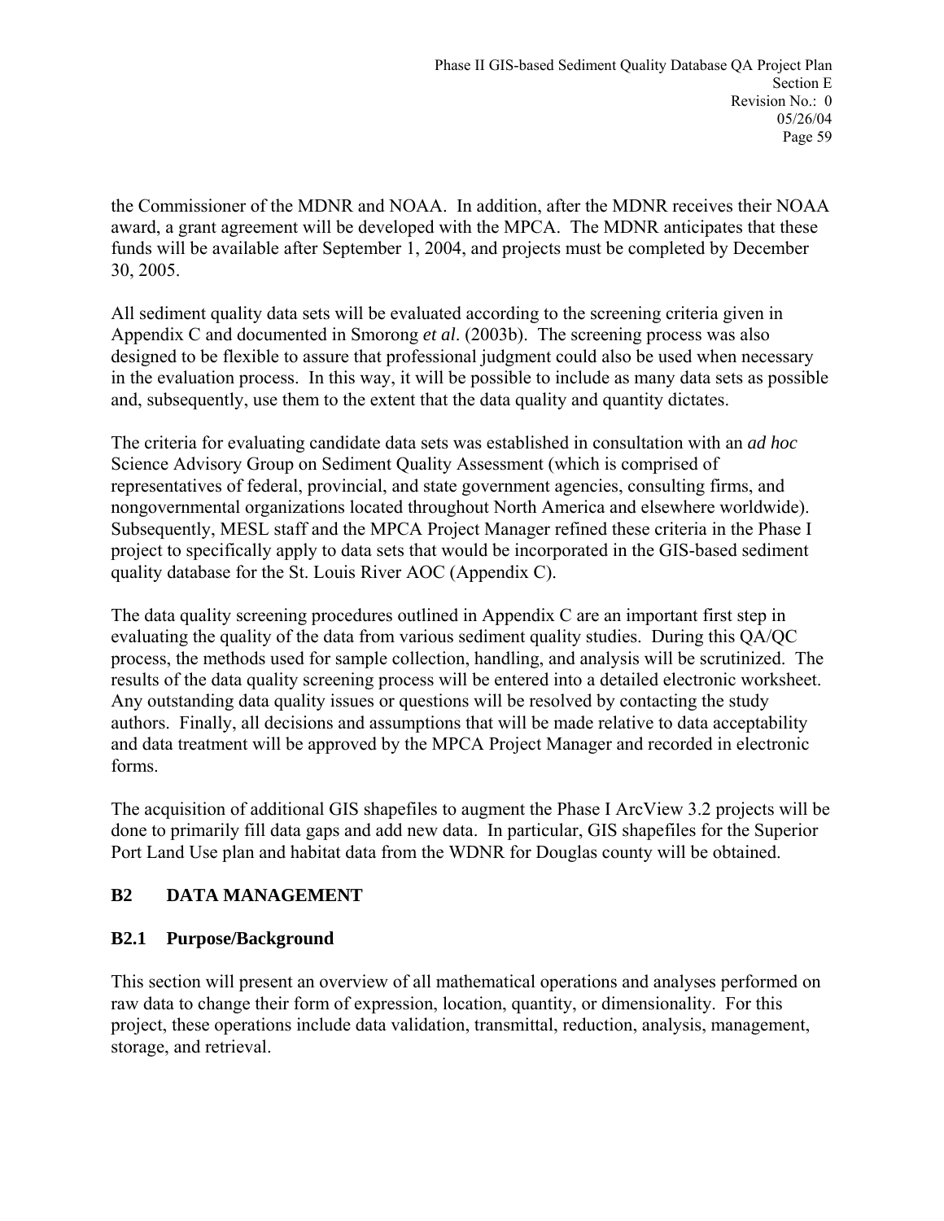the Commissioner of the MDNR and NOAA. In addition, after the MDNR receives their NOAA award, a grant agreement will be developed with the MPCA. The MDNR anticipates that these funds will be available after September 1, 2004, and projects must be completed by December 30, 2005.

All sediment quality data sets will be evaluated according to the screening criteria given in Appendix C and documented in Smorong *et al*. (2003b). The screening process was also designed to be flexible to assure that professional judgment could also be used when necessary in the evaluation process. In this way, it will be possible to include as many data sets as possible and, subsequently, use them to the extent that the data quality and quantity dictates.

The criteria for evaluating candidate data sets was established in consultation with an *ad hoc* Science Advisory Group on Sediment Quality Assessment (which is comprised of representatives of federal, provincial, and state government agencies, consulting firms, and nongovernmental organizations located throughout North America and elsewhere worldwide). Subsequently, MESL staff and the MPCA Project Manager refined these criteria in the Phase I project to specifically apply to data sets that would be incorporated in the GIS-based sediment quality database for the St. Louis River AOC (Appendix C).

The data quality screening procedures outlined in Appendix C are an important first step in evaluating the quality of the data from various sediment quality studies. During this QA/QC process, the methods used for sample collection, handling, and analysis will be scrutinized. The results of the data quality screening process will be entered into a detailed electronic worksheet. Any outstanding data quality issues or questions will be resolved by contacting the study authors. Finally, all decisions and assumptions that will be made relative to data acceptability and data treatment will be approved by the MPCA Project Manager and recorded in electronic forms.

The acquisition of additional GIS shapefiles to augment the Phase I ArcView 3.2 projects will be done to primarily fill data gaps and add new data. In particular, GIS shapefiles for the Superior Port Land Use plan and habitat data from the WDNR for Douglas county will be obtained.

## B2 DATA MANAGEMENT

### B2.1 Purpose/Background

This section will present an overview of all mathematical operations and analyses performed on raw data to change their form of expression, location, quantity, or dimensionality. For this project, these operations include data validation, transmittal, reduction, analysis, management, storage, and retrieval.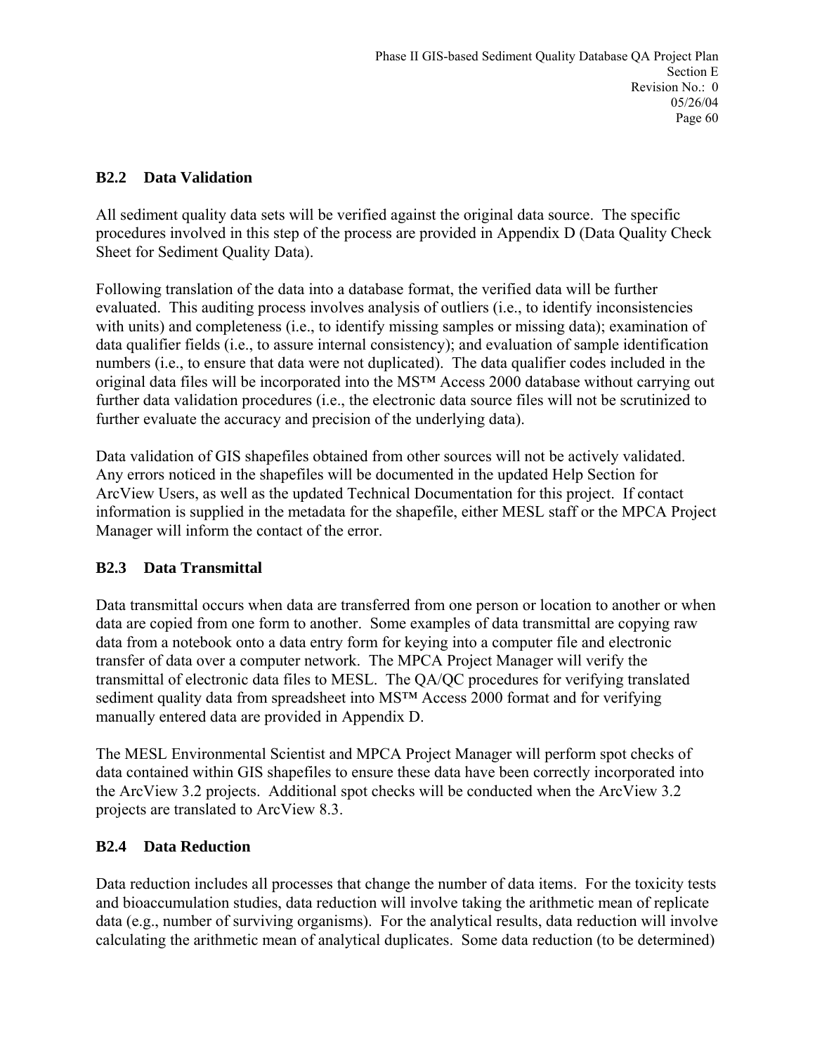### B2.2 Data Validation

All sediment quality data sets will be verified against the original data source. The specific procedures involved in this step of the process are provided in Appendix D (Data Quality Check Sheet for Sediment Quality Data).

Following translation of the data into a database format, the verified data will be further evaluated. This auditing process involves analysis of outliers (i.e., to identify inconsistencies with units) and completeness (i.e., to identify missing samples or missing data); examination of data qualifier fields (i.e., to assure internal consistency); and evaluation of sample identification numbers (i.e., to ensure that data were not duplicated). The data qualifier codes included in the original data files will be incorporated into the MS™ Access 2000 database without carrying out further data validation procedures (i.e., the electronic data source files will not be scrutinized to further evaluate the accuracy and precision of the underlying data).

Data validation of GIS shapefiles obtained from other sources will not be actively validated. Any errors noticed in the shapefiles will be documented in the updated Help Section for ArcView Users, as well as the updated Technical Documentation for this project. If contact information is supplied in the metadata for the shapefile, either MESL staff or the MPCA Project Manager will inform the contact of the error.

### B2.3 Data Transmittal

Data transmittal occurs when data are transferred from one person or location to another or when data are copied from one form to another. Some examples of data transmittal are copying raw data from a notebook onto a data entry form for keying into a computer file and electronic transfer of data over a computer network. The MPCA Project Manager will verify the transmittal of electronic data files to MESL. The QA/QC procedures for verifying translated sediment quality data from spreadsheet into MS™ Access 2000 format and for verifying manually entered data are provided in Appendix D.

The MESL Environmental Scientist and MPCA Project Manager will perform spot checks of data contained within GIS shapefiles to ensure these data have been correctly incorporated into the ArcView 3.2 projects. Additional spot checks will be conducted when the ArcView 3.2 projects are translated to ArcView 8.3.

### B2.4 Data Reduction

Data reduction includes all processes that change the number of data items. For the toxicity tests and bioaccumulation studies, data reduction will involve taking the arithmetic mean of replicate data (e.g., number of surviving organisms). For the analytical results, data reduction will involve calculating the arithmetic mean of analytical duplicates. Some data reduction (to be determined)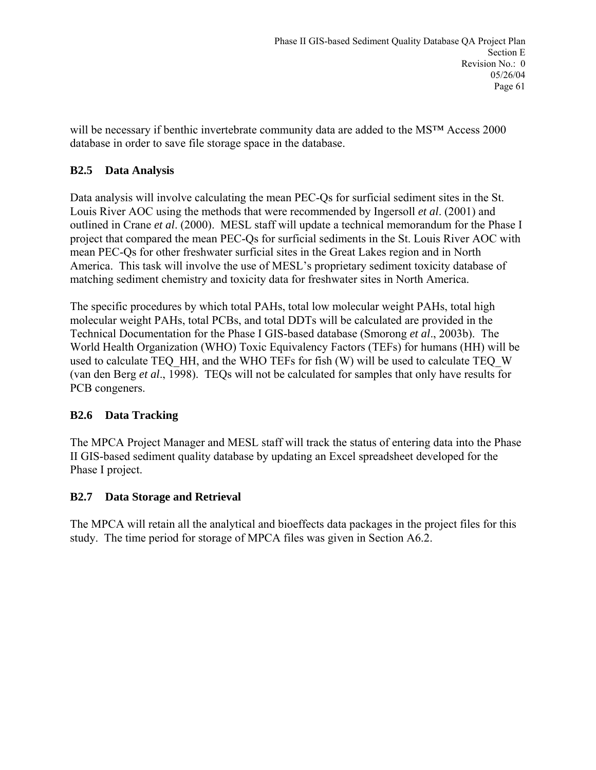will be necessary if benthic invertebrate community data are added to the MS™ Access 2000 database in order to save file storage space in the database.

### B2.5 Data Analysis

Data analysis will involve calculating the mean PEC-Qs for surficial sediment sites in the St. Louis River AOC using the methods that were recommended by Ingersoll *et al*. (2001) and outlined in Crane *et al*. (2000). MESL staff will update a technical memorandum for the Phase I project that compared the mean PEC-Qs for surficial sediments in the St. Louis River AOC with mean PEC-Qs for other freshwater surficial sites in the Great Lakes region and in North America. This task will involve the use of MESL's proprietary sediment toxicity database of matching sediment chemistry and toxicity data for freshwater sites in North America.

The specific procedures by which total PAHs, total low molecular weight PAHs, total high molecular weight PAHs, total PCBs, and total DDTs will be calculated are provided in the Technical Documentation for the Phase I GIS-based database (Smorong *et al*., 2003b). The World Health Organization (WHO) Toxic Equivalency Factors (TEFs) for humans (HH) will be used to calculate TEQ_HH, and the WHO TEFs for fish (W) will be used to calculate TEQ_W (van den Berg *et al*., 1998). TEQs will not be calculated for samples that only have results for PCB congeners.

### B2.6 Data Tracking

The MPCA Project Manager and MESL staff will track the status of entering data into the Phase II GIS-based sediment quality database by updating an Excel spreadsheet developed for the Phase I project.

### B2.7 Data Storage and Retrieval

The MPCA will retain all the analytical and bioeffects data packages in the project files for this study. The time period for storage of MPCA files was given in Section A6.2.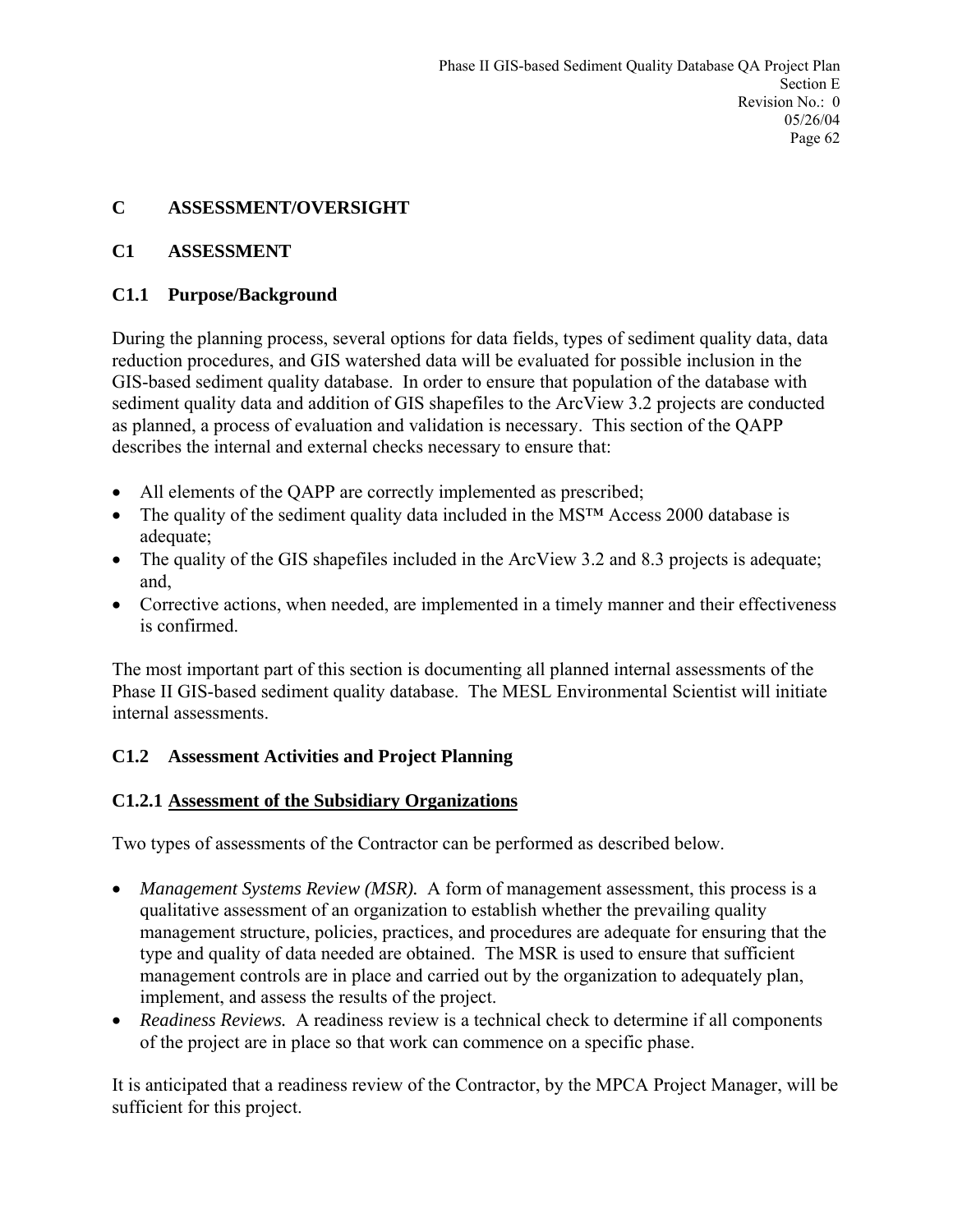# C ASSESSMENT/OVERSIGHT

## C1 ASSESSMENT

### C1.1 Purpose/Background

During the planning process, several options for data fields, types of sediment quality data, data reduction procedures, and GIS watershed data will be evaluated for possible inclusion in the GIS-based sediment quality database. In order to ensure that population of the database with sediment quality data and addition of GIS shapefiles to the ArcView 3.2 projects are conducted as planned, a process of evaluation and validation is necessary. This section of the QAPP describes the internal and external checks necessary to ensure that:

- All elements of the QAPP are correctly implemented as prescribed;
- The quality of the sediment quality data included in the MS™ Access 2000 database is adequate;
- The quality of the GIS shapefiles included in the ArcView 3.2 and 8.3 projects is adequate; and,
- Corrective actions, when needed, are implemented in a timely manner and their effectiveness is confirmed.

The most important part of this section is documenting all planned internal assessments of the Phase II GIS-based sediment quality database. The MESL Environmental Scientist will initiate internal assessments.

### C1.2 Assessment Activities and Project Planning

#### C1.2.1 Assessment of the Subsidiary Organizations

Two types of assessments of the Contractor can be performed as described below.

- *Management Systems Review (MSR).* A form of management assessment, this process is a qualitative assessment of an organization to establish whether the prevailing quality management structure, policies, practices, and procedures are adequate for ensuring that the type and quality of data needed are obtained. The MSR is used to ensure that sufficient management controls are in place and carried out by the organization to adequately plan, implement, and assess the results of the project.
- *Readiness Reviews.* A readiness review is a technical check to determine if all components of the project are in place so that work can commence on a specific phase.

It is anticipated that a readiness review of the Contractor, by the MPCA Project Manager, will be sufficient for this project.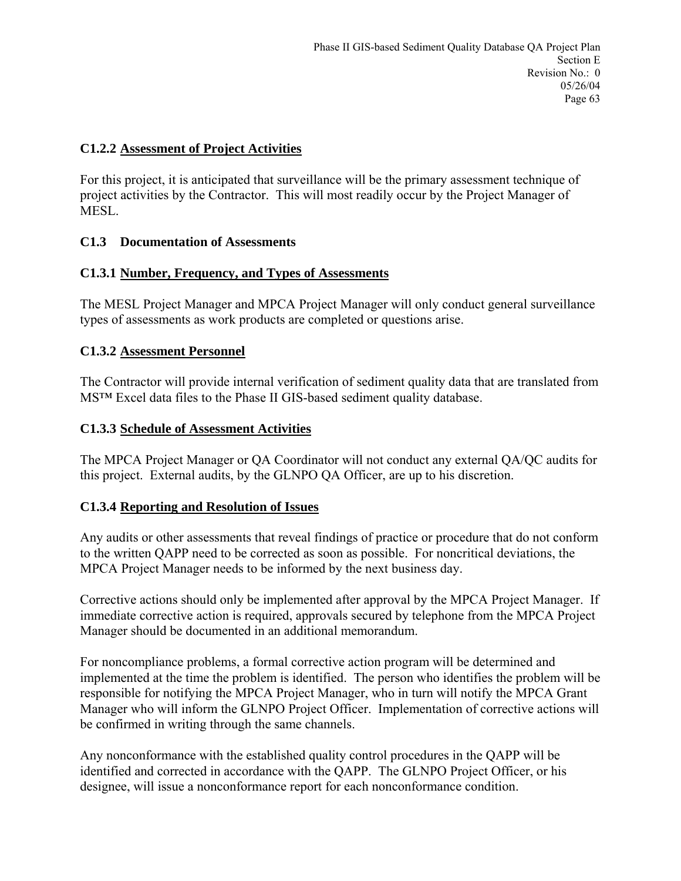### C1.2.2 <u>Assessment of Project Activities</u>

For this project, it is anticipated that surveillance will be the primary assessment technique of project activities by the Contractor. This will most readily occur by the Project Manager of MESL.

## C1.3 Documentation of Assessments

### C1.3.1 <u>Number, Frequency, and Types of Assessments</u>

The MESL Project Manager and MPCA Project Manager will only conduct general surveillance types of assessments as work products are completed or questions arise.

### C1.3.2 <u>Assessment Personnel</u>

The Contractor will provide internal verification of sediment quality data that are translated from MS™ Excel data files to the Phase II GIS-based sediment quality database.

### C1.3.3 <u>Schedule of Assessment Activities</u>

The MPCA Project Manager or QA Coordinator will not conduct any external QA/QC audits for this project. External audits, by the GLNPO QA Officer, are up to his discretion.

### C1.3.4 <u>Reporting and Resolution of Issues</u>

Any audits or other assessments that reveal findings of practice or procedure that do not conform to the written QAPP need to be corrected as soon as possible. For noncritical deviations, the MPCA Project Manager needs to be informed by the next business day.

Corrective actions should only be implemented after approval by the MPCA Project Manager. If immediate corrective action is required, approvals secured by telephone from the MPCA Project Manager should be documented in an additional memorandum.

For noncompliance problems, a formal corrective action program will be determined and implemented at the time the problem is identified. The person who identifies the problem will be responsible for notifying the MPCA Project Manager, who in turn will notify the MPCA Grant Manager who will inform the GLNPO Project Officer. Implementation of corrective actions will be confirmed in writing through the same channels.

Any nonconformance with the established quality control procedures in the QAPP will be identified and corrected in accordance with the QAPP. The GLNPO Project Officer, or his designee, will issue a nonconformance report for each nonconformance condition.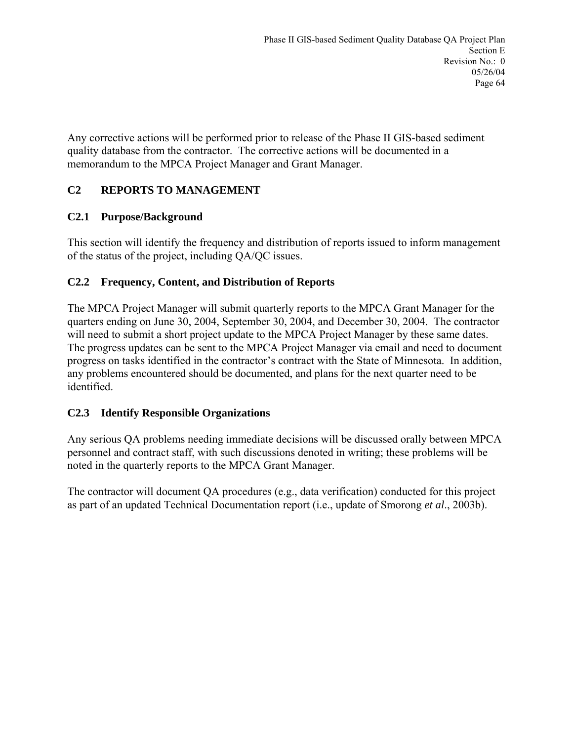Any corrective actions will be performed prior to release of the Phase II GIS-based sediment quality database from the contractor. The corrective actions will be documented in a memorandum to the MPCA Project Manager and Grant Manager.

## C2 REPORTS TO MANAGEMENT

### C2.1 Purpose/Background

This section will identify the frequency and distribution of reports issued to inform management of the status of the project, including QA/QC issues.

### C2.2 Frequency, Content, and Distribution of Reports

The MPCA Project Manager will submit quarterly reports to the MPCA Grant Manager for the quarters ending on June 30, 2004, September 30, 2004, and December 30, 2004. The contractor will need to submit a short project update to the MPCA Project Manager by these same dates. The progress updates can be sent to the MPCA Project Manager via email and need to document progress on tasks identified in the contractor's contract with the State of Minnesota. In addition, any problems encountered should be documented, and plans for the next quarter need to be identified.

### C2.3 Identify Responsible Organizations

Any serious QA problems needing immediate decisions will be discussed orally between MPCA personnel and contract staff, with such discussions denoted in writing; these problems will be noted in the quarterly reports to the MPCA Grant Manager.

The contractor will document QA procedures (e.g., data verification) conducted for this project as part of an updated Technical Documentation report (i.e., update of Smorong *et al*., 2003b).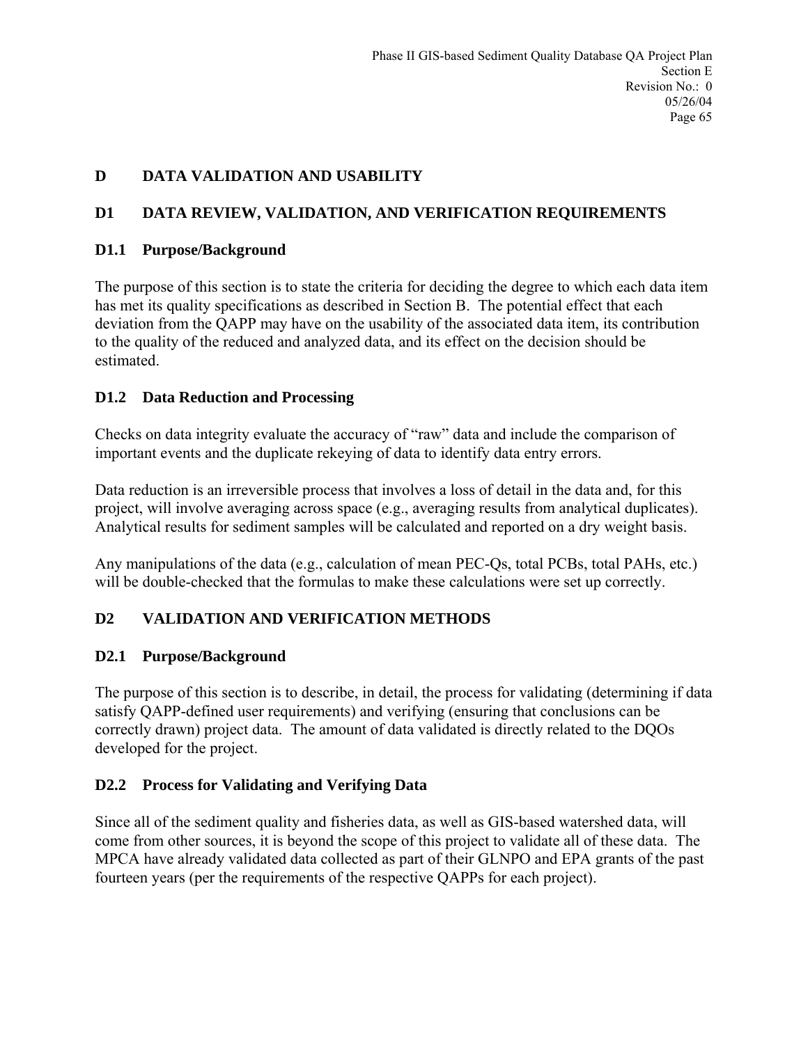# D DATA VALIDATION AND USABILITY

## D1 DATA REVIEW, VALIDATION, AND VERIFICATION REQUIREMENTS

### D1.1 Purpose/Background

The purpose of this section is to state the criteria for deciding the degree to which each data item has met its quality specifications as described in Section B. The potential effect that each deviation from the QAPP may have on the usability of the associated data item, its contribution to the quality of the reduced and analyzed data, and its effect on the decision should be estimated.

### D1.2 Data Reduction and Processing

Checks on data integrity evaluate the accuracy of "raw" data and include the comparison of important events and the duplicate rekeying of data to identify data entry errors.

Data reduction is an irreversible process that involves a loss of detail in the data and, for this project, will involve averaging across space (e.g., averaging results from analytical duplicates). Analytical results for sediment samples will be calculated and reported on a dry weight basis.

Any manipulations of the data (e.g., calculation of mean PEC-Qs, total PCBs, total PAHs, etc.) will be double-checked that the formulas to make these calculations were set up correctly.

## D2 VALIDATION AND VERIFICATION METHODS

### D2.1 Purpose/Background

The purpose of this section is to describe, in detail, the process for validating (determining if data satisfy QAPP-defined user requirements) and verifying (ensuring that conclusions can be correctly drawn) project data. The amount of data validated is directly related to the DQOs developed for the project.

### D2.2 Process for Validating and Verifying Data

Since all of the sediment quality and fisheries data, as well as GIS-based watershed data, will come from other sources, it is beyond the scope of this project to validate all of these data. The MPCA have already validated data collected as part of their GLNPO and EPA grants of the past fourteen years (per the requirements of the respective QAPPs for each project).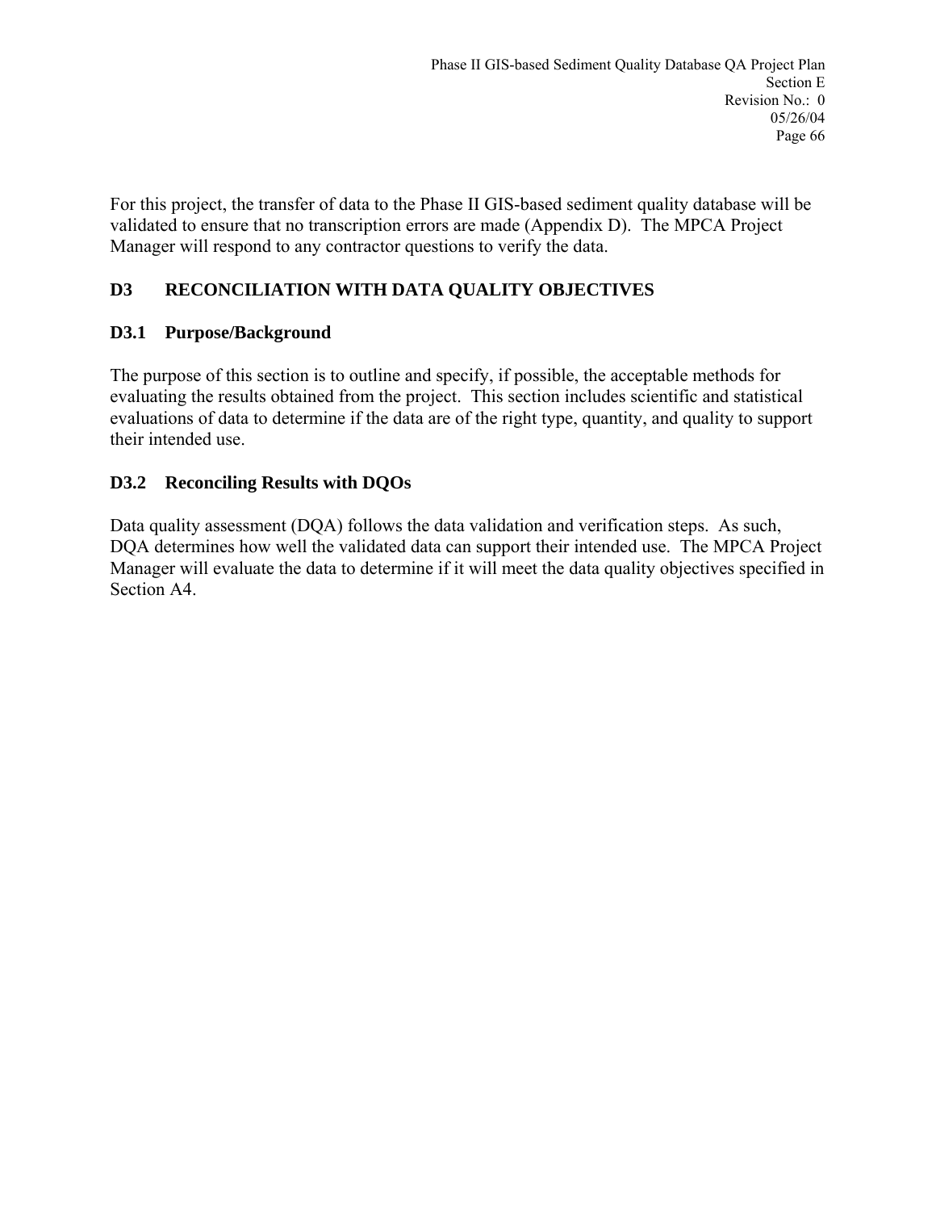For this project, the transfer of data to the Phase II GIS-based sediment quality database will be validated to ensure that no transcription errors are made (Appendix D). The MPCA Project Manager will respond to any contractor questions to verify the data.

## D3 RECONCILIATION WITH DATA QUALITY OBJECTIVES

### D3.1 Purpose/Background

The purpose of this section is to outline and specify, if possible, the acceptable methods for evaluating the results obtained from the project. This section includes scientific and statistical evaluations of data to determine if the data are of the right type, quantity, and quality to support their intended use.

### D3.2 Reconciling Results with DQOs

Data quality assessment (DQA) follows the data validation and verification steps. As such, DQA determines how well the validated data can support their intended use. The MPCA Project Manager will evaluate the data to determine if it will meet the data quality objectives specified in Section A4.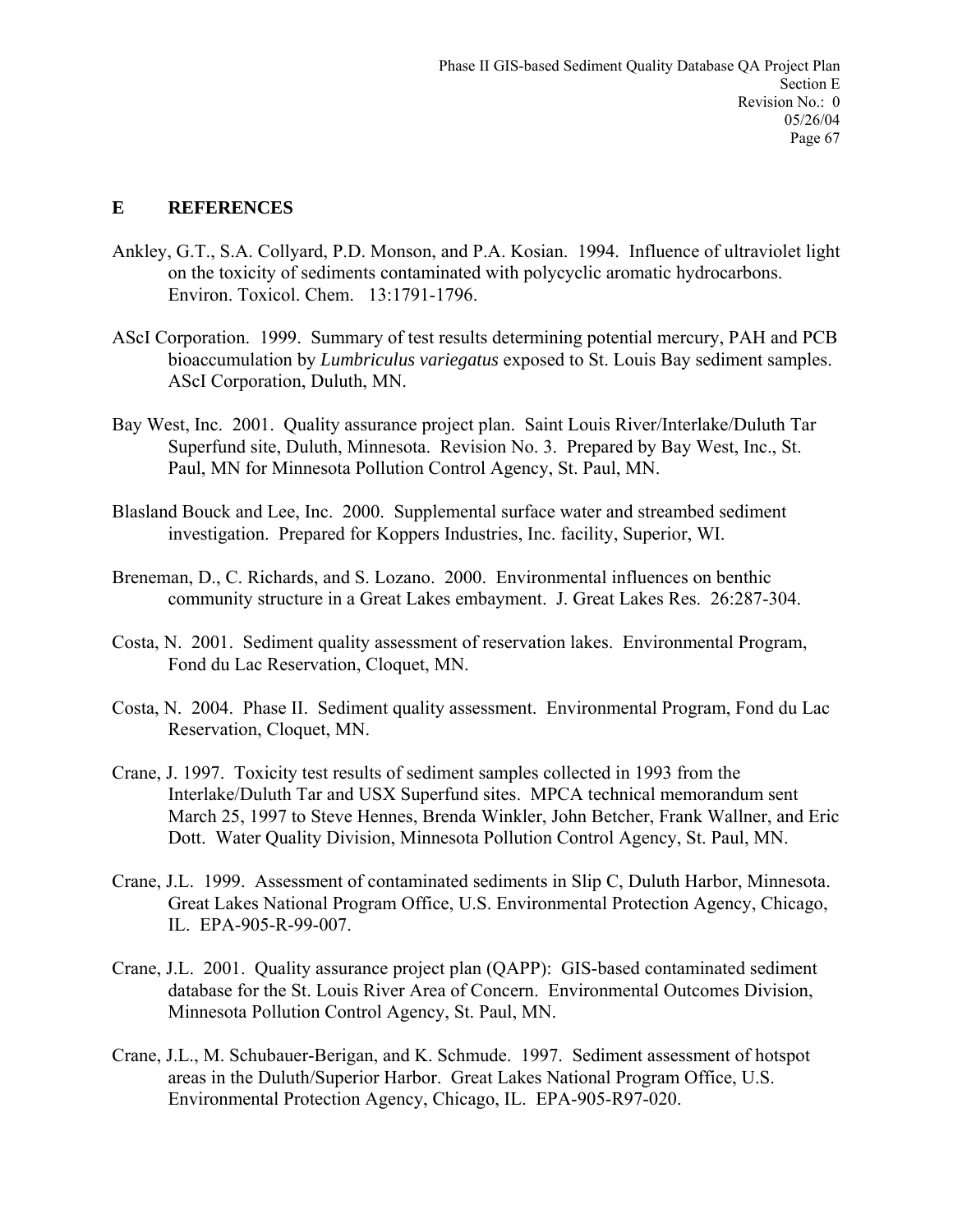## E REFERENCES

Ankley, G.T., S.A. Collyard, P.D. Monson, and P.A. Kosian. 1994. Influence of ultraviolet light on the toxicity of sediments contaminated with polycyclic aromatic hydrocarbons. Environ. Toxicol. Chem. 13:1791-1796.

AScI Corporation. 1999. Summary of test results determining potential mercury, PAH and PCB bioaccumulation by *Lumbriculus variegatus* exposed to St. Louis Bay sediment samples. AScI Corporation, Duluth, MN.

Bay West, Inc. 2001. Quality assurance project plan. Saint Louis River/Interlake/Duluth Tar Superfund site, Duluth, Minnesota. Revision No. 3. Prepared by Bay West, Inc., St. Paul, MN for Minnesota Pollution Control Agency, St. Paul, MN.

Blasland Bouck and Lee, Inc. 2000. Supplemental surface water and streambed sediment investigation. Prepared for Koppers Industries, Inc. facility, Superior, WI.

Breneman, D., C. Richards, and S. Lozano. 2000. Environmental influences on benthic community structure in a Great Lakes embayment. J. Great Lakes Res. 26:287-304.

Costa, N. 2001. Sediment quality assessment of reservation lakes. Environmental Program, Fond du Lac Reservation, Cloquet, MN.

Costa, N. 2004. Phase II. Sediment quality assessment. Environmental Program, Fond du Lac Reservation, Cloquet, MN.

Crane, J. 1997. Toxicity test results of sediment samples collected in 1993 from the Interlake/Duluth Tar and USX Superfund sites. MPCA technical memorandum sent March 25, 1997 to Steve Hennes, Brenda Winkler, John Betcher, Frank Wallner, and Eric Dott. Water Quality Division, Minnesota Pollution Control Agency, St. Paul, MN.

Crane, J.L. 1999. Assessment of contaminated sediments in Slip C, Duluth Harbor, Minnesota. Great Lakes National Program Office, U.S. Environmental Protection Agency, Chicago, IL. EPA-905-R-99-007.

Crane, J.L. 2001. Quality assurance project plan (QAPP): GIS-based contaminated sediment database for the St. Louis River Area of Concern. Environmental Outcomes Division, Minnesota Pollution Control Agency, St. Paul, MN.

Crane, J.L., M. Schubauer-Berigan, and K. Schmude. 1997. Sediment assessment of hotspot areas in the Duluth/Superior Harbor. Great Lakes National Program Office, U.S. Environmental Protection Agency, Chicago, IL. EPA-905-R97-020.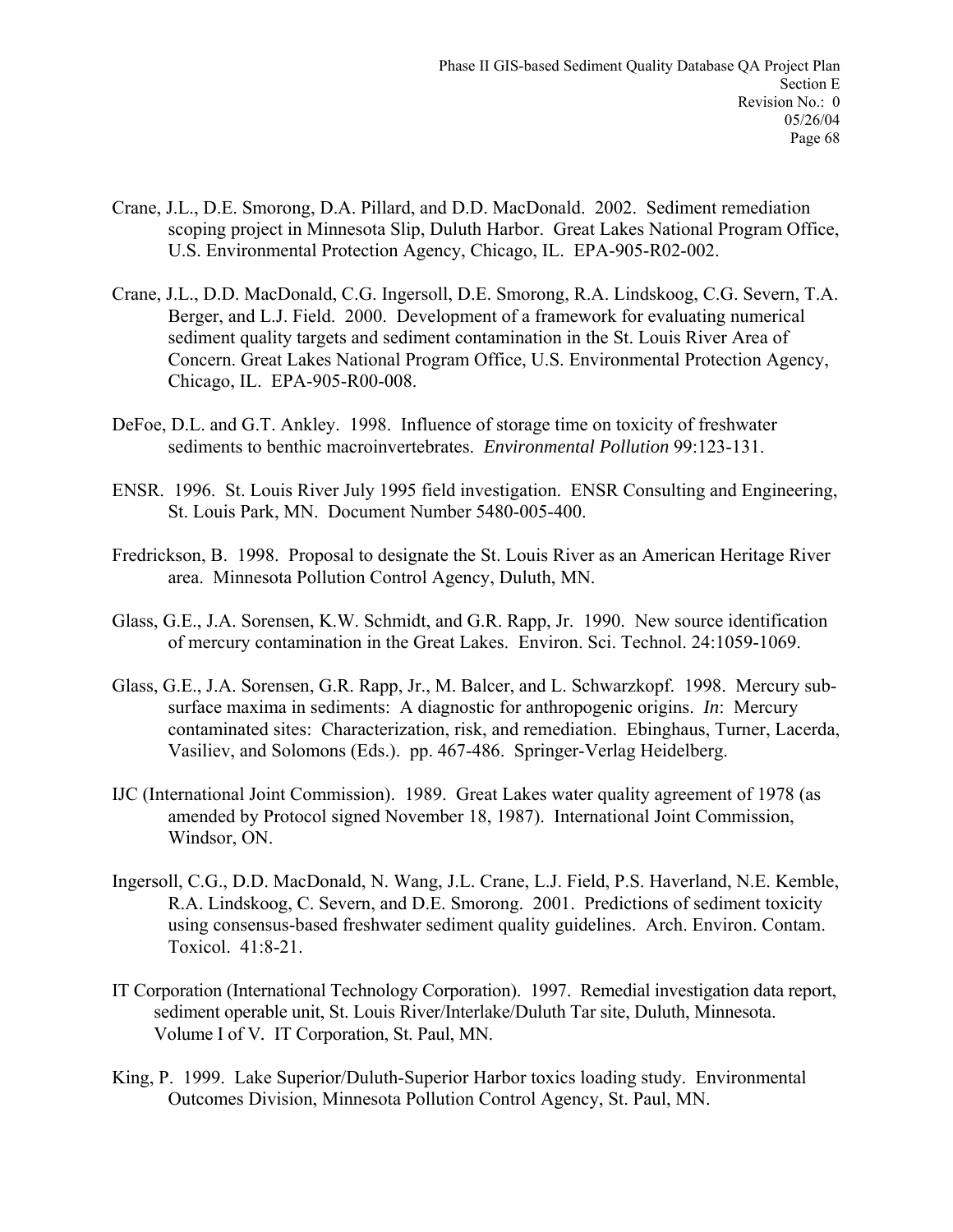Crane, J.L., D.E. Smorong, D.A. Pillard, and D.D. MacDonald. 2002. Sediment remediation scoping project in Minnesota Slip, Duluth Harbor. Great Lakes National Program Office, U.S. Environmental Protection Agency, Chicago, IL. EPA-905-R02-002.

Crane, J.L., D.D. MacDonald, C.G. Ingersoll, D.E. Smorong, R.A. Lindskoog, C.G. Severn, T.A. Berger, and L.J. Field. 2000. Development of a framework for evaluating numerical sediment quality targets and sediment contamination in the St. Louis River Area of Concern. Great Lakes National Program Office, U.S. Environmental Protection Agency, Chicago, IL. EPA-905-R00-008.

DeFoe, D.L. and G.T. Ankley. 1998. Influence of storage time on toxicity of freshwater sediments to benthic macroinvertebrates. *Environmental Pollution* 99:123-131.

ENSR. 1996. St. Louis River July 1995 field investigation. ENSR Consulting and Engineering, St. Louis Park, MN. Document Number 5480-005-400.

Fredrickson, B. 1998. Proposal to designate the St. Louis River as an American Heritage River area. Minnesota Pollution Control Agency, Duluth, MN.

Glass, G.E., J.A. Sorensen, K.W. Schmidt, and G.R. Rapp, Jr. 1990. New source identification of mercury contamination in the Great Lakes. Environ. Sci. Technol. 24:1059-1069.

Glass, G.E., J.A. Sorensen, G.R. Rapp, Jr., M. Balcer, and L. Schwarzkopf. 1998. Mercury sub-surface maxima in sediments: A diagnostic for anthropogenic origins. *In*: Mercury contaminated sites: Characterization, risk, and remediation. Ebinghaus, Turner, Lacerda, Vasiliev, and Solomons (Eds.). pp. 467-486. Springer-Verlag Heidelberg.

IJC (International Joint Commission). 1989. Great Lakes water quality agreement of 1978 (as amended by Protocol signed November 18, 1987). International Joint Commission, Windsor, ON.

Ingersoll, C.G., D.D. MacDonald, N. Wang, J.L. Crane, L.J. Field, P.S. Haverland, N.E. Kemble, R.A. Lindskoog, C. Severn, and D.E. Smorong. 2001. Predictions of sediment toxicity using consensus-based freshwater sediment quality guidelines. Arch. Environ. Contam. Toxicol. 41:8-21.

IT Corporation (International Technology Corporation). 1997. Remedial investigation data report, sediment operable unit, St. Louis River/Interlake/Duluth Tar site, Duluth, Minnesota. Volume I of V. IT Corporation, St. Paul, MN.

King, P. 1999. Lake Superior/Duluth-Superior Harbor toxics loading study. Environmental Outcomes Division, Minnesota Pollution Control Agency, St. Paul, MN.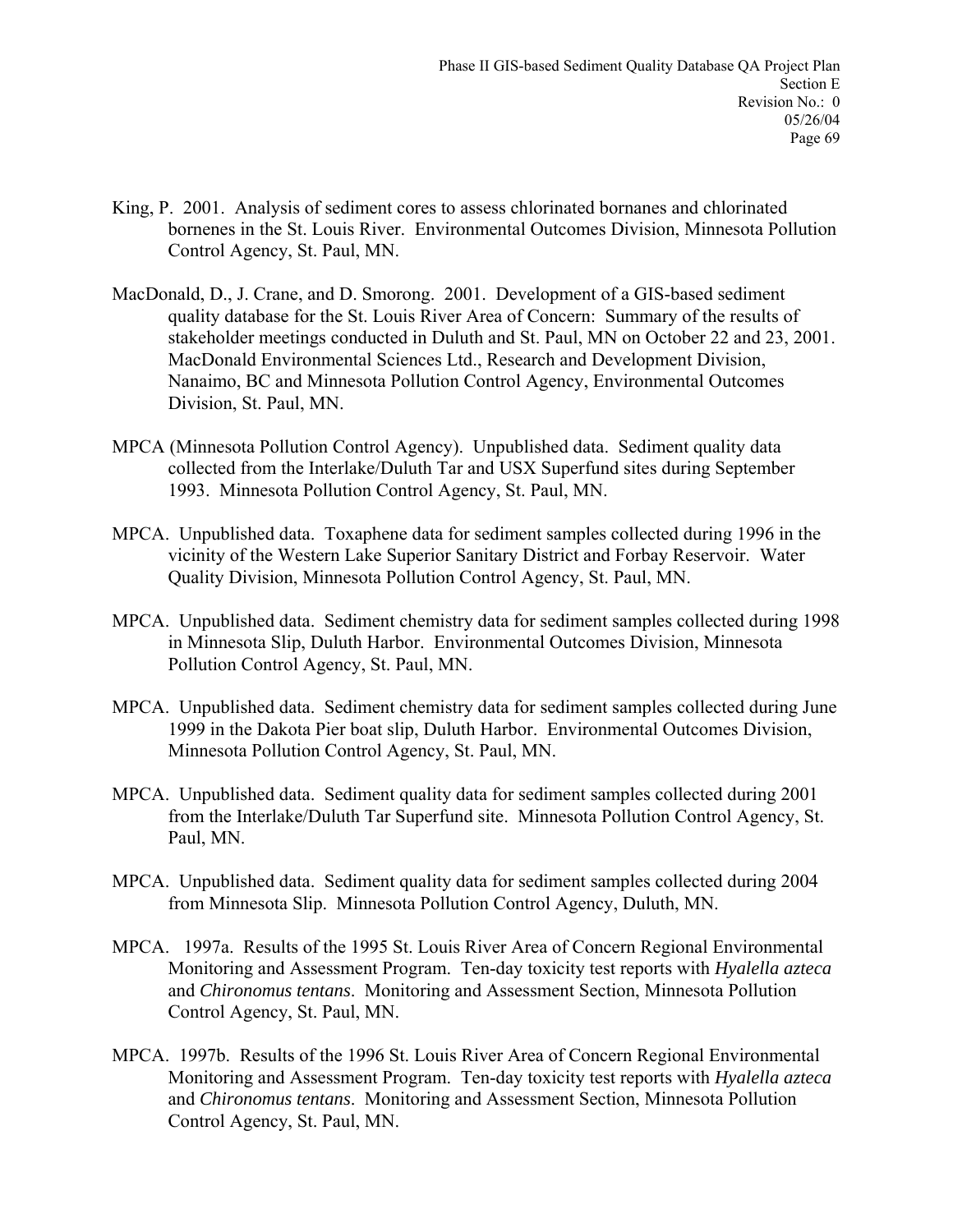King, P. 2001. Analysis of sediment cores to assess chlorinated bornanes and chlorinated bornenes in the St. Louis River. Environmental Outcomes Division, Minnesota Pollution Control Agency, St. Paul, MN.

MacDonald, D., J. Crane, and D. Smorong. 2001. Development of a GIS-based sediment quality database for the St. Louis River Area of Concern: Summary of the results of stakeholder meetings conducted in Duluth and St. Paul, MN on October 22 and 23, 2001. MacDonald Environmental Sciences Ltd., Research and Development Division, Nanaimo, BC and Minnesota Pollution Control Agency, Environmental Outcomes Division, St. Paul, MN.

MPCA (Minnesota Pollution Control Agency). Unpublished data. Sediment quality data collected from the Interlake/Duluth Tar and USX Superfund sites during September 1993. Minnesota Pollution Control Agency, St. Paul, MN.

MPCA. Unpublished data. Toxaphene data for sediment samples collected during 1996 in the vicinity of the Western Lake Superior Sanitary District and Forbay Reservoir. Water Quality Division, Minnesota Pollution Control Agency, St. Paul, MN.

MPCA. Unpublished data. Sediment chemistry data for sediment samples collected during 1998 in Minnesota Slip, Duluth Harbor. Environmental Outcomes Division, Minnesota Pollution Control Agency, St. Paul, MN.

MPCA. Unpublished data. Sediment chemistry data for sediment samples collected during June 1999 in the Dakota Pier boat slip, Duluth Harbor. Environmental Outcomes Division, Minnesota Pollution Control Agency, St. Paul, MN.

MPCA. Unpublished data. Sediment quality data for sediment samples collected during 2001 from the Interlake/Duluth Tar Superfund site. Minnesota Pollution Control Agency, St. Paul, MN.

MPCA. Unpublished data. Sediment quality data for sediment samples collected during 2004 from Minnesota Slip. Minnesota Pollution Control Agency, Duluth, MN.

MPCA. 1997a. Results of the 1995 St. Louis River Area of Concern Regional Environmental Monitoring and Assessment Program. Ten-day toxicity test reports with *Hyalella azteca* and *Chironomus tentans*. Monitoring and Assessment Section, Minnesota Pollution Control Agency, St. Paul, MN.

MPCA. 1997b. Results of the 1996 St. Louis River Area of Concern Regional Environmental Monitoring and Assessment Program. Ten-day toxicity test reports with *Hyalella azteca* and *Chironomus tentans*. Monitoring and Assessment Section, Minnesota Pollution Control Agency, St. Paul, MN.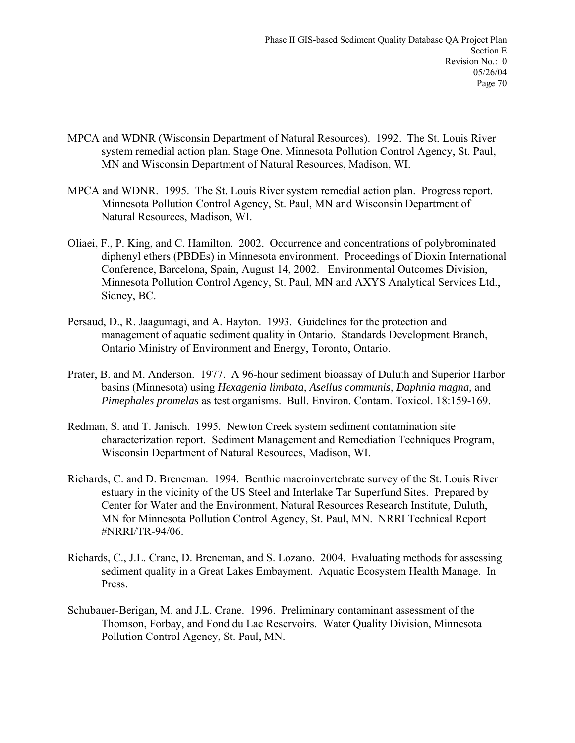MPCA and WDNR (Wisconsin Department of Natural Resources). 1992. The St. Louis River system remedial action plan. Stage One. Minnesota Pollution Control Agency, St. Paul, MN and Wisconsin Department of Natural Resources, Madison, WI.

MPCA and WDNR. 1995. The St. Louis River system remedial action plan. Progress report. Minnesota Pollution Control Agency, St. Paul, MN and Wisconsin Department of Natural Resources, Madison, WI.

Oliaei, F., P. King, and C. Hamilton. 2002. Occurrence and concentrations of polybrominated diphenyl ethers (PBDEs) in Minnesota environment. Proceedings of Dioxin International Conference, Barcelona, Spain, August 14, 2002. Environmental Outcomes Division, Minnesota Pollution Control Agency, St. Paul, MN and AXYS Analytical Services Ltd., Sidney, BC.

Persaud, D., R. Jaagumagi, and A. Hayton. 1993. Guidelines for the protection and management of aquatic sediment quality in Ontario. Standards Development Branch, Ontario Ministry of Environment and Energy, Toronto, Ontario.

Prater, B. and M. Anderson. 1977. A 96-hour sediment bioassay of Duluth and Superior Harbor basins (Minnesota) using *Hexagenia limbata, Asellus communis, Daphnia magna*, and *Pimephales promelas* as test organisms. Bull. Environ. Contam. Toxicol. 18:159-169.

Redman, S. and T. Janisch. 1995. Newton Creek system sediment contamination site characterization report. Sediment Management and Remediation Techniques Program, Wisconsin Department of Natural Resources, Madison, WI.

Richards, C. and D. Breneman. 1994. Benthic macroinvertebrate survey of the St. Louis River estuary in the vicinity of the US Steel and Interlake Tar Superfund Sites. Prepared by Center for Water and the Environment, Natural Resources Research Institute, Duluth, MN for Minnesota Pollution Control Agency, St. Paul, MN. NRRI Technical Report #NRRI/TR-94/06.

Richards, C., J.L. Crane, D. Breneman, and S. Lozano. 2004. Evaluating methods for assessing sediment quality in a Great Lakes Embayment. Aquatic Ecosystem Health Manage. In Press.

Schubauer-Berigan, M. and J.L. Crane. 1996. Preliminary contaminant assessment of the Thomson, Forbay, and Fond du Lac Reservoirs. Water Quality Division, Minnesota Pollution Control Agency, St. Paul, MN.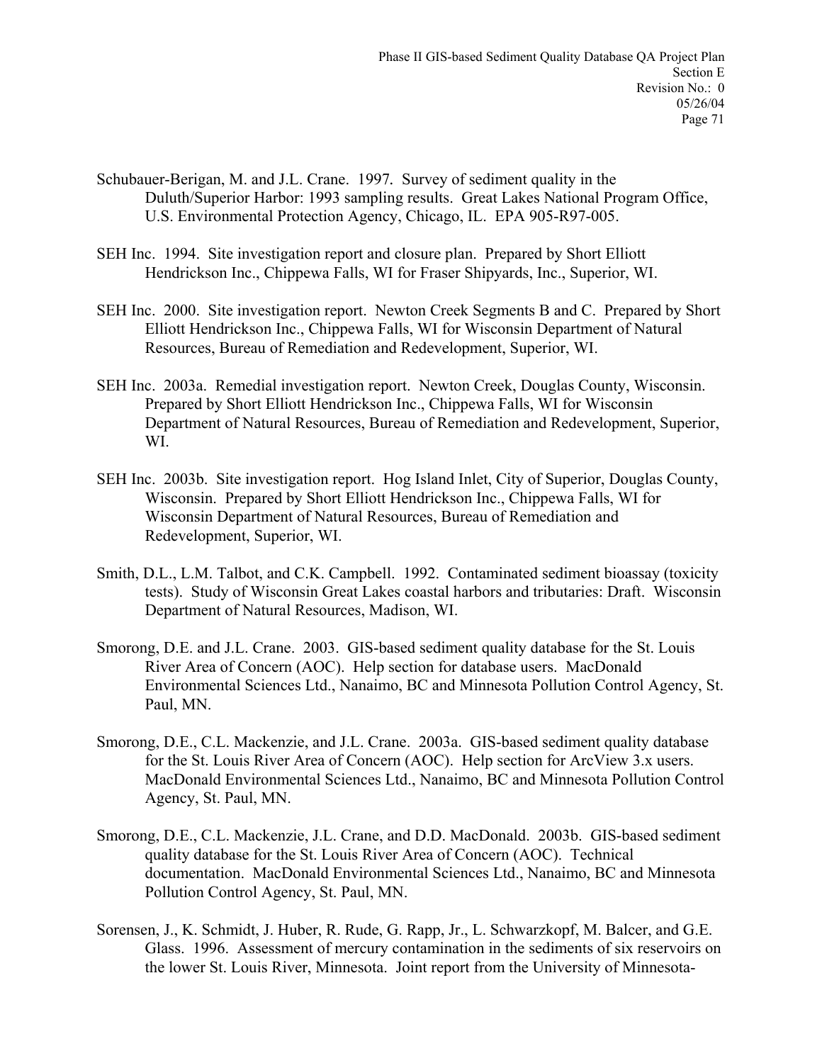Schubauer-Berigan, M. and J.L. Crane. 1997. Survey of sediment quality in the Duluth/Superior Harbor: 1993 sampling results. Great Lakes National Program Office, U.S. Environmental Protection Agency, Chicago, IL. EPA 905-R97-005.

SEH Inc. 1994. Site investigation report and closure plan. Prepared by Short Elliott Hendrickson Inc., Chippewa Falls, WI for Fraser Shipyards, Inc., Superior, WI.

SEH Inc. 2000. Site investigation report. Newton Creek Segments B and C. Prepared by Short Elliott Hendrickson Inc., Chippewa Falls, WI for Wisconsin Department of Natural Resources, Bureau of Remediation and Redevelopment, Superior, WI.

SEH Inc. 2003a. Remedial investigation report. Newton Creek, Douglas County, Wisconsin. Prepared by Short Elliott Hendrickson Inc., Chippewa Falls, WI for Wisconsin Department of Natural Resources, Bureau of Remediation and Redevelopment, Superior, WI.

SEH Inc. 2003b. Site investigation report. Hog Island Inlet, City of Superior, Douglas County, Wisconsin. Prepared by Short Elliott Hendrickson Inc., Chippewa Falls, WI for Wisconsin Department of Natural Resources, Bureau of Remediation and Redevelopment, Superior, WI.

Smith, D.L., L.M. Talbot, and C.K. Campbell. 1992. Contaminated sediment bioassay (toxicity tests). Study of Wisconsin Great Lakes coastal harbors and tributaries: Draft. Wisconsin Department of Natural Resources, Madison, WI.

Smorong, D.E. and J.L. Crane. 2003. GIS-based sediment quality database for the St. Louis River Area of Concern (AOC). Help section for database users. MacDonald Environmental Sciences Ltd., Nanaimo, BC and Minnesota Pollution Control Agency, St. Paul, MN.

Smorong, D.E., C.L. Mackenzie, and J.L. Crane. 2003a. GIS-based sediment quality database for the St. Louis River Area of Concern (AOC). Help section for ArcView 3.x users. MacDonald Environmental Sciences Ltd., Nanaimo, BC and Minnesota Pollution Control Agency, St. Paul, MN.

Smorong, D.E., C.L. Mackenzie, J.L. Crane, and D.D. MacDonald. 2003b. GIS-based sediment quality database for the St. Louis River Area of Concern (AOC). Technical documentation. MacDonald Environmental Sciences Ltd., Nanaimo, BC and Minnesota Pollution Control Agency, St. Paul, MN.

Sorensen, J., K. Schmidt, J. Huber, R. Rude, G. Rapp, Jr., L. Schwarzkopf, M. Balcer, and G.E. Glass. 1996. Assessment of mercury contamination in the sediments of six reservoirs on the lower St. Louis River, Minnesota. Joint report from the University of Minnesota-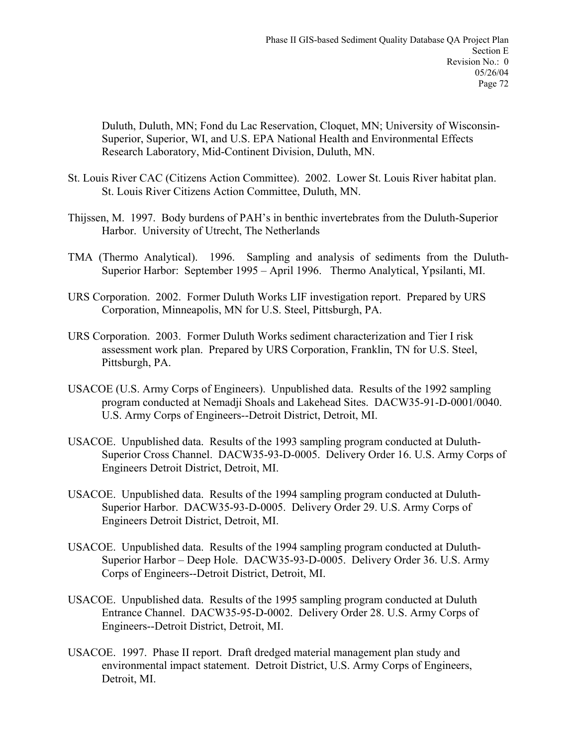Duluth, Duluth, MN; Fond du Lac Reservation, Cloquet, MN; University of Wisconsin-Superior, Superior, WI, and U.S. EPA National Health and Environmental Effects Research Laboratory, Mid-Continent Division, Duluth, MN.

St. Louis River CAC (Citizens Action Committee). 2002. Lower St. Louis River habitat plan. St. Louis River Citizens Action Committee, Duluth, MN.

Thijssen, M. 1997. Body burdens of PAH's in benthic invertebrates from the Duluth-Superior Harbor. University of Utrecht, The Netherlands

TMA (Thermo Analytical). 1996. Sampling and analysis of sediments from the Duluth-Superior Harbor: September 1995 – April 1996. Thermo Analytical, Ypsilanti, MI.

URS Corporation. 2002. Former Duluth Works LIF investigation report. Prepared by URS Corporation, Minneapolis, MN for U.S. Steel, Pittsburgh, PA.

URS Corporation. 2003. Former Duluth Works sediment characterization and Tier I risk assessment work plan. Prepared by URS Corporation, Franklin, TN for U.S. Steel, Pittsburgh, PA.

USACOE (U.S. Army Corps of Engineers). Unpublished data. Results of the 1992 sampling program conducted at Nemadji Shoals and Lakehead Sites. DACW35-91-D-0001/0040. U.S. Army Corps of Engineers--Detroit District, Detroit, MI.

USACOE. Unpublished data. Results of the 1993 sampling program conducted at Duluth-Superior Cross Channel. DACW35-93-D-0005. Delivery Order 16. U.S. Army Corps of Engineers Detroit District, Detroit, MI.

USACOE. Unpublished data. Results of the 1994 sampling program conducted at Duluth-Superior Harbor. DACW35-93-D-0005. Delivery Order 29. U.S. Army Corps of Engineers Detroit District, Detroit, MI.

USACOE. Unpublished data. Results of the 1994 sampling program conducted at Duluth-Superior Harbor – Deep Hole. DACW35-93-D-0005. Delivery Order 36. U.S. Army Corps of Engineers--Detroit District, Detroit, MI.

USACOE. Unpublished data. Results of the 1995 sampling program conducted at Duluth Entrance Channel. DACW35-95-D-0002. Delivery Order 28. U.S. Army Corps of Engineers--Detroit District, Detroit, MI.

USACOE. 1997. Phase II report. Draft dredged material management plan study and environmental impact statement. Detroit District, U.S. Army Corps of Engineers, Detroit, MI.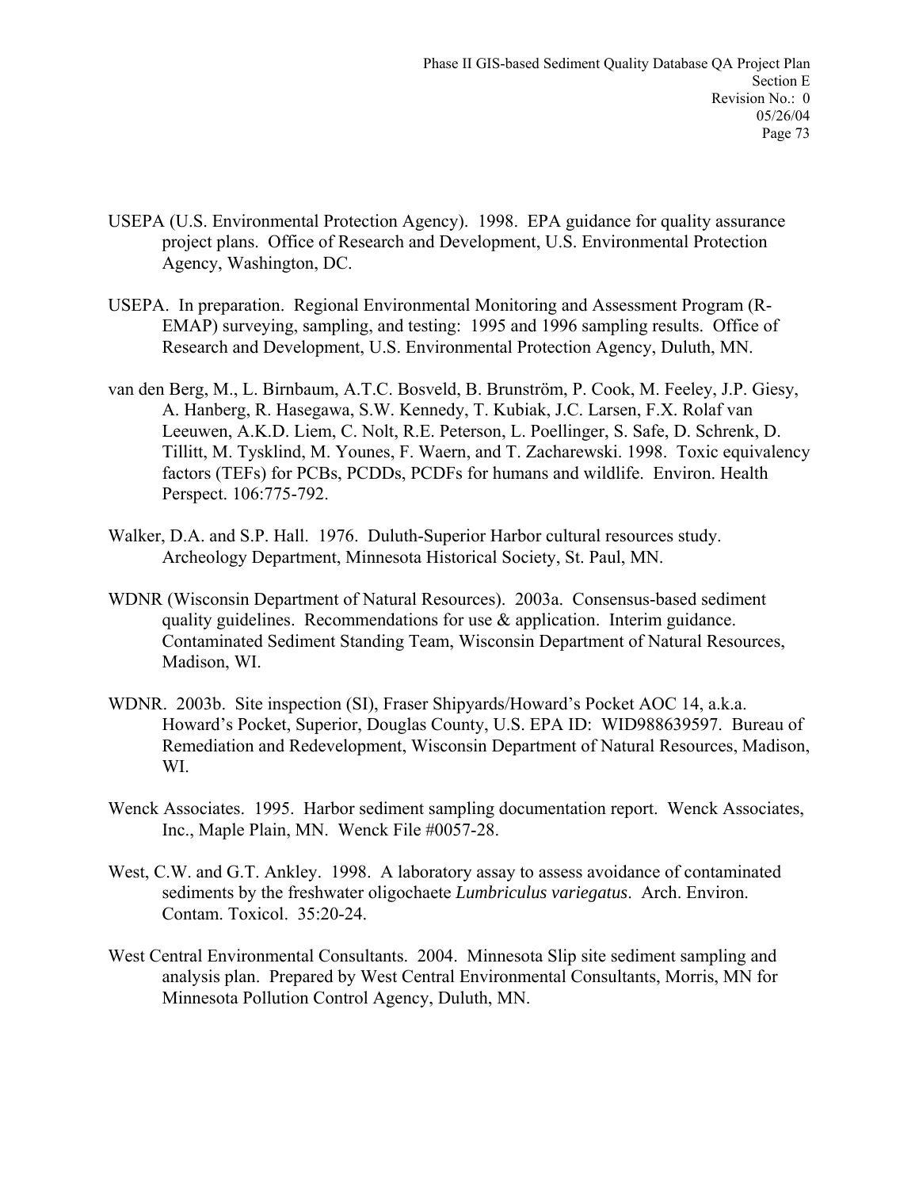USEPA (U.S. Environmental Protection Agency). 1998. EPA guidance for quality assurance project plans. Office of Research and Development, U.S. Environmental Protection Agency, Washington, DC.

USEPA. In preparation. Regional Environmental Monitoring and Assessment Program (R-EMAP) surveying, sampling, and testing: 1995 and 1996 sampling results. Office of Research and Development, U.S. Environmental Protection Agency, Duluth, MN.

van den Berg, M., L. Birnbaum, A.T.C. Bosveld, B. Brunström, P. Cook, M. Feeley, J.P. Giesy, A. Hanberg, R. Hasegawa, S.W. Kennedy, T. Kubiak, J.C. Larsen, F.X. Rolaf van Leeuwen, A.K.D. Liem, C. Nolt, R.E. Peterson, L. Poellinger, S. Safe, D. Schrenk, D. Tillitt, M. Tysklind, M. Younes, F. Waern, and T. Zacharewski. 1998. Toxic equivalency factors (TEFs) for PCBs, PCDDs, PCDFs for humans and wildlife. Environ. Health Perspect. 106:775-792.

Walker, D.A. and S.P. Hall. 1976. Duluth-Superior Harbor cultural resources study. Archeology Department, Minnesota Historical Society, St. Paul, MN.

WDNR (Wisconsin Department of Natural Resources). 2003a. Consensus-based sediment quality guidelines. Recommendations for use & application. Interim guidance. Contaminated Sediment Standing Team, Wisconsin Department of Natural Resources, Madison, WI.

WDNR. 2003b. Site inspection (SI), Fraser Shipyards/Howard's Pocket AOC 14, a.k.a. Howard's Pocket, Superior, Douglas County, U.S. EPA ID: WID988639597. Bureau of Remediation and Redevelopment, Wisconsin Department of Natural Resources, Madison, WI.

Wenck Associates. 1995. Harbor sediment sampling documentation report. Wenck Associates, Inc., Maple Plain, MN. Wenck File #0057-28.

West, C.W. and G.T. Ankley. 1998. A laboratory assay to assess avoidance of contaminated sediments by the freshwater oligochaete *Lumbriculus variegatus*. Arch. Environ. Contam. Toxicol. 35:20-24.

West Central Environmental Consultants. 2004. Minnesota Slip site sediment sampling and analysis plan. Prepared by West Central Environmental Consultants, Morris, MN for Minnesota Pollution Control Agency, Duluth, MN.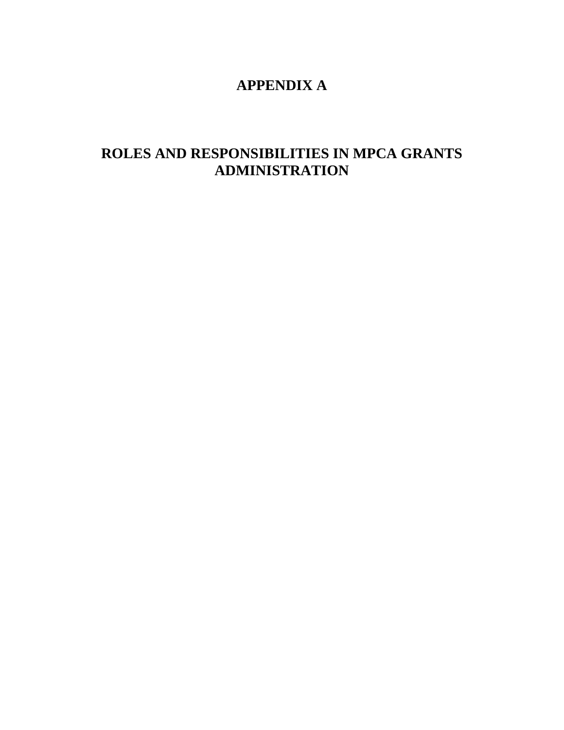# APPENDIX A

# ROLES AND RESPONSIBILITIES IN MPCA GRANTS ADMINISTRATION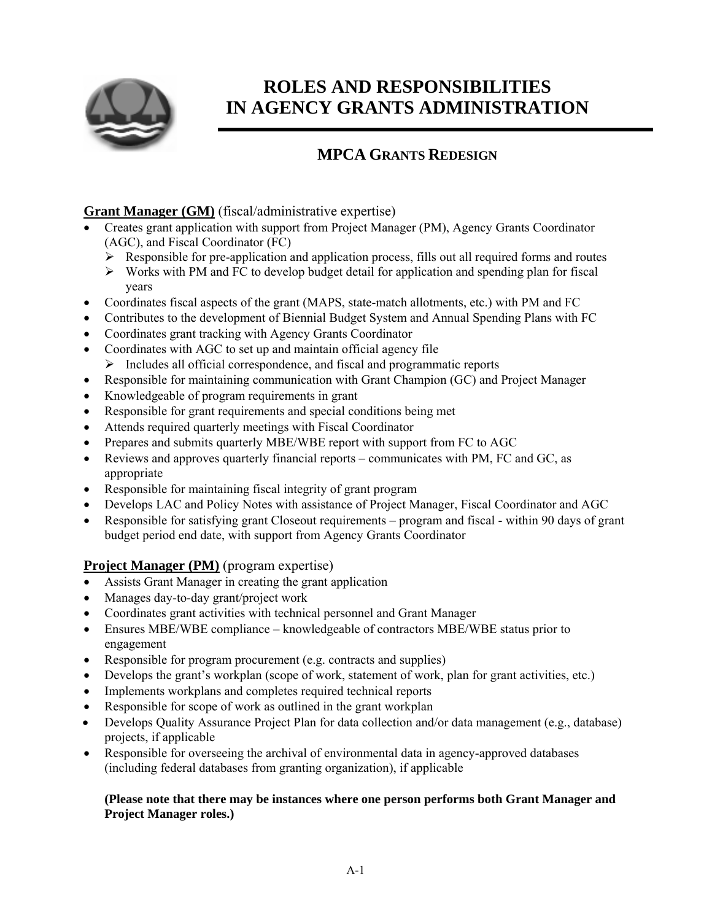# ROLES AND RESPONSIBILITIES IN AGENCY GRANTS ADMINISTRATION

## MPCA GRANTS REDESIGN

**Grant Manager (GM)** (fiscal/administrative expertise)

- Creates grant application with support from Project Manager (PM), Agency Grants Coordinator (AGC), and Fiscal Coordinator (FC)
  - Responsible for pre-application and application process, fills out all required forms and routes
  - Works with PM and FC to develop budget detail for application and spending plan for fiscal years
- Coordinates fiscal aspects of the grant (MAPS, state-match allotments, etc.) with PM and FC
- Contributes to the development of Biennial Budget System and Annual Spending Plans with FC
- Coordinates grant tracking with Agency Grants Coordinator
- Coordinates with AGC to set up and maintain official agency file
  - Includes all official correspondence, and fiscal and programmatic reports
- Responsible for maintaining communication with Grant Champion (GC) and Project Manager
- Knowledgeable of program requirements in grant
- Responsible for grant requirements and special conditions being met
- Attends required quarterly meetings with Fiscal Coordinator
- Prepares and submits quarterly MBE/WBE report with support from FC to AGC
- Reviews and approves quarterly financial reports – communicates with PM, FC and GC, as appropriate
- Responsible for maintaining fiscal integrity of grant program
- Develops LAC and Policy Notes with assistance of Project Manager, Fiscal Coordinator and AGC
- Responsible for satisfying grant Closeout requirements – program and fiscal - within 90 days of grant budget period end date, with support from Agency Grants Coordinator

**Project Manager (PM)** (program expertise)

- Assists Grant Manager in creating the grant application
- Manages day-to-day grant/project work
- Coordinates grant activities with technical personnel and Grant Manager
- Ensures MBE/WBE compliance – knowledgeable of contractors MBE/WBE status prior to engagement
- Responsible for program procurement (e.g. contracts and supplies)
- Develops the grant's workplan (scope of work, statement of work, plan for grant activities, etc.)
- Implements workplans and completes required technical reports
- Responsible for scope of work as outlined in the grant workplan
- Develops Quality Assurance Project Plan for data collection and/or data management (e.g., database) projects, if applicable
- Responsible for overseeing the archival of environmental data in agency-approved databases (including federal databases from granting organization), if applicable

**(Please note that there may be instances where one person performs both Grant Manager and Project Manager roles.)**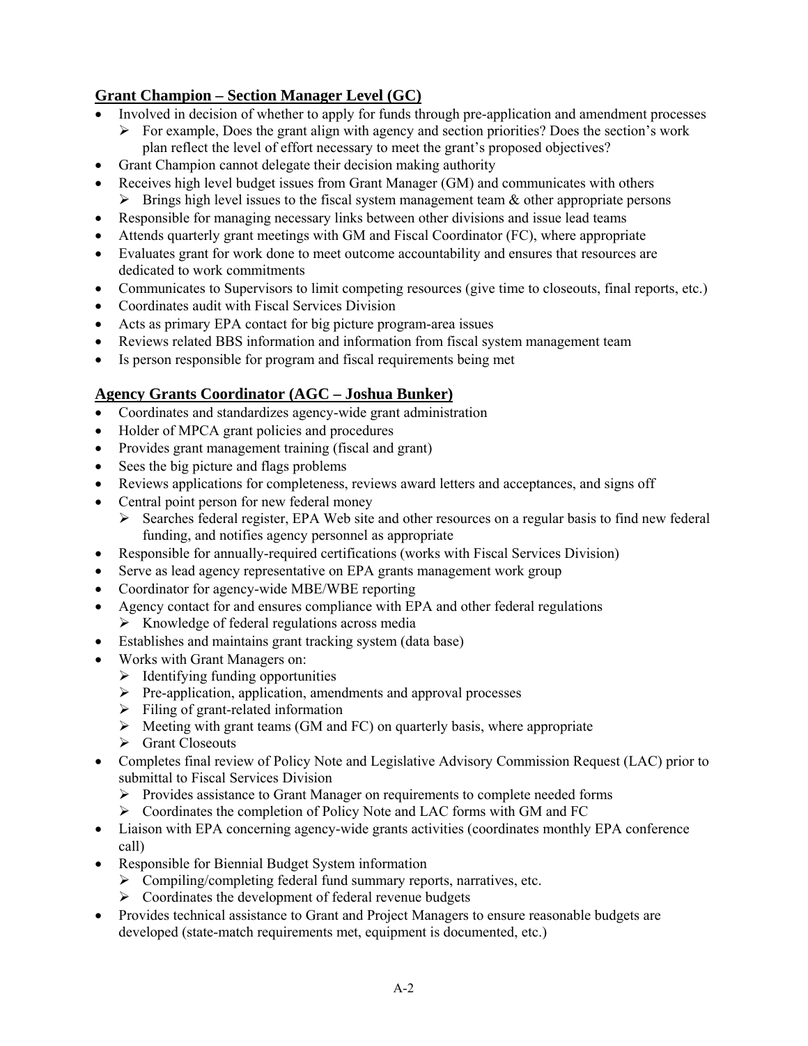## Grant Champion – Section Manager Level (GC)

- Involved in decision of whether to apply for funds through pre-application and amendment processes
  - For example, Does the grant align with agency and section priorities? Does the section's work plan reflect the level of effort necessary to meet the grant's proposed objectives?
- Grant Champion cannot delegate their decision making authority
- Receives high level budget issues from Grant Manager (GM) and communicates with others
  - Brings high level issues to the fiscal system management team & other appropriate persons
- Responsible for managing necessary links between other divisions and issue lead teams
- Attends quarterly grant meetings with GM and Fiscal Coordinator (FC), where appropriate
- Evaluates grant for work done to meet outcome accountability and ensures that resources are dedicated to work commitments
- Communicates to Supervisors to limit competing resources (give time to closeouts, final reports, etc.)
- Coordinates audit with Fiscal Services Division
- Acts as primary EPA contact for big picture program-area issues
- Reviews related BBS information and information from fiscal system management team
- Is person responsible for program and fiscal requirements being met

## Agency Grants Coordinator (AGC – Joshua Bunker)

- Coordinates and standardizes agency-wide grant administration
- Holder of MPCA grant policies and procedures
- Provides grant management training (fiscal and grant)
- Sees the big picture and flags problems
- Reviews applications for completeness, reviews award letters and acceptances, and signs off
- Central point person for new federal money
  - Searches federal register, EPA Web site and other resources on a regular basis to find new federal funding, and notifies agency personnel as appropriate
- Responsible for annually-required certifications (works with Fiscal Services Division)
- Serve as lead agency representative on EPA grants management work group
- Coordinator for agency-wide MBE/WBE reporting
- Agency contact for and ensures compliance with EPA and other federal regulations
  - Knowledge of federal regulations across media
- Establishes and maintains grant tracking system (data base)
- Works with Grant Managers on:
  - Identifying funding opportunities
  - Pre-application, application, amendments and approval processes
  - Filing of grant-related information
  - Meeting with grant teams (GM and FC) on quarterly basis, where appropriate
  - Grant Closeouts
- Completes final review of Policy Note and Legislative Advisory Commission Request (LAC) prior to submittal to Fiscal Services Division
  - Provides assistance to Grant Manager on requirements to complete needed forms
  - Coordinates the completion of Policy Note and LAC forms with GM and FC
- Liaison with EPA concerning agency-wide grants activities (coordinates monthly EPA conference call)
- Responsible for Biennial Budget System information
  - Compiling/completing federal fund summary reports, narratives, etc.
  - Coordinates the development of federal revenue budgets
- Provides technical assistance to Grant and Project Managers to ensure reasonable budgets are developed (state-match requirements met, equipment is documented, etc.)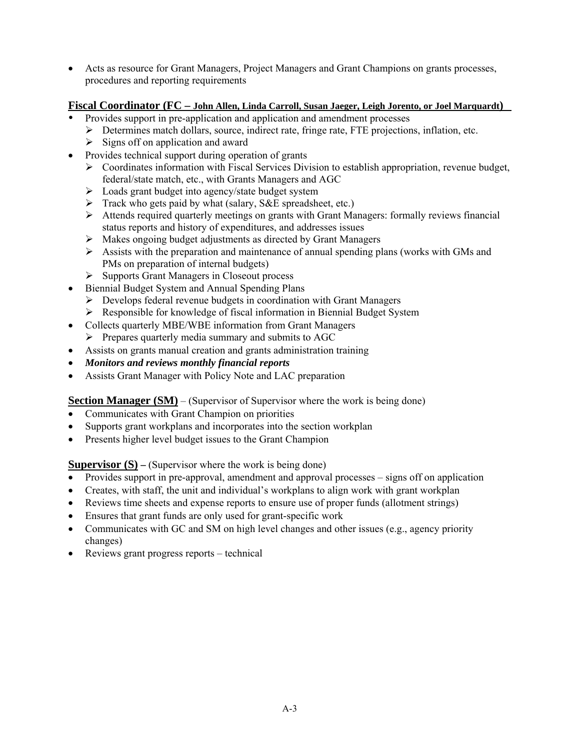- Acts as resource for Grant Managers, Project Managers and Grant Champions on grants processes, procedures and reporting requirements

**Fiscal Coordinator (FC – John Allen, Linda Carroll, Susan Jaeger, Leigh Jorento, or Joel Marquardt)**

- Provides support in pre-application and application and amendment processes
  - Determines match dollars, source, indirect rate, fringe rate, FTE projections, inflation, etc.
  - Signs off on application and award
- Provides technical support during operation of grants
  - Coordinates information with Fiscal Services Division to establish appropriation, revenue budget, federal/state match, etc., with Grants Managers and AGC
  - Loads grant budget into agency/state budget system
  - Track who gets paid by what (salary, S&E spreadsheet, etc.)
  - Attends required quarterly meetings on grants with Grant Managers: formally reviews financial status reports and history of expenditures, and addresses issues
  - Makes ongoing budget adjustments as directed by Grant Managers
  - Assists with the preparation and maintenance of annual spending plans (works with GMs and PMs on preparation of internal budgets)
  - Supports Grant Managers in Closeout process
- Biennial Budget System and Annual Spending Plans
  - Develops federal revenue budgets in coordination with Grant Managers
  - Responsible for knowledge of fiscal information in Biennial Budget System
- Collects quarterly MBE/WBE information from Grant Managers
  - Prepares quarterly media summary and submits to AGC
- Assists on grants manual creation and grants administration training
- ***Monitors and reviews monthly financial reports***
- Assists Grant Manager with Policy Note and LAC preparation

**Section Manager (SM)** – (Supervisor of Supervisor where the work is being done)

- Communicates with Grant Champion on priorities
- Supports grant workplans and incorporates into the section workplan
- Presents higher level budget issues to the Grant Champion

**Supervisor (S) –** (Supervisor where the work is being done)

- Provides support in pre-approval, amendment and approval processes – signs off on application
- Creates, with staff, the unit and individual's workplans to align work with grant workplan
- Reviews time sheets and expense reports to ensure use of proper funds (allotment strings)
- Ensures that grant funds are only used for grant-specific work
- Communicates with GC and SM on high level changes and other issues (e.g., agency priority changes)
- Reviews grant progress reports – technical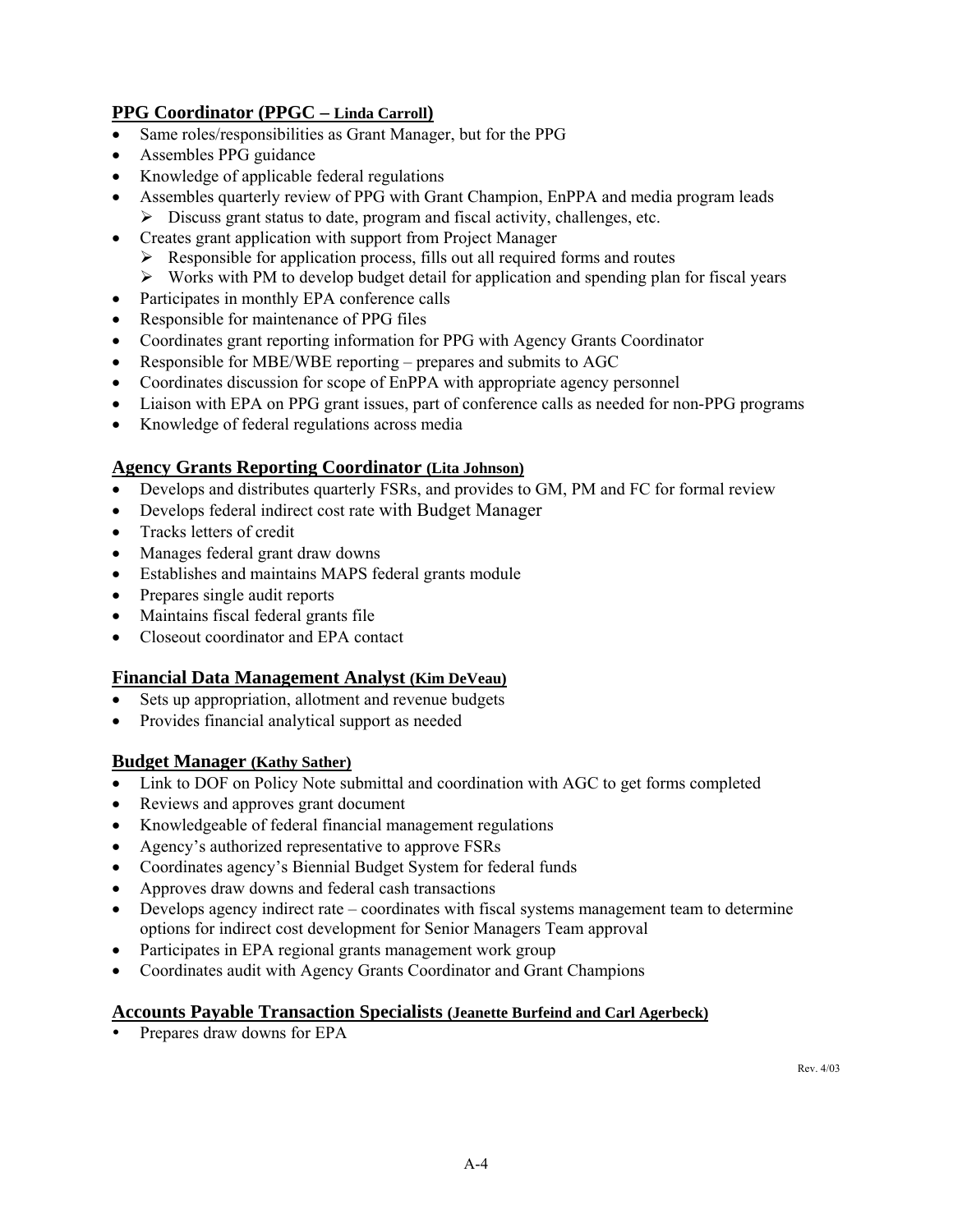### **PPG Coordinator (PPGC – Linda Carroll)**

- Same roles/responsibilities as Grant Manager, but for the PPG
- Assembles PPG guidance
- Knowledge of applicable federal regulations
- Assembles quarterly review of PPG with Grant Champion, EnPPA and media program leads
  - Discuss grant status to date, program and fiscal activity, challenges, etc.
- Creates grant application with support from Project Manager
  - Responsible for application process, fills out all required forms and routes
  - Works with PM to develop budget detail for application and spending plan for fiscal years
- Participates in monthly EPA conference calls
- Responsible for maintenance of PPG files
- Coordinates grant reporting information for PPG with Agency Grants Coordinator
- Responsible for MBE/WBE reporting – prepares and submits to AGC
- Coordinates discussion for scope of EnPPA with appropriate agency personnel
- Liaison with EPA on PPG grant issues, part of conference calls as needed for non-PPG programs
- Knowledge of federal regulations across media

### **Agency Grants Reporting Coordinator (Lita Johnson)**

- Develops and distributes quarterly FSRs, and provides to GM, PM and FC for formal review
- Develops federal indirect cost rate with Budget Manager
- Tracks letters of credit
- Manages federal grant draw downs
- Establishes and maintains MAPS federal grants module
- Prepares single audit reports
- Maintains fiscal federal grants file
- Closeout coordinator and EPA contact

### **Financial Data Management Analyst (Kim DeVeau)**

- Sets up appropriation, allotment and revenue budgets
- Provides financial analytical support as needed

### **Budget Manager (Kathy Sather)**

- Link to DOF on Policy Note submittal and coordination with AGC to get forms completed
- Reviews and approves grant document
- Knowledgeable of federal financial management regulations
- Agency's authorized representative to approve FSRs
- Coordinates agency's Biennial Budget System for federal funds
- Approves draw downs and federal cash transactions
- Develops agency indirect rate – coordinates with fiscal systems management team to determine options for indirect cost development for Senior Managers Team approval
- Participates in EPA regional grants management work group
- Coordinates audit with Agency Grants Coordinator and Grant Champions

### **Accounts Payable Transaction Specialists (Jeanette Burfeind and Carl Agerbeck)**

- Prepares draw downs for EPA

Rev. 4/03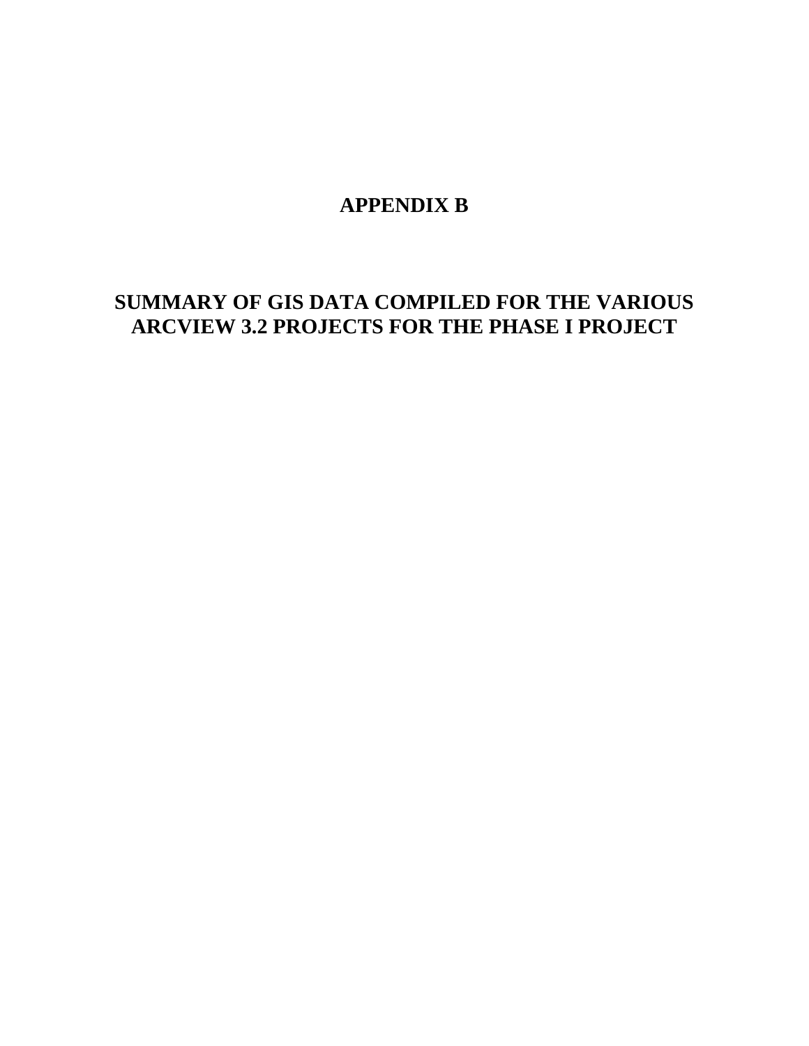# APPENDIX B

# SUMMARY OF GIS DATA COMPILED FOR THE VARIOUS ARCVIEW 3.2 PROJECTS FOR THE PHASE I PROJECT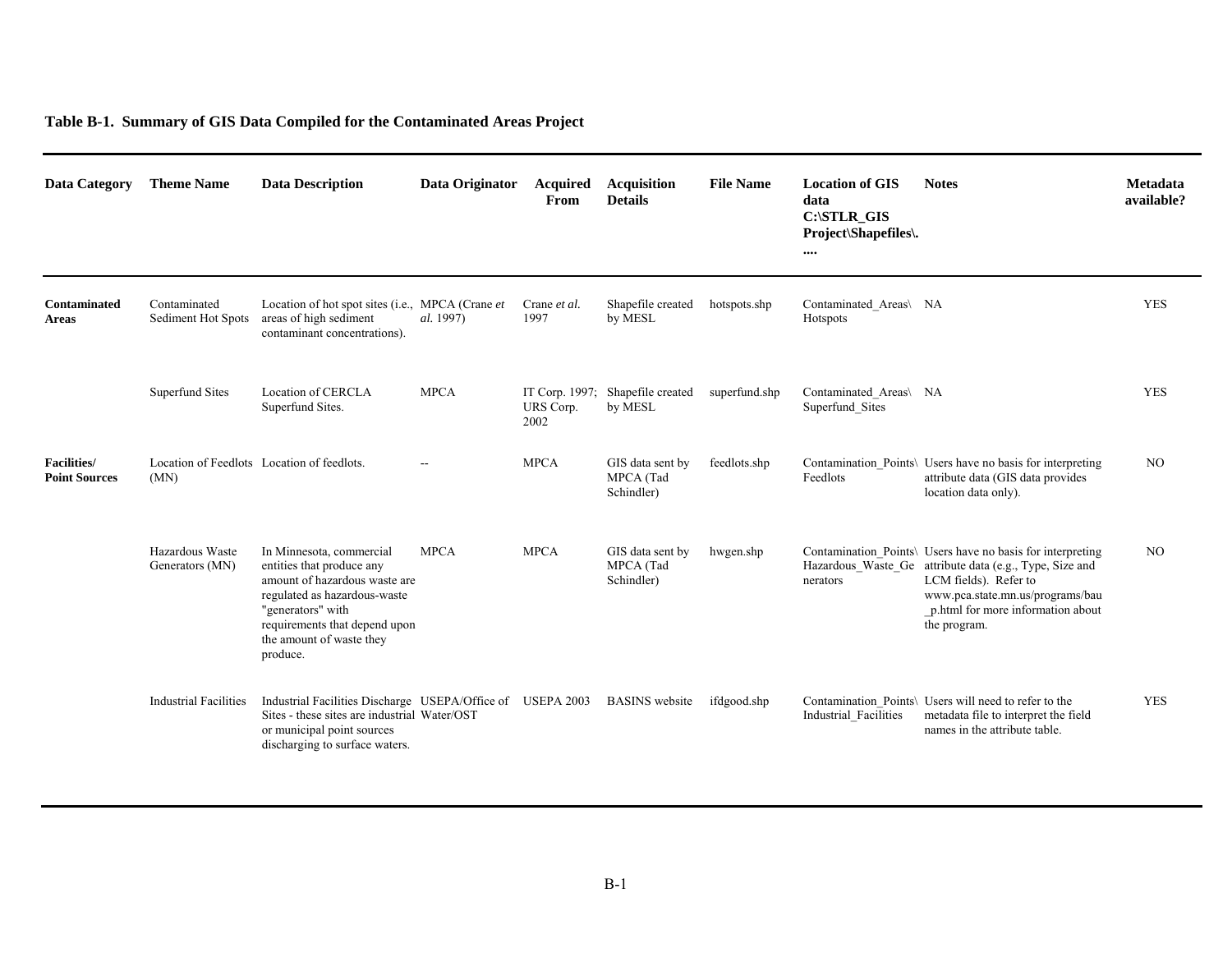**Table B-1. Summary of GIS Data Compiled for the Contaminated Areas Project**

| Data Category | Theme Name | Data Description | Data Originator | Acquired From | Acquisition Details | File Name | Location of GIS data C:\STLR_GIS Project\Shapefiles\.... | Notes | Metadata available? |
|---|---|---|---|---|---|---|---|---|---|
| **Contaminated Areas** | Contaminated Sediment Hot Spots | Location of hot spot sites (i.e., areas of high sediment contaminant concentrations). | MPCA (Crane *et al.* 1997) | Crane *et al.* 1997 | Shapefile created by MESL | hotspots.shp | Contaminated_Areas\ Hotspots | NA | YES |
| | Superfund Sites | Location of CERCLA Superfund Sites. | MPCA | IT Corp. 1997; URS Corp. 2002 | Shapefile created by MESL | superfund.shp | Contaminated_Areas\ Superfund_Sites | NA | YES |
| **Facilities/ Point Sources** | Location of Feedlots (MN) | Location of feedlots. | -- | MPCA | GIS data sent by MPCA (Tad Schindler) | feedlots.shp | Contamination_Points\ Feedlots | Users have no basis for interpreting attribute data (GIS data provides location data only). | NO |
| | Hazardous Waste Generators (MN) | In Minnesota, commercial entities that produce any amount of hazardous waste are regulated as hazardous-waste "generators" with requirements that depend upon the amount of waste they produce. | MPCA | MPCA | GIS data sent by MPCA (Tad Schindler) | hwgen.shp | Contamination_Points\ Hazardous_Waste_Generators | Users have no basis for interpreting attribute data (e.g., Type, Size and LCM fields). Refer to www.pca.state.mn.us/programs/bau_p.html for more information about the program. | NO |
| | Industrial Facilities | Industrial Facilities Discharge Sites - these sites are industrial or municipal point sources discharging to surface waters. | USEPA/Office of Water/OST | USEPA 2003 | BASINS website | ifdgood.shp | Contamination_Points\ Industrial_Facilities | Users will need to refer to the metadata file to interpret the field names in the attribute table. | YES |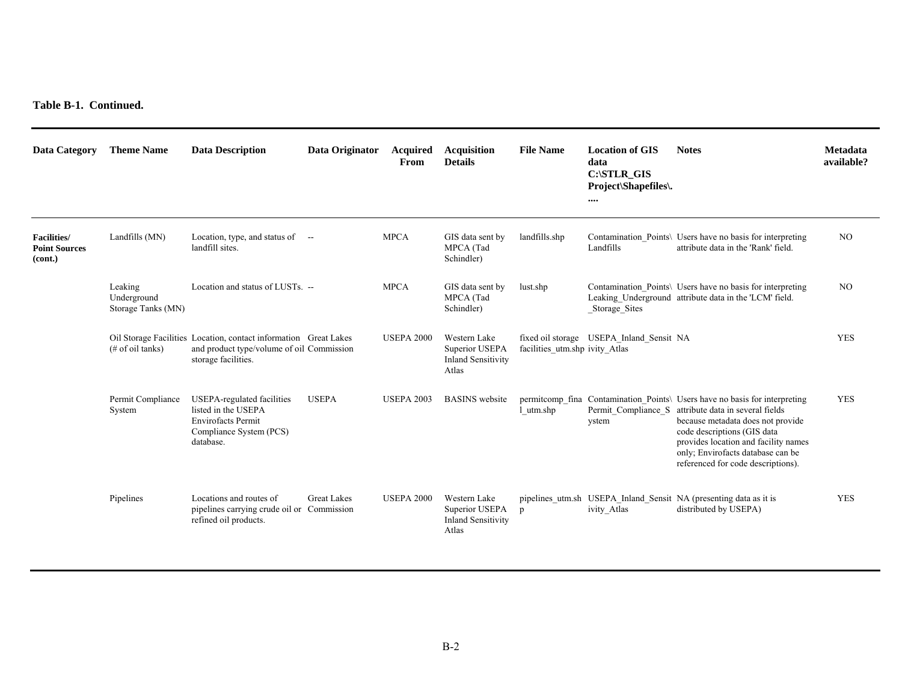**Table B-1. Continued.**

| Data Category | Theme Name | Data Description | Data Originator | Acquired From | Acquisition Details | File Name | Location of GIS data C:\STLR_GIS Project\Shapefiles\.... | Notes | Metadata available? |
|---|---|---|---|---|---|---|---|---|---|
| **Facilities/ Point Sources (cont.)** | Landfills (MN) | Location, type, and status of landfill sites. | -- | MPCA | GIS data sent by MPCA (Tad Schindler) | landfills.shp | Contamination_Points\ Landfills | Users have no basis for interpreting attribute data in the 'Rank' field. | NO |
| | Leaking Underground Storage Tanks (MN) | Location and status of LUSTs. | -- | MPCA | GIS data sent by MPCA (Tad Schindler) | lust.shp | Contamination_Points\ Leaking_Underground_Storage_Sites | Users have no basis for interpreting attribute data in the 'LCM' field. | NO |
| | Oil Storage Facilities (# of oil tanks) | Location, contact information and product type/volume of oil storage facilities. | Great Lakes Commission | USEPA 2000 | Western Lake Superior USEPA Inland Sensitivity Atlas | fixed oil storage facilities_utm.shp | USEPA_Inland_Sensitivity_Atlas | NA | YES |
| | Permit Compliance System | USEPA-regulated facilities listed in the USEPA Envirofacts Permit Compliance System (PCS) database. | USEPA | USEPA 2003 | BASINS website | permitcomp_final_utm.shp | Contamination_Points\ Permit_Compliance_System | Users have no basis for interpreting attribute data in several fields because metadata does not provide code descriptions (GIS data provides location and facility names only; Envirofacts database can be referenced for code descriptions). | YES |
| | Pipelines | Locations and routes of pipelines carrying crude oil or refined oil products. | Great Lakes Commission | USEPA 2000 | Western Lake Superior USEPA Inland Sensitivity Atlas | pipelines_utm.shp | USEPA_Inland_Sensitivity_Atlas | NA (presenting data as it is distributed by USEPA) | YES |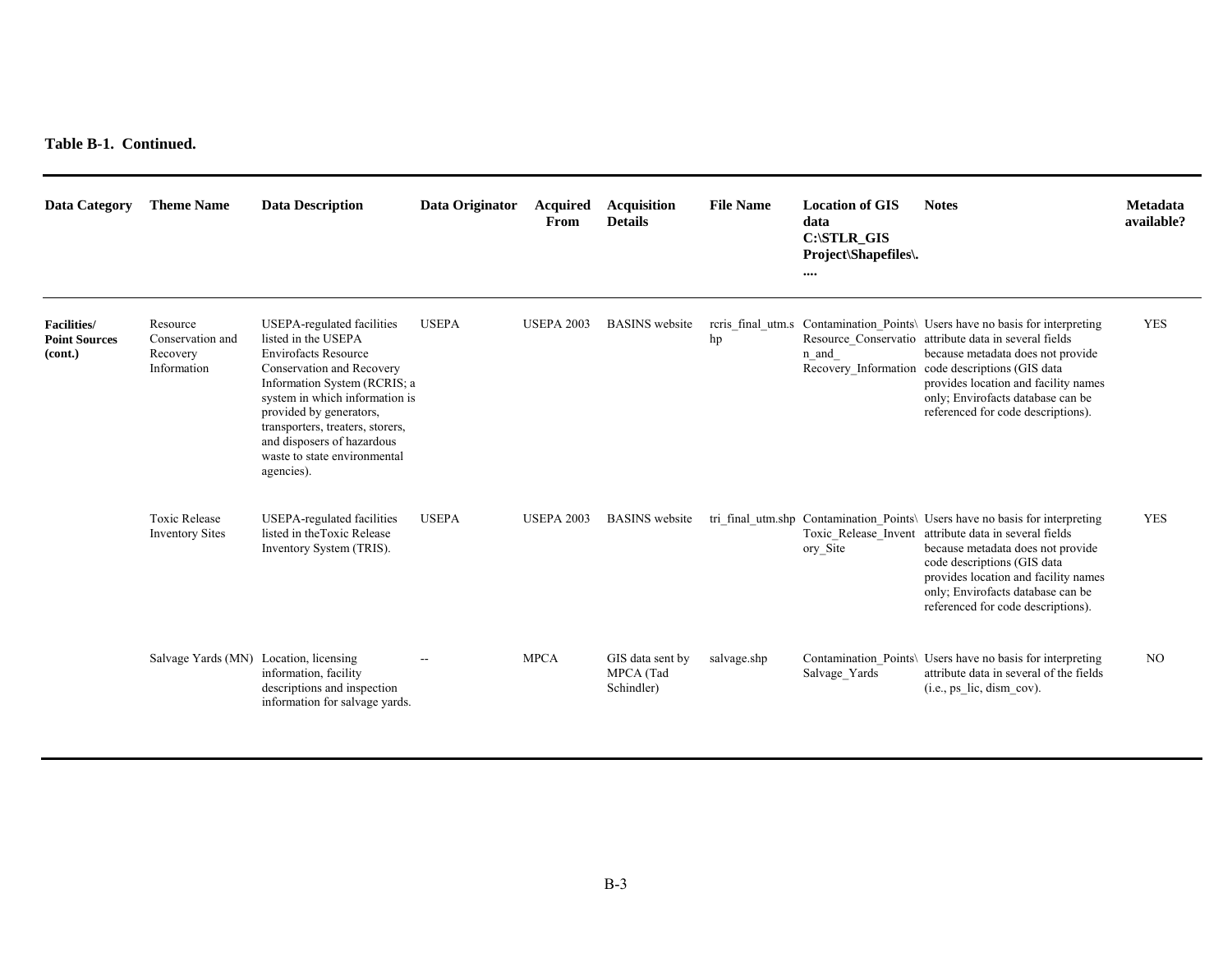**Table B-1. Continued.**

| Data Category | Theme Name | Data Description | Data Originator | Acquired From | Acquisition Details | File Name | Location of GIS data C:\STLR_GIS Project\Shapefiles\.... | Notes | Metadata available? |
|---|---|---|---|---|---|---|---|---|---|
| **Facilities/ Point Sources (cont.)** | Resource Conservation and Recovery Information | USEPA-regulated facilities listed in the USEPA Envirofacts Resource Conservation and Recovery Information System (RCRIS; a system in which information is provided by generators, transporters, treaters, storers, and disposers of hazardous waste to state environmental agencies). | USEPA | USEPA 2003 | BASINS website | rcris_final_utm.shp | Contamination_Points\Resource_Conservation_and_Recovery_Information | Users have no basis for interpreting attribute data in several fields because metadata does not provide code descriptions (GIS data provides location and facility names only; Envirofacts database can be referenced for code descriptions). | YES |
| | Toxic Release Inventory Sites | USEPA-regulated facilities listed in theToxic Release Inventory System (TRIS). | USEPA | USEPA 2003 | BASINS website | tri_final_utm.shp | Contamination_Points\Toxic_Release_Inventory_Site | Users have no basis for interpreting attribute data in several fields because metadata does not provide code descriptions (GIS data provides location and facility names only; Envirofacts database can be referenced for code descriptions). | YES |
| | Salvage Yards (MN) | Location, licensing information, facility descriptions and inspection information for salvage yards. | -- | MPCA | GIS data sent by MPCA (Tad Schindler) | salvage.shp | Contamination_Points\Salvage_Yards | Users have no basis for interpreting attribute data in several of the fields (i.e., ps_lic, dism_cov). | NO |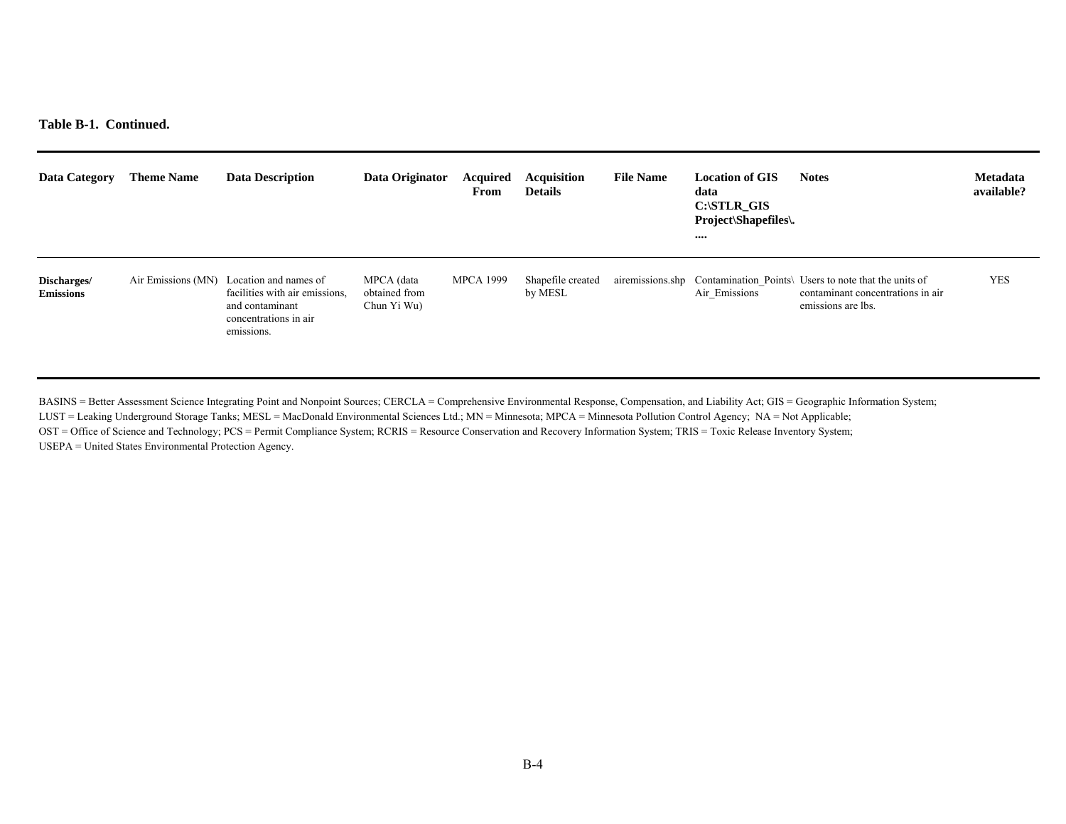**Table B-1. Continued.**

| Data Category | Theme Name | Data Description | Data Originator | Acquired From | Acquisition Details | File Name | Location of GIS data C:\STLR_GIS Project\Shapefiles\.... | Notes | Metadata available? |
|---|---|---|---|---|---|---|---|---|---|
| **Discharges/ Emissions** | Air Emissions (MN) | Location and names of facilities with air emissions, and contaminant concentrations in air emissions. | MPCA (data obtained from Chun Yi Wu) | MPCA 1999 | Shapefile created by MESL | airemissions.shp | Contamination_Points\ Air_Emissions | Users to note that the units of contaminant concentrations in air emissions are lbs. | YES |

BASINS = Better Assessment Science Integrating Point and Nonpoint Sources; CERCLA = Comprehensive Environmental Response, Compensation, and Liability Act; GIS = Geographic Information System; LUST = Leaking Underground Storage Tanks; MESL = MacDonald Environmental Sciences Ltd.; MN = Minnesota; MPCA = Minnesota Pollution Control Agency; NA = Not Applicable; OST = Office of Science and Technology; PCS = Permit Compliance System; RCRIS = Resource Conservation and Recovery Information System; TRIS = Toxic Release Inventory System; USEPA = United States Environmental Protection Agency.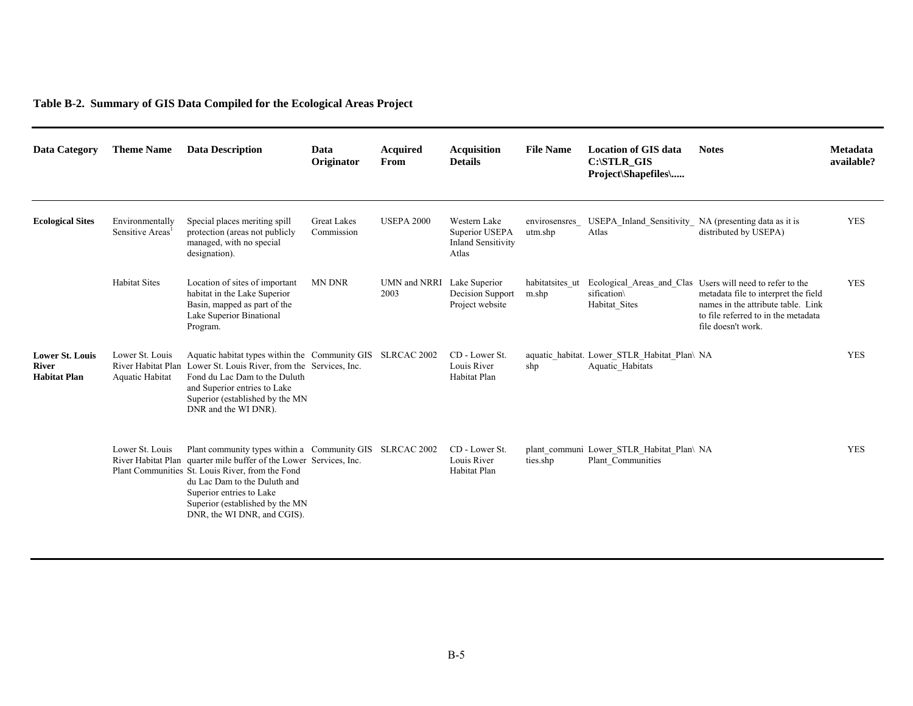**Table B-2. Summary of GIS Data Compiled for the Ecological Areas Project**

| Data Category | Theme Name | Data Description | Data Originator | Acquired From | Acquisition Details | File Name | Location of GIS data C:\STLR_GIS Project\Shapefiles\..... | Notes | Metadata available? |
|---|---|---|---|---|---|---|---|---|---|
| **Ecological Sites** | Environmentally Sensitive Areas[1] | Special places meriting spill protection (areas not publicly managed, with no special designation). | Great Lakes Commission | USEPA 2000 | Western Lake Superior USEPA Inland Sensitivity Atlas | envirosensres_utm.shp | USEPA_Inland_Sensitivity_Atlas | NA (presenting data as it is distributed by USEPA) | YES |
| | Habitat Sites | Location of sites of important habitat in the Lake Superior Basin, mapped as part of the Lake Superior Binational Program. | MN DNR | UMN and NRRI 2003 | Lake Superior Decision Support Project website | habitatsites_utm.shp | Ecological_Areas_and_Classification\ Habitat_Sites | Users will need to refer to the metadata file to interpret the field names in the attribute table. Link to file referred to in the metadata file doesn't work. | YES |
| **Lower St. Louis River Habitat Plan** | Lower St. Louis River Habitat Plan Aquatic Habitat | Aquatic habitat types within the Lower St. Louis River, from the Fond du Lac Dam to the Duluth and Superior entries to Lake Superior (established by the MN DNR and the WI DNR). | Community GIS Services, Inc. | SLRCAC 2002 | CD - Lower St. Louis River Habitat Plan | aquatic_habitat.shp | Lower_STLR_Habitat_Plan\ Aquatic_Habitats | NA | YES |
| | Lower St. Louis River Habitat Plan Plant Communities | Plant community types within a quarter mile buffer of the Lower St. Louis River, from the Fond du Lac Dam to the Duluth and Superior entries to Lake Superior (established by the MN DNR, the WI DNR, and CGIS). | Community GIS Services, Inc. | SLRCAC 2002 | CD - Lower St. Louis River Habitat Plan | plant_communities.shp | Lower_STLR_Habitat_Plan\ Plant_Communities | NA | YES |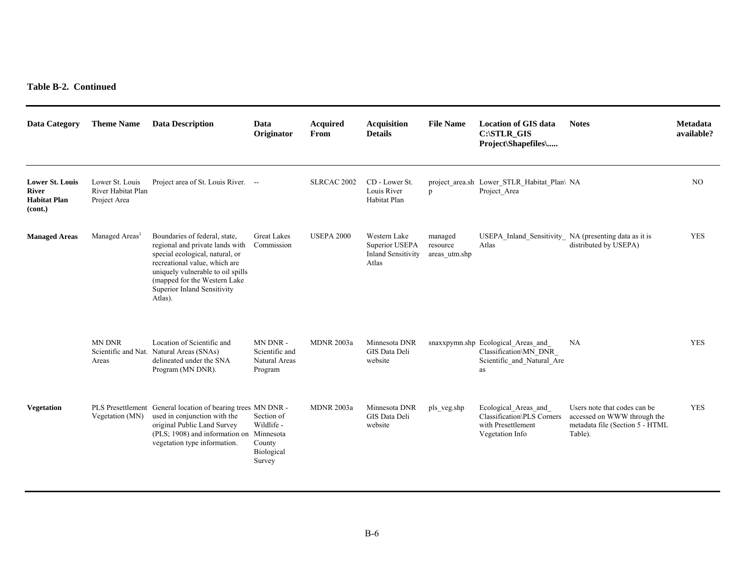**Table B-2. Continued**

| Data Category | Theme Name | Data Description | Data Originator | Acquired From | Acquisition Details | File Name | Location of GIS data C:\STLR_GIS Project\Shapefiles\..... | Notes | Metadata available? |
|---|---|---|---|---|---|---|---|---|---|
| **Lower St. Louis River Habitat Plan (cont.)** | Lower St. Louis River Habitat Plan Project Area | Project area of St. Louis River. | -- | SLRCAC 2002 | CD - Lower St. Louis River Habitat Plan | project_area.shp | Lower_STLR_Habitat_Plan\Project_Area | NA | NO |
| **Managed Areas** | Managed Areas[1] | Boundaries of federal, state, regional and private lands with special ecological, natural, or recreational value, which are uniquely vulnerable to oil spills (mapped for the Western Lake Superior Inland Sensitivity Atlas). | Great Lakes Commission | USEPA 2000 | Western Lake Superior USEPA Inland Sensitivity Atlas | managed resource areas_utm.shp | USEPA_Inland_Sensitivity_Atlas | NA (presenting data as it is distributed by USEPA) | YES |
| | MN DNR Scientific and Nat. Areas | Location of Scientific and Natural Areas (SNAs) delineated under the SNA Program (MN DNR). | MN DNR - Scientific and Natural Areas Program | MDNR 2003a | Minnesota DNR GIS Data Deli website | snaxxpymn.shp | Ecological_Areas_and_Classification\MN_DNR_Scientific_and_Natural_Areas | NA | YES |
| **Vegetation** | PLS Presettlement Vegetation (MN) | General location of bearing trees used in conjunction with the original Public Land Survey (PLS; 1908) and information on vegetation type information. | MN DNR - Section of Wildlife - Minnesota County Biological Survey | MDNR 2003a | Minnesota DNR GIS Data Deli website | pls_veg.shp | Ecological_Areas_and_Classification\PLS Corners with Presettlement Vegetation Info | Users note that codes can be accessed on WWW through the metadata file (Section 5 - HTML Table). | YES |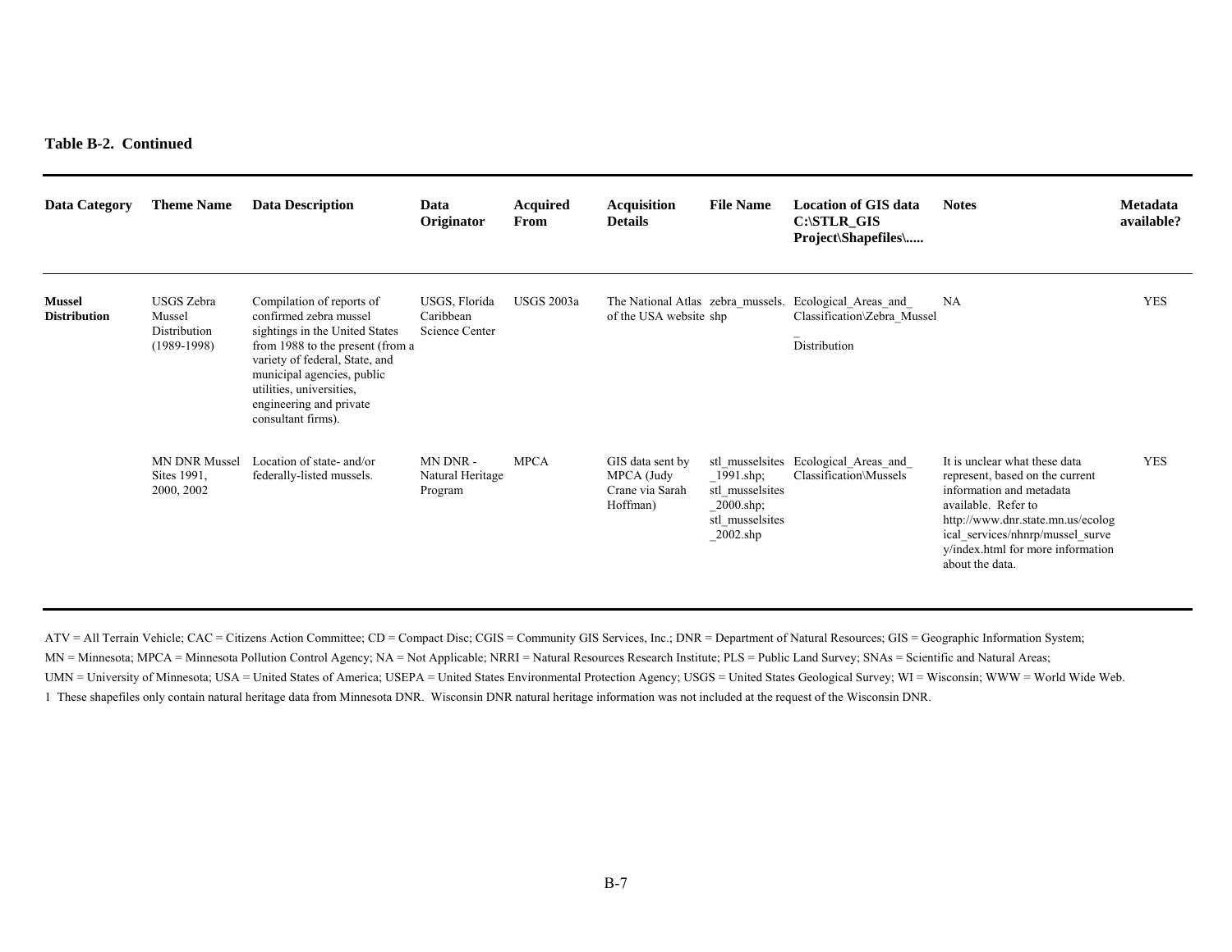**Table B-2. Continued**

| Data Category | Theme Name | Data Description | Data Originator | Acquired From | Acquisition Details | File Name | Location of GIS data C:\STLR_GIS Project\Shapefiles\..... | Notes | Metadata available? |
|---|---|---|---|---|---|---|---|---|---|
| **Mussel Distribution** | USGS Zebra Mussel Distribution (1989-1998) | Compilation of reports of confirmed zebra mussel sightings in the United States from 1988 to the present (from a variety of federal, State, and municipal agencies, public utilities, universities, engineering and private consultant firms). | USGS, Florida Caribbean Science Center | USGS 2003a | The National Atlas of the USA website | zebra_mussels.shp | Ecological_Areas_and_Classification\Zebra_Mussel_Distribution | NA | YES |
| | MN DNR Mussel Sites 1991, 2000, 2002 | Location of state- and/or federally-listed mussels. | MN DNR - Natural Heritage Program | MPCA | GIS data sent by MPCA (Judy Crane via Sarah Hoffman) | stl_musselsites_1991.shp; stl_musselsites_2000.shp; stl_musselsites_2002.shp | Ecological_Areas_and_Classification\Mussels | It is unclear what these data represent, based on the current information and metadata available. Refer to http://www.dnr.state.mn.us/ecological_services/nhnrp/mussel_survey/index.html for more information about the data. | YES |

ATV = All Terrain Vehicle; CAC = Citizens Action Committee; CD = Compact Disc; CGIS = Community GIS Services, Inc.; DNR = Department of Natural Resources; GIS = Geographic Information System; MN = Minnesota; MPCA = Minnesota Pollution Control Agency; NA = Not Applicable; NRRI = Natural Resources Research Institute; PLS = Public Land Survey; SNAs = Scientific and Natural Areas; UMN = University of Minnesota; USA = United States of America; USEPA = United States Environmental Protection Agency; USGS = United States Geological Survey; WI = Wisconsin; WWW = World Wide Web.

1 These shapefiles only contain natural heritage data from Minnesota DNR. Wisconsin DNR natural heritage information was not included at the request of the Wisconsin DNR.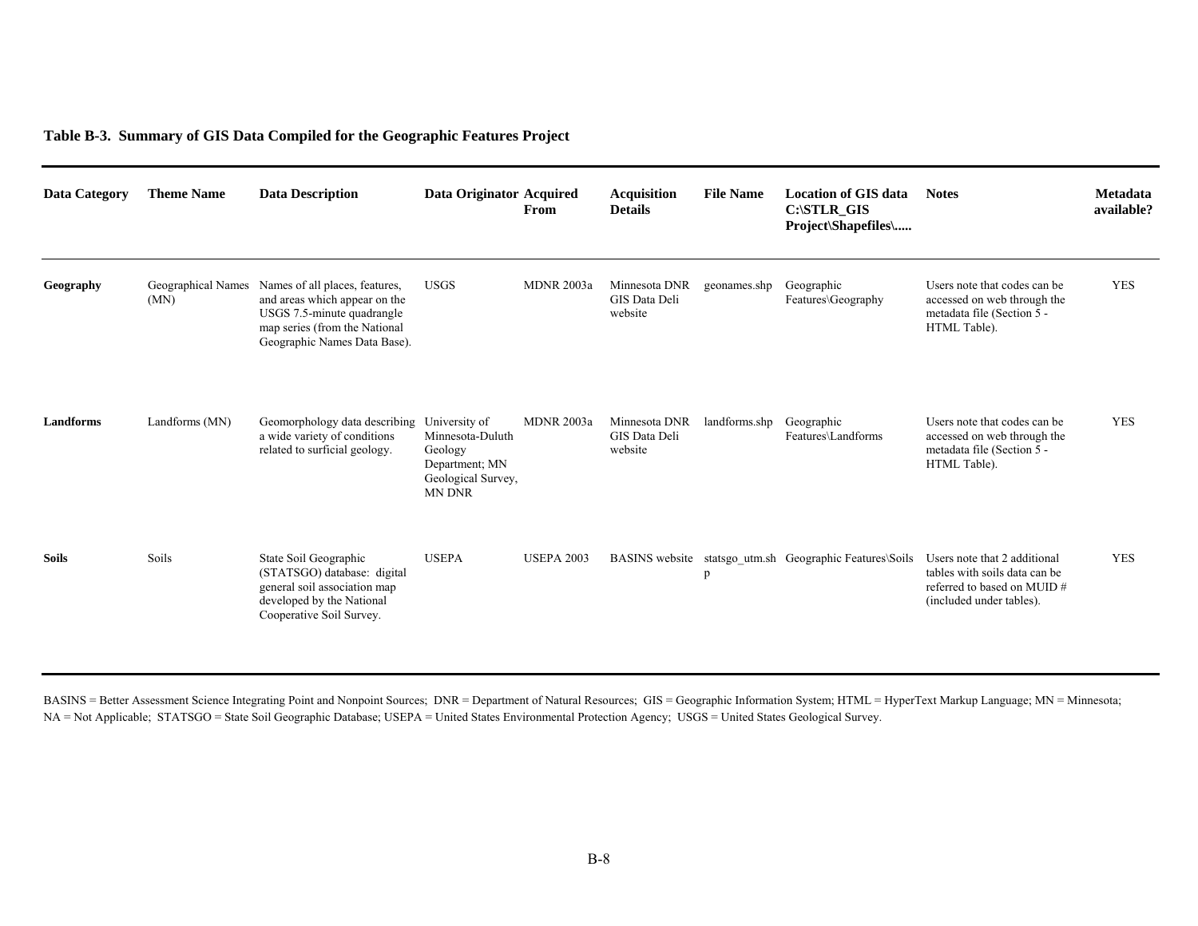**Table B-3. Summary of GIS Data Compiled for the Geographic Features Project**

| Data Category | Theme Name | Data Description | Data Originator | Acquired From | Acquisition Details | File Name | Location of GIS data C:\STLR_GIS Project\Shapefiles\..... | Notes | Metadata available? |
|---|---|---|---|---|---|---|---|---|---|
| **Geography** | Geographical Names (MN) | Names of all places, features, and areas which appear on the USGS 7.5-minute quadrangle map series (from the National Geographic Names Data Base). | USGS | MDNR 2003a | Minnesota DNR GIS Data Deli website | geonames.shp | Geographic Features\Geography | Users note that codes can be accessed on web through the metadata file (Section 5 - HTML Table). | YES |
| **Landforms** | Landforms (MN) | Geomorphology data describing a wide variety of conditions related to surficial geology. | University of Minnesota-Duluth Geology Department; MN Geological Survey, MN DNR | MDNR 2003a | Minnesota DNR GIS Data Deli website | landforms.shp | Geographic Features\Landforms | Users note that codes can be accessed on web through the metadata file (Section 5 - HTML Table). | YES |
| **Soils** | Soils | State Soil Geographic (STATSGO) database: digital general soil association map developed by the National Cooperative Soil Survey. | USEPA | USEPA 2003 | BASINS website | statsgo_utm.shp | Geographic Features\Soils | Users note that 2 additional tables with soils data can be referred to based on MUID # (included under tables). | YES |

BASINS = Better Assessment Science Integrating Point and Nonpoint Sources; DNR = Department of Natural Resources; GIS = Geographic Information System; HTML = HyperText Markup Language; MN = Minnesota; NA = Not Applicable; STATSGO = State Soil Geographic Database; USEPA = United States Environmental Protection Agency; USGS = United States Geological Survey.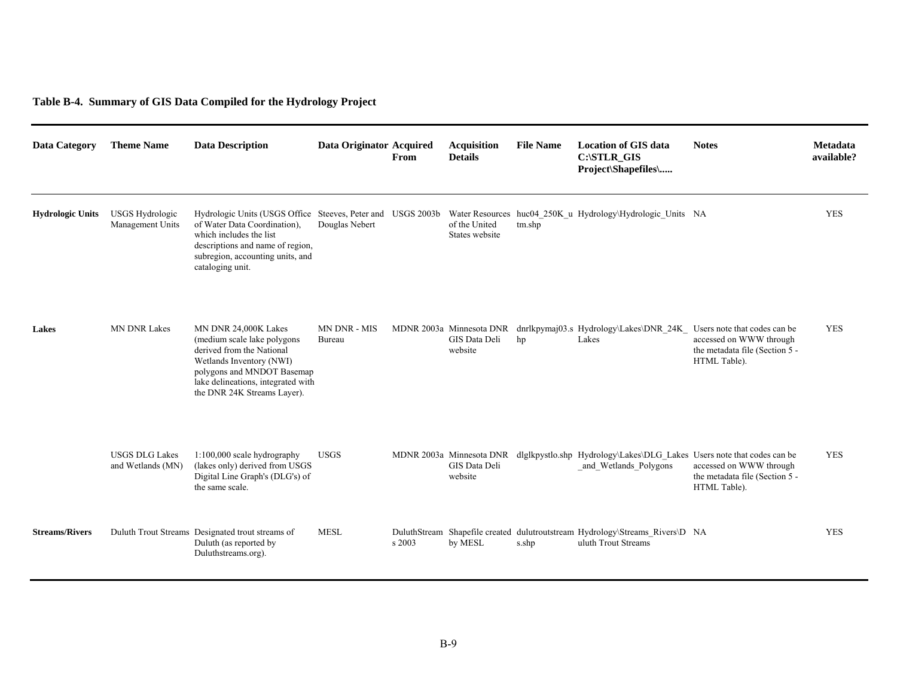**Table B-4. Summary of GIS Data Compiled for the Hydrology Project**

| Data Category | Theme Name | Data Description | Data Originator | Acquired From | Acquisition Details | File Name | Location of GIS data C:\STLR_GIS Project\Shapefiles\..... | Notes | Metadata available? |
|---|---|---|---|---|---|---|---|---|---|
| **Hydrologic Units** | USGS Hydrologic Management Units | Hydrologic Units (USGS Office of Water Data Coordination), which includes the list descriptions and name of region, subregion, accounting units, and cataloging unit. | Steeves, Peter and Douglas Nebert | USGS 2003b | Water Resources of the United States website | huc04_250K_utm.shp | Hydrology\Hydrologic_Units | NA | YES |
| **Lakes** | MN DNR Lakes | MN DNR 24,000K Lakes (medium scale lake polygons derived from the National Wetlands Inventory (NWI) polygons and MNDOT Basemap lake delineations, integrated with the DNR 24K Streams Layer). | MN DNR - MIS Bureau | MDNR 2003a | Minnesota DNR GIS Data Deli website | dnrlkpymaj03.shp | Hydrology\Lakes\DNR_24K_Lakes | Users note that codes can be accessed on WWW through the metadata file (Section 5 - HTML Table). | YES |
| | USGS DLG Lakes and Wetlands (MN) | 1:100,000 scale hydrography (lakes only) derived from USGS Digital Line Graph's (DLG's) of the same scale. | USGS | MDNR 2003a | Minnesota DNR GIS Data Deli website | dlglkpystlo.shp | Hydrology\Lakes\DLG_Lakes_and_Wetlands_Polygons | Users note that codes can be accessed on WWW through the metadata file (Section 5 - HTML Table). | YES |
| **Streams/Rivers** | Duluth Trout Streams | Designated trout streams of Duluth (as reported by Duluthstreams.org). | MESL | DuluthStreams 2003 | Shapefile created by MESL | dulutroutstreams.shp | Hydrology\Streams_Rivers\Duluth Trout Streams | NA | YES |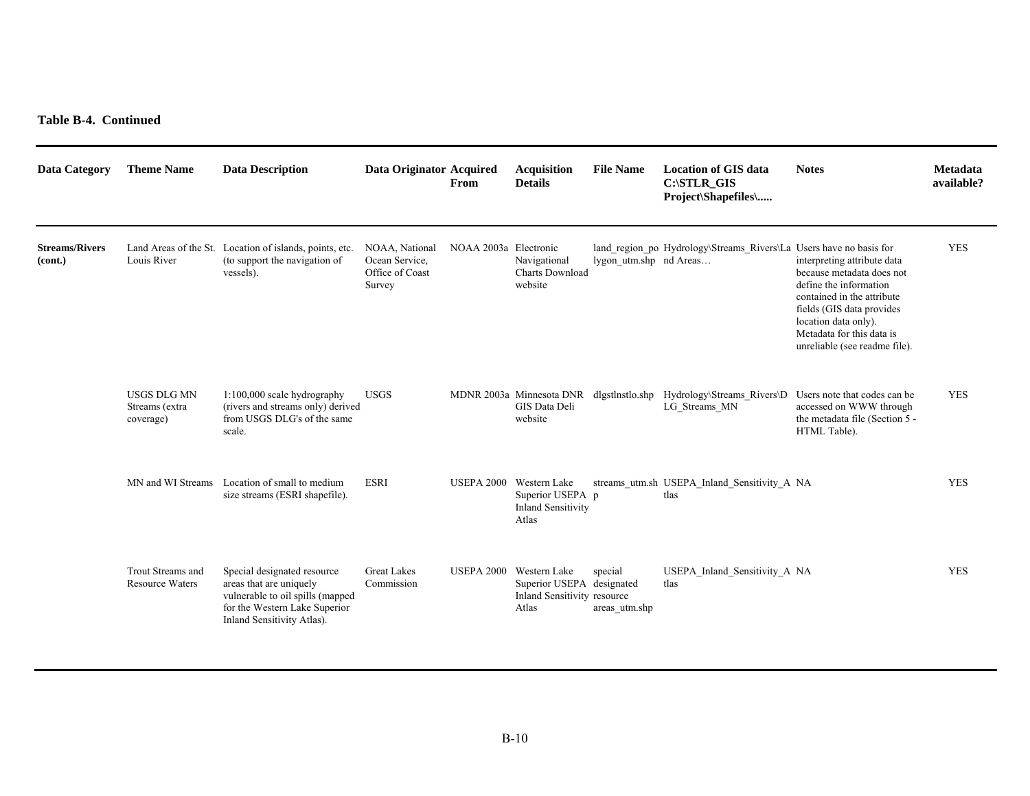**Table B-4. Continued**

| Data Category | Theme Name | Data Description | Data Originator | Acquired From | Acquisition Details | File Name | Location of GIS data C:\STLR_GIS Project\Shapefiles\..... | Notes | Metadata available? |
|---|---|---|---|---|---|---|---|---|---|
| **Streams/Rivers (cont.)** | Land Areas of the St. Louis River | Location of islands, points, etc. (to support the navigation of vessels). | NOAA, National Ocean Service, Office of Coast Survey | NOAA 2003a | Electronic Navigational Charts Download website | land_region_polygon_utm.shp | Hydrology\Streams_Rivers\Land Areas… | Users have no basis for interpreting attribute data because metadata does not define the information contained in the attribute fields (GIS data provides location data only). Metadata for this data is unreliable (see readme file). | YES |
| | USGS DLG MN Streams (extra coverage) | 1:100,000 scale hydrography (rivers and streams only) derived from USGS DLG's of the same scale. | USGS | MDNR 2003a | Minnesota DNR GIS Data Deli website | dlgstlnstlo.shp | Hydrology\Streams_Rivers\DLG_Streams_MN | Users note that codes can be accessed on WWW through the metadata file (Section 5 - HTML Table). | YES |
| | MN and WI Streams | Location of small to medium size streams (ESRI shapefile). | ESRI | USEPA 2000 | Western Lake Superior USEPA Inland Sensitivity Atlas | streams_utm.shp | USEPA_Inland_Sensitivity_Atlas | NA | YES |
| | Trout Streams and Resource Waters | Special designated resource areas that are uniquely vulnerable to oil spills (mapped for the Western Lake Superior Inland Sensitivity Atlas). | Great Lakes Commission | USEPA 2000 | Western Lake Superior USEPA Inland Sensitivity Atlas | special designated resource areas_utm.shp | USEPA_Inland_Sensitivity_Atlas | NA | YES |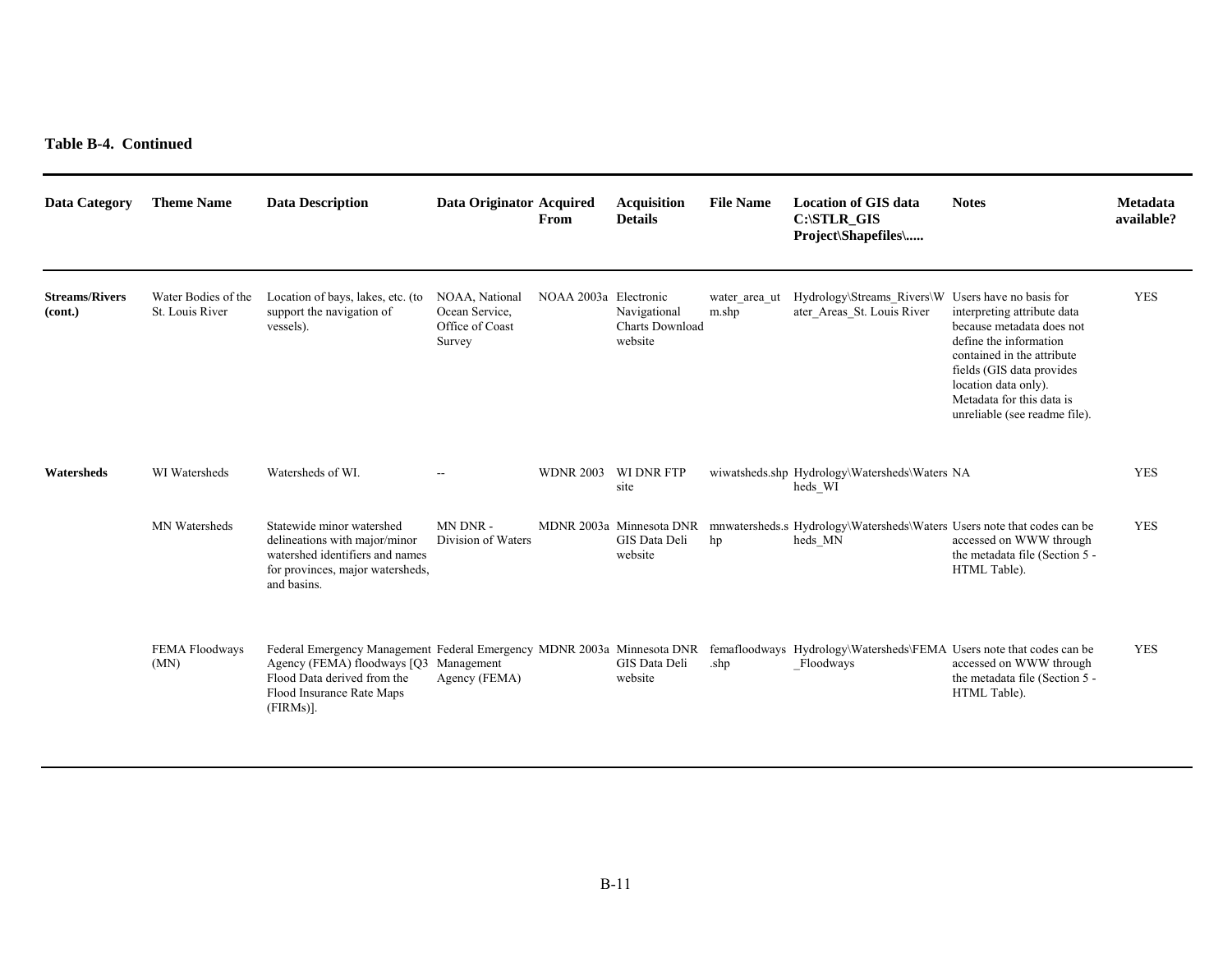**Table B-4. Continued**

| Data Category | Theme Name | Data Description | Data Originator | Acquired From | Acquisition Details | File Name | Location of GIS data C:\STLR_GIS Project\Shapefiles\..... | Notes | Metadata available? |
|---|---|---|---|---|---|---|---|---|---|
| **Streams/Rivers (cont.)** | Water Bodies of the St. Louis River | Location of bays, lakes, etc. (to support the navigation of vessels). | NOAA, National Ocean Service, Office of Coast Survey | NOAA 2003a | Electronic Navigational Charts Download website | water_area_utm.shp | Hydrology\Streams_Rivers\Water_Areas_St. Louis River | Users have no basis for interpreting attribute data because metadata does not define the information contained in the attribute fields (GIS data provides location data only). Metadata for this data is unreliable (see readme file). | YES |
| **Watersheds** | WI Watersheds | Watersheds of WI. | -- | WDNR 2003 | WI DNR FTP site | wiwatsheds.shp | Hydrology\Watersheds\Watersheds_WI | NA | YES |
| | MN Watersheds | Statewide minor watershed delineations with major/minor watershed identifiers and names for provinces, major watersheds, and basins. | MN DNR - Division of Waters | MDNR 2003a | Minnesota DNR GIS Data Deli website | mnwatersheds.shp | Hydrology\Watersheds\Watersheds_MN | Users note that codes can be accessed on WWW through the metadata file (Section 5 - HTML Table). | YES |
| | FEMA Floodways (MN) | Federal Emergency Management Agency (FEMA) floodways [Q3 Flood Data derived from the Flood Insurance Rate Maps (FIRMs)]. | Federal Emergency Management Agency (FEMA) | MDNR 2003a | Minnesota DNR GIS Data Deli website | femafloodways.shp | Hydrology\Watersheds\FEMA_Floodways | Users note that codes can be accessed on WWW through the metadata file (Section 5 - HTML Table). | YES |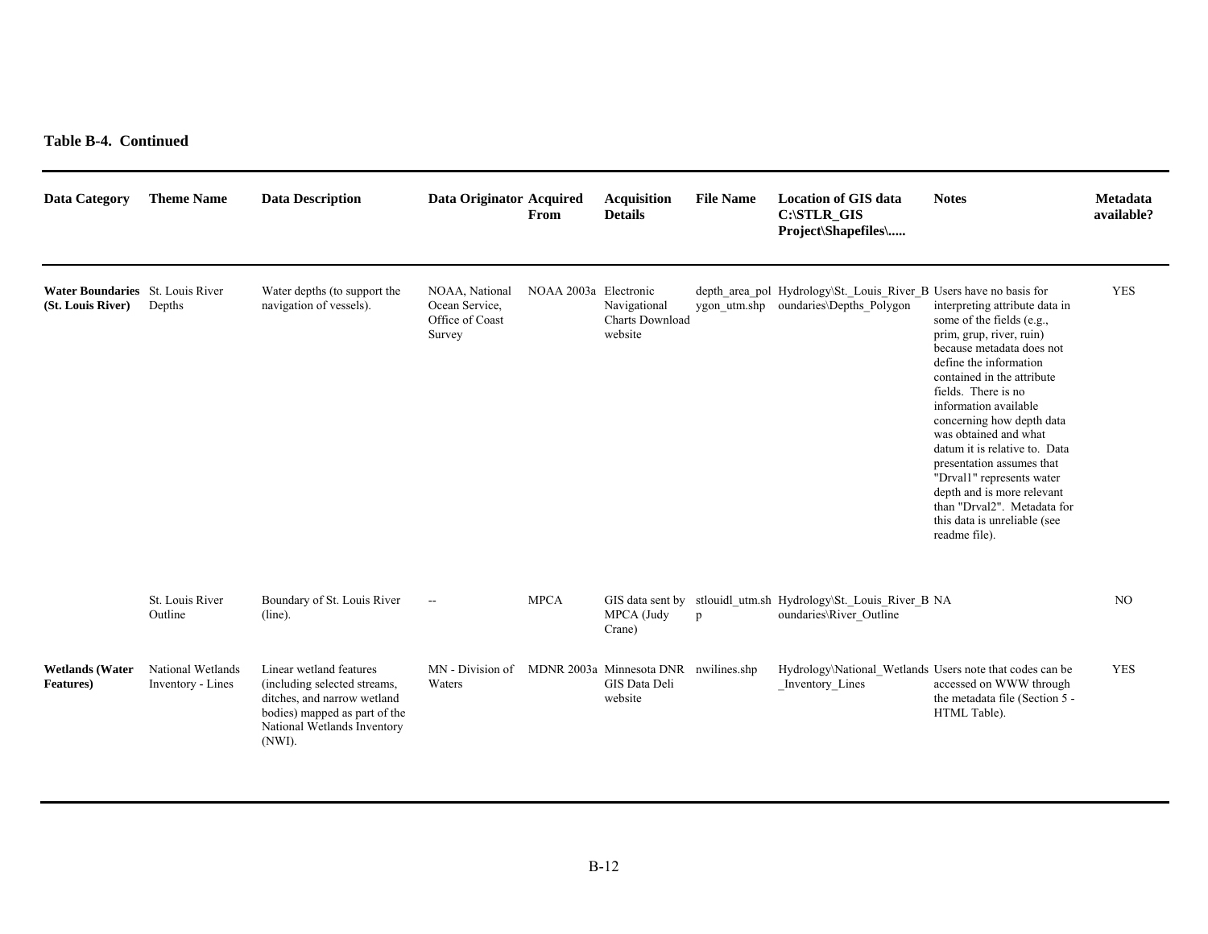**Table B-4. Continued**

| Data Category | Theme Name | Data Description | Data Originator | Acquired From | Acquisition Details | File Name | Location of GIS data C:\STLR_GIS Project\Shapefiles\..... | Notes | Metadata available? |
|---|---|---|---|---|---|---|---|---|---|
| **Water Boundaries (St. Louis River)** | St. Louis River Depths | Water depths (to support the navigation of vessels). | NOAA, National Ocean Service, Office of Coast Survey | NOAA 2003a | Electronic Navigational Charts Download website | depth_area_polygon_utm.shp | Hydrology\St._Louis_River_Boundaries\Depths_Polygon | Users have no basis for interpreting attribute data in some of the fields (e.g., prim, grup, river, ruin) because metadata does not define the information contained in the attribute fields. There is no information available concerning how depth data was obtained and what datum it is relative to. Data presentation assumes that "Drval1" represents water depth and is more relevant than "Drval2". Metadata for this data is unreliable (see readme file). | YES |
| | St. Louis River Outline | Boundary of St. Louis River (line). | -- | MPCA | GIS data sent by MPCA (Judy Crane) | stlouidl_utm.shp | Hydrology\St._Louis_River_Boundaries\River_Outline | NA | NO |
| **Wetlands (Water Features)** | National Wetlands Inventory - Lines | Linear wetland features (including selected streams, ditches, and narrow wetland bodies) mapped as part of the National Wetlands Inventory (NWI). | MN - Division of Waters | MDNR 2003a | Minnesota DNR GIS Data Deli website | nwilines.shp | Hydrology\National_Wetlands_Inventory_Lines | Users note that codes can be accessed on WWW through the metadata file (Section 5 - HTML Table). | YES |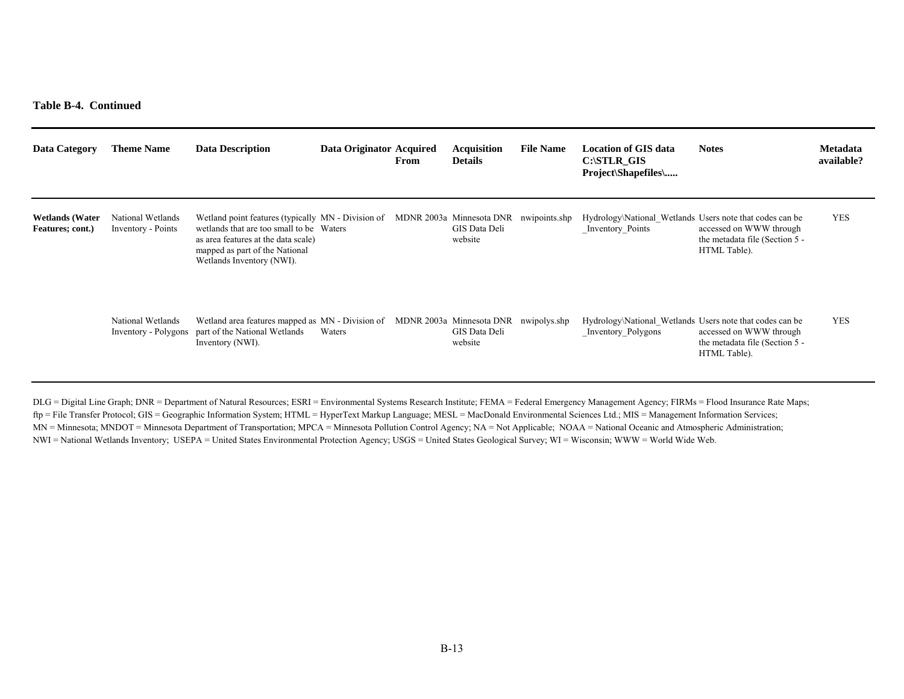**Table B-4. Continued**

| Data Category | Theme Name | Data Description | Data Originator | Acquired From | Acquisition Details | File Name | Location of GIS data C:\STLR_GIS Project\Shapefiles\..... | Notes | Metadata available? |
|---|---|---|---|---|---|---|---|---|---|
| **Wetlands (Water Features; cont.)** | National Wetlands Inventory - Points | Wetland point features (typically wetlands that are too small to be as area features at the data scale) mapped as part of the National Wetlands Inventory (NWI). | MN - Division of Waters | MDNR 2003a | Minnesota DNR GIS Data Deli website | nwipoints.shp | Hydrology\National_Wetlands_Inventory_Points | Users note that codes can be accessed on WWW through the metadata file (Section 5 - HTML Table). | YES |
| | National Wetlands Inventory - Polygons | Wetland area features mapped as part of the National Wetlands Inventory (NWI). | MN - Division of Waters | MDNR 2003a | Minnesota DNR GIS Data Deli website | nwipolys.shp | Hydrology\National_Wetlands_Inventory_Polygons | Users note that codes can be accessed on WWW through the metadata file (Section 5 - HTML Table). | YES |

DLG = Digital Line Graph; DNR = Department of Natural Resources; ESRI = Environmental Systems Research Institute; FEMA = Federal Emergency Management Agency; FIRMs = Flood Insurance Rate Maps; ftp = File Transfer Protocol; GIS = Geographic Information System; HTML = HyperText Markup Language; MESL = MacDonald Environmental Sciences Ltd.; MIS = Management Information Services; MN = Minnesota; MNDOT = Minnesota Department of Transportation; MPCA = Minnesota Pollution Control Agency; NA = Not Applicable; NOAA = National Oceanic and Atmospheric Administration; NWI = National Wetlands Inventory; USEPA = United States Environmental Protection Agency; USGS = United States Geological Survey; WI = Wisconsin; WWW = World Wide Web.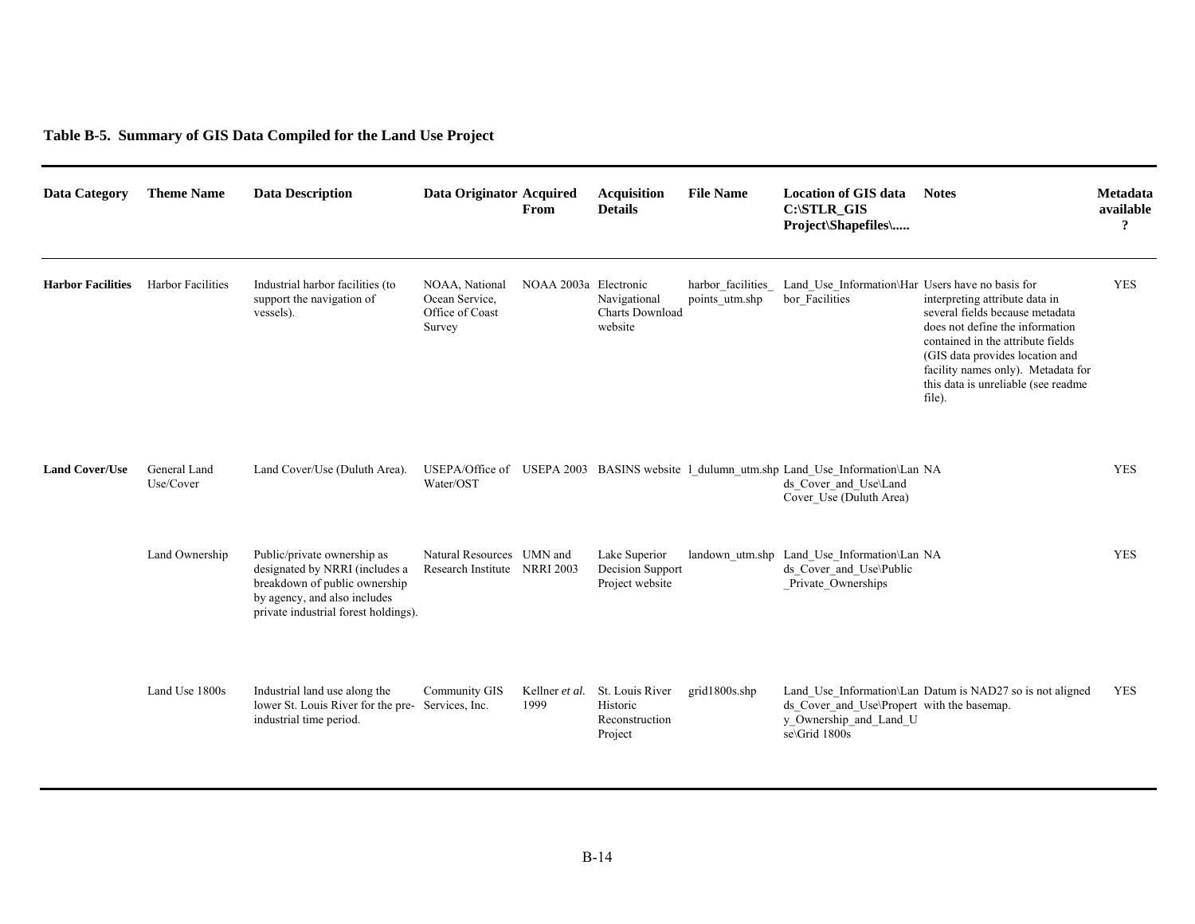**Table B-5. Summary of GIS Data Compiled for the Land Use Project**

| Data Category | Theme Name | Data Description | Data Originator | Acquired From | Acquisition Details | File Name | Location of GIS data C:\STLR_GIS Project\Shapefiles\..... | Notes | Metadata available ? |
|---|---|---|---|---|---|---|---|---|---|
| **Harbor Facilities** | Harbor Facilities | Industrial harbor facilities (to support the navigation of vessels). | NOAA, National Ocean Service, Office of Coast Survey | NOAA 2003a | Electronic Navigational Charts Download website | harbor_facilities_points_utm.shp | Land_Use_Information\Harbor_Facilities | Users have no basis for interpreting attribute data in several fields because metadata does not define the information contained in the attribute fields (GIS data provides location and facility names only). Metadata for this data is unreliable (see readme file). | YES |
| **Land Cover/Use** | General Land Use/Cover | Land Cover/Use (Duluth Area). | USEPA/Office of Water/OST | USEPA 2003 | BASINS website | l_dulumn_utm.shp | Land_Use_Information\Lands_Cover_and_Use\Land Cover_Use (Duluth Area) | NA | YES |
| | Land Ownership | Public/private ownership as designated by NRRI (includes a breakdown of public ownership by agency, and also includes private industrial forest holdings). | Natural Resources Research Institute | UMN and NRRI 2003 | Lake Superior Decision Support Project website | landown_utm.shp | Land_Use_Information\Lands_Cover_and_Use\Public_Private_Ownerships | NA | YES |
| | Land Use 1800s | Industrial land use along the lower St. Louis River for the pre-industrial time period. | Community GIS Services, Inc. | Kellner *et al.* 1999 | St. Louis River Historic Reconstruction Project | grid1800s.shp | Land_Use_Information\Lands_Cover_and_Use\Property_Ownership_and_Land_Use\Grid 1800s | Datum is NAD27 so is not aligned with the basemap. | YES |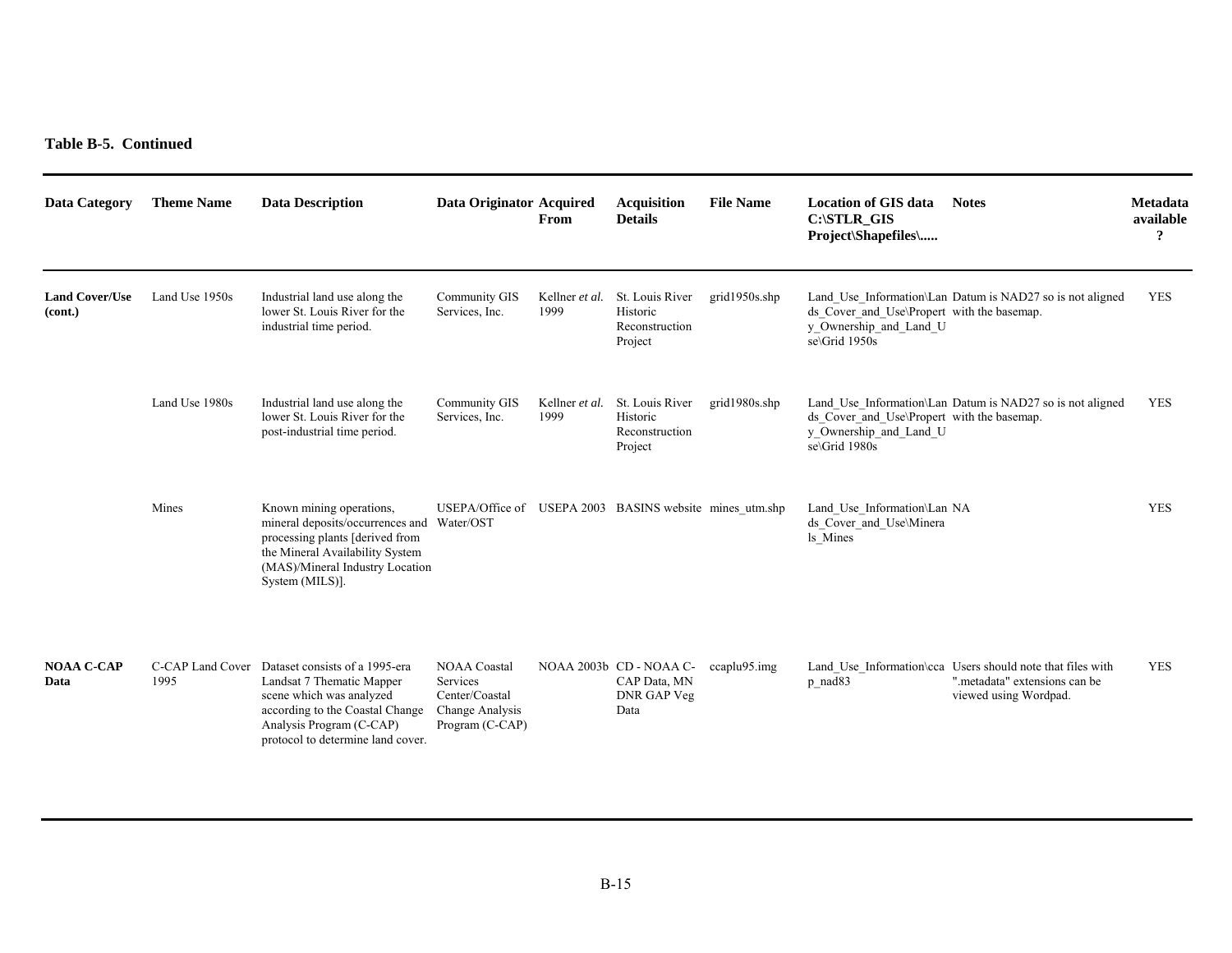**Table B-5. Continued**

| Data Category | Theme Name | Data Description | Data Originator | Acquired From | Acquisition Details | File Name | Location of GIS data C:\STLR_GIS Project\Shapefiles\..... | Notes | Metadata available ? |
|---|---|---|---|---|---|---|---|---|---|
| **Land Cover/Use (cont.)** | Land Use 1950s | Industrial land use along the lower St. Louis River for the industrial time period. | Community GIS Services, Inc. | Kellner *et al.* 1999 | St. Louis River Historic Reconstruction Project | grid1950s.shp | Land_Use_Information\Lands_Cover_and_Use\Property_Ownership_and_Land_Use\Grid 1950s | Datum is NAD27 so is not aligned with the basemap. | YES |
| | Land Use 1980s | Industrial land use along the lower St. Louis River for the post-industrial time period. | Community GIS Services, Inc. | Kellner *et al.* 1999 | St. Louis River Historic Reconstruction Project | grid1980s.shp | Land_Use_Information\Lands_Cover_and_Use\Property_Ownership_and_Land_Use\Grid 1980s | Datum is NAD27 so is not aligned with the basemap. | YES |
| | Mines | Known mining operations, mineral deposits/occurrences and processing plants [derived from the Mineral Availability System (MAS)/Mineral Industry Location System (MILS)]. | USEPA/Office of Water/OST | USEPA 2003 | BASINS website | mines_utm.shp | Land_Use_Information\Lands_Cover_and_Use\Minerals_Mines | NA | YES |
| **NOAA C-CAP Data** | C-CAP Land Cover 1995 | Dataset consists of a 1995-era Landsat 7 Thematic Mapper scene which was analyzed according to the Coastal Change Analysis Program (C-CAP) protocol to determine land cover. | NOAA Coastal Services Center/Coastal Change Analysis Program (C-CAP) | NOAA 2003b | CD - NOAA C-CAP Data, MN DNR GAP Veg Data | ccaplu95.img | Land_Use_Information\ccap_nad83 | Users should note that files with ".metadata" extensions can be viewed using Wordpad. | YES |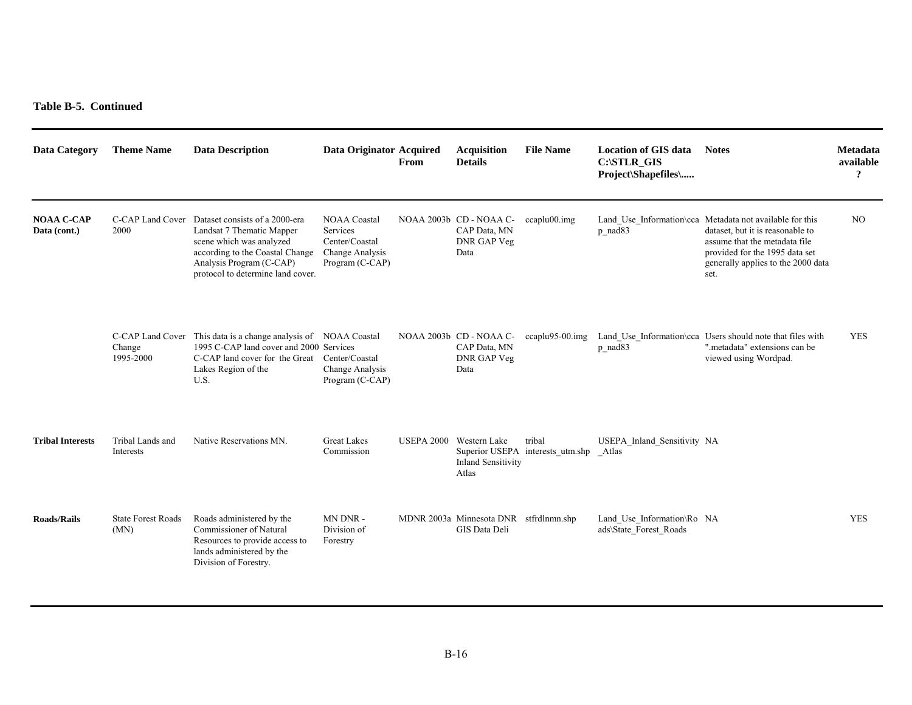**Table B-5. Continued**

| Data Category | Theme Name | Data Description | Data Originator | Acquired From | Acquisition Details | File Name | Location of GIS data C:\STLR_GIS Project\Shapefiles\..... | Notes | Metadata available ? |
|---|---|---|---|---|---|---|---|---|---|
| **NOAA C-CAP Data (cont.)** | C-CAP Land Cover 2000 | Dataset consists of a 2000-era Landsat 7 Thematic Mapper scene which was analyzed according to the Coastal Change Analysis Program (C-CAP) protocol to determine land cover. | NOAA Coastal Services Center/Coastal Change Analysis Program (C-CAP) | NOAA 2003b | CD - NOAA C-CAP Data, MN DNR GAP Veg Data | ccaplu00.img | Land_Use_Information\ccap_nad83 | Metadata not available for this dataset, but it is reasonable to assume that the metadata file provided for the 1995 data set generally applies to the 2000 data set. | NO |
| | C-CAP Land Cover Change 1995-2000 | This data is a change analysis of 1995 C-CAP land cover and 2000 C-CAP land cover for the Great Lakes Region of the U.S. | NOAA Coastal Services Center/Coastal Change Analysis Program (C-CAP) | NOAA 2003b | CD - NOAA C-CAP Data, MN DNR GAP Veg Data | ccaplu95-00.img | Land_Use_Information\ccap_nad83 | Users should note that files with ".metadata" extensions can be viewed using Wordpad. | YES |
| **Tribal Interests** | Tribal Lands and Interests | Native Reservations MN. | Great Lakes Commission | USEPA 2000 | Western Lake Superior USEPA Inland Sensitivity Atlas | tribal interests_utm.shp | USEPA_Inland_Sensitivity_Atlas | NA | |
| **Roads/Rails** | State Forest Roads (MN) | Roads administered by the Commissioner of Natural Resources to provide access to lands administered by the Division of Forestry. | MN DNR - Division of Forestry | MDNR 2003a | Minnesota DNR GIS Data Deli | stfrdlnmn.shp | Land_Use_Information\Roads\State_Forest_Roads | NA | YES |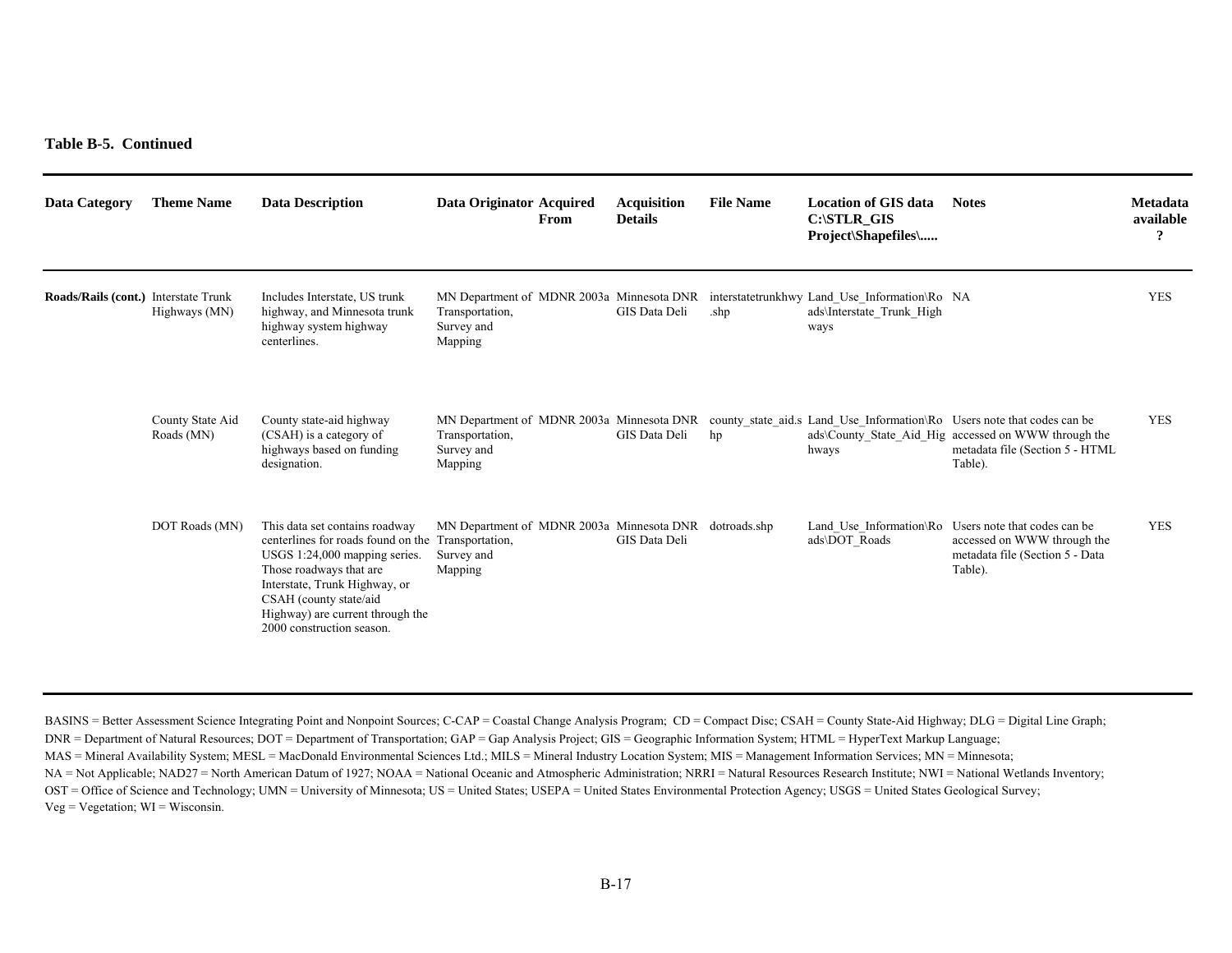**Table B-5. Continued**

| Data Category | Theme Name | Data Description | Data Originator | Acquired From | Acquisition Details | File Name | Location of GIS data C:\STLR_GIS Project\Shapefiles\..... | Notes | Metadata available ? |
|---|---|---|---|---|---|---|---|---|---|
| **Roads/Rails (cont.)** | Interstate Trunk Highways (MN) | Includes Interstate, US trunk highway, and Minnesota trunk highway system highway centerlines. | MN Department of Transportation, Survey and Mapping | MDNR 2003a | Minnesota DNR GIS Data Deli | interstatetrunkhwy.shp | Land_Use_Information\Roads\Interstate_Trunk_Highways | NA | YES |
| | County State Aid Roads (MN) | County state-aid highway (CSAH) is a category of highways based on funding designation. | MN Department of Transportation, Survey and Mapping | MDNR 2003a | Minnesota DNR GIS Data Deli | county_state_aid.shp | Land_Use_Information\Roads\County_State_Aid_Highways | Users note that codes can be accessed on WWW through the metadata file (Section 5 - HTML Table). | YES |
| | DOT Roads (MN) | This data set contains roadway centerlines for roads found on the USGS 1:24,000 mapping series. Those roadways that are Interstate, Trunk Highway, or CSAH (county state/aid Highway) are current through the 2000 construction season. | MN Department of Transportation, Survey and Mapping | MDNR 2003a | Minnesota DNR GIS Data Deli | dotroads.shp | Land_Use_Information\Roads\DOT_Roads | Users note that codes can be accessed on WWW through the metadata file (Section 5 - Data Table). | YES |

BASINS = Better Assessment Science Integrating Point and Nonpoint Sources; C-CAP = Coastal Change Analysis Program; CD = Compact Disc; CSAH = County State-Aid Highway; DLG = Digital Line Graph; DNR = Department of Natural Resources; DOT = Department of Transportation; GAP = Gap Analysis Project; GIS = Geographic Information System; HTML = HyperText Markup Language; MAS = Mineral Availability System; MESL = MacDonald Environmental Sciences Ltd.; MILS = Mineral Industry Location System; MIS = Management Information Services; MN = Minnesota; NA = Not Applicable; NAD27 = North American Datum of 1927; NOAA = National Oceanic and Atmospheric Administration; NRRI = Natural Resources Research Institute; NWI = National Wetlands Inventory; OST = Office of Science and Technology; UMN = University of Minnesota; US = United States; USEPA = United States Environmental Protection Agency; USGS = United States Geological Survey; Veg = Vegetation; WI = Wisconsin.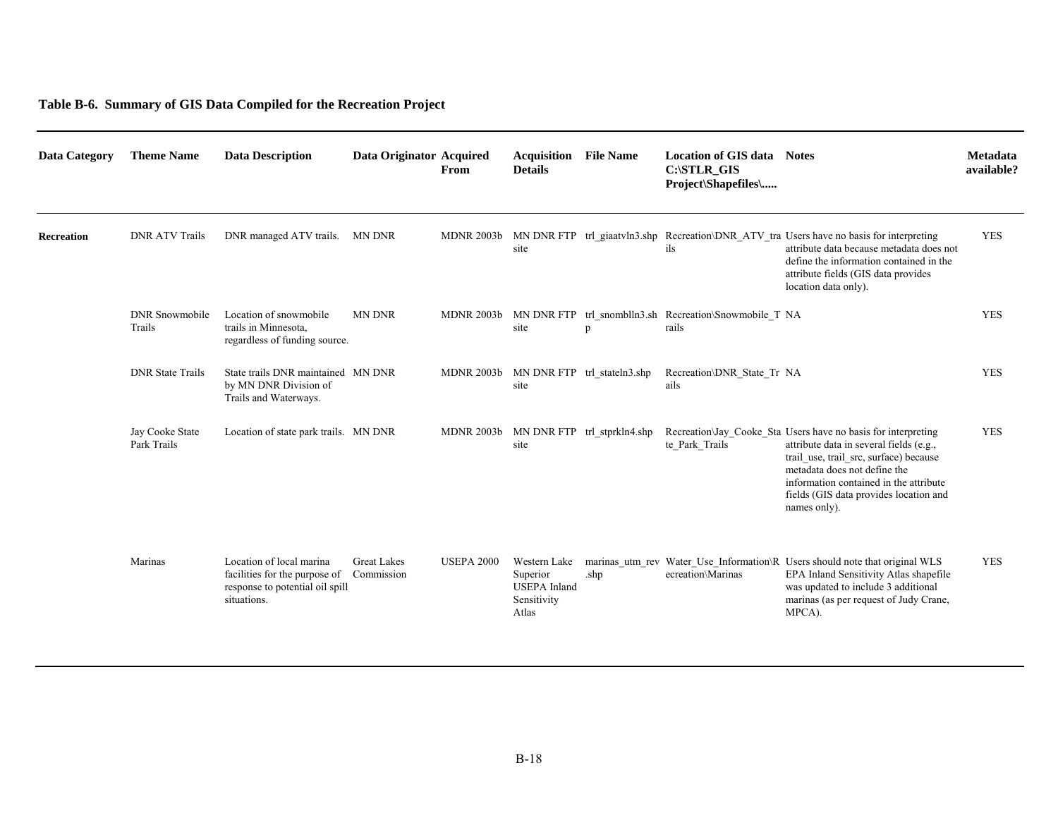**Table B-6. Summary of GIS Data Compiled for the Recreation Project**

| Data Category | Theme Name | Data Description | Data Originator | Acquired From | Acquisition Details | File Name | Location of GIS data C:\STLR_GIS Project\Shapefiles\..... | Notes | Metadata available? |
|---|---|---|---|---|---|---|---|---|---|
| **Recreation** | DNR ATV Trails | DNR managed ATV trails. | MN DNR | MDNR 2003b | MN DNR FTP site | trl_giaatvln3.shp | Recreation\DNR_ATV_trails | Users have no basis for interpreting attribute data because metadata does not define the information contained in the attribute fields (GIS data provides location data only). | YES |
| | DNR Snowmobile Trails | Location of snowmobile trails in Minnesota, regardless of funding source. | MN DNR | MDNR 2003b | MN DNR FTP site | trl_snomblln3.shp | Recreation\Snowmobile_Trails | NA | YES |
| | DNR State Trails | State trails DNR maintained by MN DNR Division of Trails and Waterways. | MN DNR | MDNR 2003b | MN DNR FTP site | trl_stateln3.shp | Recreation\DNR_State_Trails | NA | YES |
| | Jay Cooke State Park Trails | Location of state park trails. | MN DNR | MDNR 2003b | MN DNR FTP site | trl_stprkln4.shp | Recreation\Jay_Cooke_State_Park_Trails | Users have no basis for interpreting attribute data in several fields (e.g., trail_use, trail_src, surface) because metadata does not define the information contained in the attribute fields (GIS data provides location and names only). | YES |
| | Marinas | Location of local marina facilities for the purpose of response to potential oil spill situations. | Great Lakes Commission | USEPA 2000 | Western Lake Superior USEPA Inland Sensitivity Atlas | marinas_utm_rev.shp | Water_Use_Information\Recreation\Marinas | Users should note that original WLS EPA Inland Sensitivity Atlas shapefile was updated to include 3 additional marinas (as per request of Judy Crane, MPCA). | YES |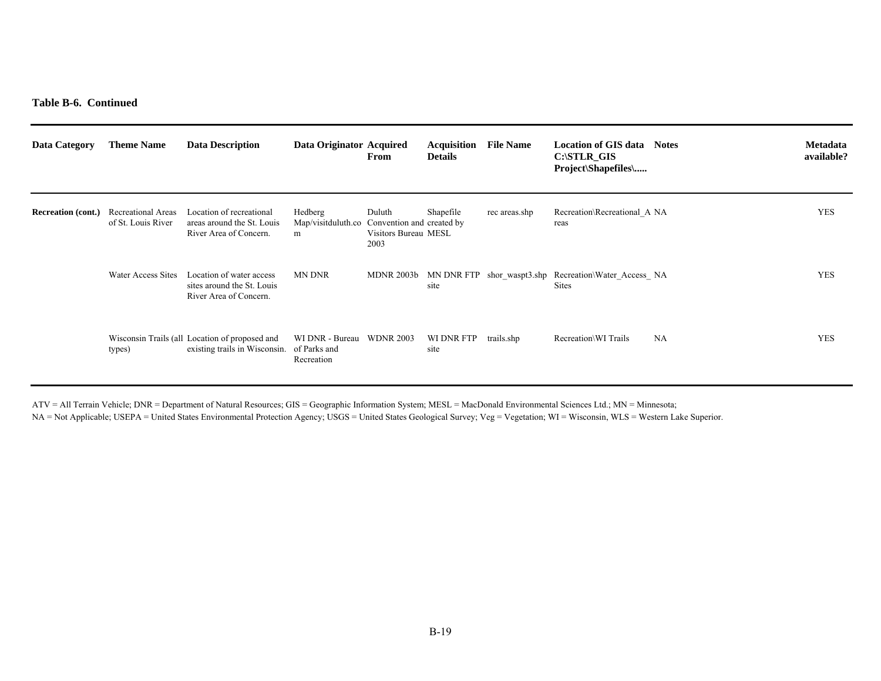**Table B-6. Continued**

| Data Category | Theme Name | Data Description | Data Originator | Acquired From | Acquisition Details | File Name | Location of GIS data C:\STLR_GIS Project\Shapefiles\..... | Notes | Metadata available? |
|---|---|---|---|---|---|---|---|---|---|
| **Recreation (cont.)** | Recreational Areas of St. Louis River | Location of recreational areas around the St. Louis River Area of Concern. | Hedberg Map/visitduluth.com | Duluth Convention and Visitors Bureau 2003 | Shapefile created by MESL | rec areas.shp | Recreation\Recreational_Areas | NA | YES |
| | Water Access Sites | Location of water access sites around the St. Louis River Area of Concern. | MN DNR | MDNR 2003b | MN DNR FTP site | shor_waspt3.shp | Recreation\Water_Access_Sites | NA | YES |
| | Wisconsin Trails (all types) | Location of proposed and existing trails in Wisconsin. | WI DNR - Bureau of Parks and Recreation | WDNR 2003 | WI DNR FTP site | trails.shp | Recreation\WI Trails | NA | YES |

ATV = All Terrain Vehicle; DNR = Department of Natural Resources; GIS = Geographic Information System; MESL = MacDonald Environmental Sciences Ltd.; MN = Minnesota;
NA = Not Applicable; USEPA = United States Environmental Protection Agency; USGS = United States Geological Survey; Veg = Vegetation; WI = Wisconsin, WLS = Western Lake Superior.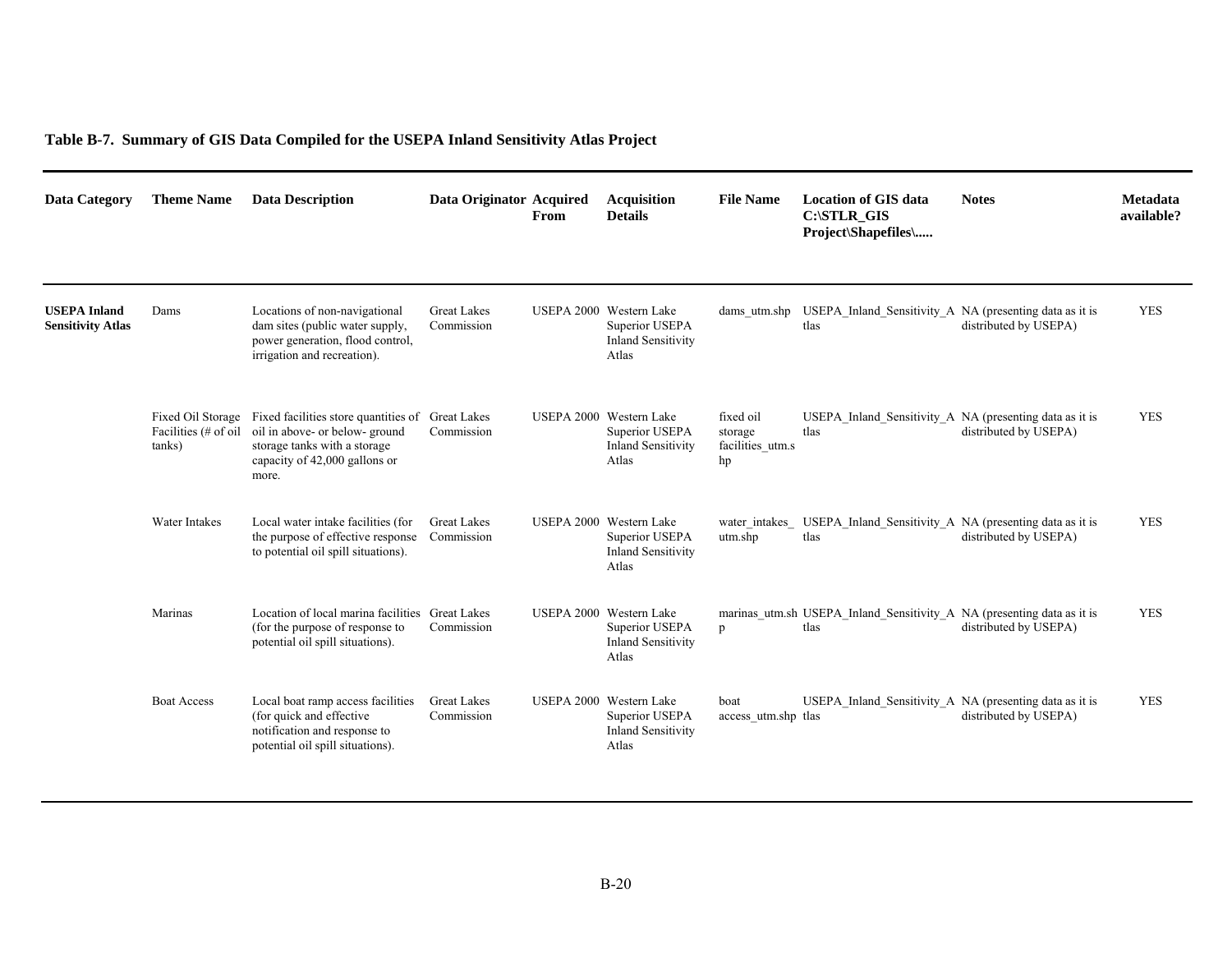**Table B-7. Summary of GIS Data Compiled for the USEPA Inland Sensitivity Atlas Project**

| Data Category | Theme Name | Data Description | Data Originator | Acquired From | Acquisition Details | File Name | Location of GIS data C:\STLR_GIS Project\Shapefiles\..... | Notes | Metadata available? |
|---|---|---|---|---|---|---|---|---|---|
| **USEPA Inland Sensitivity Atlas** | Dams | Locations of non-navigational dam sites (public water supply, power generation, flood control, irrigation and recreation). | Great Lakes Commission | USEPA 2000 | Western Lake Superior USEPA Inland Sensitivity Atlas | dams_utm.shp | USEPA_Inland_Sensitivity_Atlas | NA (presenting data as it is distributed by USEPA) | YES |
| | Fixed Oil Storage Facilities (# of oil tanks) | Fixed facilities store quantities of oil in above- or below- ground storage tanks with a storage capacity of 42,000 gallons or more. | Great Lakes Commission | USEPA 2000 | Western Lake Superior USEPA Inland Sensitivity Atlas | fixed oil storage facilities_utm.shp | USEPA_Inland_Sensitivity_Atlas | NA (presenting data as it is distributed by USEPA) | YES |
| | Water Intakes | Local water intake facilities (for the purpose of effective response to potential oil spill situations). | Great Lakes Commission | USEPA 2000 | Western Lake Superior USEPA Inland Sensitivity Atlas | water_intakes_utm.shp | USEPA_Inland_Sensitivity_Atlas | NA (presenting data as it is distributed by USEPA) | YES |
| | Marinas | Location of local marina facilities (for the purpose of response to potential oil spill situations). | Great Lakes Commission | USEPA 2000 | Western Lake Superior USEPA Inland Sensitivity Atlas | marinas_utm.shp | USEPA_Inland_Sensitivity_Atlas | NA (presenting data as it is distributed by USEPA) | YES |
| | Boat Access | Local boat ramp access facilities (for quick and effective notification and response to potential oil spill situations). | Great Lakes Commission | USEPA 2000 | Western Lake Superior USEPA Inland Sensitivity Atlas | boat access_utm.shp | USEPA_Inland_Sensitivity_Atlas | NA (presenting data as it is distributed by USEPA) | YES |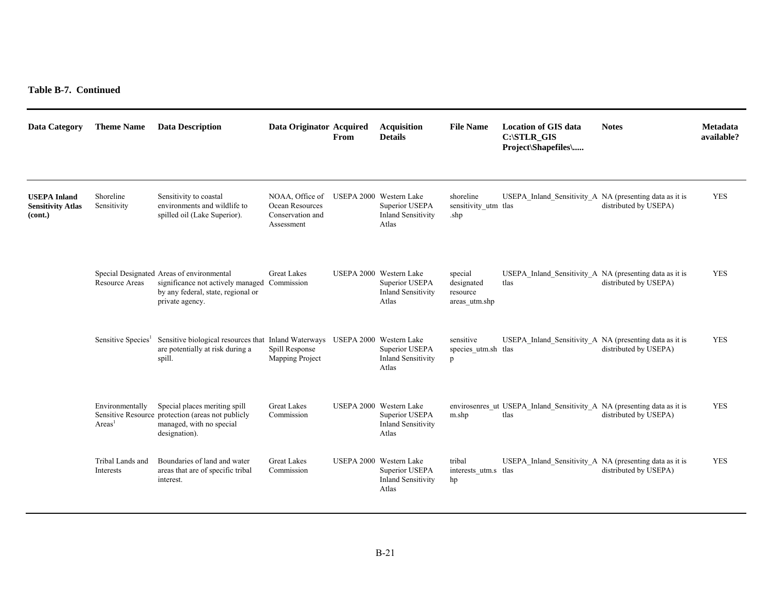**Table B-7. Continued**

| Data Category | Theme Name | Data Description | Data Originator | Acquired From | Acquisition Details | File Name | Location of GIS data C:\STLR_GIS Project\Shapefiles\..... | Notes | Metadata available? |
|---|---|---|---|---|---|---|---|---|---|
| **USEPA Inland Sensitivity Atlas (cont.)** | Shoreline Sensitivity | Sensitivity to coastal environments and wildlife to spilled oil (Lake Superior). | NOAA, Office of Ocean Resources Conservation and Assessment | USEPA 2000 | Western Lake Superior USEPA Inland Sensitivity Atlas | shoreline sensitivity_utm.shp | USEPA_Inland_Sensitivity_Atlas | NA (presenting data as it is distributed by USEPA) | YES |
| | Special Designated Resource Areas | Areas of environmental significance not actively managed by any federal, state, regional or private agency. | Great Lakes Commission | USEPA 2000 | Western Lake Superior USEPA Inland Sensitivity Atlas | special designated resource areas_utm.shp | USEPA_Inland_Sensitivity_Atlas | NA (presenting data as it is distributed by USEPA) | YES |
| | Sensitive Species[1] | Sensitive biological resources that are potentially at risk during a spill. | Inland Waterways Spill Response Mapping Project | USEPA 2000 | Western Lake Superior USEPA Inland Sensitivity Atlas | sensitive species_utm.shp | USEPA_Inland_Sensitivity_Atlas | NA (presenting data as it is distributed by USEPA) | YES |
| | Environmentally Sensitive Resource Areas[1] | Special places meriting spill protection (areas not publicly managed, with no special designation). | Great Lakes Commission | USEPA 2000 | Western Lake Superior USEPA Inland Sensitivity Atlas | envirosenres_utm.shp | USEPA_Inland_Sensitivity_Atlas | NA (presenting data as it is distributed by USEPA) | YES |
| | Tribal Lands and Interests | Boundaries of land and water areas that are of specific tribal interest. | Great Lakes Commission | USEPA 2000 | Western Lake Superior USEPA Inland Sensitivity Atlas | tribal interests_utm.shp | USEPA_Inland_Sensitivity_Atlas | NA (presenting data as it is distributed by USEPA) | YES |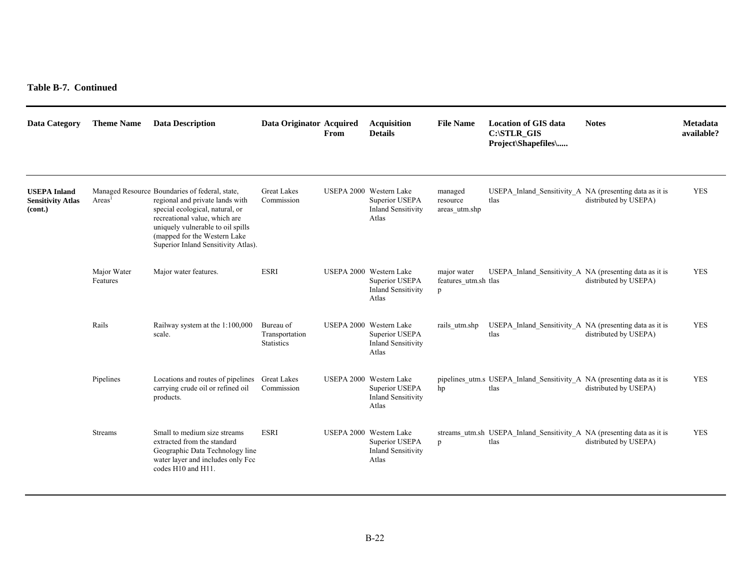**Table B-7. Continued**

| Data Category | Theme Name | Data Description | Data Originator | Acquired From | Acquisition Details | File Name | Location of GIS data C:\STLR_GIS Project\Shapefiles\..... | Notes | Metadata available? |
|---|---|---|---|---|---|---|---|---|---|
| **USEPA Inland Sensitivity Atlas (cont.)** | Managed Resource Areas[1] | Boundaries of federal, state, regional and private lands with special ecological, natural, or recreational value, which are uniquely vulnerable to oil spills (mapped for the Western Lake Superior Inland Sensitivity Atlas). | Great Lakes Commission | USEPA 2000 | Western Lake Superior USEPA Inland Sensitivity Atlas | managed resource areas_utm.shp | USEPA_Inland_Sensitivity_Atlas | NA (presenting data as it is distributed by USEPA) | YES |
| | Major Water Features | Major water features. | ESRI | USEPA 2000 | Western Lake Superior USEPA Inland Sensitivity Atlas | major water features_utm.shp | USEPA_Inland_Sensitivity_Atlas | NA (presenting data as it is distributed by USEPA) | YES |
| | Rails | Railway system at the 1:100,000 scale. | Bureau of Transportation Statistics | USEPA 2000 | Western Lake Superior USEPA Inland Sensitivity Atlas | rails_utm.shp | USEPA_Inland_Sensitivity_Atlas | NA (presenting data as it is distributed by USEPA) | YES |
| | Pipelines | Locations and routes of pipelines carrying crude oil or refined oil products. | Great Lakes Commission | USEPA 2000 | Western Lake Superior USEPA Inland Sensitivity Atlas | pipelines_utm.shp | USEPA_Inland_Sensitivity_Atlas | NA (presenting data as it is distributed by USEPA) | YES |
| | Streams | Small to medium size streams extracted from the standard Geographic Data Technology line water layer and includes only Fcc codes H10 and H11. | ESRI | USEPA 2000 | Western Lake Superior USEPA Inland Sensitivity Atlas | streams_utm.shp | USEPA_Inland_Sensitivity_Atlas | NA (presenting data as it is distributed by USEPA) | YES |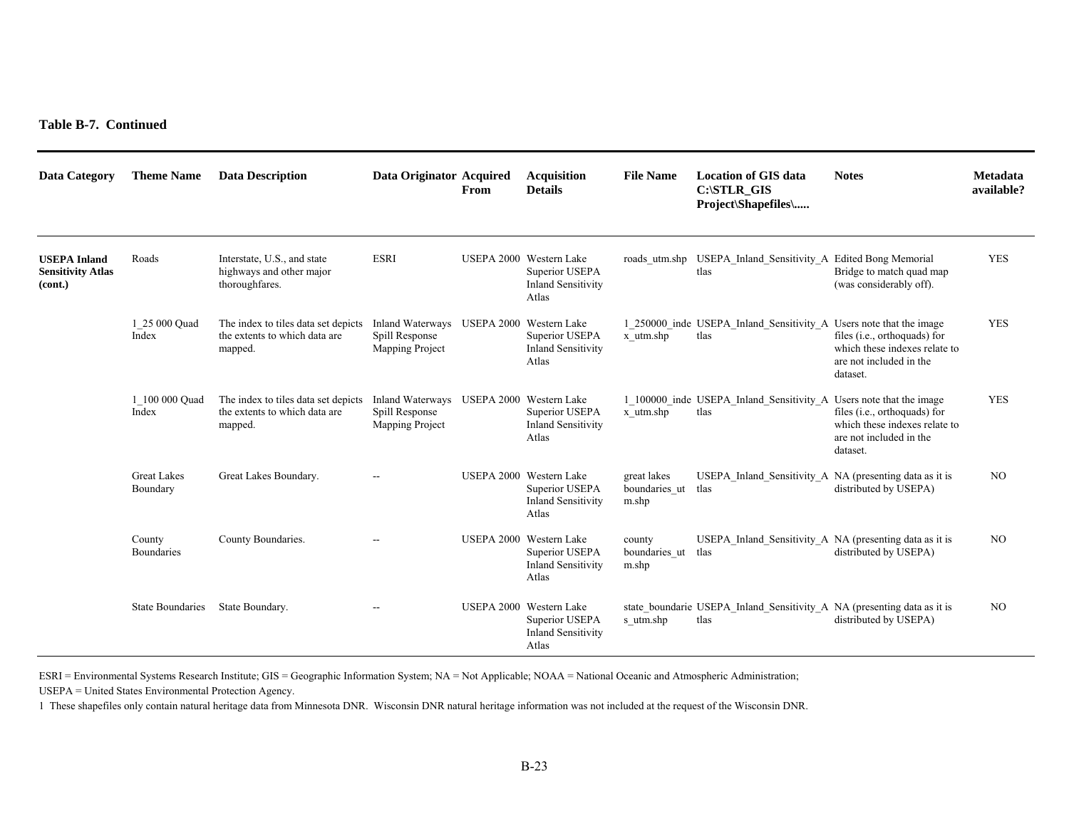**Table B-7. Continued**

| Data Category | Theme Name | Data Description | Data Originator | Acquired From | Acquisition Details | File Name | Location of GIS data C:\STLR_GIS Project\Shapefiles\..... | Notes | Metadata available? |
|---|---|---|---|---|---|---|---|---|---|
| **USEPA Inland Sensitivity Atlas (cont.)** | Roads | Interstate, U.S., and state highways and other major thoroughfares. | ESRI | USEPA 2000 | Western Lake Superior USEPA Inland Sensitivity Atlas | roads_utm.shp | USEPA_Inland_Sensitivity_Atlas | Edited Bong Memorial Bridge to match quad map (was considerably off). | YES |
| | 1_25 000 Quad Index | The index to tiles data set depicts the extents to which data are mapped. | Inland Waterways Spill Response Mapping Project | USEPA 2000 | Western Lake Superior USEPA Inland Sensitivity Atlas | 1_250000_index_utm.shp | USEPA_Inland_Sensitivity_Atlas | Users note that the image files (i.e., orthoquads) for which these indexes relate to are not included in the dataset. | YES |
| | 1_100 000 Quad Index | The index to tiles data set depicts the extents to which data are mapped. | Inland Waterways Spill Response Mapping Project | USEPA 2000 | Western Lake Superior USEPA Inland Sensitivity Atlas | 1_100000_index_utm.shp | USEPA_Inland_Sensitivity_Atlas | Users note that the image files (i.e., orthoquads) for which these indexes relate to are not included in the dataset. | YES |
| | Great Lakes Boundary | Great Lakes Boundary. | -- | USEPA 2000 | Western Lake Superior USEPA Inland Sensitivity Atlas | great lakes boundaries_utm.shp | USEPA_Inland_Sensitivity_Atlas | NA (presenting data as it is distributed by USEPA) | NO |
| | County Boundaries | County Boundaries. | -- | USEPA 2000 | Western Lake Superior USEPA Inland Sensitivity Atlas | county boundaries_utm.shp | USEPA_Inland_Sensitivity_Atlas | NA (presenting data as it is distributed by USEPA) | NO |
| | State Boundaries | State Boundary. | -- | USEPA 2000 | Western Lake Superior USEPA Inland Sensitivity Atlas | state_boundaries_utm.shp | USEPA_Inland_Sensitivity_Atlas | NA (presenting data as it is distributed by USEPA) | NO |

ESRI = Environmental Systems Research Institute; GIS = Geographic Information System; NA = Not Applicable; NOAA = National Oceanic and Atmospheric Administration; USEPA = United States Environmental Protection Agency.

1 These shapefiles only contain natural heritage data from Minnesota DNR. Wisconsin DNR natural heritage information was not included at the request of the Wisconsin DNR.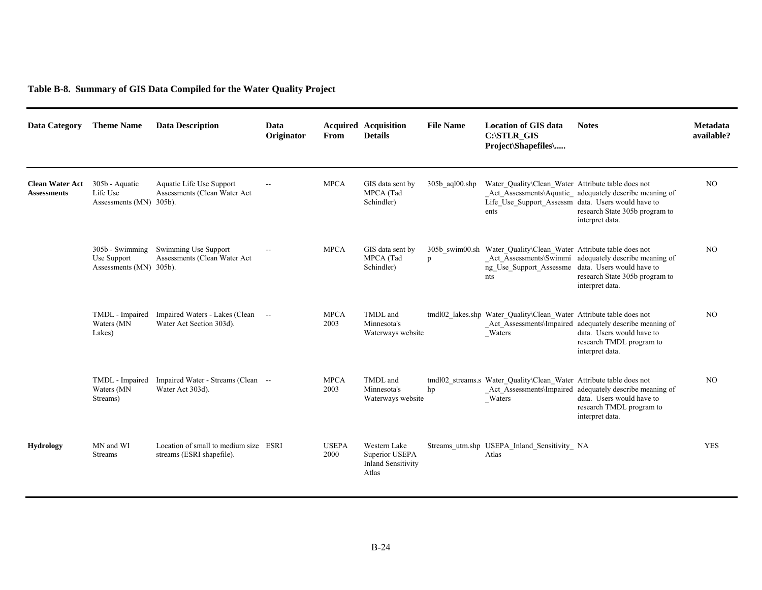**Table B-8. Summary of GIS Data Compiled for the Water Quality Project**

| Data Category | Theme Name | Data Description | Data Originator | Acquired From | Acquisition Details | File Name | Location of GIS data C:\STLR_GIS Project\Shapefiles\..... | Notes | Metadata available? |
|---|---|---|---|---|---|---|---|---|---|
| **Clean Water Act Assessments** | 305b - Aquatic Life Use Assessments (MN) | Aquatic Life Use Support Assessments (Clean Water Act 305b). | -- | MPCA | GIS data sent by MPCA (Tad Schindler) | 305b_aql00.shp | Water_Quality\Clean_Water_Act_Assessments\Aquatic_Life_Use_Support_Assessments | Attribute table does not adequately describe meaning of data. Users would have to research State 305b program to interpret data. | NO |
| | 305b - Swimming Use Support Assessments (MN) | Swimming Use Support Assessments (Clean Water Act 305b). | -- | MPCA | GIS data sent by MPCA (Tad Schindler) | 305b_swim00.shp | Water_Quality\Clean_Water_Act_Assessments\Swimming_Use_Support_Assessments | Attribute table does not adequately describe meaning of data. Users would have to research State 305b program to interpret data. | NO |
| | TMDL - Impaired Waters (MN Lakes) | Impaired Waters - Lakes (Clean Water Act Section 303d). | -- | MPCA 2003 | TMDL and Minnesota's Waterways website | tmdl02_lakes.shp | Water_Quality\Clean_Water_Act_Assessments\Impaired_Waters | Attribute table does not adequately describe meaning of data. Users would have to research TMDL program to interpret data. | NO |
| | TMDL - Impaired Waters (MN Streams) | Impaired Water - Streams (Clean Water Act 303d). | -- | MPCA 2003 | TMDL and Minnesota's Waterways website | tmdl02_streams.shp | Water_Quality\Clean_Water_Act_Assessments\Impaired_Waters | Attribute table does not adequately describe meaning of data. Users would have to research TMDL program to interpret data. | NO |
| **Hydrology** | MN and WI Streams | Location of small to medium size streams (ESRI shapefile). | ESRI | USEPA 2000 | Western Lake Superior USEPA Inland Sensitivity Atlas | Streams_utm.shp | USEPA_Inland_Sensitivity_Atlas | NA | YES |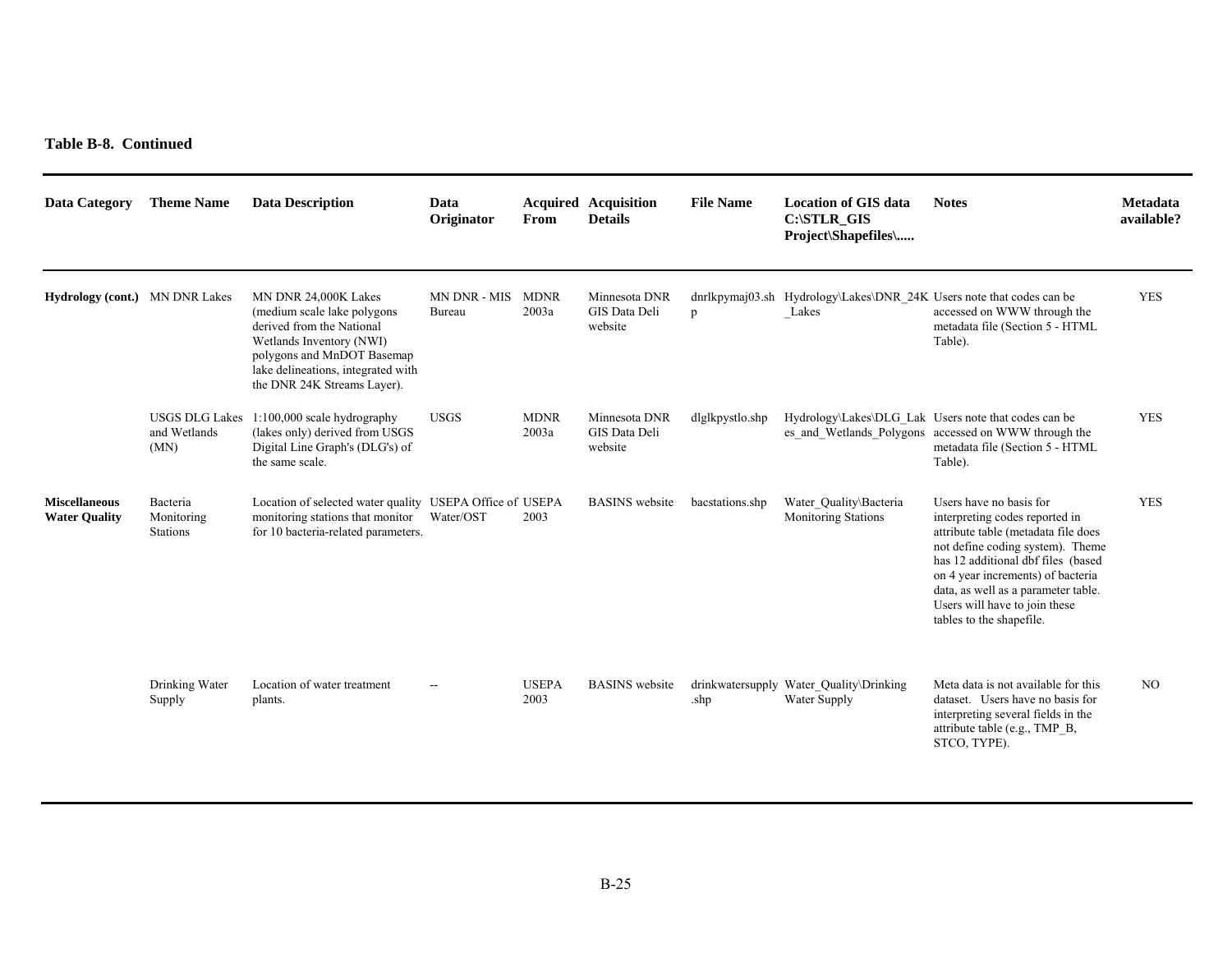**Table B-8. Continued**

| Data Category | Theme Name | Data Description | Data Originator | Acquired From | Acquisition Details | File Name | Location of GIS data C:\STLR_GIS Project\Shapefiles\..... | Notes | Metadata available? |
|---|---|---|---|---|---|---|---|---|---|
| **Hydrology (cont.)** | MN DNR Lakes | MN DNR 24,000K Lakes (medium scale lake polygons derived from the National Wetlands Inventory (NWI) polygons and MnDOT Basemap lake delineations, integrated with the DNR 24K Streams Layer). | MN DNR - MIS Bureau | MDNR 2003a | Minnesota DNR GIS Data Deli website | dnrlkpymaj03.shp | Hydrology\Lakes\DNR_24K_Lakes | Users note that codes can be accessed on WWW through the metadata file (Section 5 - HTML Table). | YES |
| | USGS DLG Lakes and Wetlands (MN) | 1:100,000 scale hydrography (lakes only) derived from USGS Digital Line Graph's (DLG's) of the same scale. | USGS | MDNR 2003a | Minnesota DNR GIS Data Deli website | dlglkpystlo.shp | Hydrology\Lakes\DLG_Lakes_and_Wetlands_Polygons | Users note that codes can be accessed on WWW through the metadata file (Section 5 - HTML Table). | YES |
| **Miscellaneous Water Quality** | Bacteria Monitoring Stations | Location of selected water quality monitoring stations that monitor for 10 bacteria-related parameters. | USEPA Office of Water/OST | USEPA 2003 | BASINS website | bacstations.shp | Water_Quality\Bacteria Monitoring Stations | Users have no basis for interpreting codes reported in attribute table (metadata file does not define coding system). Theme has 12 additional dbf files (based on 4 year increments) of bacteria data, as well as a parameter table. Users will have to join these tables to the shapefile. | YES |
| | Drinking Water Supply | Location of water treatment plants. | -- | USEPA 2003 | BASINS website | drinkwatersupply.shp | Water_Quality\Drinking Water Supply | Meta data is not available for this dataset. Users have no basis for interpreting several fields in the attribute table (e.g., TMP_B, STCO, TYPE). | NO |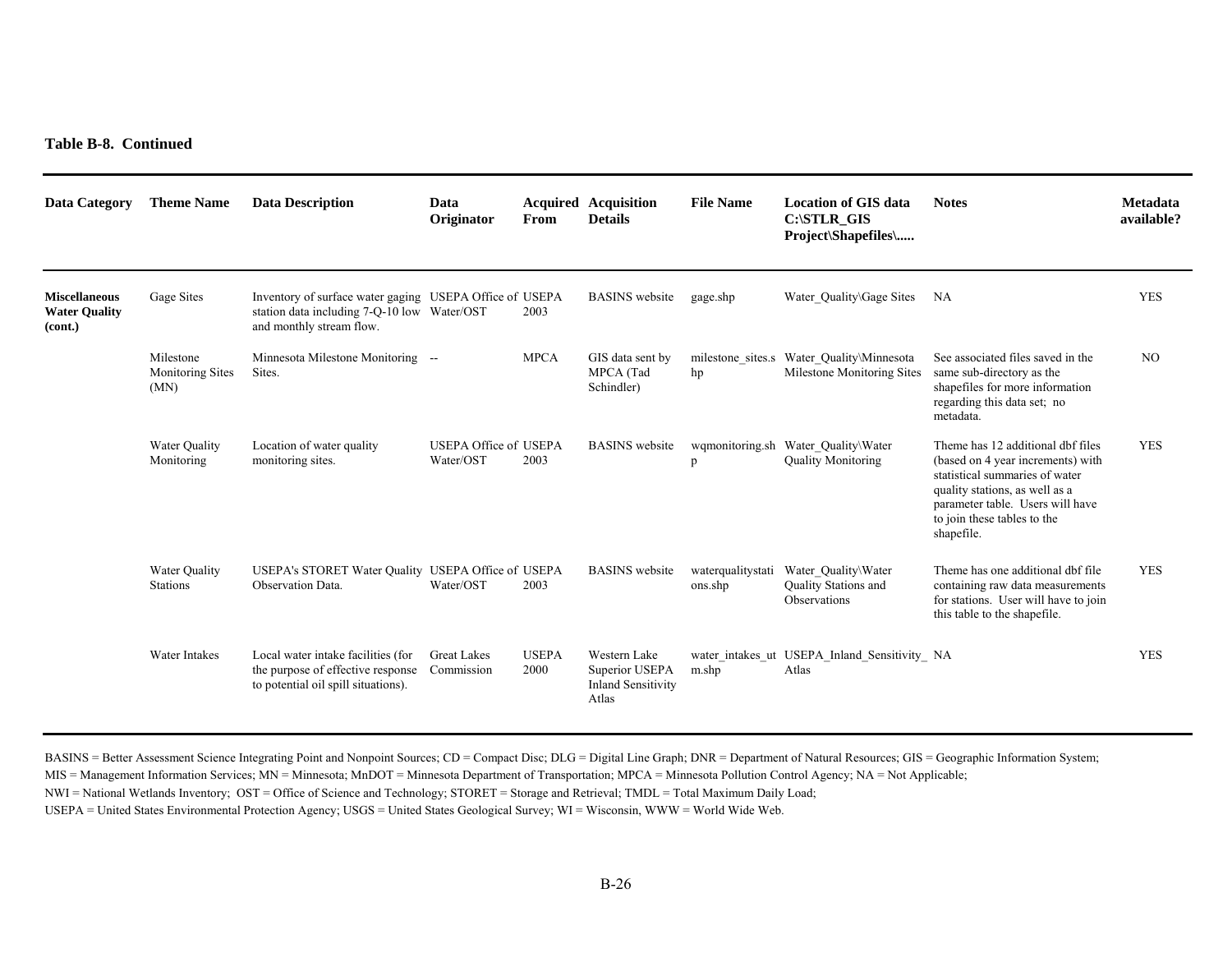**Table B-8. Continued**

| Data Category | Theme Name | Data Description | Data Originator | Acquired From | Acquisition Details | File Name | Location of GIS data C:\STLR_GIS Project\Shapefiles\..... | Notes | Metadata available? |
|---|---|---|---|---|---|---|---|---|---|
| **Miscellaneous Water Quality (cont.)** | Gage Sites | Inventory of surface water gaging station data including 7-Q-10 low and monthly stream flow. | USEPA Office of Water/OST | USEPA 2003 | BASINS website | gage.shp | Water_Quality\Gage Sites | NA | YES |
| | Milestone Monitoring Sites (MN) | Minnesota Milestone Monitoring Sites. | -- | MPCA | GIS data sent by MPCA (Tad Schindler) | milestone_sites.shp | Water_Quality\Minnesota Milestone Monitoring Sites | See associated files saved in the same sub-directory as the shapefiles for more information regarding this data set; no metadata. | NO |
| | Water Quality Monitoring | Location of water quality monitoring sites. | USEPA Office of Water/OST | USEPA 2003 | BASINS website | wqmonitoring.shp | Water_Quality\Water Quality Monitoring | Theme has 12 additional dbf files (based on 4 year increments) with statistical summaries of water quality stations, as well as a parameter table. Users will have to join these tables to the shapefile. | YES |
| | Water Quality Stations | USEPA's STORET Water Quality Observation Data. | USEPA Office of Water/OST | USEPA 2003 | BASINS website | waterqualitystations.shp | Water_Quality\Water Quality Stations and Observations | Theme has one additional dbf file containing raw data measurements for stations. User will have to join this table to the shapefile. | YES |
| | Water Intakes | Local water intake facilities (for the purpose of effective response to potential oil spill situations). | Great Lakes Commission | USEPA 2000 | Western Lake Superior USEPA Inland Sensitivity Atlas | water_intakes_utm.shp | USEPA_Inland_Sensitivity_Atlas | NA | YES |

BASINS = Better Assessment Science Integrating Point and Nonpoint Sources; CD = Compact Disc; DLG = Digital Line Graph; DNR = Department of Natural Resources; GIS = Geographic Information System; MIS = Management Information Services; MN = Minnesota; MnDOT = Minnesota Department of Transportation; MPCA = Minnesota Pollution Control Agency; NA = Not Applicable; NWI = National Wetlands Inventory; OST = Office of Science and Technology; STORET = Storage and Retrieval; TMDL = Total Maximum Daily Load; USEPA = United States Environmental Protection Agency; USGS = United States Geological Survey; WI = Wisconsin, WWW = World Wide Web.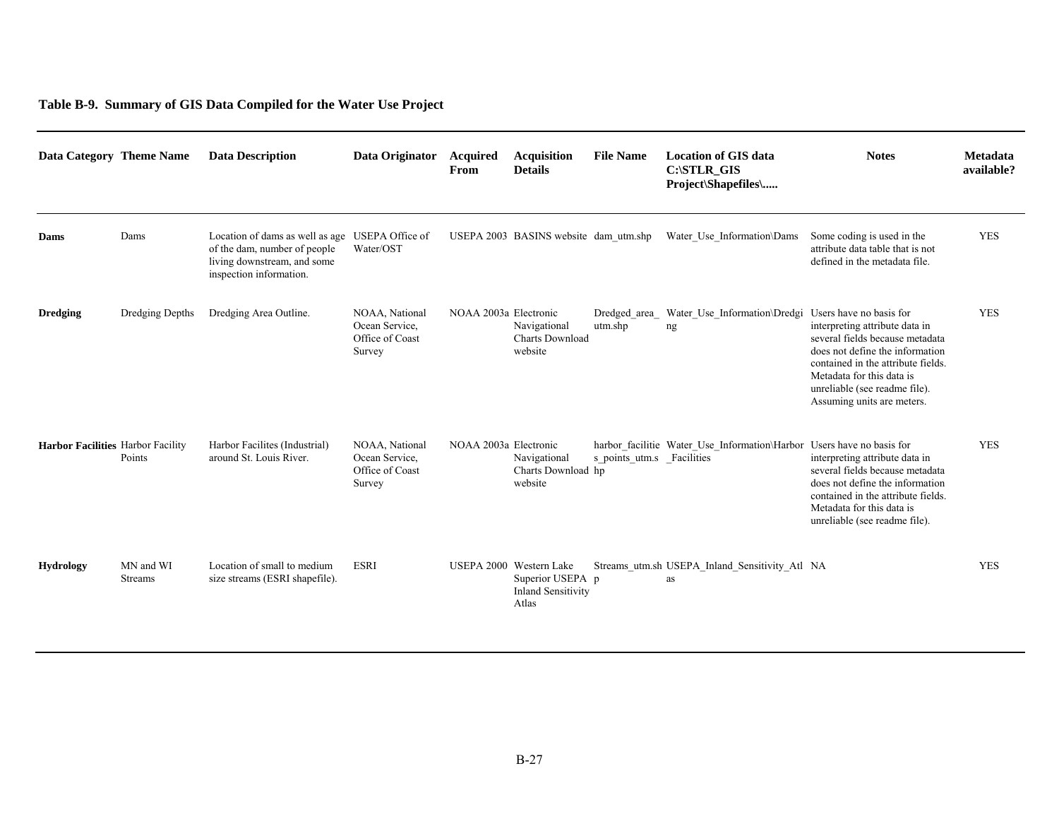**Table B-9. Summary of GIS Data Compiled for the Water Use Project**

| Data Category | Theme Name | Data Description | Data Originator | Acquired From | Acquisition Details | File Name | Location of GIS data C:\STLR_GIS Project\Shapefiles\..... | Notes | Metadata available? |
|---|---|---|---|---|---|---|---|---|---|
| **Dams** | Dams | Location of dams as well as age of the dam, number of people living downstream, and some inspection information. | USEPA Office of Water/OST | USEPA 2003 | BASINS website | dam_utm.shp | Water_Use_Information\Dams | Some coding is used in the attribute data table that is not defined in the metadata file. | YES |
| **Dredging** | Dredging Depths | Dredging Area Outline. | NOAA, National Ocean Service, Office of Coast Survey | NOAA 2003a | Electronic Navigational Charts Download website | Dredged_area_utm.shp | Water_Use_Information\Dredging | Users have no basis for interpreting attribute data in several fields because metadata does not define the information contained in the attribute fields. Metadata for this data is unreliable (see readme file). Assuming units are meters. | YES |
| **Harbor Facilities** | Harbor Facility Points | Harbor Facilites (Industrial) around St. Louis River. | NOAA, National Ocean Service, Office of Coast Survey | NOAA 2003a | Electronic Navigational Charts Download website | harbor_facilities_points_utm.shp | Water_Use_Information\Harbor_Facilities | Users have no basis for interpreting attribute data in several fields because metadata does not define the information contained in the attribute fields. Metadata for this data is unreliable (see readme file). | YES |
| **Hydrology** | MN and WI Streams | Location of small to medium size streams (ESRI shapefile). | ESRI | USEPA 2000 | Western Lake Superior USEPA Inland Sensitivity Atlas | Streams_utm.shp | USEPA_Inland_Sensitivity_Atlas | NA | YES |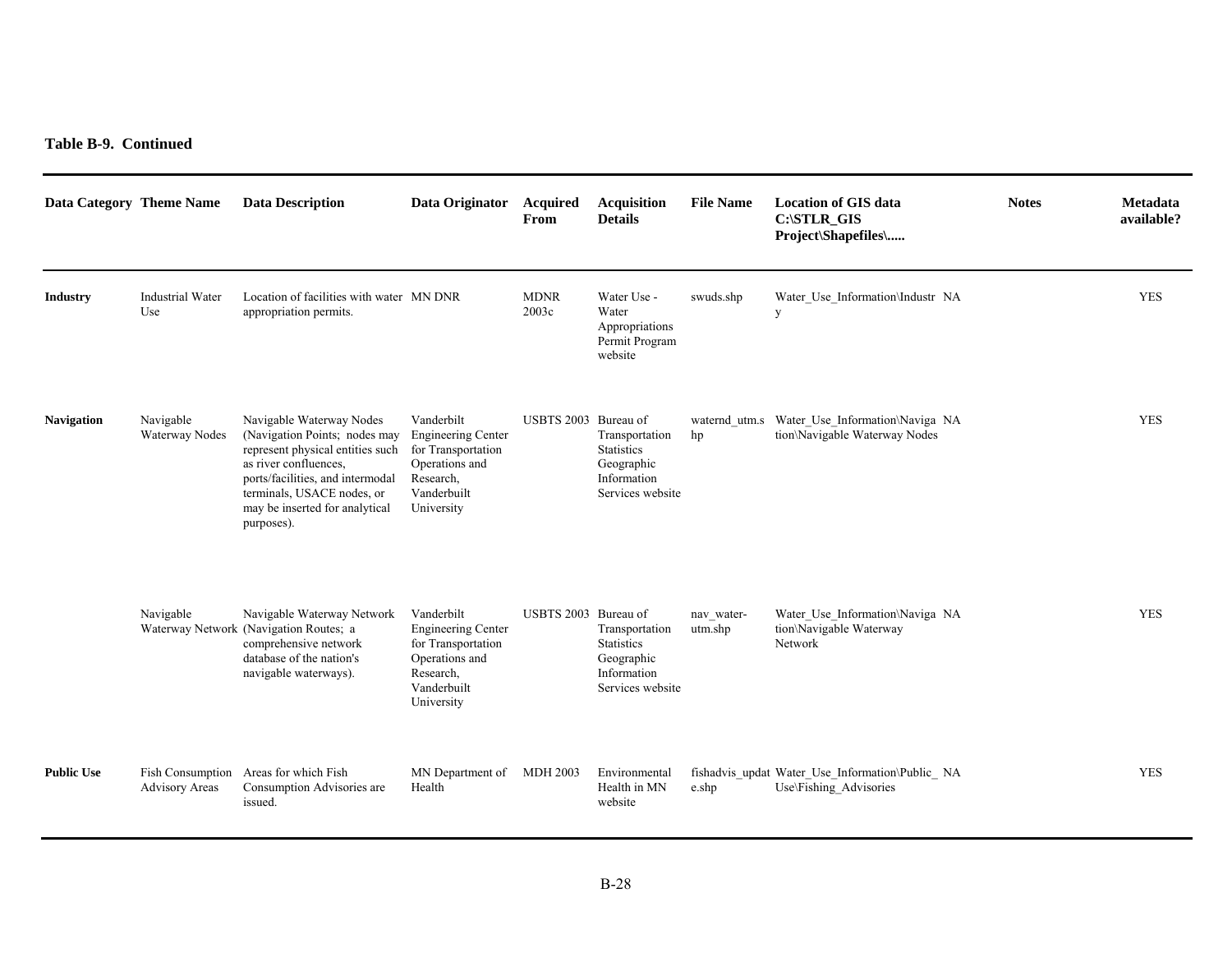**Table B-9. Continued**

| Data Category | Theme Name | Data Description | Data Originator | Acquired From | Acquisition Details | File Name | Location of GIS data C:\STLR_GIS Project\Shapefiles\..... | Notes | Metadata available? |
|---|---|---|---|---|---|---|---|---|---|
| **Industry** | Industrial Water Use | Location of facilities with water appropriation permits. | MN DNR | MDNR 2003c | Water Use - Water Appropriations Permit Program website | swuds.shp | Water_Use_Information\Industry | NA | YES |
| **Navigation** | Navigable Waterway Nodes | Navigable Waterway Nodes (Navigation Points; nodes may represent physical entities such as river confluences, ports/facilities, and intermodal terminals, USACE nodes, or may be inserted for analytical purposes). | Vanderbilt Engineering Center for Transportation Operations and Research, Vanderbilt University | USBTS 2003 | Bureau of Transportation Statistics Geographic Information Services website | waternd_utm.shp | Water_Use_Information\Navigation\Navigable Waterway Nodes | NA | YES |
| | Navigable Waterway Network | Navigable Waterway Network (Navigation Routes; a comprehensive network database of the nation's navigable waterways). | Vanderbilt Engineering Center for Transportation Operations and Research, Vanderbilt University | USBTS 2003 | Bureau of Transportation Statistics Geographic Information Services website | nav_water-utm.shp | Water_Use_Information\Navigation\Navigable Waterway Network | NA | YES |
| **Public Use** | Fish Consumption Advisory Areas | Areas for which Fish Consumption Advisories are issued. | MN Department of Health | MDH 2003 | Environmental Health in MN website | fishadvis_update.shp | Water_Use_Information\Public_Use\Fishing_Advisories | NA | YES |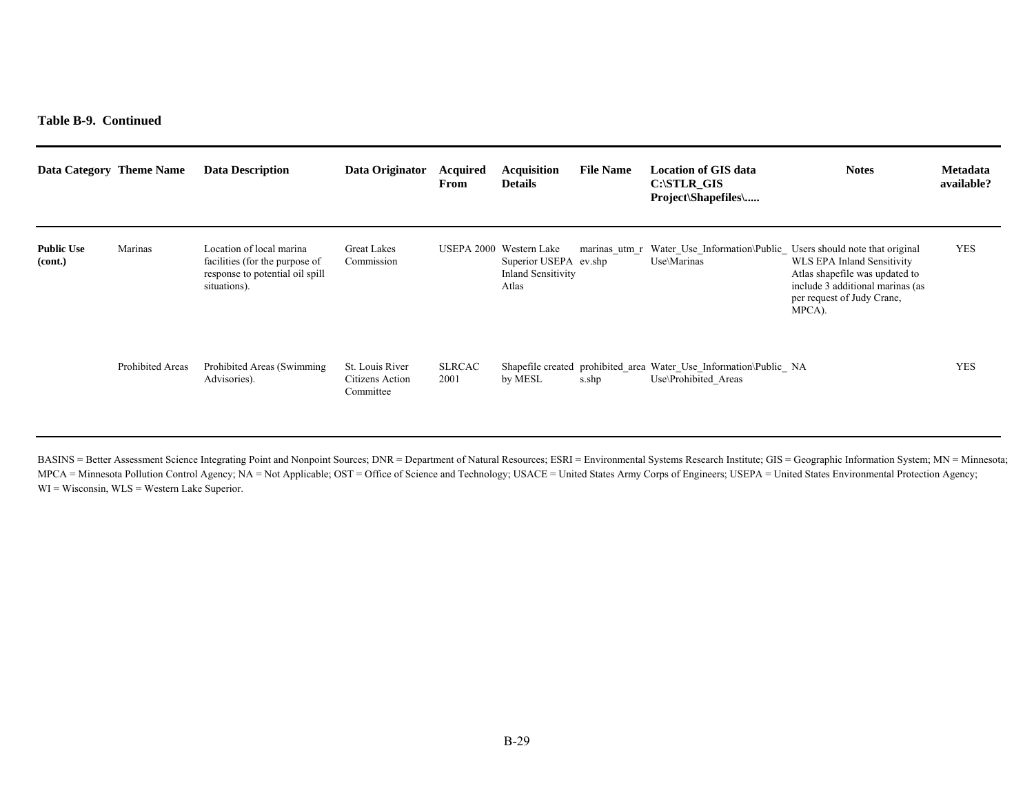**Table B-9. Continued**

| Data Category | Theme Name | Data Description | Data Originator | Acquired From | Acquisition Details | File Name | Location of GIS data C:\STLR_GIS Project\Shapefiles\..... | Notes | Metadata available? |
|---|---|---|---|---|---|---|---|---|---|
| **Public Use (cont.)** | Marinas | Location of local marina facilities (for the purpose of response to potential oil spill situations). | Great Lakes Commission | USEPA 2000 | Western Lake Superior USEPA Inland Sensitivity Atlas | marinas_utm_rev.shp | Water_Use_Information\Public_Use\Marinas | Users should note that original WLS EPA Inland Sensitivity Atlas shapefile was updated to include 3 additional marinas (as per request of Judy Crane, MPCA). | YES |
| | Prohibited Areas | Prohibited Areas (Swimming Advisories). | St. Louis River Citizens Action Committee | SLRCAC 2001 | Shapefile created by MESL | prohibited_areas.shp | Water_Use_Information\Public_Use\Prohibited_Areas | NA | YES |

BASINS = Better Assessment Science Integrating Point and Nonpoint Sources; DNR = Department of Natural Resources; ESRI = Environmental Systems Research Institute; GIS = Geographic Information System; MN = Minnesota; MPCA = Minnesota Pollution Control Agency; NA = Not Applicable; OST = Office of Science and Technology; USACE = United States Army Corps of Engineers; USEPA = United States Environmental Protection Agency; WI = Wisconsin, WLS = Western Lake Superior.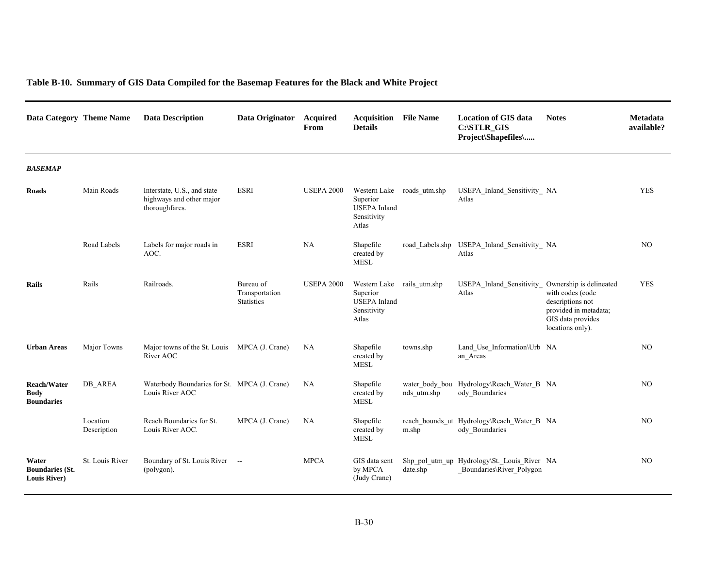**Table B-10. Summary of GIS Data Compiled for the Basemap Features for the Black and White Project**

| Data Category | Theme Name | Data Description | Data Originator | Acquired From | Acquisition Details | File Name | Location of GIS data C:\STLR_GIS Project\Shapefiles\..... | Notes | Metadata available? |
|---|---|---|---|---|---|---|---|---|---|
| ***BASEMAP*** | | | | | | | | | |
| **Roads** | Main Roads | Interstate, U.S., and state highways and other major thoroughfares. | ESRI | USEPA 2000 | Western Lake Superior USEPA Inland Sensitivity Atlas | roads_utm.shp | USEPA_Inland_Sensitivity_Atlas | NA | YES |
| | Road Labels | Labels for major roads in AOC. | ESRI | NA | Shapefile created by MESL | road_Labels.shp | USEPA_Inland_Sensitivity_Atlas | NA | NO |
| **Rails** | Rails | Railroads. | Bureau of Transportation Statistics | USEPA 2000 | Western Lake Superior USEPA Inland Sensitivity Atlas | rails_utm.shp | USEPA_Inland_Sensitivity_Atlas | Ownership is delineated with codes (code descriptions not provided in metadata; GIS data provides locations only). | YES |
| **Urban Areas** | Major Towns | Major towns of the St. Louis River AOC | MPCA (J. Crane) | NA | Shapefile created by MESL | towns.shp | Land_Use_Information\Urban_Areas | NA | NO |
| **Reach/Water Body Boundaries** | DB_AREA | Waterbody Boundaries for St. Louis River AOC | MPCA (J. Crane) | NA | Shapefile created by MESL | water_body_bounds_utm.shp | Hydrology\Reach_Water_Body_Boundaries | NA | NO |
| | Location Description | Reach Boundaries for St. Louis River AOC. | MPCA (J. Crane) | NA | Shapefile created by MESL | reach_bounds_utm.shp | Hydrology\Reach_Water_Body_Boundaries | NA | NO |
| **Water Boundaries (St. Louis River)** | St. Louis River | Boundary of St. Louis River (polygon). | -- | MPCA | GIS data sent by MPCA (Judy Crane) | Shp_pol_utm_update.shp | Hydrology\St._Louis_River_Boundaries\River_Polygon | NA | NO |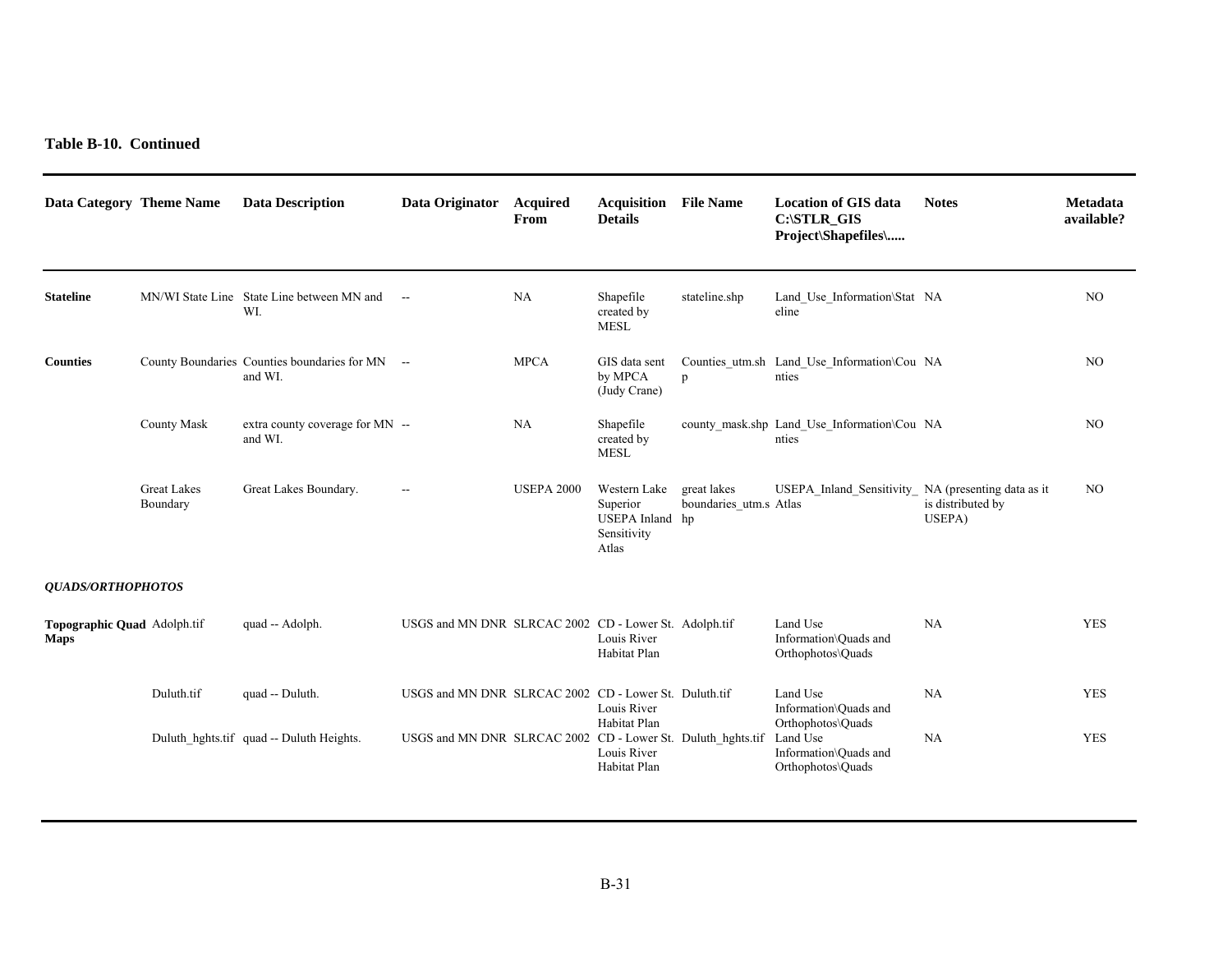**Table B-10. Continued**

| Data Category | Theme Name | Data Description | Data Originator | Acquired From | Acquisition Details | File Name | Location of GIS data C:\STLR_GIS Project\Shapefiles\..... | Notes | Metadata available? |
|---|---|---|---|---|---|---|---|---|---|
| **Stateline** | MN/WI State Line | State Line between MN and WI. | -- | NA | Shapefile created by MESL | stateline.shp | Land_Use_Information\Stateline | NA | NO |
| **Counties** | County Boundaries | Counties boundaries for MN and WI. | -- | MPCA | GIS data sent by MPCA (Judy Crane) | Counties_utm.shp | Land_Use_Information\Counties | NA | NO |
| | County Mask | extra county coverage for MN and WI. | -- | NA | Shapefile created by MESL | county_mask.shp | Land_Use_Information\Counties | NA | NO |
| | Great Lakes Boundary | Great Lakes Boundary. | -- | USEPA 2000 | Western Lake Superior USEPA Inland Sensitivity Atlas | great lakes boundaries_utm.shp | USEPA_Inland_Sensitivity_Atlas | NA (presenting data as it is distributed by USEPA) | NO |
| ***QUADS/ORTHOPHOTOS*** | | | | | | | | | |
| **Topographic Quad Maps** | Adolph.tif | quad -- Adolph. | USGS and MN DNR | SLRCAC 2002 | CD - Lower St. Louis River Habitat Plan | Adolph.tif | Land Use Information\Quads and Orthophotos\Quads | NA | YES |
| | Duluth.tif | quad -- Duluth. | USGS and MN DNR | SLRCAC 2002 | CD - Lower St. Louis River Habitat Plan | Duluth.tif | Land Use Information\Quads and Orthophotos\Quads | NA | YES |
| | Duluth_hghts.tif | quad -- Duluth Heights. | USGS and MN DNR | SLRCAC 2002 | CD - Lower St. Louis River Habitat Plan | Duluth_hghts.tif | Land Use Information\Quads and Orthophotos\Quads | NA | YES |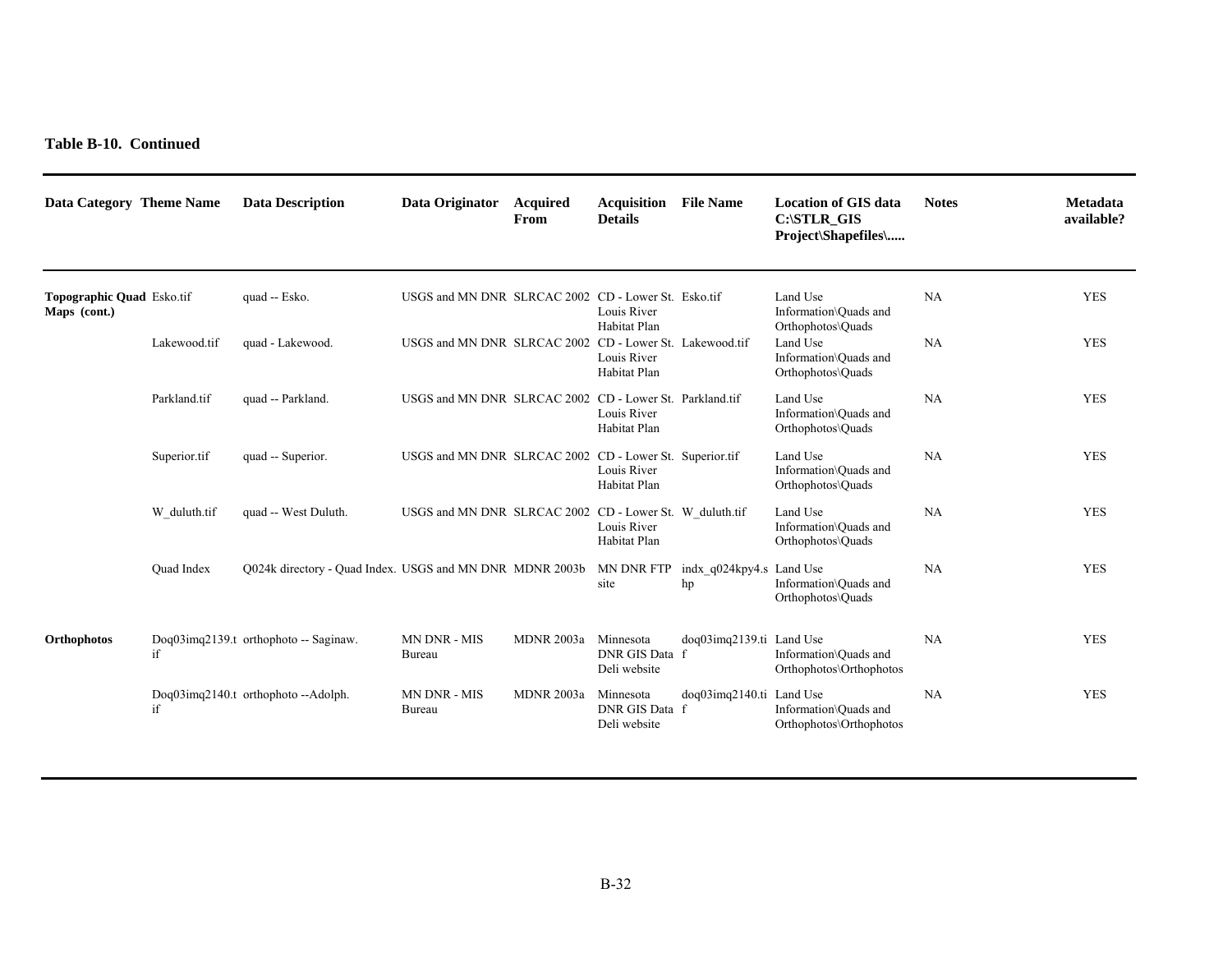**Table B-10. Continued**

| Data Category | Theme Name | Data Description | Data Originator | Acquired From | Acquisition Details | File Name | Location of GIS data C:\STLR_GIS Project\Shapefiles\..... | Notes | Metadata available? |
|---|---|---|---|---|---|---|---|---|---|
| **Topographic Quad Maps (cont.)** | Esko.tif | quad -- Esko. | USGS and MN DNR | SLRCAC 2002 | CD - Lower St. Louis River Habitat Plan | Esko.tif | Land Use Information\Quads and Orthophotos\Quads | NA | YES |
| | Lakewood.tif | quad - Lakewood. | USGS and MN DNR | SLRCAC 2002 | CD - Lower St. Louis River Habitat Plan | Lakewood.tif | Land Use Information\Quads and Orthophotos\Quads | NA | YES |
| | Parkland.tif | quad -- Parkland. | USGS and MN DNR | SLRCAC 2002 | CD - Lower St. Louis River Habitat Plan | Parkland.tif | Land Use Information\Quads and Orthophotos\Quads | NA | YES |
| | Superior.tif | quad -- Superior. | USGS and MN DNR | SLRCAC 2002 | CD - Lower St. Louis River Habitat Plan | Superior.tif | Land Use Information\Quads and Orthophotos\Quads | NA | YES |
| | W_duluth.tif | quad -- West Duluth. | USGS and MN DNR | SLRCAC 2002 | CD - Lower St. Louis River Habitat Plan | W_duluth.tif | Land Use Information\Quads and Orthophotos\Quads | NA | YES |
| | Quad Index | Q024k directory - Quad Index. | USGS and MN DNR | MDNR 2003b | MN DNR FTP site | indx_q024kpy4.shp | Land Use Information\Quads and Orthophotos\Quads | NA | YES |
| **Orthophotos** | Doq03imq2139.tif | orthophoto -- Saginaw. | MN DNR - MIS Bureau | MDNR 2003a | Minnesota DNR GIS Data Deli website | doq03imq2139.tif | Land Use Information\Quads and Orthophotos\Orthophotos | NA | YES |
| | Doq03imq2140.tif | orthophoto --Adolph. | MN DNR - MIS Bureau | MDNR 2003a | Minnesota DNR GIS Data Deli website | doq03imq2140.tif | Land Use Information\Quads and Orthophotos\Orthophotos | NA | YES |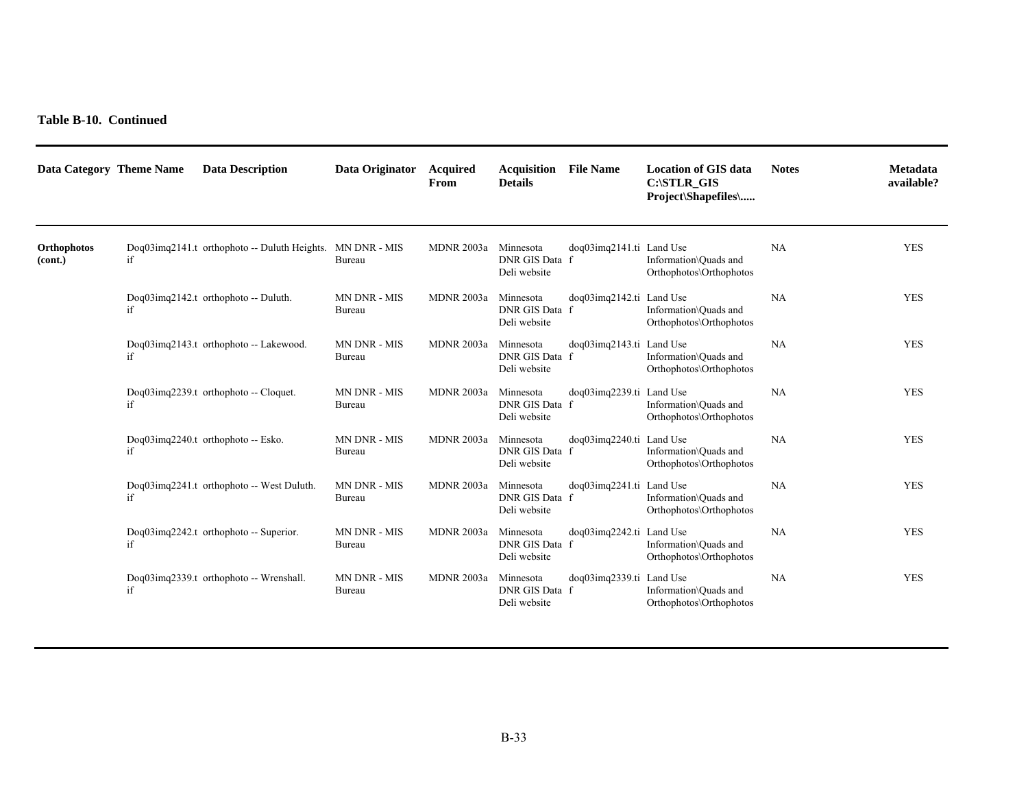**Table B-10. Continued**

| Data Category | Theme Name | Data Description | Data Originator | Acquired From | Acquisition Details | File Name | Location of GIS data C:\STLR_GIS Project\Shapefiles\..... | Notes | Metadata available? |
|---|---|---|---|---|---|---|---|---|---|
| **Orthophotos (cont.)** | Doq03imq2141.tif | orthophoto -- Duluth Heights. | MN DNR - MIS Bureau | MDNR 2003a | Minnesota DNR GIS Data Deli website | doq03imq2141.tif | Land Use Information\Quads and Orthophotos\Orthophotos | NA | YES |
| | Doq03imq2142.tif | orthophoto -- Duluth. | MN DNR - MIS Bureau | MDNR 2003a | Minnesota DNR GIS Data Deli website | doq03imq2142.tif | Land Use Information\Quads and Orthophotos\Orthophotos | NA | YES |
| | Doq03imq2143.tif | orthophoto -- Lakewood. | MN DNR - MIS Bureau | MDNR 2003a | Minnesota DNR GIS Data Deli website | doq03imq2143.tif | Land Use Information\Quads and Orthophotos\Orthophotos | NA | YES |
| | Doq03imq2239.tif | orthophoto -- Cloquet. | MN DNR - MIS Bureau | MDNR 2003a | Minnesota DNR GIS Data Deli website | doq03imq2239.tif | Land Use Information\Quads and Orthophotos\Orthophotos | NA | YES |
| | Doq03imq2240.tif | orthophoto -- Esko. | MN DNR - MIS Bureau | MDNR 2003a | Minnesota DNR GIS Data Deli website | doq03imq2240.tif | Land Use Information\Quads and Orthophotos\Orthophotos | NA | YES |
| | Doq03imq2241.tif | orthophoto -- West Duluth. | MN DNR - MIS Bureau | MDNR 2003a | Minnesota DNR GIS Data Deli website | doq03imq2241.tif | Land Use Information\Quads and Orthophotos\Orthophotos | NA | YES |
| | Doq03imq2242.tif | orthophoto -- Superior. | MN DNR - MIS Bureau | MDNR 2003a | Minnesota DNR GIS Data Deli website | doq03imq2242.tif | Land Use Information\Quads and Orthophotos\Orthophotos | NA | YES |
| | Doq03imq2339.tif | orthophoto -- Wrenshall. | MN DNR - MIS Bureau | MDNR 2003a | Minnesota DNR GIS Data Deli website | doq03imq2339.tif | Land Use Information\Quads and Orthophotos\Orthophotos | NA | YES |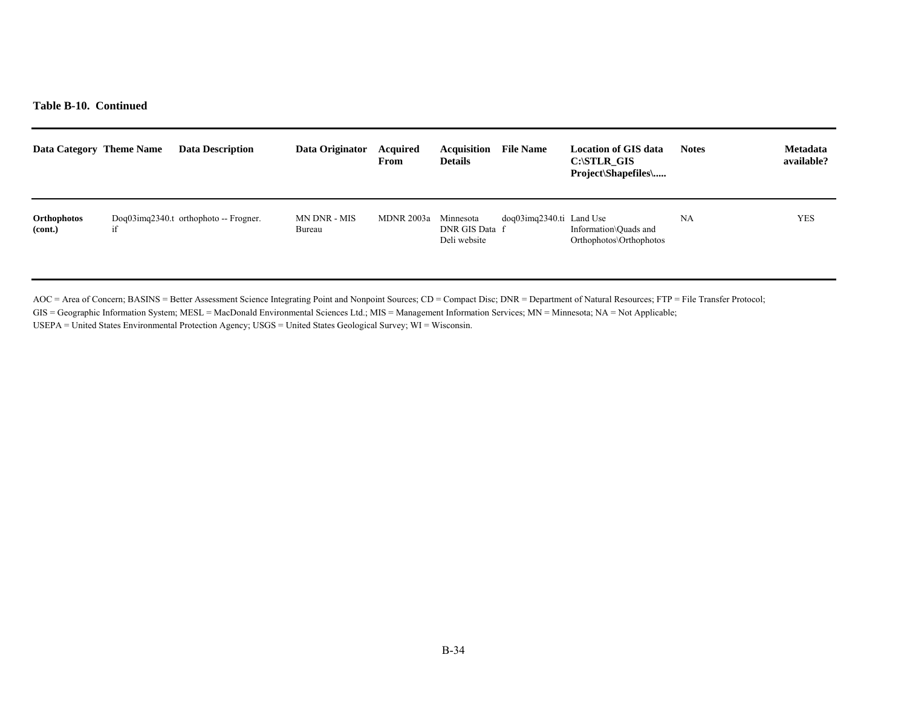**Table B-10. Continued**

| Data Category | Theme Name | Data Description | Data Originator | Acquired From | Acquisition Details | File Name | Location of GIS data C:\STLR_GIS Project\Shapefiles\..... | Notes | Metadata available? |
|---|---|---|---|---|---|---|---|---|---|
| **Orthophotos (cont.)** | Doq03imq2340.tif | orthophoto -- Frogner. | MN DNR - MIS Bureau | MDNR 2003a | Minnesota DNR GIS Data Deli website | doq03imq2340.tif | Land Use Information\Quads and Orthophotos\Orthophotos | NA | YES |

AOC = Area of Concern; BASINS = Better Assessment Science Integrating Point and Nonpoint Sources; CD = Compact Disc; DNR = Department of Natural Resources; FTP = File Transfer Protocol; GIS = Geographic Information System; MESL = MacDonald Environmental Sciences Ltd.; MIS = Management Information Services; MN = Minnesota; NA = Not Applicable; USEPA = United States Environmental Protection Agency; USGS = United States Geological Survey; WI = Wisconsin.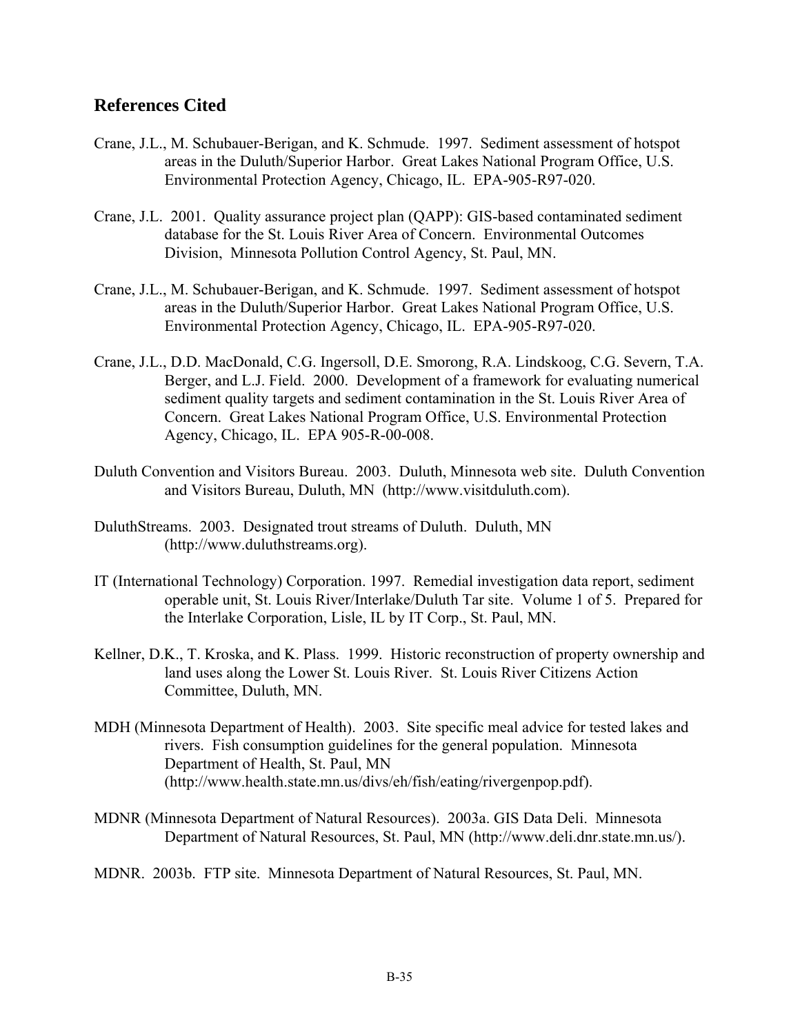## References Cited

Crane, J.L., M. Schubauer-Berigan, and K. Schmude. 1997. Sediment assessment of hotspot areas in the Duluth/Superior Harbor. Great Lakes National Program Office, U.S. Environmental Protection Agency, Chicago, IL. EPA-905-R97-020.

Crane, J.L. 2001. Quality assurance project plan (QAPP): GIS-based contaminated sediment database for the St. Louis River Area of Concern. Environmental Outcomes Division, Minnesota Pollution Control Agency, St. Paul, MN.

Crane, J.L., M. Schubauer-Berigan, and K. Schmude. 1997. Sediment assessment of hotspot areas in the Duluth/Superior Harbor. Great Lakes National Program Office, U.S. Environmental Protection Agency, Chicago, IL. EPA-905-R97-020.

Crane, J.L., D.D. MacDonald, C.G. Ingersoll, D.E. Smorong, R.A. Lindskoog, C.G. Severn, T.A. Berger, and L.J. Field. 2000. Development of a framework for evaluating numerical sediment quality targets and sediment contamination in the St. Louis River Area of Concern. Great Lakes National Program Office, U.S. Environmental Protection Agency, Chicago, IL. EPA 905-R-00-008.

Duluth Convention and Visitors Bureau. 2003. Duluth, Minnesota web site. Duluth Convention and Visitors Bureau, Duluth, MN (http://www.visitduluth.com).

DuluthStreams. 2003. Designated trout streams of Duluth. Duluth, MN (http://www.duluthstreams.org).

IT (International Technology) Corporation. 1997. Remedial investigation data report, sediment operable unit, St. Louis River/Interlake/Duluth Tar site. Volume 1 of 5. Prepared for the Interlake Corporation, Lisle, IL by IT Corp., St. Paul, MN.

Kellner, D.K., T. Kroska, and K. Plass. 1999. Historic reconstruction of property ownership and land uses along the Lower St. Louis River. St. Louis River Citizens Action Committee, Duluth, MN.

MDH (Minnesota Department of Health). 2003. Site specific meal advice for tested lakes and rivers. Fish consumption guidelines for the general population. Minnesota Department of Health, St. Paul, MN (http://www.health.state.mn.us/divs/eh/fish/eating/rivergenpop.pdf).

MDNR (Minnesota Department of Natural Resources). 2003a. GIS Data Deli. Minnesota Department of Natural Resources, St. Paul, MN (http://www.deli.dnr.state.mn.us/).

MDNR. 2003b. FTP site. Minnesota Department of Natural Resources, St. Paul, MN.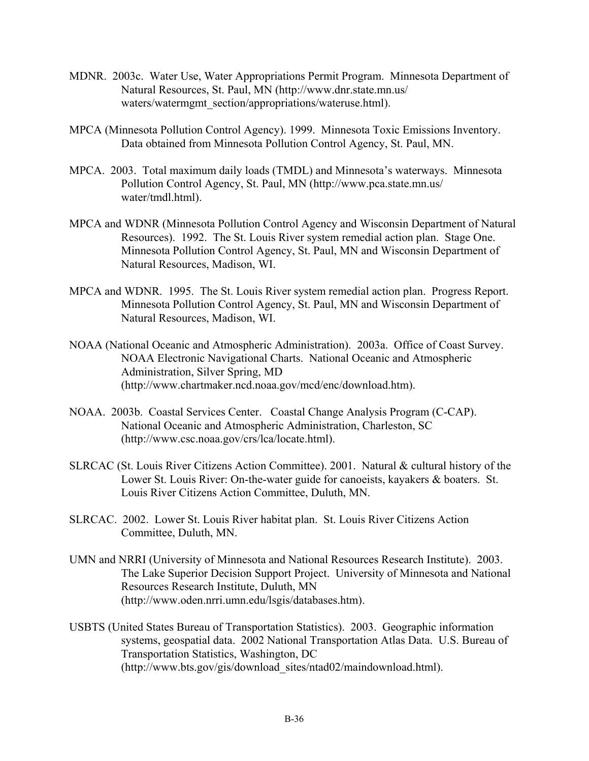MDNR. 2003c. Water Use, Water Appropriations Permit Program. Minnesota Department of Natural Resources, St. Paul, MN (http://www.dnr.state.mn.us/ waters/watermgmt_section/appropriations/wateruse.html).

MPCA (Minnesota Pollution Control Agency). 1999. Minnesota Toxic Emissions Inventory. Data obtained from Minnesota Pollution Control Agency, St. Paul, MN.

MPCA. 2003. Total maximum daily loads (TMDL) and Minnesota's waterways. Minnesota Pollution Control Agency, St. Paul, MN (http://www.pca.state.mn.us/ water/tmdl.html).

MPCA and WDNR (Minnesota Pollution Control Agency and Wisconsin Department of Natural Resources). 1992. The St. Louis River system remedial action plan. Stage One. Minnesota Pollution Control Agency, St. Paul, MN and Wisconsin Department of Natural Resources, Madison, WI.

MPCA and WDNR. 1995. The St. Louis River system remedial action plan. Progress Report. Minnesota Pollution Control Agency, St. Paul, MN and Wisconsin Department of Natural Resources, Madison, WI.

NOAA (National Oceanic and Atmospheric Administration). 2003a. Office of Coast Survey. NOAA Electronic Navigational Charts. National Oceanic and Atmospheric Administration, Silver Spring, MD (http://www.chartmaker.ncd.noaa.gov/mcd/enc/download.htm).

NOAA. 2003b. Coastal Services Center. Coastal Change Analysis Program (C-CAP). National Oceanic and Atmospheric Administration, Charleston, SC (http://www.csc.noaa.gov/crs/lca/locate.html).

SLRCAC (St. Louis River Citizens Action Committee). 2001. Natural & cultural history of the Lower St. Louis River: On-the-water guide for canoeists, kayakers & boaters. St. Louis River Citizens Action Committee, Duluth, MN.

SLRCAC. 2002. Lower St. Louis River habitat plan. St. Louis River Citizens Action Committee, Duluth, MN.

UMN and NRRI (University of Minnesota and National Resources Research Institute). 2003. The Lake Superior Decision Support Project. University of Minnesota and National Resources Research Institute, Duluth, MN (http://www.oden.nrri.umn.edu/lsgis/databases.htm).

USBTS (United States Bureau of Transportation Statistics). 2003. Geographic information systems, geospatial data. 2002 National Transportation Atlas Data. U.S. Bureau of Transportation Statistics, Washington, DC (http://www.bts.gov/gis/download_sites/ntad02/maindownload.html).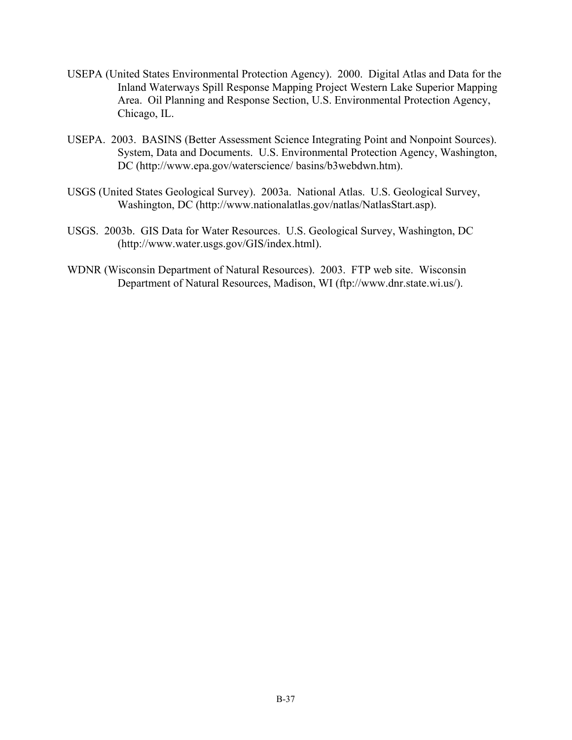USEPA (United States Environmental Protection Agency). 2000. Digital Atlas and Data for the Inland Waterways Spill Response Mapping Project Western Lake Superior Mapping Area. Oil Planning and Response Section, U.S. Environmental Protection Agency, Chicago, IL.

USEPA. 2003. BASINS (Better Assessment Science Integrating Point and Nonpoint Sources). System, Data and Documents. U.S. Environmental Protection Agency, Washington, DC (http://www.epa.gov/waterscience/ basins/b3webdwn.htm).

USGS (United States Geological Survey). 2003a. National Atlas. U.S. Geological Survey, Washington, DC (http://www.nationalatlas.gov/natlas/NatlasStart.asp).

USGS. 2003b. GIS Data for Water Resources. U.S. Geological Survey, Washington, DC (http://www.water.usgs.gov/GIS/index.html).

WDNR (Wisconsin Department of Natural Resources). 2003. FTP web site. Wisconsin Department of Natural Resources, Madison, WI (ftp://www.dnr.state.wi.us/).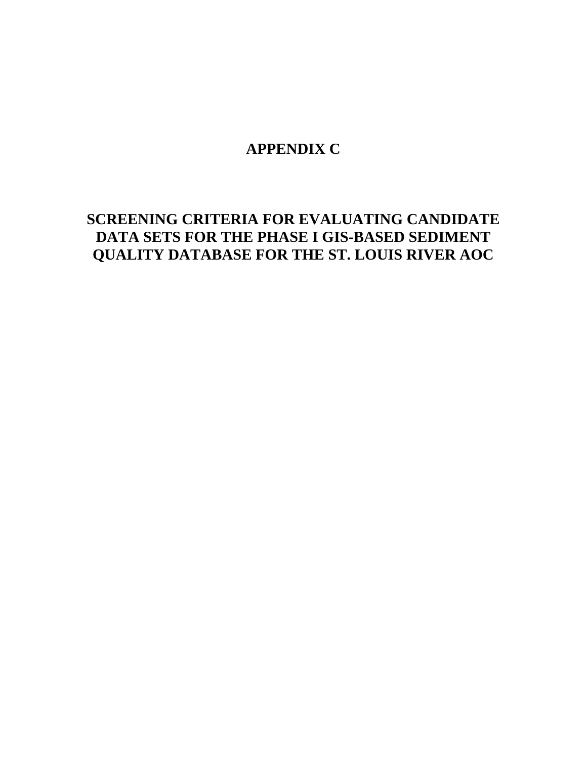# APPENDIX C

# SCREENING CRITERIA FOR EVALUATING CANDIDATE DATA SETS FOR THE PHASE I GIS-BASED SEDIMENT QUALITY DATABASE FOR THE ST. LOUIS RIVER AOC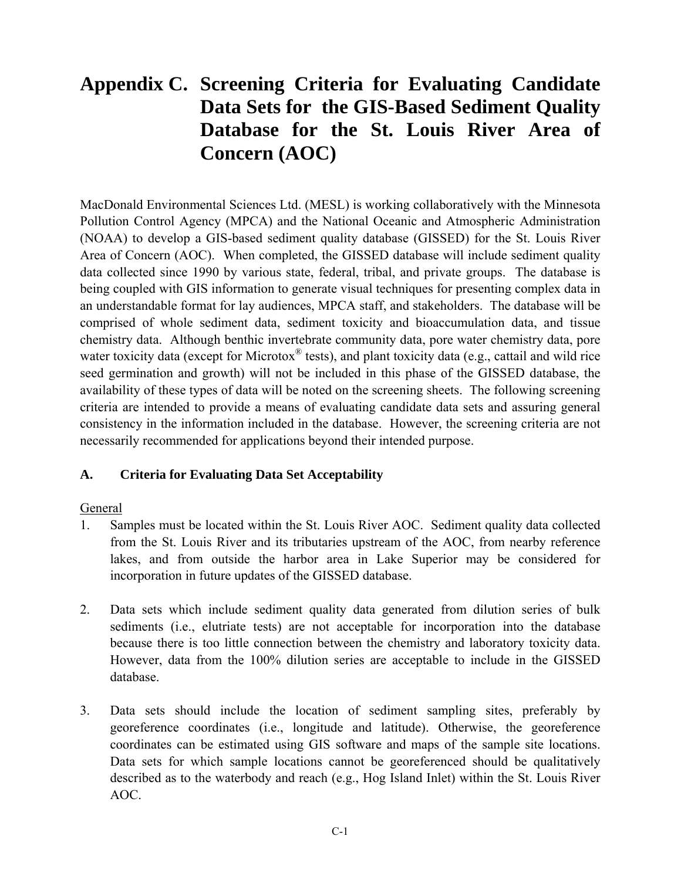# Appendix C. Screening Criteria for Evaluating Candidate Data Sets for the GIS-Based Sediment Quality Database for the St. Louis River Area of Concern (AOC)

MacDonald Environmental Sciences Ltd. (MESL) is working collaboratively with the Minnesota Pollution Control Agency (MPCA) and the National Oceanic and Atmospheric Administration (NOAA) to develop a GIS-based sediment quality database (GISSED) for the St. Louis River Area of Concern (AOC). When completed, the GISSED database will include sediment quality data collected since 1990 by various state, federal, tribal, and private groups. The database is being coupled with GIS information to generate visual techniques for presenting complex data in an understandable format for lay audiences, MPCA staff, and stakeholders. The database will be comprised of whole sediment data, sediment toxicity and bioaccumulation data, and tissue chemistry data. Although benthic invertebrate community data, pore water chemistry data, pore water toxicity data (except for Microtox® tests), and plant toxicity data (e.g., cattail and wild rice seed germination and growth) will not be included in this phase of the GISSED database, the availability of these types of data will be noted on the screening sheets. The following screening criteria are intended to provide a means of evaluating candidate data sets and assuring general consistency in the information included in the database. However, the screening criteria are not necessarily recommended for applications beyond their intended purpose.

## A. Criteria for Evaluating Data Set Acceptability

General

1. Samples must be located within the St. Louis River AOC. Sediment quality data collected from the St. Louis River and its tributaries upstream of the AOC, from nearby reference lakes, and from outside the harbor area in Lake Superior may be considered for incorporation in future updates of the GISSED database.

2. Data sets which include sediment quality data generated from dilution series of bulk sediments (i.e., elutriate tests) are not acceptable for incorporation into the database because there is too little connection between the chemistry and laboratory toxicity data. However, data from the 100% dilution series are acceptable to include in the GISSED database.

3. Data sets should include the location of sediment sampling sites, preferably by georeference coordinates (i.e., longitude and latitude). Otherwise, the georeference coordinates can be estimated using GIS software and maps of the sample site locations. Data sets for which sample locations cannot be georeferenced should be qualitatively described as to the waterbody and reach (e.g., Hog Island Inlet) within the St. Louis River AOC.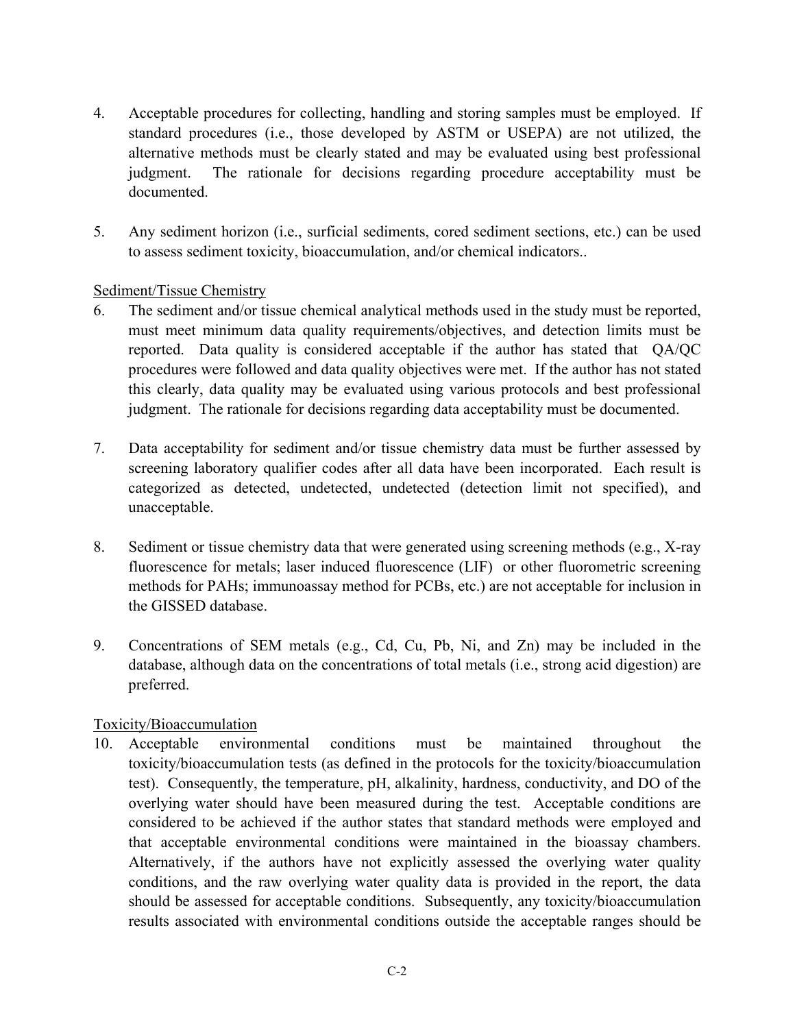4. Acceptable procedures for collecting, handling and storing samples must be employed. If standard procedures (i.e., those developed by ASTM or USEPA) are not utilized, the alternative methods must be clearly stated and may be evaluated using best professional judgment. The rationale for decisions regarding procedure acceptability must be documented.

5. Any sediment horizon (i.e., surficial sediments, cored sediment sections, etc.) can be used to assess sediment toxicity, bioaccumulation, and/or chemical indicators..

Sediment/Tissue Chemistry

6. The sediment and/or tissue chemical analytical methods used in the study must be reported, must meet minimum data quality requirements/objectives, and detection limits must be reported. Data quality is considered acceptable if the author has stated that QA/QC procedures were followed and data quality objectives were met. If the author has not stated this clearly, data quality may be evaluated using various protocols and best professional judgment. The rationale for decisions regarding data acceptability must be documented.

7. Data acceptability for sediment and/or tissue chemistry data must be further assessed by screening laboratory qualifier codes after all data have been incorporated. Each result is categorized as detected, undetected, undetected (detection limit not specified), and unacceptable.

8. Sediment or tissue chemistry data that were generated using screening methods (e.g., X-ray fluorescence for metals; laser induced fluorescence (LIF) or other fluorometric screening methods for PAHs; immunoassay method for PCBs, etc.) are not acceptable for inclusion in the GISSED database.

9. Concentrations of SEM metals (e.g., Cd, Cu, Pb, Ni, and Zn) may be included in the database, although data on the concentrations of total metals (i.e., strong acid digestion) are preferred.

Toxicity/Bioaccumulation

10. Acceptable environmental conditions must be maintained throughout the toxicity/bioaccumulation tests (as defined in the protocols for the toxicity/bioaccumulation test). Consequently, the temperature, pH, alkalinity, hardness, conductivity, and DO of the overlying water should have been measured during the test. Acceptable conditions are considered to be achieved if the author states that standard methods were employed and that acceptable environmental conditions were maintained in the bioassay chambers. Alternatively, if the authors have not explicitly assessed the overlying water quality conditions, and the raw overlying water quality data is provided in the report, the data should be assessed for acceptable conditions. Subsequently, any toxicity/bioaccumulation results associated with environmental conditions outside the acceptable ranges should be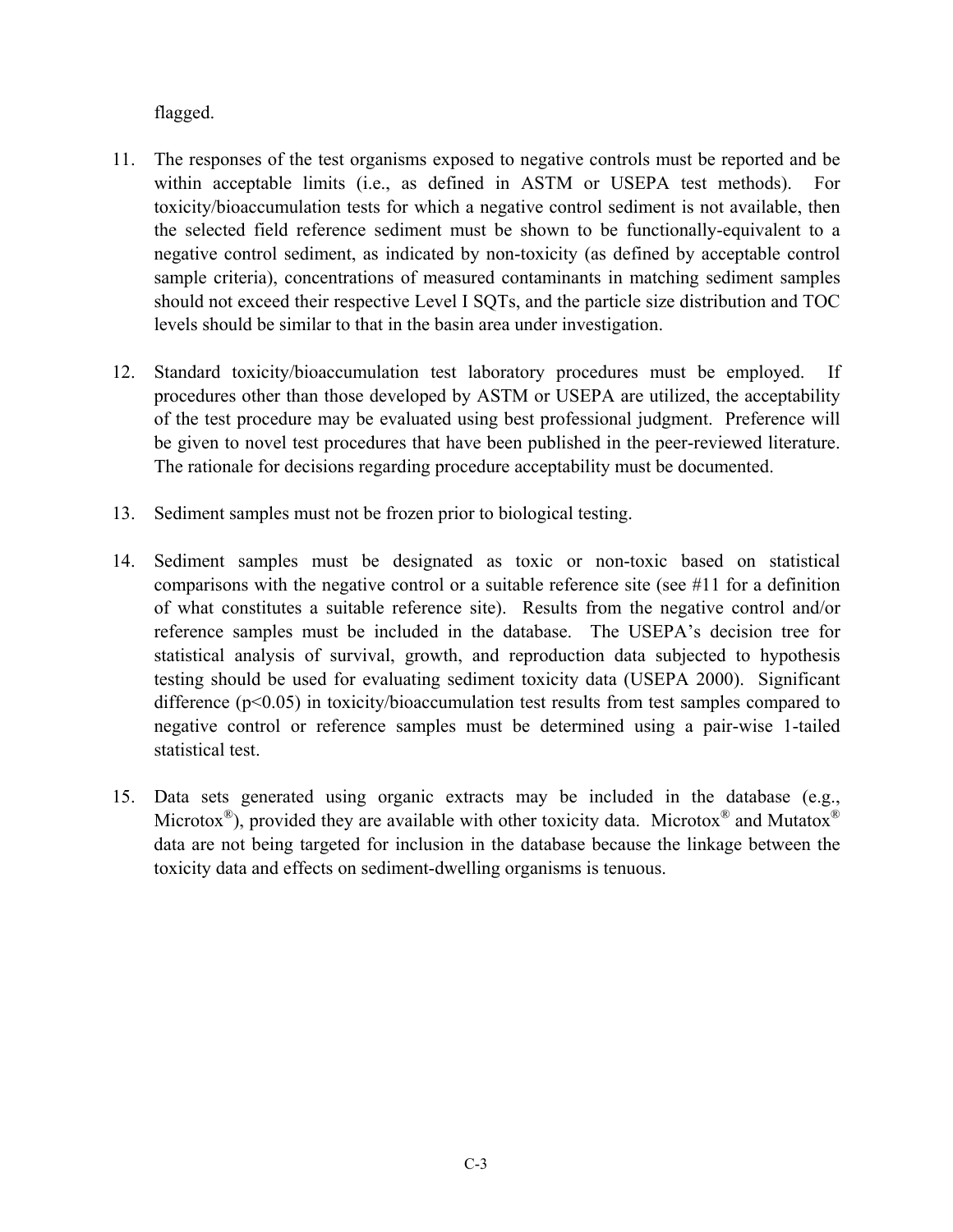flagged.

11. The responses of the test organisms exposed to negative controls must be reported and be within acceptable limits (i.e., as defined in ASTM or USEPA test methods). For toxicity/bioaccumulation tests for which a negative control sediment is not available, then the selected field reference sediment must be shown to be functionally-equivalent to a negative control sediment, as indicated by non-toxicity (as defined by acceptable control sample criteria), concentrations of measured contaminants in matching sediment samples should not exceed their respective Level I SQTs, and the particle size distribution and TOC levels should be similar to that in the basin area under investigation.

12. Standard toxicity/bioaccumulation test laboratory procedures must be employed. If procedures other than those developed by ASTM or USEPA are utilized, the acceptability of the test procedure may be evaluated using best professional judgment. Preference will be given to novel test procedures that have been published in the peer-reviewed literature. The rationale for decisions regarding procedure acceptability must be documented.

13. Sediment samples must not be frozen prior to biological testing.

14. Sediment samples must be designated as toxic or non-toxic based on statistical comparisons with the negative control or a suitable reference site (see #11 for a definition of what constitutes a suitable reference site). Results from the negative control and/or reference samples must be included in the database. The USEPA's decision tree for statistical analysis of survival, growth, and reproduction data subjected to hypothesis testing should be used for evaluating sediment toxicity data (USEPA 2000). Significant difference ($p<0.05$) in toxicity/bioaccumulation test results from test samples compared to negative control or reference samples must be determined using a pair-wise 1-tailed statistical test.

15. Data sets generated using organic extracts may be included in the database (e.g., Microtox®), provided they are available with other toxicity data. Microtox® and Mutatox® data are not being targeted for inclusion in the database because the linkage between the toxicity data and effects on sediment-dwelling organisms is tenuous.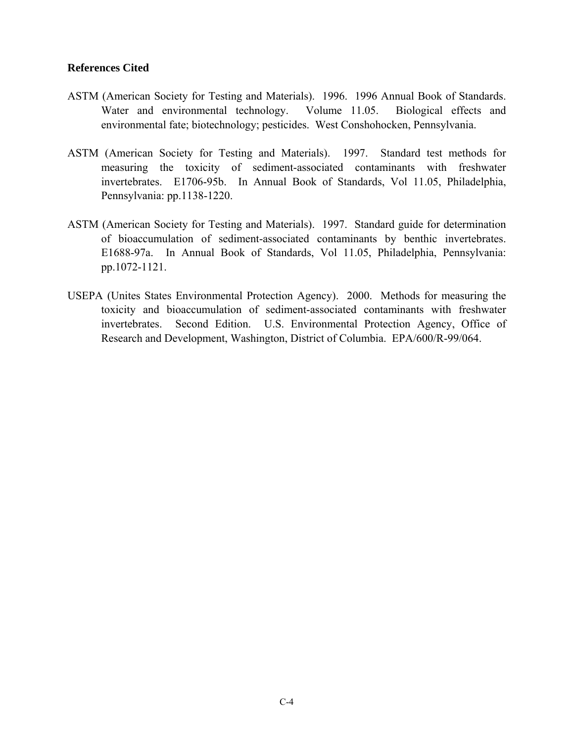**References Cited**

ASTM (American Society for Testing and Materials). 1996. 1996 Annual Book of Standards. Water and environmental technology. Volume 11.05. Biological effects and environmental fate; biotechnology; pesticides. West Conshohocken, Pennsylvania.

ASTM (American Society for Testing and Materials). 1997. Standard test methods for measuring the toxicity of sediment-associated contaminants with freshwater invertebrates. E1706-95b. In Annual Book of Standards, Vol 11.05, Philadelphia, Pennsylvania: pp.1138-1220.

ASTM (American Society for Testing and Materials). 1997. Standard guide for determination of bioaccumulation of sediment-associated contaminants by benthic invertebrates. E1688-97a. In Annual Book of Standards, Vol 11.05, Philadelphia, Pennsylvania: pp.1072-1121.

USEPA (Unites States Environmental Protection Agency). 2000. Methods for measuring the toxicity and bioaccumulation of sediment-associated contaminants with freshwater invertebrates. Second Edition. U.S. Environmental Protection Agency, Office of Research and Development, Washington, District of Columbia. EPA/600/R-99/064.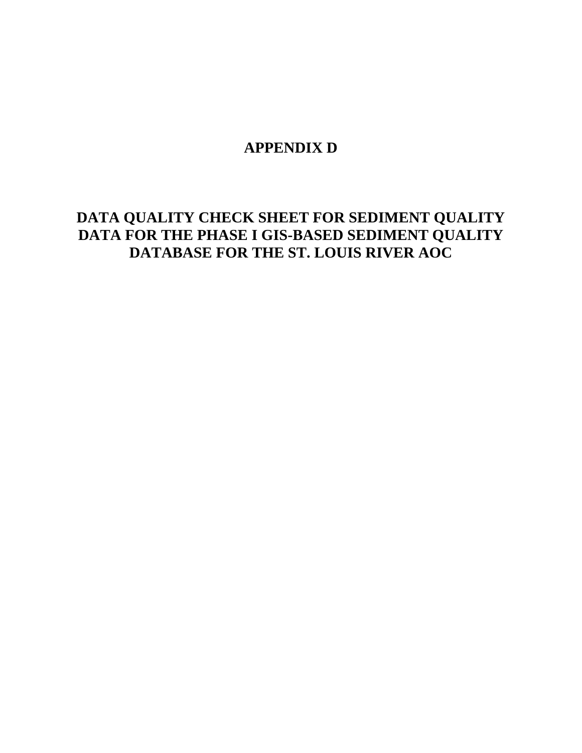# APPENDIX D

## DATA QUALITY CHECK SHEET FOR SEDIMENT QUALITY DATA FOR THE PHASE I GIS-BASED SEDIMENT QUALITY DATABASE FOR THE ST. LOUIS RIVER AOC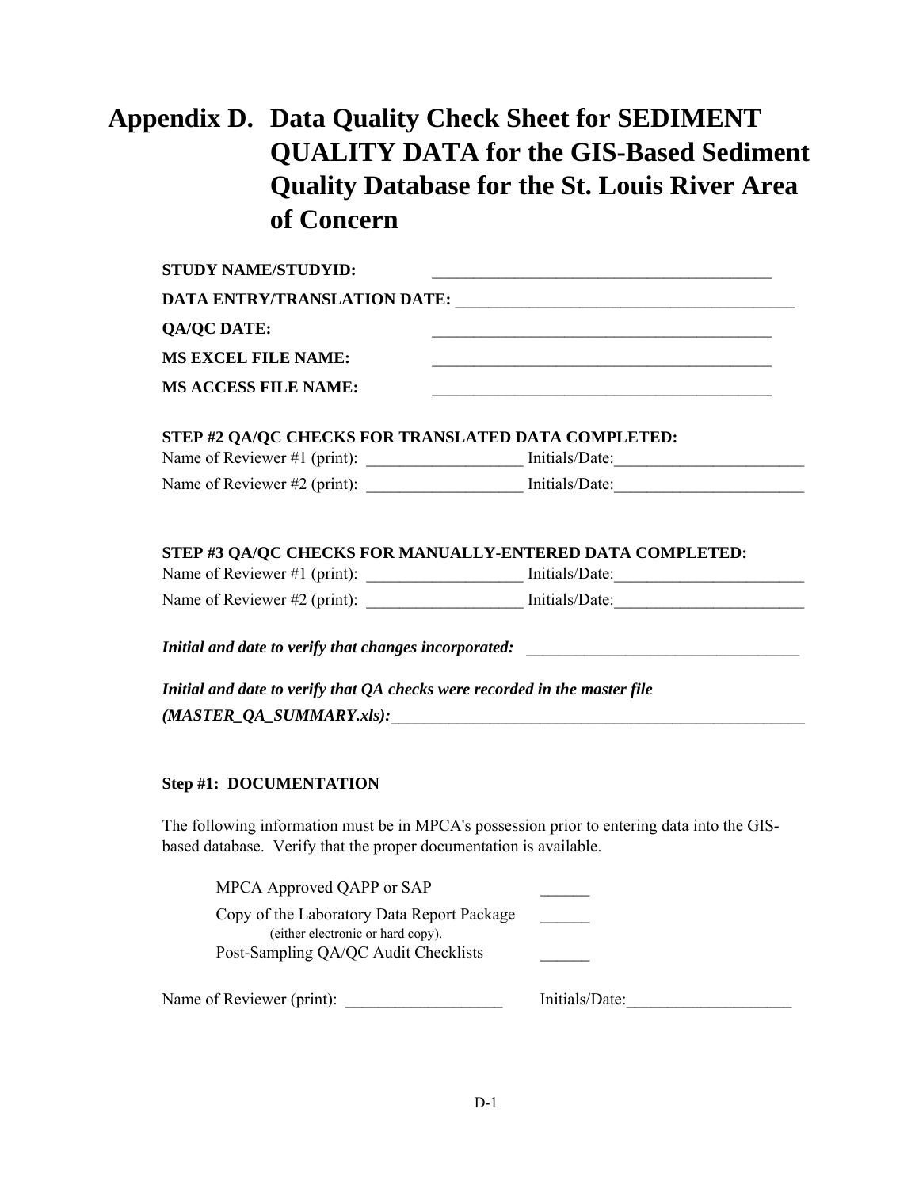# Appendix D. Data Quality Check Sheet for SEDIMENT QUALITY DATA for the GIS-Based Sediment Quality Database for the St. Louis River Area of Concern

**STUDY NAME/STUDYID:** ________________________________________

**DATA ENTRY/TRANSLATION DATE:** ________________________________________

**QA/QC DATE:** ________________________________________

**MS EXCEL FILE NAME:** ________________________________________

**MS ACCESS FILE NAME:** ________________________________________

**STEP #2 QA/QC CHECKS FOR TRANSLATED DATA COMPLETED:**

Name of Reviewer #1 (print): ___________________ Initials/Date:_______________________

Name of Reviewer #2 (print): ___________________ Initials/Date:_______________________

**STEP #3 QA/QC CHECKS FOR MANUALLY-ENTERED DATA COMPLETED:**

Name of Reviewer #1 (print): ___________________ Initials/Date:_______________________

Name of Reviewer #2 (print): ___________________ Initials/Date:_______________________

***Initial and date to verify that changes incorporated:*** _________________________________

***Initial and date to verify that QA checks were recorded in the master file (MASTER_QA_SUMMARY.xls):***_____________________________________________________

**Step #1: DOCUMENTATION**

The following information must be in MPCA's possession prior to entering data into the GIS-based database. Verify that the proper documentation is available.

MPCA Approved QAPP or SAP ______

Copy of the Laboratory Data Report Package (either electronic or hard copy). ______

Post-Sampling QA/QC Audit Checklists ______

Name of Reviewer (print): ___________________ Initials/Date:____________________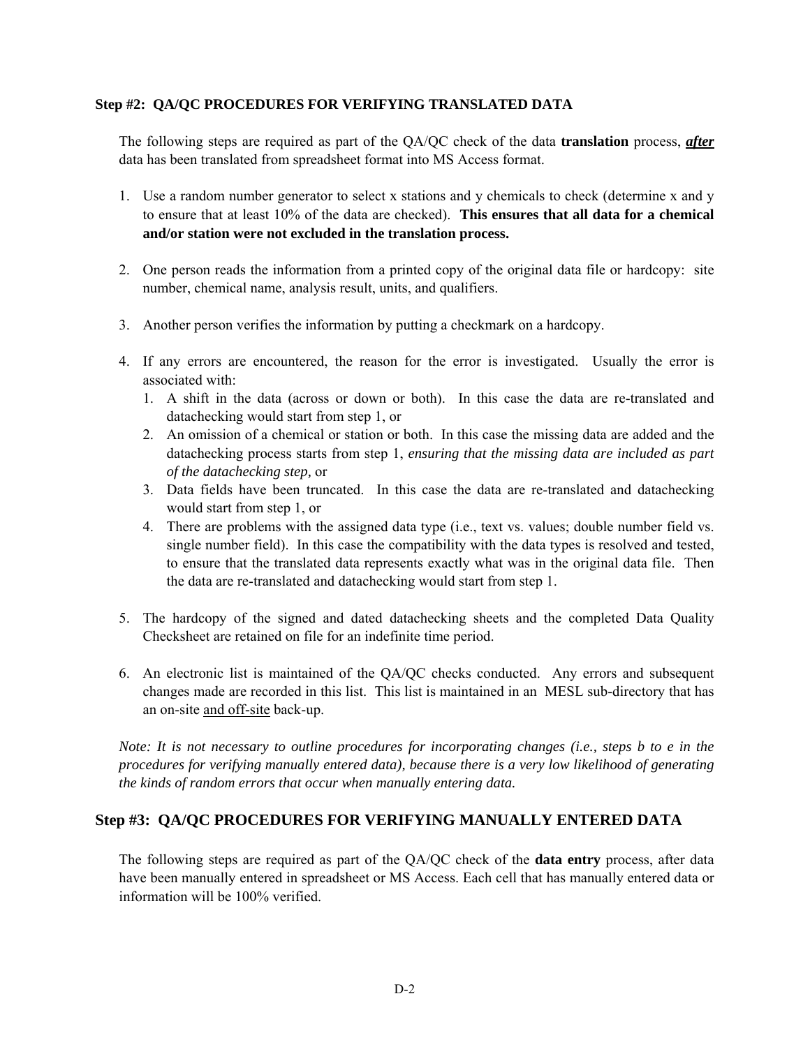### Step #2: QA/QC PROCEDURES FOR VERIFYING TRANSLATED DATA

The following steps are required as part of the QA/QC check of the data **translation** process, ***after*** data has been translated from spreadsheet format into MS Access format.

1. Use a random number generator to select x stations and y chemicals to check (determine x and y to ensure that at least 10% of the data are checked). **This ensures that all data for a chemical and/or station were not excluded in the translation process.**

2. One person reads the information from a printed copy of the original data file or hardcopy: site number, chemical name, analysis result, units, and qualifiers.

3. Another person verifies the information by putting a checkmark on a hardcopy.

4. If any errors are encountered, the reason for the error is investigated. Usually the error is associated with:
   1. A shift in the data (across or down or both). In this case the data are re-translated and datachecking would start from step 1, or
   2. An omission of a chemical or station or both. In this case the missing data are added and the datachecking process starts from step 1, *ensuring that the missing data are included as part of the datachecking step,* or
   3. Data fields have been truncated. In this case the data are re-translated and datachecking would start from step 1, or
   4. There are problems with the assigned data type (i.e., text vs. values; double number field vs. single number field). In this case the compatibility with the data types is resolved and tested, to ensure that the translated data represents exactly what was in the original data file. Then the data are re-translated and datachecking would start from step 1.

5. The hardcopy of the signed and dated datachecking sheets and the completed Data Quality Checksheet are retained on file for an indefinite time period.

6. An electronic list is maintained of the QA/QC checks conducted. Any errors and subsequent changes made are recorded in this list. This list is maintained in an MESL sub-directory that has an on-site and off-site back-up.

*Note: It is not necessary to outline procedures for incorporating changes (i.e., steps b to e in the procedures for verifying manually entered data), because there is a very low likelihood of generating the kinds of random errors that occur when manually entering data.*

## Step #3: QA/QC PROCEDURES FOR VERIFYING MANUALLY ENTERED DATA

The following steps are required as part of the QA/QC check of the **data entry** process, after data have been manually entered in spreadsheet or MS Access. Each cell that has manually entered data or information will be 100% verified.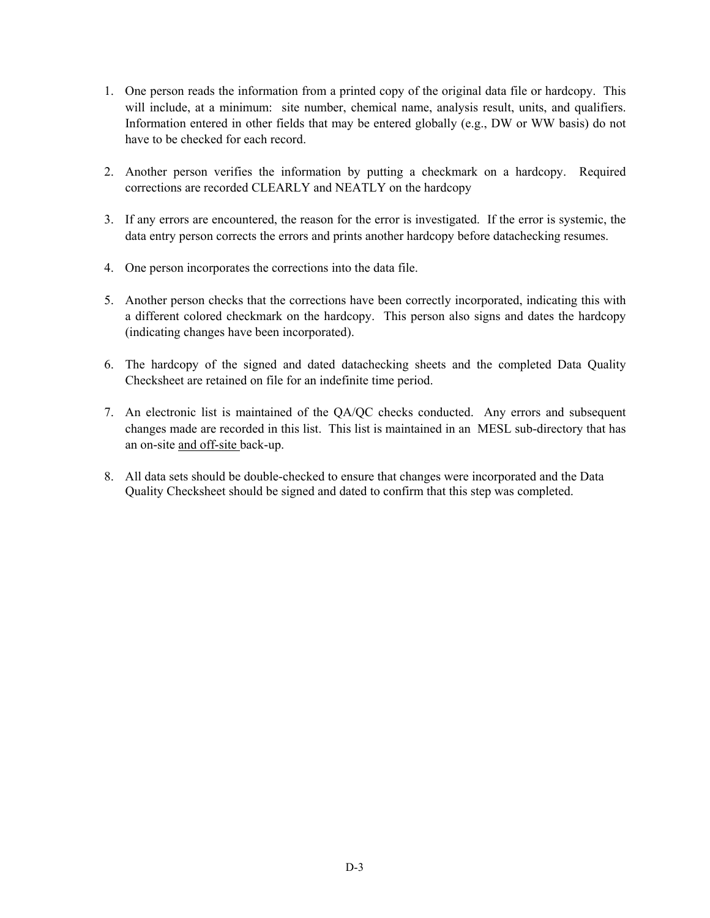1. One person reads the information from a printed copy of the original data file or hardcopy. This will include, at a minimum: site number, chemical name, analysis result, units, and qualifiers. Information entered in other fields that may be entered globally (e.g., DW or WW basis) do not have to be checked for each record.

2. Another person verifies the information by putting a checkmark on a hardcopy. Required corrections are recorded CLEARLY and NEATLY on the hardcopy

3. If any errors are encountered, the reason for the error is investigated. If the error is systemic, the data entry person corrects the errors and prints another hardcopy before datachecking resumes.

4. One person incorporates the corrections into the data file.

5. Another person checks that the corrections have been correctly incorporated, indicating this with a different colored checkmark on the hardcopy. This person also signs and dates the hardcopy (indicating changes have been incorporated).

6. The hardcopy of the signed and dated datachecking sheets and the completed Data Quality Checksheet are retained on file for an indefinite time period.

7. An electronic list is maintained of the QA/QC checks conducted. Any errors and subsequent changes made are recorded in this list. This list is maintained in an MESL sub-directory that has an on-site and off-site back-up.

8. All data sets should be double-checked to ensure that changes were incorporated and the Data Quality Checksheet should be signed and dated to confirm that this step was completed.